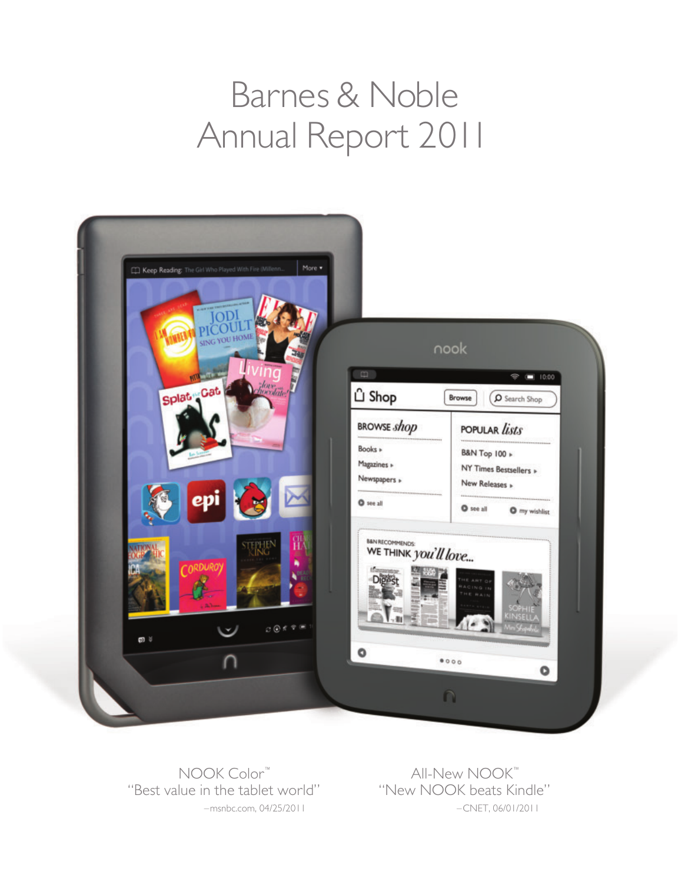# Barnes & Noble Annual Report 2011

NOOK Color™
"Best value in the tablet world"
–msnbc.com, 04/25/2011

All-New NOOK™
"New NOOK beats Kindle"
–CNET, 06/01/2011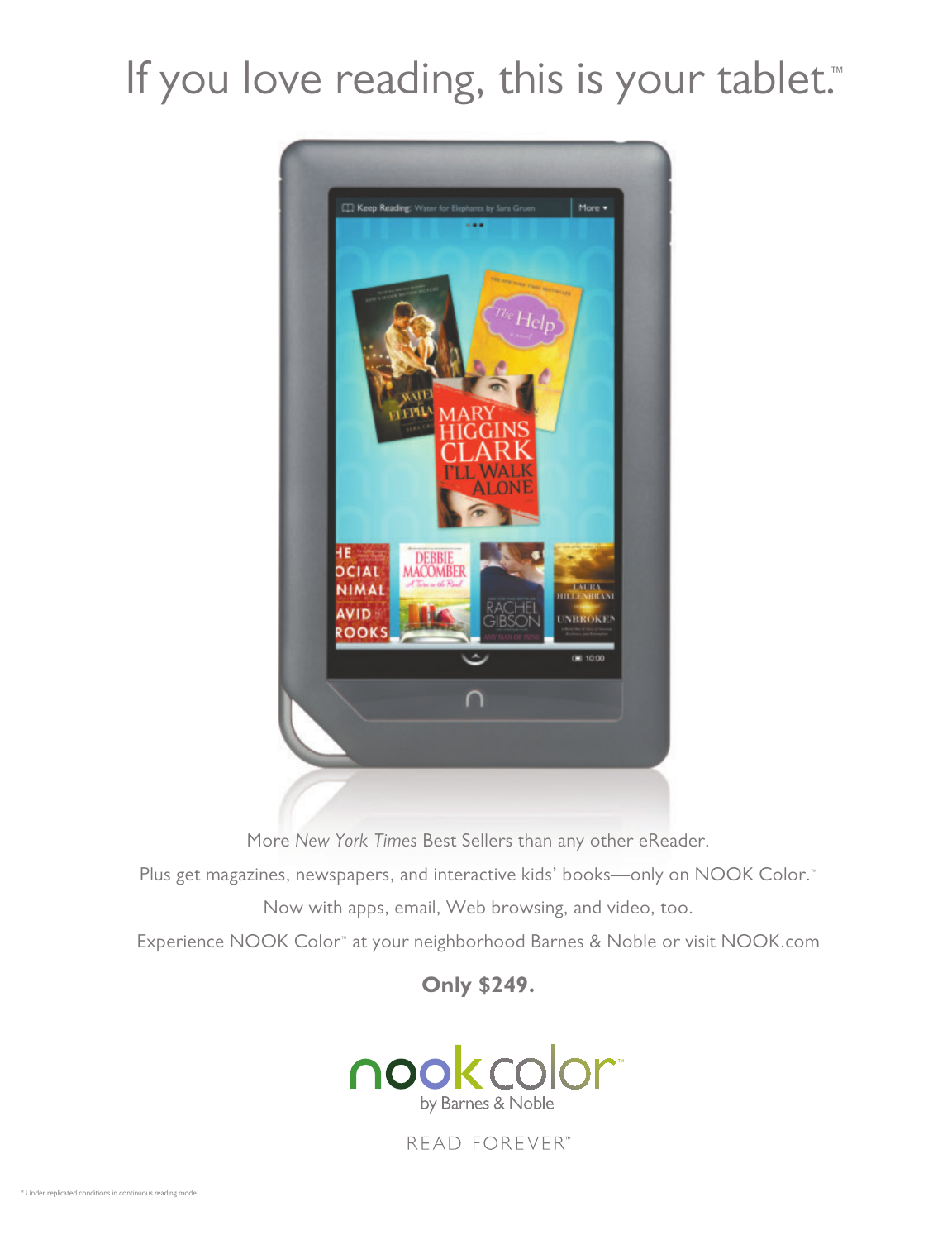# If you love reading, this is your tablet.™

More *New York Times* Best Sellers than any other eReader.

Plus get magazines, newspapers, and interactive kids' books—only on NOOK Color.™

Now with apps, email, Web browsing, and video, too.

Experience NOOK Color™ at your neighborhood Barnes & Noble or visit NOOK.com

**Only $249.**

nook color™
by Barnes & Noble

READ FOREVER™

* Under replicated conditions in continuous reading mode.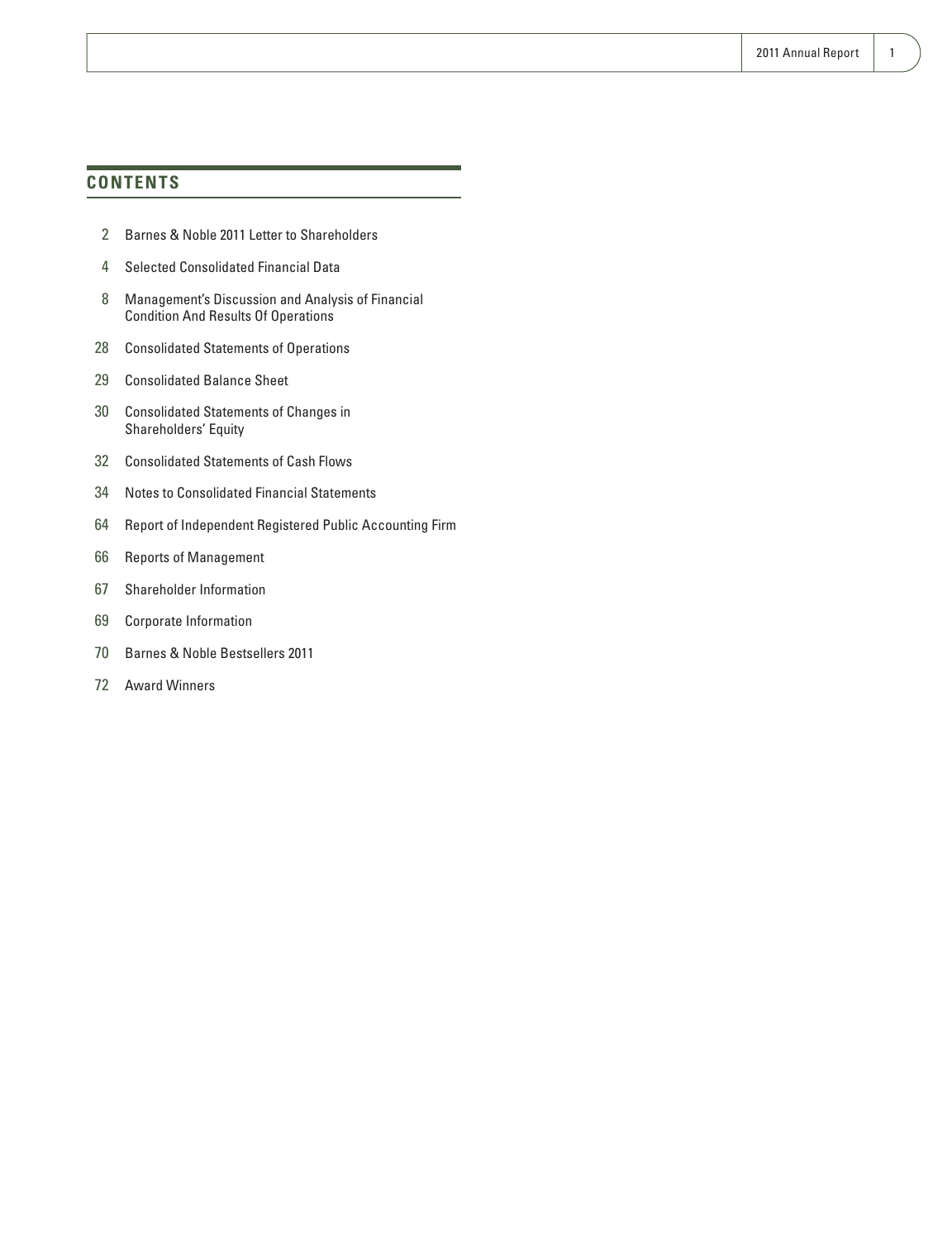## CONTENTS

2 Barnes & Noble 2011 Letter to Shareholders

4 Selected Consolidated Financial Data

8 Management's Discussion and Analysis of Financial Condition And Results Of Operations

28 Consolidated Statements of Operations

29 Consolidated Balance Sheet

30 Consolidated Statements of Changes in Shareholders' Equity

32 Consolidated Statements of Cash Flows

34 Notes to Consolidated Financial Statements

64 Report of Independent Registered Public Accounting Firm

66 Reports of Management

67 Shareholder Information

69 Corporate Information

70 Barnes & Noble Bestsellers 2011

72 Award Winners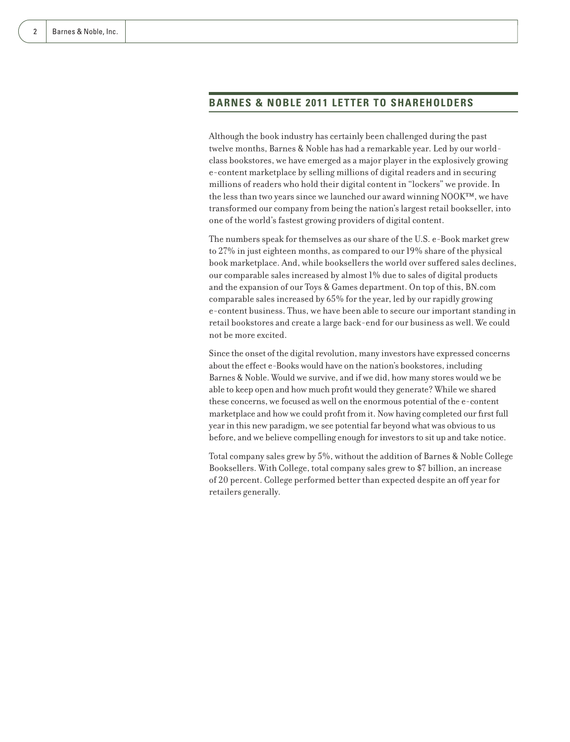## BARNES & NOBLE 2011 LETTER TO SHAREHOLDERS

Although the book industry has certainly been challenged during the past twelve months, Barnes & Noble has had a remarkable year. Led by our world-class bookstores, we have emerged as a major player in the explosively growing e-content marketplace by selling millions of digital readers and in securing millions of readers who hold their digital content in "lockers" we provide. In the less than two years since we launched our award winning NOOK™, we have transformed our company from being the nation's largest retail bookseller, into one of the world's fastest growing providers of digital content.

The numbers speak for themselves as our share of the U.S. e-Book market grew to 27% in just eighteen months, as compared to our 19% share of the physical book marketplace. And, while booksellers the world over suffered sales declines, our comparable sales increased by almost 1% due to sales of digital products and the expansion of our Toys & Games department. On top of this, BN.com comparable sales increased by 65% for the year, led by our rapidly growing e-content business. Thus, we have been able to secure our important standing in retail bookstores and create a large back-end for our business as well. We could not be more excited.

Since the onset of the digital revolution, many investors have expressed concerns about the effect e-Books would have on the nation's bookstores, including Barnes & Noble. Would we survive, and if we did, how many stores would we be able to keep open and how much profit would they generate? While we shared these concerns, we focused as well on the enormous potential of the e-content marketplace and how we could profit from it. Now having completed our first full year in this new paradigm, we see potential far beyond what was obvious to us before, and we believe compelling enough for investors to sit up and take notice.

Total company sales grew by 5%, without the addition of Barnes & Noble College Booksellers. With College, total company sales grew to $7 billion, an increase of 20 percent. College performed better than expected despite an off year for retailers generally.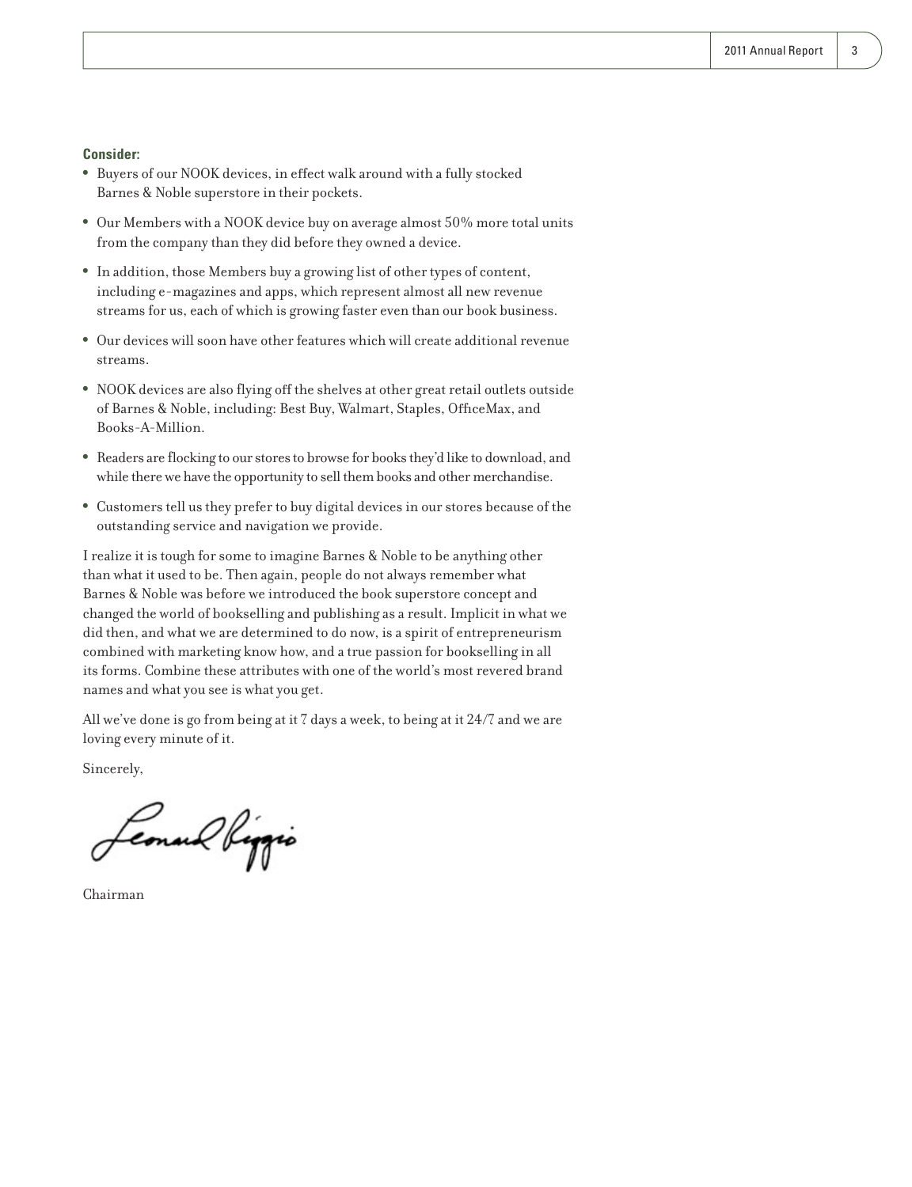**Consider:**

- Buyers of our NOOK devices, in effect walk around with a fully stocked Barnes & Noble superstore in their pockets.
- Our Members with a NOOK device buy on average almost 50% more total units from the company than they did before they owned a device.
- In addition, those Members buy a growing list of other types of content, including e-magazines and apps, which represent almost all new revenue streams for us, each of which is growing faster even than our book business.
- Our devices will soon have other features which will create additional revenue streams.
- NOOK devices are also flying off the shelves at other great retail outlets outside of Barnes & Noble, including: Best Buy, Walmart, Staples, OfficeMax, and Books-A-Million.
- Readers are flocking to our stores to browse for books they'd like to download, and while there we have the opportunity to sell them books and other merchandise.
- Customers tell us they prefer to buy digital devices in our stores because of the outstanding service and navigation we provide.

I realize it is tough for some to imagine Barnes & Noble to be anything other than what it used to be. Then again, people do not always remember what Barnes & Noble was before we introduced the book superstore concept and changed the world of bookselling and publishing as a result. Implicit in what we did then, and what we are determined to do now, is a spirit of entrepreneurism combined with marketing know how, and a true passion for bookselling in all its forms. Combine these attributes with one of the world's most revered brand names and what you see is what you get.

All we've done is go from being at it 7 days a week, to being at it 24/7 and we are loving every minute of it.

Sincerely,

Leonard Riggio

Chairman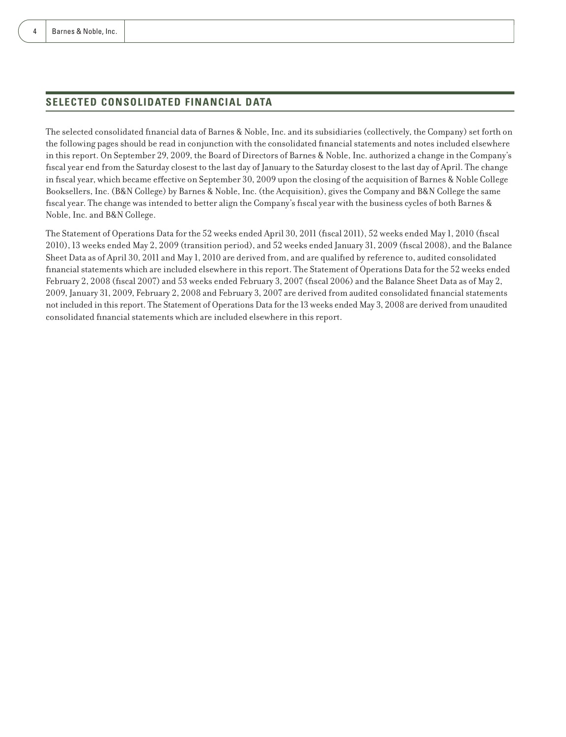## SELECTED CONSOLIDATED FINANCIAL DATA

The selected consolidated financial data of Barnes & Noble, Inc. and its subsidiaries (collectively, the Company) set forth on the following pages should be read in conjunction with the consolidated financial statements and notes included elsewhere in this report. On September 29, 2009, the Board of Directors of Barnes & Noble, Inc. authorized a change in the Company's fiscal year end from the Saturday closest to the last day of January to the Saturday closest to the last day of April. The change in fiscal year, which became effective on September 30, 2009 upon the closing of the acquisition of Barnes & Noble College Booksellers, Inc. (B&N College) by Barnes & Noble, Inc. (the Acquisition), gives the Company and B&N College the same fiscal year. The change was intended to better align the Company's fiscal year with the business cycles of both Barnes & Noble, Inc. and B&N College.

The Statement of Operations Data for the 52 weeks ended April 30, 2011 (fiscal 2011), 52 weeks ended May 1, 2010 (fiscal 2010), 13 weeks ended May 2, 2009 (transition period), and 52 weeks ended January 31, 2009 (fiscal 2008), and the Balance Sheet Data as of April 30, 2011 and May 1, 2010 are derived from, and are qualified by reference to, audited consolidated financial statements which are included elsewhere in this report. The Statement of Operations Data for the 52 weeks ended February 2, 2008 (fiscal 2007) and 53 weeks ended February 3, 2007 (fiscal 2006) and the Balance Sheet Data as of May 2, 2009, January 31, 2009, February 2, 2008 and February 3, 2007 are derived from audited consolidated financial statements not included in this report. The Statement of Operations Data for the 13 weeks ended May 3, 2008 are derived from unaudited consolidated financial statements which are included elsewhere in this report.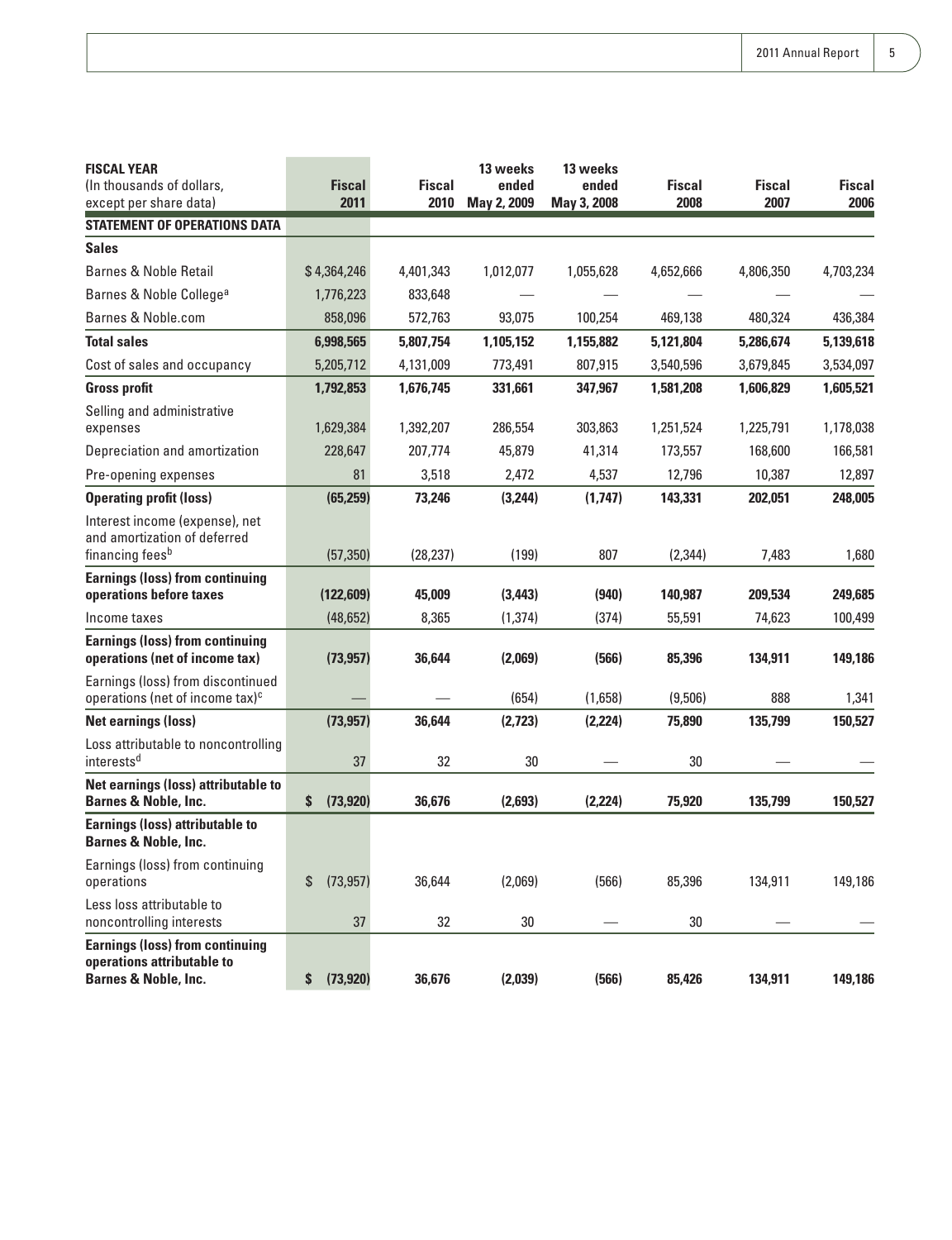| **FISCAL YEAR** (In thousands of dollars, except per share data) | **Fiscal 2011** | **Fiscal 2010** | **13 weeks ended May 2, 2009** | **13 weeks ended May 3, 2008** | **Fiscal 2008** | **Fiscal 2007** | **Fiscal 2006** |
|---|---|---|---|---|---|---|---|
| **STATEMENT OF OPERATIONS DATA** | | | | | | | |
| **Sales** | | | | | | | |
| Barnes & Noble Retail | $ 4,364,246 | 4,401,343 | 1,012,077 | 1,055,628 | 4,652,666 | 4,806,350 | 4,703,234 |
| Barnes & Noble College[a] | 1,776,223 | 833,648 | — | — | — | — | — |
| Barnes & Noble.com | 858,096 | 572,763 | 93,075 | 100,254 | 469,138 | 480,324 | 436,384 |
| **Total sales** | **6,998,565** | **5,807,754** | **1,105,152** | **1,155,882** | **5,121,804** | **5,286,674** | **5,139,618** |
| Cost of sales and occupancy | 5,205,712 | 4,131,009 | 773,491 | 807,915 | 3,540,596 | 3,679,845 | 3,534,097 |
| **Gross profit** | **1,792,853** | **1,676,745** | **331,661** | **347,967** | **1,581,208** | **1,606,829** | **1,605,521** |
| Selling and administrative expenses | 1,629,384 | 1,392,207 | 286,554 | 303,863 | 1,251,524 | 1,225,791 | 1,178,038 |
| Depreciation and amortization | 228,647 | 207,774 | 45,879 | 41,314 | 173,557 | 168,600 | 166,581 |
| Pre-opening expenses | 81 | 3,518 | 2,472 | 4,537 | 12,796 | 10,387 | 12,897 |
| **Operating profit (loss)** | **(65,259)** | **73,246** | **(3,244)** | **(1,747)** | **143,331** | **202,051** | **248,005** |
| Interest income (expense), net and amortization of deferred financing fees[b] | (57,350) | (28,237) | (199) | 807 | (2,344) | 7,483 | 1,680 |
| **Earnings (loss) from continuing operations before taxes** | **(122,609)** | **45,009** | **(3,443)** | **(940)** | **140,987** | **209,534** | **249,685** |
| Income taxes | (48,652) | 8,365 | (1,374) | (374) | 55,591 | 74,623 | 100,499 |
| **Earnings (loss) from continuing operations (net of income tax)** | **(73,957)** | **36,644** | **(2,069)** | **(566)** | **85,396** | **134,911** | **149,186** |
| Earnings (loss) from discontinued operations (net of income tax)[c] | — | — | (654) | (1,658) | (9,506) | 888 | 1,341 |
| **Net earnings (loss)** | **(73,957)** | **36,644** | **(2,723)** | **(2,224)** | **75,890** | **135,799** | **150,527** |
| Loss attributable to noncontrolling interests[d] | 37 | 32 | 30 | — | 30 | — | — |
| **Net earnings (loss) attributable to Barnes & Noble, Inc.** | **$ (73,920)** | **36,676** | **(2,693)** | **(2,224)** | **75,920** | **135,799** | **150,527** |
| **Earnings (loss) attributable to Barnes & Noble, Inc.** | | | | | | | |
| Earnings (loss) from continuing operations | $ (73,957) | 36,644 | (2,069) | (566) | 85,396 | 134,911 | 149,186 |
| Less loss attributable to noncontrolling interests | 37 | 32 | 30 | — | 30 | — | — |
| **Earnings (loss) from continuing operations attributable to Barnes & Noble, Inc.** | **$ (73,920)** | **36,676** | **(2,039)** | **(566)** | **85,426** | **134,911** | **149,186** |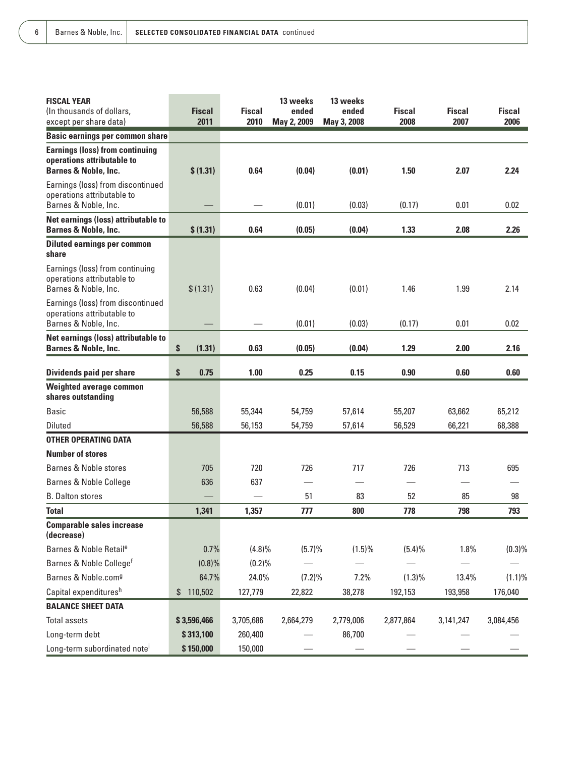| FISCAL YEAR (In thousands of dollars, except per share data) | Fiscal 2011 | Fiscal 2010 | 13 weeks ended May 2, 2009 | 13 weeks ended May 3, 2008 | Fiscal 2008 | Fiscal 2007 | Fiscal 2006 |
|---|---|---|---|---|---|---|---|
| **Basic earnings per common share** | | | | | | | |
| **Earnings (loss) from continuing operations attributable to Barnes & Noble, Inc.** | **$ (1.31)** | **0.64** | **(0.04)** | **(0.01)** | **1.50** | **2.07** | **2.24** |
| Earnings (loss) from discontinued operations attributable to Barnes & Noble, Inc. | — | — | (0.01) | (0.03) | (0.17) | 0.01 | 0.02 |
| **Net earnings (loss) attributable to Barnes & Noble, Inc.** | **$ (1.31)** | **0.64** | **(0.05)** | **(0.04)** | **1.33** | **2.08** | **2.26** |
| **Diluted earnings per common share** | | | | | | | |
| Earnings (loss) from continuing operations attributable to Barnes & Noble, Inc. | $ (1.31) | 0.63 | (0.04) | (0.01) | 1.46 | 1.99 | 2.14 |
| Earnings (loss) from discontinued operations attributable to Barnes & Noble, Inc. | — | — | (0.01) | (0.03) | (0.17) | 0.01 | 0.02 |
| **Net earnings (loss) attributable to Barnes & Noble, Inc.** | **$ (1.31)** | **0.63** | **(0.05)** | **(0.04)** | **1.29** | **2.00** | **2.16** |
| **Dividends paid per share** | **$ 0.75** | **1.00** | **0.25** | **0.15** | **0.90** | **0.60** | **0.60** |
| **Weighted average common shares outstanding** | | | | | | | |
| Basic | 56,588 | 55,344 | 54,759 | 57,614 | 55,207 | 63,662 | 65,212 |
| Diluted | 56,588 | 56,153 | 54,759 | 57,614 | 56,529 | 66,221 | 68,388 |
| **OTHER OPERATING DATA** | | | | | | | |
| **Number of stores** | | | | | | | |
| Barnes & Noble stores | 705 | 720 | 726 | 717 | 726 | 713 | 695 |
| Barnes & Noble College | 636 | 637 | — | — | — | — | — |
| B. Dalton stores | — | — | 51 | 83 | 52 | 85 | 98 |
| **Total** | **1,341** | **1,357** | **777** | **800** | **778** | **798** | **793** |
| **Comparable sales increase (decrease)** | | | | | | | |
| Barnes & Noble Retail[e] | 0.7% | (4.8)% | (5.7)% | (1.5)% | (5.4)% | 1.8% | (0.3)% |
| Barnes & Noble College[f] | (0.8)% | (0.2)% | — | — | — | — | — |
| Barnes & Noble.com[g] | 64.7% | 24.0% | (7.2)% | 7.2% | (1.3)% | 13.4% | (1.1)% |
| Capital expenditures[h] | $ 110,502 | 127,779 | 22,822 | 38,278 | 192,153 | 193,958 | 176,040 |
| **BALANCE SHEET DATA** | | | | | | | |
| Total assets | **$ 3,596,466** | 3,705,686 | 2,664,279 | 2,779,006 | 2,877,864 | 3,141,247 | 3,084,456 |
| Long-term debt | **$ 313,100** | 260,400 | — | 86,700 | — | — | — |
| Long-term subordinated note[i] | **$ 150,000** | 150,000 | — | — | — | — | — |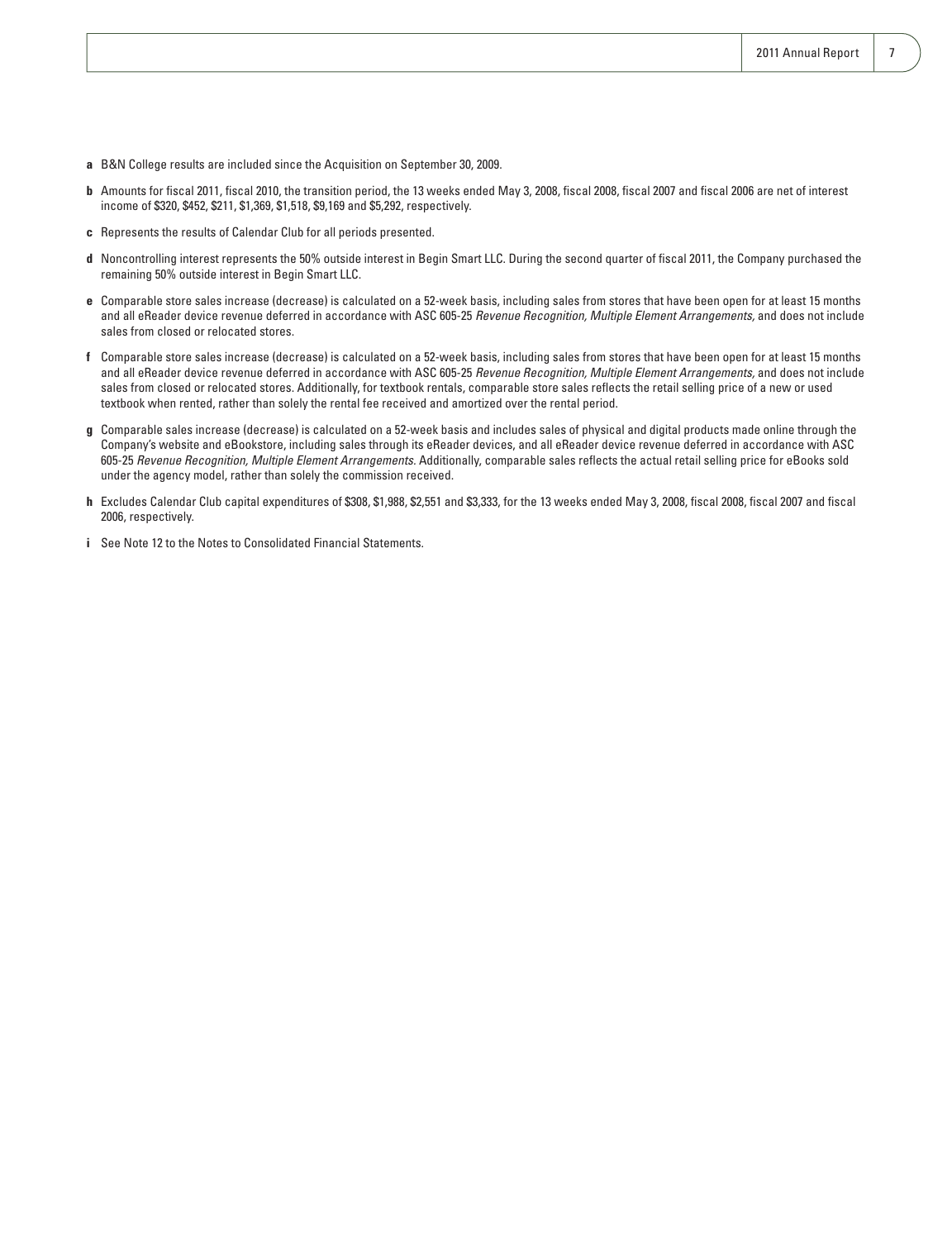**a** B&N College results are included since the Acquisition on September 30, 2009.

**b** Amounts for fiscal 2011, fiscal 2010, the transition period, the 13 weeks ended May 3, 2008, fiscal 2008, fiscal 2007 and fiscal 2006 are net of interest income of $320, $452, $211, $1,369, $1,518, $9,169 and $5,292, respectively.

**c** Represents the results of Calendar Club for all periods presented.

**d** Noncontrolling interest represents the 50% outside interest in Begin Smart LLC. During the second quarter of fiscal 2011, the Company purchased the remaining 50% outside interest in Begin Smart LLC.

**e** Comparable store sales increase (decrease) is calculated on a 52-week basis, including sales from stores that have been open for at least 15 months and all eReader device revenue deferred in accordance with ASC 605-25 *Revenue Recognition, Multiple Element Arrangements,* and does not include sales from closed or relocated stores.

**f** Comparable store sales increase (decrease) is calculated on a 52-week basis, including sales from stores that have been open for at least 15 months and all eReader device revenue deferred in accordance with ASC 605-25 *Revenue Recognition, Multiple Element Arrangements,* and does not include sales from closed or relocated stores. Additionally, for textbook rentals, comparable store sales reflects the retail selling price of a new or used textbook when rented, rather than solely the rental fee received and amortized over the rental period.

**g** Comparable sales increase (decrease) is calculated on a 52-week basis and includes sales of physical and digital products made online through the Company's website and eBookstore, including sales through its eReader devices, and all eReader device revenue deferred in accordance with ASC 605-25 *Revenue Recognition, Multiple Element Arrangements.* Additionally, comparable sales reflects the actual retail selling price for eBooks sold under the agency model, rather than solely the commission received.

**h** Excludes Calendar Club capital expenditures of $308, $1,988, $2,551 and $3,333, for the 13 weeks ended May 3, 2008, fiscal 2008, fiscal 2007 and fiscal 2006, respectively.

**i** See Note 12 to the Notes to Consolidated Financial Statements.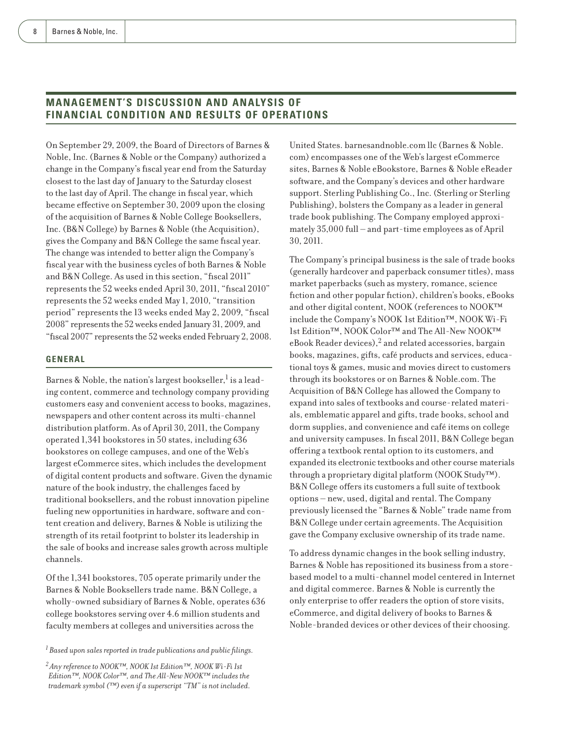## MANAGEMENT'S DISCUSSION AND ANALYSIS OF FINANCIAL CONDITION AND RESULTS OF OPERATIONS

On September 29, 2009, the Board of Directors of Barnes & Noble, Inc. (Barnes & Noble or the Company) authorized a change in the Company's fiscal year end from the Saturday closest to the last day of January to the Saturday closest to the last day of April. The change in fiscal year, which became effective on September 30, 2009 upon the closing of the acquisition of Barnes & Noble College Booksellers, Inc. (B&N College) by Barnes & Noble (the Acquisition), gives the Company and B&N College the same fiscal year. The change was intended to better align the Company's fiscal year with the business cycles of both Barnes & Noble and B&N College. As used in this section, "fiscal 2011" represents the 52 weeks ended April 30, 2011, "fiscal 2010" represents the 52 weeks ended May 1, 2010, "transition period" represents the 13 weeks ended May 2, 2009, "fiscal 2008" represents the 52 weeks ended January 31, 2009, and "fiscal 2007" represents the 52 weeks ended February 2, 2008.

### GENERAL

Barnes & Noble, the nation's largest bookseller,[1] is a leading content, commerce and technology company providing customers easy and convenient access to books, magazines, newspapers and other content across its multi-channel distribution platform. As of April 30, 2011, the Company operated 1,341 bookstores in 50 states, including 636 bookstores on college campuses, and one of the Web's largest eCommerce sites, which includes the development of digital content products and software. Given the dynamic nature of the book industry, the challenges faced by traditional booksellers, and the robust innovation pipeline fueling new opportunities in hardware, software and content creation and delivery, Barnes & Noble is utilizing the strength of its retail footprint to bolster its leadership in the sale of books and increase sales growth across multiple channels.

Of the 1,341 bookstores, 705 operate primarily under the Barnes & Noble Booksellers trade name. B&N College, a wholly-owned subsidiary of Barnes & Noble, operates 636 college bookstores serving over 4.6 million students and faculty members at colleges and universities across the United States. barnesandnoble.com llc (Barnes & Noble.com) encompasses one of the Web's largest eCommerce sites, Barnes & Noble eBookstore, Barnes & Noble eReader software, and the Company's devices and other hardware support. Sterling Publishing Co., Inc. (Sterling or Sterling Publishing), bolsters the Company as a leader in general trade book publishing. The Company employed approximately 35,000 full – and part-time employees as of April 30, 2011.

The Company's principal business is the sale of trade books (generally hardcover and paperback consumer titles), mass market paperbacks (such as mystery, romance, science fiction and other popular fiction), children's books, eBooks and other digital content, NOOK (references to NOOK™ include the Company's NOOK 1st Edition™, NOOK Wi-Fi 1st Edition™, NOOK Color™ and The All-New NOOK™ eBook Reader devices),[2] and related accessories, bargain books, magazines, gifts, café products and services, educational toys & games, music and movies direct to customers through its bookstores or on Barnes & Noble.com. The Acquisition of B&N College has allowed the Company to expand into sales of textbooks and course-related materials, emblematic apparel and gifts, trade books, school and dorm supplies, and convenience and café items on college and university campuses. In fiscal 2011, B&N College began offering a textbook rental option to its customers, and expanded its electronic textbooks and other course materials through a proprietary digital platform (NOOK Study™). B&N College offers its customers a full suite of textbook options – new, used, digital and rental. The Company previously licensed the "Barnes & Noble" trade name from B&N College under certain agreements. The Acquisition gave the Company exclusive ownership of its trade name.

To address dynamic changes in the book selling industry, Barnes & Noble has repositioned its business from a store-based model to a multi-channel model centered in Internet and digital commerce. Barnes & Noble is currently the only enterprise to offer readers the option of store visits, eCommerce, and digital delivery of books to Barnes & Noble-branded devices or other devices of their choosing.

*[1] Based upon sales reported in trade publications and public filings.*

*[2] Any reference to NOOK™, NOOK 1st Edition™, NOOK Wi-Fi 1st Edition™, NOOK Color™, and The All-New NOOK™ includes the trademark symbol (™) even if a superscript "TM" is not included.*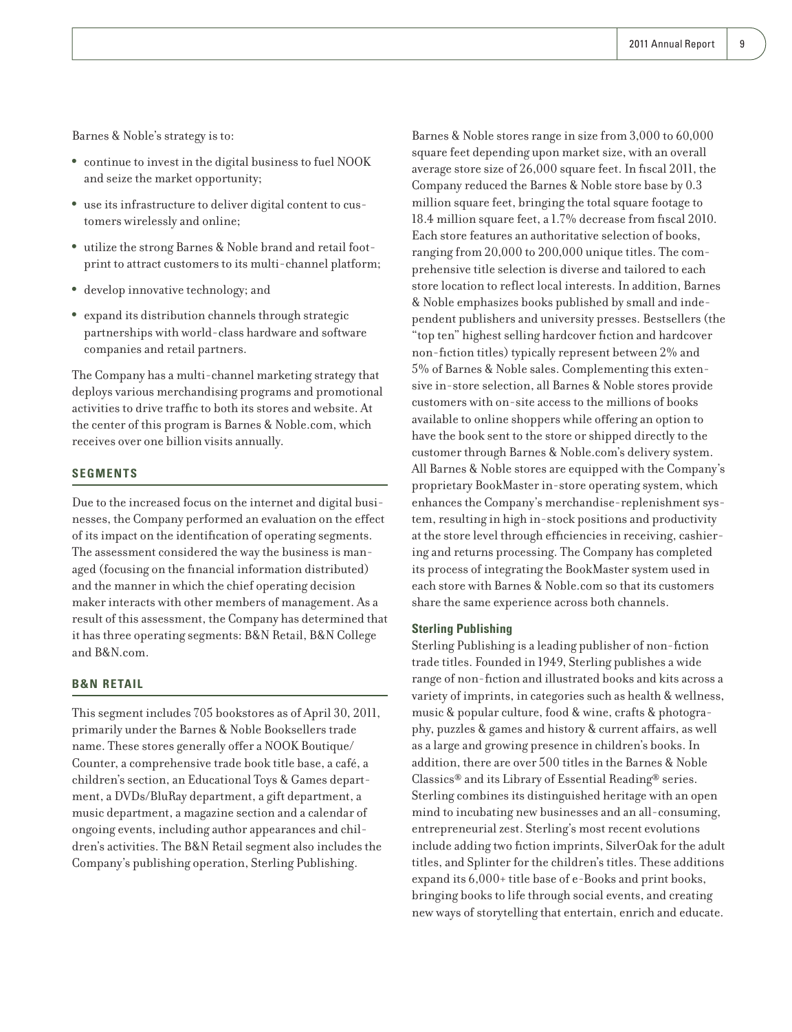Barnes & Noble's strategy is to:

- continue to invest in the digital business to fuel NOOK and seize the market opportunity;
- use its infrastructure to deliver digital content to customers wirelessly and online;
- utilize the strong Barnes & Noble brand and retail footprint to attract customers to its multi-channel platform;
- develop innovative technology; and
- expand its distribution channels through strategic partnerships with world-class hardware and software companies and retail partners.

The Company has a multi-channel marketing strategy that deploys various merchandising programs and promotional activities to drive traffic to both its stores and website. At the center of this program is Barnes & Noble.com, which receives over one billion visits annually.

## SEGMENTS

Due to the increased focus on the internet and digital businesses, the Company performed an evaluation on the effect of its impact on the identification of operating segments. The assessment considered the way the business is managed (focusing on the financial information distributed) and the manner in which the chief operating decision maker interacts with other members of management. As a result of this assessment, the Company has determined that it has three operating segments: B&N Retail, B&N College and B&N.com.

## B&N RETAIL

This segment includes 705 bookstores as of April 30, 2011, primarily under the Barnes & Noble Booksellers trade name. These stores generally offer a NOOK Boutique/Counter, a comprehensive trade book title base, a café, a children's section, an Educational Toys & Games department, a DVDs/BluRay department, a gift department, a music department, a magazine section and a calendar of ongoing events, including author appearances and children's activities. The B&N Retail segment also includes the Company's publishing operation, Sterling Publishing.

Barnes & Noble stores range in size from 3,000 to 60,000 square feet depending upon market size, with an overall average store size of 26,000 square feet. In fiscal 2011, the Company reduced the Barnes & Noble store base by 0.3 million square feet, bringing the total square footage to 18.4 million square feet, a 1.7% decrease from fiscal 2010. Each store features an authoritative selection of books, ranging from 20,000 to 200,000 unique titles. The comprehensive title selection is diverse and tailored to each store location to reflect local interests. In addition, Barnes & Noble emphasizes books published by small and independent publishers and university presses. Bestsellers (the "top ten" highest selling hardcover fiction and hardcover non-fiction titles) typically represent between 2% and 5% of Barnes & Noble sales. Complementing this extensive in-store selection, all Barnes & Noble stores provide customers with on-site access to the millions of books available to online shoppers while offering an option to have the book sent to the store or shipped directly to the customer through Barnes & Noble.com's delivery system. All Barnes & Noble stores are equipped with the Company's proprietary BookMaster in-store operating system, which enhances the Company's merchandise-replenishment system, resulting in high in-stock positions and productivity at the store level through efficiencies in receiving, cashiering and returns processing. The Company has completed its process of integrating the BookMaster system used in each store with Barnes & Noble.com so that its customers share the same experience across both channels.

### Sterling Publishing

Sterling Publishing is a leading publisher of non-fiction trade titles. Founded in 1949, Sterling publishes a wide range of non-fiction and illustrated books and kits across a variety of imprints, in categories such as health & wellness, music & popular culture, food & wine, crafts & photography, puzzles & games and history & current affairs, as well as a large and growing presence in children's books. In addition, there are over 500 titles in the Barnes & Noble Classics® and its Library of Essential Reading® series. Sterling combines its distinguished heritage with an open mind to incubating new businesses and an all-consuming, entrepreneurial zest. Sterling's most recent evolutions include adding two fiction imprints, SilverOak for the adult titles, and Splinter for the children's titles. These additions expand its 6,000+ title base of e-Books and print books, bringing books to life through social events, and creating new ways of storytelling that entertain, enrich and educate.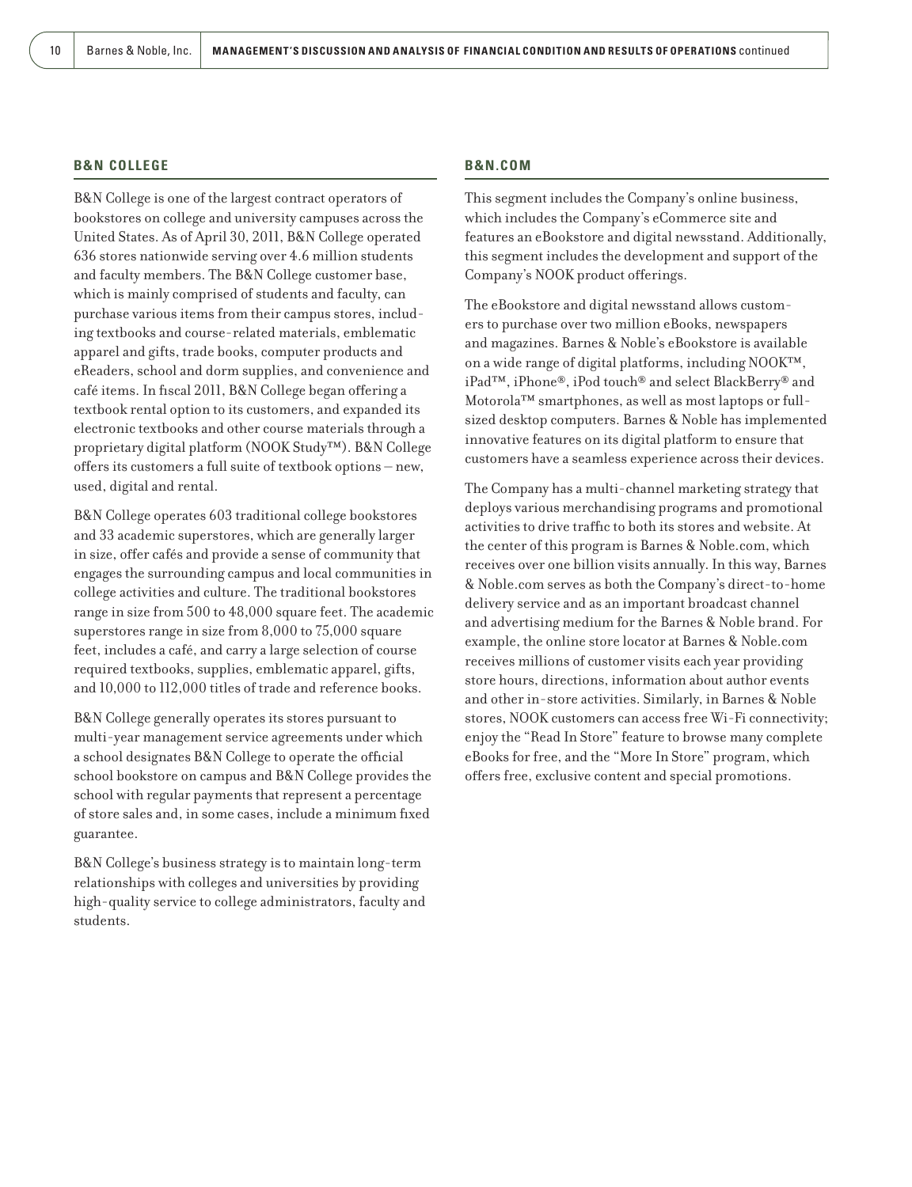## B&N COLLEGE

B&N College is one of the largest contract operators of bookstores on college and university campuses across the United States. As of April 30, 2011, B&N College operated 636 stores nationwide serving over 4.6 million students and faculty members. The B&N College customer base, which is mainly comprised of students and faculty, can purchase various items from their campus stores, including textbooks and course-related materials, emblematic apparel and gifts, trade books, computer products and eReaders, school and dorm supplies, and convenience and café items. In fiscal 2011, B&N College began offering a textbook rental option to its customers, and expanded its electronic textbooks and other course materials through a proprietary digital platform (NOOK Study™). B&N College offers its customers a full suite of textbook options – new, used, digital and rental.

B&N College operates 603 traditional college bookstores and 33 academic superstores, which are generally larger in size, offer cafés and provide a sense of community that engages the surrounding campus and local communities in college activities and culture. The traditional bookstores range in size from 500 to 48,000 square feet. The academic superstores range in size from 8,000 to 75,000 square feet, includes a café, and carry a large selection of course required textbooks, supplies, emblematic apparel, gifts, and 10,000 to 112,000 titles of trade and reference books.

B&N College generally operates its stores pursuant to multi-year management service agreements under which a school designates B&N College to operate the official school bookstore on campus and B&N College provides the school with regular payments that represent a percentage of store sales and, in some cases, include a minimum fixed guarantee.

B&N College's business strategy is to maintain long-term relationships with colleges and universities by providing high-quality service to college administrators, faculty and students.

## B&N.COM

This segment includes the Company's online business, which includes the Company's eCommerce site and features an eBookstore and digital newsstand. Additionally, this segment includes the development and support of the Company's NOOK product offerings.

The eBookstore and digital newsstand allows customers to purchase over two million eBooks, newspapers and magazines. Barnes & Noble's eBookstore is available on a wide range of digital platforms, including NOOK™, iPad™, iPhone®, iPod touch® and select BlackBerry® and Motorola™ smartphones, as well as most laptops or full-sized desktop computers. Barnes & Noble has implemented innovative features on its digital platform to ensure that customers have a seamless experience across their devices.

The Company has a multi-channel marketing strategy that deploys various merchandising programs and promotional activities to drive traffic to both its stores and website. At the center of this program is Barnes & Noble.com, which receives over one billion visits annually. In this way, Barnes & Noble.com serves as both the Company's direct-to-home delivery service and as an important broadcast channel and advertising medium for the Barnes & Noble brand. For example, the online store locator at Barnes & Noble.com receives millions of customer visits each year providing store hours, directions, information about author events and other in-store activities. Similarly, in Barnes & Noble stores, NOOK customers can access free Wi-Fi connectivity; enjoy the "Read In Store" feature to browse many complete eBooks for free, and the "More In Store" program, which offers free, exclusive content and special promotions.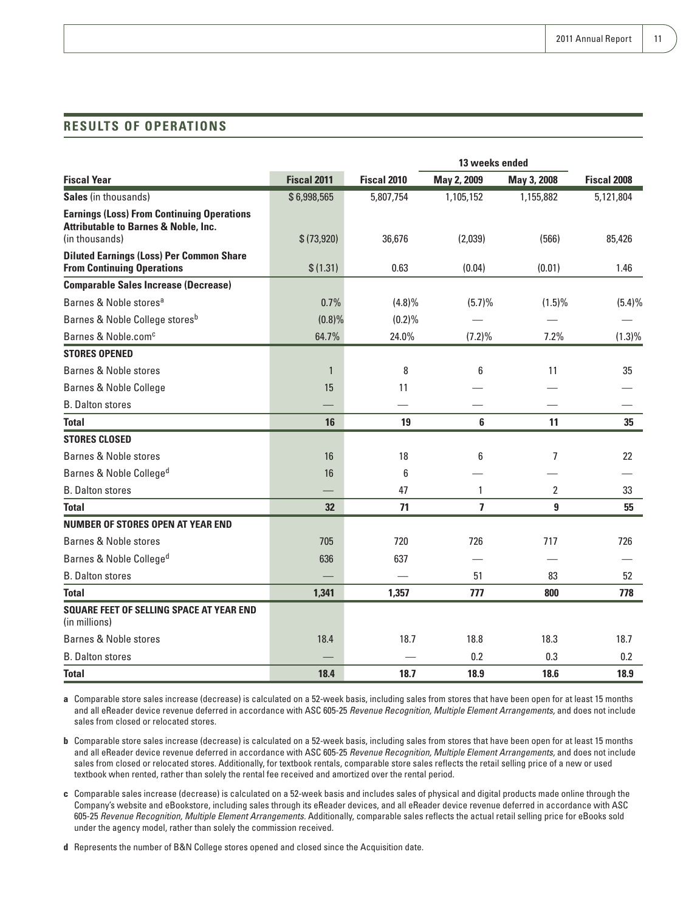## RESULTS OF OPERATIONS

| Fiscal Year | Fiscal 2011 | Fiscal 2010 | 13 weeks ended May 2, 2009 | 13 weeks ended May 3, 2008 | Fiscal 2008 |
|---|---|---|---|---|---|
| **Sales** (in thousands) | $ 6,998,565 | 5,807,754 | 1,105,152 | 1,155,882 | 5,121,804 |
| **Earnings (Loss) From Continuing Operations Attributable to Barnes & Noble, Inc.** (in thousands) | $ (73,920) | 36,676 | (2,039) | (566) | 85,426 |
| **Diluted Earnings (Loss) Per Common Share From Continuing Operations** | $ (1.31) | 0.63 | (0.04) | (0.01) | 1.46 |
| **Comparable Sales Increase (Decrease)** | | | | | |
| Barnes & Noble stores[a] | 0.7% | (4.8)% | (5.7)% | (1.5)% | (5.4)% |
| Barnes & Noble College stores[b] | (0.8)% | (0.2)% | — | — | — |
| Barnes & Noble.com[c] | 64.7% | 24.0% | (7.2)% | 7.2% | (1.3)% |
| **STORES OPENED** | | | | | |
| Barnes & Noble stores | 1 | 8 | 6 | 11 | 35 |
| Barnes & Noble College | 15 | 11 | — | — | — |
| B. Dalton stores | — | — | — | — | — |
| **Total** | **16** | **19** | **6** | **11** | **35** |
| **STORES CLOSED** | | | | | |
| Barnes & Noble stores | 16 | 18 | 6 | 7 | 22 |
| Barnes & Noble College[d] | 16 | 6 | — | — | — |
| B. Dalton stores | — | 47 | 1 | 2 | 33 |
| **Total** | **32** | **71** | **7** | **9** | **55** |
| **NUMBER OF STORES OPEN AT YEAR END** | | | | | |
| Barnes & Noble stores | 705 | 720 | 726 | 717 | 726 |
| Barnes & Noble College[d] | 636 | 637 | — | — | — |
| B. Dalton stores | — | — | 51 | 83 | 52 |
| **Total** | **1,341** | **1,357** | **777** | **800** | **778** |
| **SQUARE FEET OF SELLING SPACE AT YEAR END** (in millions) | | | | | |
| Barnes & Noble stores | 18.4 | 18.7 | 18.8 | 18.3 | 18.7 |
| B. Dalton stores | — | — | 0.2 | 0.3 | 0.2 |
| **Total** | **18.4** | **18.7** | **18.9** | **18.6** | **18.9** |

**a** Comparable store sales increase (decrease) is calculated on a 52-week basis, including sales from stores that have been open for at least 15 months and all eReader device revenue deferred in accordance with ASC 605-25 *Revenue Recognition, Multiple Element Arrangements,* and does not include sales from closed or relocated stores.

**b** Comparable store sales increase (decrease) is calculated on a 52-week basis, including sales from stores that have been open for at least 15 months and all eReader device revenue deferred in accordance with ASC 605-25 *Revenue Recognition, Multiple Element Arrangements,* and does not include sales from closed or relocated stores. Additionally, for textbook rentals, comparable store sales reflects the retail selling price of a new or used textbook when rented, rather than solely the rental fee received and amortized over the rental period.

**c** Comparable sales increase (decrease) is calculated on a 52-week basis and includes sales of physical and digital products made online through the Company's website and eBookstore, including sales through its eReader devices, and all eReader device revenue deferred in accordance with ASC 605-25 *Revenue Recognition, Multiple Element Arrangements.* Additionally, comparable sales reflects the actual retail selling price for eBooks sold under the agency model, rather than solely the commission received.

**d** Represents the number of B&N College stores opened and closed since the Acquisition date.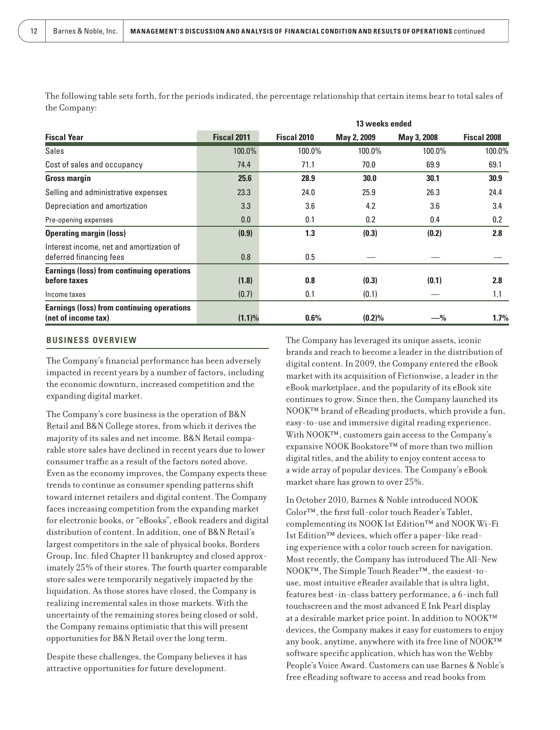The following table sets forth, for the periods indicated, the percentage relationship that certain items bear to total sales of the Company:

| | | | 13 weeks ended | | |
|---|---|---|---|---|---|
| **Fiscal Year** | **Fiscal 2011** | **Fiscal 2010** | **May 2, 2009** | **May 3, 2008** | **Fiscal 2008** |
| Sales | 100.0% | 100.0% | 100.0% | 100.0% | 100.0% |
| Cost of sales and occupancy | 74.4 | 71.1 | 70.0 | 69.9 | 69.1 |
| **Gross margin** | **25.6** | **28.9** | **30.0** | **30.1** | **30.9** |
| Selling and administrative expenses | 23.3 | 24.0 | 25.9 | 26.3 | 24.4 |
| Depreciation and amortization | 3.3 | 3.6 | 4.2 | 3.6 | 3.4 |
| Pre-opening expenses | 0.0 | 0.1 | 0.2 | 0.4 | 0.2 |
| **Operating margin (loss)** | **(0.9)** | **1.3** | **(0.3)** | **(0.2)** | **2.8** |
| Interest income, net and amortization of deferred financing fees | 0.8 | 0.5 | — | — | — |
| **Earnings (loss) from continuing operations before taxes** | **(1.8)** | **0.8** | **(0.3)** | **(0.1)** | **2.8** |
| Income taxes | (0.7) | 0.1 | (0.1) | — | 1.1 |
| **Earnings (loss) from continuing operations (net of income tax)** | **(1.1)%** | **0.6%** | **(0.2)%** | **—%** | **1.7%** |

## BUSINESS OVERVIEW

The Company's financial performance has been adversely impacted in recent years by a number of factors, including the economic downturn, increased competition and the expanding digital market.

The Company's core business is the operation of B&N Retail and B&N College stores, from which it derives the majority of its sales and net income. B&N Retail comparable store sales have declined in recent years due to lower consumer traffic as a result of the factors noted above. Even as the economy improves, the Company expects these trends to continue as consumer spending patterns shift toward internet retailers and digital content. The Company faces increasing competition from the expanding market for electronic books, or "eBooks", eBook readers and digital distribution of content. In addition, one of B&N Retail's largest competitors in the sale of physical books, Borders Group, Inc. filed Chapter 11 bankruptcy and closed approximately 25% of their stores. The fourth quarter comparable store sales were temporarily negatively impacted by the liquidation. As those stores have closed, the Company is realizing incremental sales in those markets. With the uncertainty of the remaining stores being closed or sold, the Company remains optimistic that this will present opportunities for B&N Retail over the long term.

Despite these challenges, the Company believes it has attractive opportunities for future development.

The Company has leveraged its unique assets, iconic brands and reach to become a leader in the distribution of digital content. In 2009, the Company entered the eBook market with its acquisition of Fictionwise, a leader in the eBook marketplace, and the popularity of its eBook site continues to grow. Since then, the Company launched its NOOK™ brand of eReading products, which provide a fun, easy-to-use and immersive digital reading experience. With NOOK™, customers gain access to the Company's expansive NOOK Bookstore™ of more than two million digital titles, and the ability to enjoy content access to a wide array of popular devices. The Company's eBook market share has grown to over 25%.

In October 2010, Barnes & Noble introduced NOOK Color™, the first full-color touch Reader's Tablet, complementing its NOOK 1st Edition™ and NOOK Wi-Fi 1st Edition™ devices, which offer a paper-like reading experience with a color touch screen for navigation. Most recently, the Company has introduced The All-New NOOK™, The Simple Touch Reader™, the easiest-to-use, most intuitive eReader available that is ultra light, features best-in-class battery performance, a 6-inch full touchscreen and the most advanced E Ink Pearl display at a desirable market price point. In addition to NOOK™ devices, the Company makes it easy for customers to enjoy any book, anytime, anywhere with its free line of NOOK™ software specific application, which has won the Webby People's Voice Award. Customers can use Barnes & Noble's free eReading software to access and read books from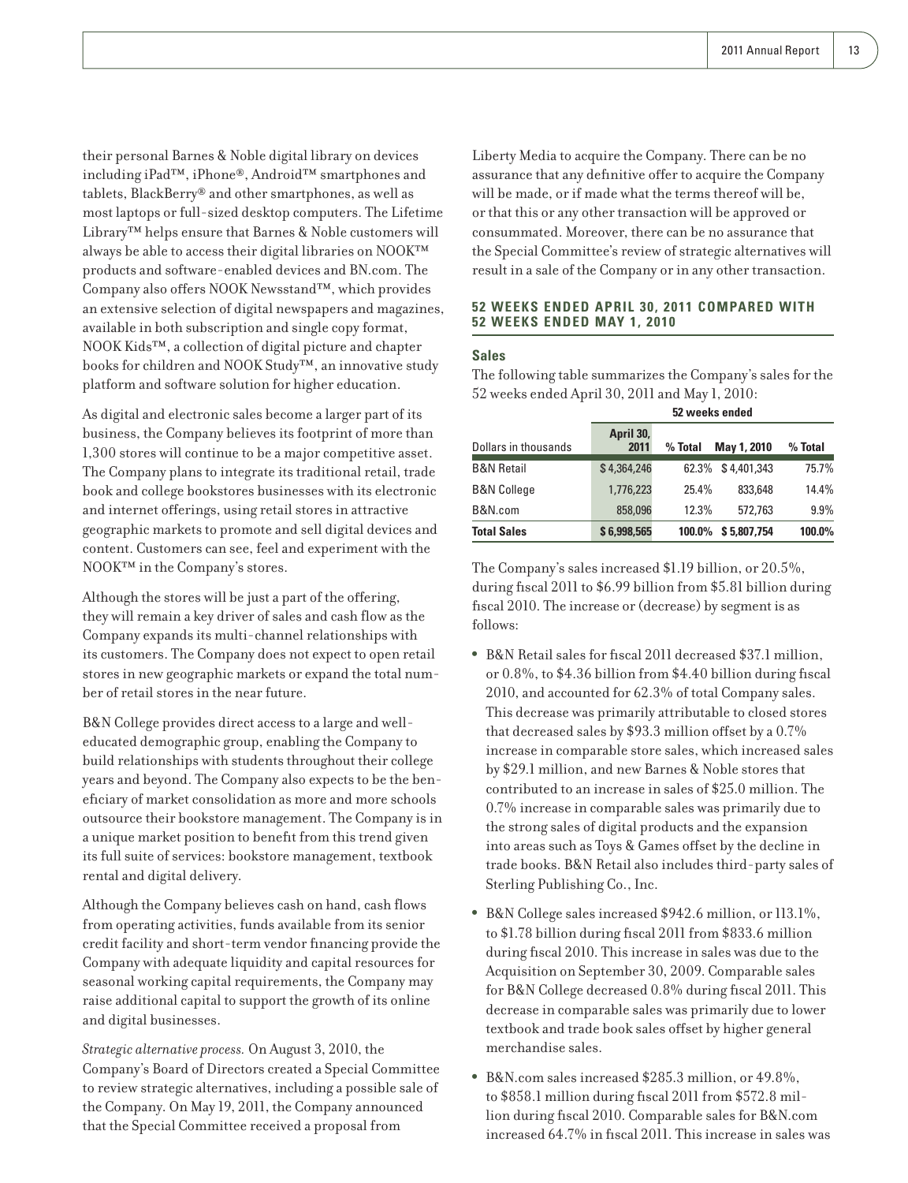their personal Barnes & Noble digital library on devices including iPad™, iPhone®, Android™ smartphones and tablets, BlackBerry® and other smartphones, as well as most laptops or full-sized desktop computers. The Lifetime Library™ helps ensure that Barnes & Noble customers will always be able to access their digital libraries on NOOK™ products and software-enabled devices and BN.com. The Company also offers NOOK Newsstand™, which provides an extensive selection of digital newspapers and magazines, available in both subscription and single copy format, NOOK Kids™, a collection of digital picture and chapter books for children and NOOK Study™, an innovative study platform and software solution for higher education.

As digital and electronic sales become a larger part of its business, the Company believes its footprint of more than 1,300 stores will continue to be a major competitive asset. The Company plans to integrate its traditional retail, trade book and college bookstores businesses with its electronic and internet offerings, using retail stores in attractive geographic markets to promote and sell digital devices and content. Customers can see, feel and experiment with the NOOK™ in the Company's stores.

Although the stores will be just a part of the offering, they will remain a key driver of sales and cash flow as the Company expands its multi-channel relationships with its customers. The Company does not expect to open retail stores in new geographic markets or expand the total number of retail stores in the near future.

B&N College provides direct access to a large and well-educated demographic group, enabling the Company to build relationships with students throughout their college years and beyond. The Company also expects to be the beneficiary of market consolidation as more and more schools outsource their bookstore management. The Company is in a unique market position to benefit from this trend given its full suite of services: bookstore management, textbook rental and digital delivery.

Although the Company believes cash on hand, cash flows from operating activities, funds available from its senior credit facility and short-term vendor financing provide the Company with adequate liquidity and capital resources for seasonal working capital requirements, the Company may raise additional capital to support the growth of its online and digital businesses.

*Strategic alternative process.* On August 3, 2010, the Company's Board of Directors created a Special Committee to review strategic alternatives, including a possible sale of the Company. On May 19, 2011, the Company announced that the Special Committee received a proposal from Liberty Media to acquire the Company. There can be no assurance that any definitive offer to acquire the Company will be made, or if made what the terms thereof will be, or that this or any other transaction will be approved or consummated. Moreover, there can be no assurance that the Special Committee's review of strategic alternatives will result in a sale of the Company or in any other transaction.

## 52 WEEKS ENDED APRIL 30, 2011 COMPARED WITH 52 WEEKS ENDED MAY 1, 2010

### Sales

The following table summarizes the Company's sales for the 52 weeks ended April 30, 2011 and May 1, 2010:

| | 52 weeks ended | | | |
|---|---|---|---|---|
| Dollars in thousands | April 30, 2011 | % Total | May 1, 2010 | % Total |
| B&N Retail | $ 4,364,246 | 62.3% | $ 4,401,343 | 75.7% |
| B&N College | 1,776,223 | 25.4% | 833,648 | 14.4% |
| B&N.com | 858,096 | 12.3% | 572,763 | 9.9% |
| **Total Sales** | **$ 6,998,565** | **100.0%** | **$ 5,807,754** | **100.0%** |

The Company's sales increased $1.19 billion, or 20.5%, during fiscal 2011 to $6.99 billion from $5.81 billion during fiscal 2010. The increase or (decrease) by segment is as follows:

- B&N Retail sales for fiscal 2011 decreased $37.1 million, or 0.8%, to $4.36 billion from $4.40 billion during fiscal 2010, and accounted for 62.3% of total Company sales. This decrease was primarily attributable to closed stores that decreased sales by $93.3 million offset by a 0.7% increase in comparable store sales, which increased sales by $29.1 million, and new Barnes & Noble stores that contributed to an increase in sales of $25.0 million. The 0.7% increase in comparable sales was primarily due to the strong sales of digital products and the expansion into areas such as Toys & Games offset by the decline in trade books. B&N Retail also includes third-party sales of Sterling Publishing Co., Inc.
- B&N College sales increased $942.6 million, or 113.1%, to $1.78 billion during fiscal 2011 from $833.6 million during fiscal 2010. This increase in sales was due to the Acquisition on September 30, 2009. Comparable sales for B&N College decreased 0.8% during fiscal 2011. This decrease in comparable sales was primarily due to lower textbook and trade book sales offset by higher general merchandise sales.
- B&N.com sales increased $285.3 million, or 49.8%, to $858.1 million during fiscal 2011 from $572.8 million during fiscal 2010. Comparable sales for B&N.com increased 64.7% in fiscal 2011. This increase in sales was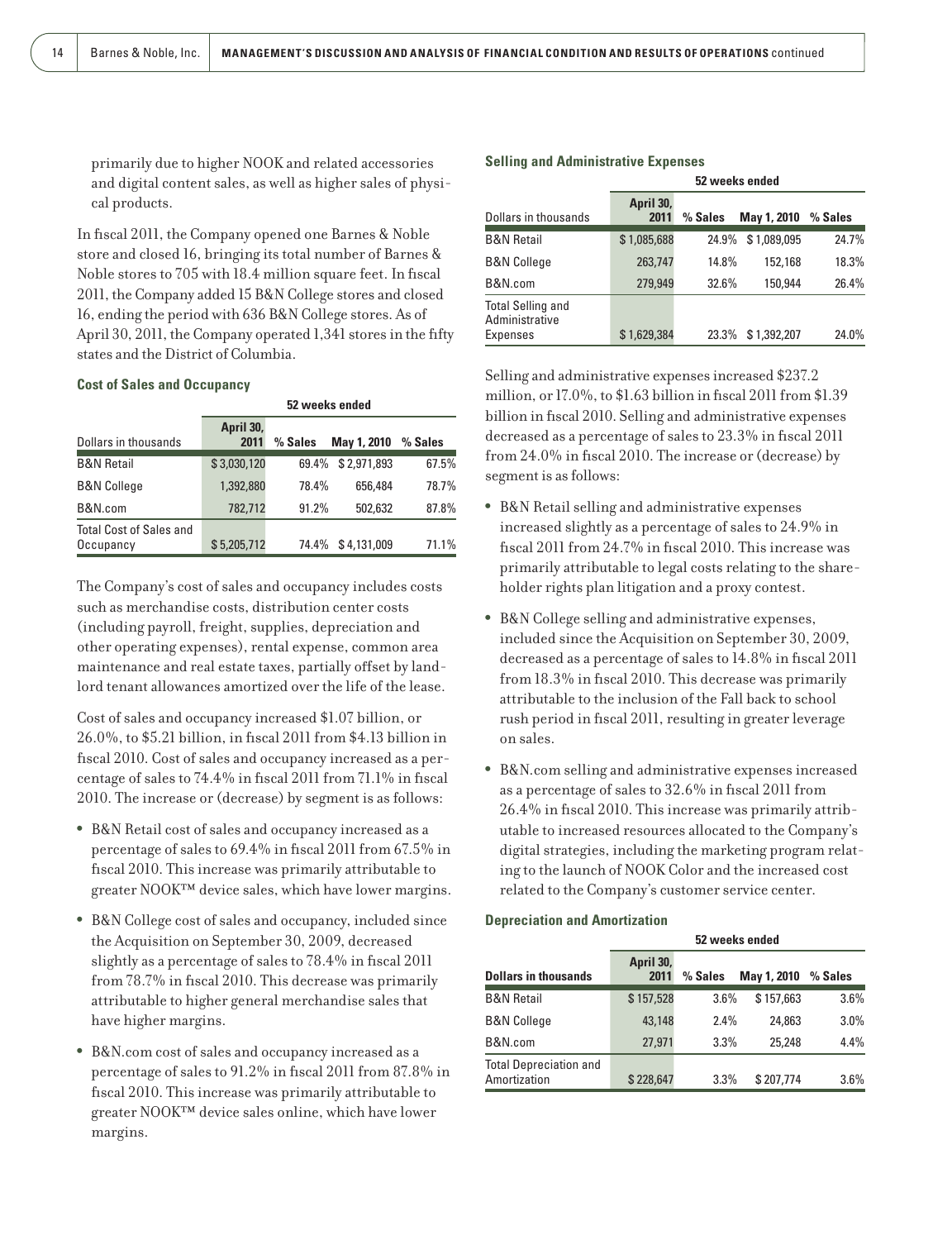primarily due to higher NOOK and related accessories and digital content sales, as well as higher sales of physical products.

In fiscal 2011, the Company opened one Barnes & Noble store and closed 16, bringing its total number of Barnes & Noble stores to 705 with 18.4 million square feet. In fiscal 2011, the Company added 15 B&N College stores and closed 16, ending the period with 636 B&N College stores. As of April 30, 2011, the Company operated 1,341 stores in the fifty states and the District of Columbia.

### Cost of Sales and Occupancy

| | 52 weeks ended | | | |
|---|---|---|---|---|
| Dollars in thousands | April 30, 2011 | % Sales | May 1, 2010 | % Sales |
| B&N Retail | $ 3,030,120 | 69.4% | $ 2,971,893 | 67.5% |
| B&N College | 1,392,880 | 78.4% | 656,484 | 78.7% |
| B&N.com | 782,712 | 91.2% | 502,632 | 87.8% |
| Total Cost of Sales and Occupancy | $ 5,205,712 | 74.4% | $ 4,131,009 | 71.1% |

The Company's cost of sales and occupancy includes costs such as merchandise costs, distribution center costs (including payroll, freight, supplies, depreciation and other operating expenses), rental expense, common area maintenance and real estate taxes, partially offset by landlord tenant allowances amortized over the life of the lease.

Cost of sales and occupancy increased $1.07 billion, or 26.0%, to $5.21 billion, in fiscal 2011 from $4.13 billion in fiscal 2010. Cost of sales and occupancy increased as a percentage of sales to 74.4% in fiscal 2011 from 71.1% in fiscal 2010. The increase or (decrease) by segment is as follows:

- B&N Retail cost of sales and occupancy increased as a percentage of sales to 69.4% in fiscal 2011 from 67.5% in fiscal 2010. This increase was primarily attributable to greater NOOK™ device sales, which have lower margins.
- B&N College cost of sales and occupancy, included since the Acquisition on September 30, 2009, decreased slightly as a percentage of sales to 78.4% in fiscal 2011 from 78.7% in fiscal 2010. This decrease was primarily attributable to higher general merchandise sales that have higher margins.
- B&N.com cost of sales and occupancy increased as a percentage of sales to 91.2% in fiscal 2011 from 87.8% in fiscal 2010. This increase was primarily attributable to greater NOOK™ device sales online, which have lower margins.

### Selling and Administrative Expenses

| | 52 weeks ended | | | |
|---|---|---|---|---|
| Dollars in thousands | April 30, 2011 | % Sales | May 1, 2010 | % Sales |
| B&N Retail | $ 1,085,688 | 24.9% | $ 1,089,095 | 24.7% |
| B&N College | 263,747 | 14.8% | 152,168 | 18.3% |
| B&N.com | 279,949 | 32.6% | 150,944 | 26.4% |
| Total Selling and Administrative Expenses | $ 1,629,384 | 23.3% | $ 1,392,207 | 24.0% |

Selling and administrative expenses increased $237.2 million, or 17.0%, to $1.63 billion in fiscal 2011 from $1.39 billion in fiscal 2010. Selling and administrative expenses decreased as a percentage of sales to 23.3% in fiscal 2011 from 24.0% in fiscal 2010. The increase or (decrease) by segment is as follows:

- B&N Retail selling and administrative expenses increased slightly as a percentage of sales to 24.9% in fiscal 2011 from 24.7% in fiscal 2010. This increase was primarily attributable to legal costs relating to the shareholder rights plan litigation and a proxy contest.
- B&N College selling and administrative expenses, included since the Acquisition on September 30, 2009, decreased as a percentage of sales to 14.8% in fiscal 2011 from 18.3% in fiscal 2010. This decrease was primarily attributable to the inclusion of the Fall back to school rush period in fiscal 2011, resulting in greater leverage on sales.
- B&N.com selling and administrative expenses increased as a percentage of sales to 32.6% in fiscal 2011 from 26.4% in fiscal 2010. This increase was primarily attributable to increased resources allocated to the Company's digital strategies, including the marketing program relating to the launch of NOOK Color and the increased cost related to the Company's customer service center.

### Depreciation and Amortization

| | 52 weeks ended | | | |
|---|---|---|---|---|
| **Dollars in thousands** | April 30, 2011 | % Sales | May 1, 2010 | % Sales |
| B&N Retail | $ 157,528 | 3.6% | $ 157,663 | 3.6% |
| B&N College | 43,148 | 2.4% | 24,863 | 3.0% |
| B&N.com | 27,971 | 3.3% | 25,248 | 4.4% |
| Total Depreciation and Amortization | $ 228,647 | 3.3% | $ 207,774 | 3.6% |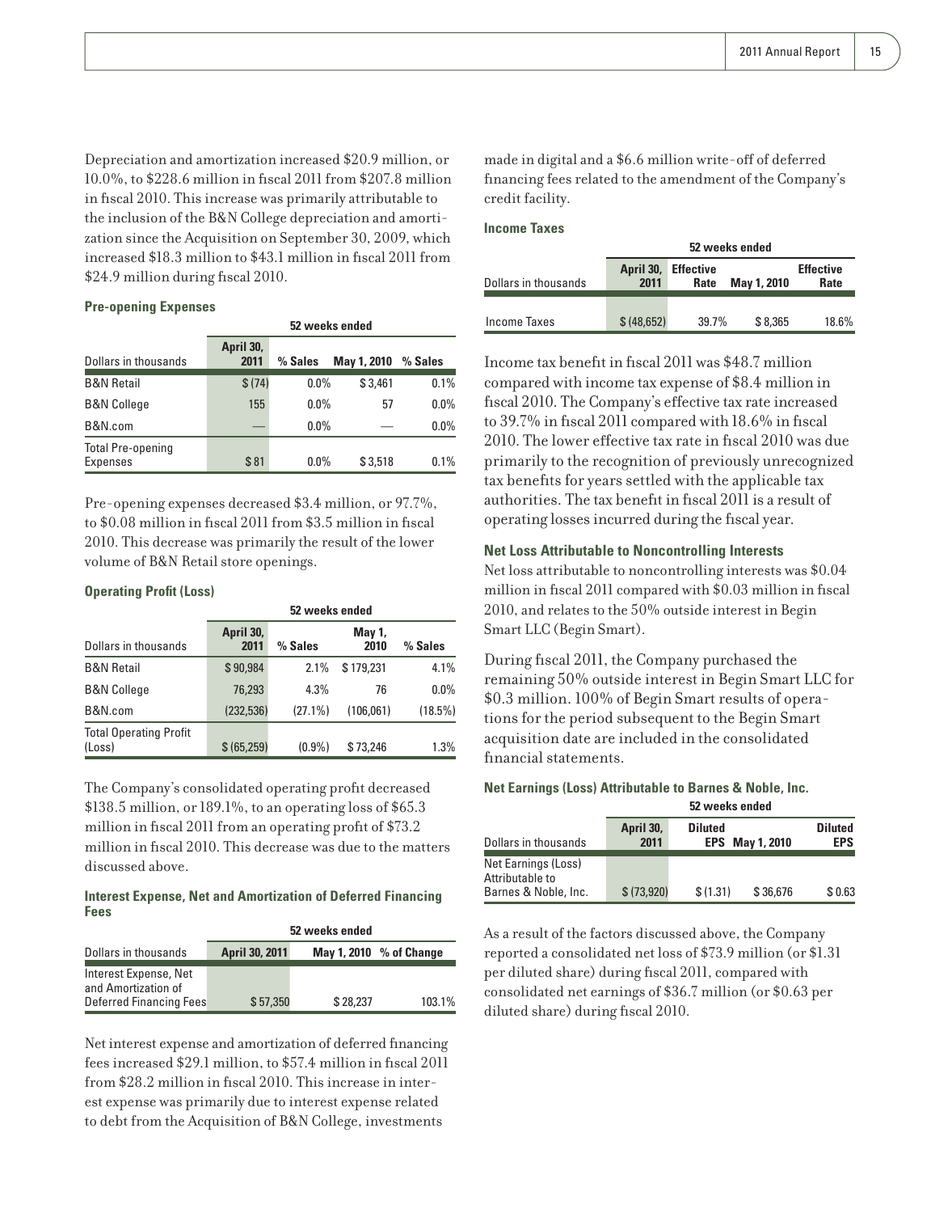Depreciation and amortization increased $20.9 million, or 10.0%, to $228.6 million in fiscal 2011 from $207.8 million in fiscal 2010. This increase was primarily attributable to the inclusion of the B&N College depreciation and amortization since the Acquisition on September 30, 2009, which increased $18.3 million to $43.1 million in fiscal 2011 from $24.9 million during fiscal 2010.

**Pre-opening Expenses**

| | 52 weeks ended | | | |
|---|---|---|---|---|
| Dollars in thousands | April 30, 2011 | % Sales | May 1, 2010 | % Sales |
| B&N Retail | $ (74) | 0.0% | $ 3,461 | 0.1% |
| B&N College | 155 | 0.0% | 57 | 0.0% |
| B&N.com | — | 0.0% | — | 0.0% |
| Total Pre-opening Expenses | $ 81 | 0.0% | $ 3,518 | 0.1% |

Pre-opening expenses decreased $3.4 million, or 97.7%, to $0.08 million in fiscal 2011 from $3.5 million in fiscal 2010. This decrease was primarily the result of the lower volume of B&N Retail store openings.

**Operating Profit (Loss)**

| | 52 weeks ended | | | |
|---|---|---|---|---|
| Dollars in thousands | April 30, 2011 | % Sales | May 1, 2010 | % Sales |
| B&N Retail | $ 90,984 | 2.1% | $ 179,231 | 4.1% |
| B&N College | 76,293 | 4.3% | 76 | 0.0% |
| B&N.com | (232,536) | (27.1%) | (106,061) | (18.5%) |
| Total Operating Profit (Loss) | $ (65,259) | (0.9%) | $ 73,246 | 1.3% |

The Company's consolidated operating profit decreased $138.5 million, or 189.1%, to an operating loss of $65.3 million in fiscal 2011 from an operating profit of $73.2 million in fiscal 2010. This decrease was due to the matters discussed above.

**Interest Expense, Net and Amortization of Deferred Financing Fees**

| | 52 weeks ended | | |
|---|---|---|---|
| Dollars in thousands | April 30, 2011 | May 1, 2010 | % of Change |
| Interest Expense, Net and Amortization of Deferred Financing Fees | $ 57,350 | $ 28,237 | 103.1% |

Net interest expense and amortization of deferred financing fees increased $29.1 million, to $57.4 million in fiscal 2011 from $28.2 million in fiscal 2010. This increase in interest expense was primarily due to interest expense related to debt from the Acquisition of B&N College, investments made in digital and a $6.6 million write-off of deferred financing fees related to the amendment of the Company's credit facility.

**Income Taxes**

| | 52 weeks ended | | | |
|---|---|---|---|---|
| Dollars in thousands | April 30, 2011 | Effective Rate | May 1, 2010 | Effective Rate |
| Income Taxes | $ (48,652) | 39.7% | $ 8,365 | 18.6% |

Income tax benefit in fiscal 2011 was $48.7 million compared with income tax expense of $8.4 million in fiscal 2010. The Company's effective tax rate increased to 39.7% in fiscal 2011 compared with 18.6% in fiscal 2010. The lower effective tax rate in fiscal 2010 was due primarily to the recognition of previously unrecognized tax benefits for years settled with the applicable tax authorities. The tax benefit in fiscal 2011 is a result of operating losses incurred during the fiscal year.

**Net Loss Attributable to Noncontrolling Interests**

Net loss attributable to noncontrolling interests was $0.04 million in fiscal 2011 compared with $0.03 million in fiscal 2010, and relates to the 50% outside interest in Begin Smart LLC (Begin Smart).

During fiscal 2011, the Company purchased the remaining 50% outside interest in Begin Smart LLC for $0.3 million. 100% of Begin Smart results of operations for the period subsequent to the Begin Smart acquisition date are included in the consolidated financial statements.

**Net Earnings (Loss) Attributable to Barnes & Noble, Inc.**

| | 52 weeks ended | | | |
|---|---|---|---|---|
| Dollars in thousands | April 30, 2011 | Diluted EPS | May 1, 2010 | Diluted EPS |
| Net Earnings (Loss) Attributable to Barnes & Noble, Inc. | $ (73,920) | $ (1.31) | $ 36,676 | $ 0.63 |

As a result of the factors discussed above, the Company reported a consolidated net loss of $73.9 million (or $1.31 per diluted share) during fiscal 2011, compared with consolidated net earnings of $36.7 million (or $0.63 per diluted share) during fiscal 2010.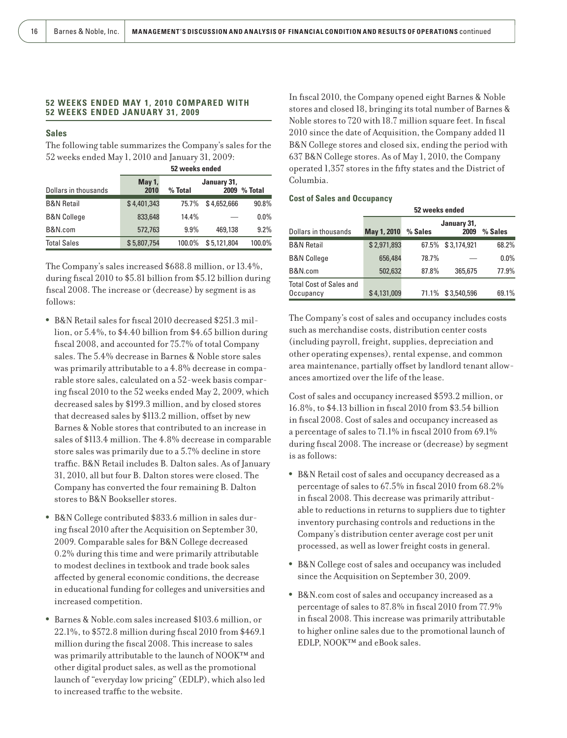## 52 WEEKS ENDED MAY 1, 2010 COMPARED WITH 52 WEEKS ENDED JANUARY 31, 2009

### Sales

The following table summarizes the Company's sales for the 52 weeks ended May 1, 2010 and January 31, 2009:

| | 52 weeks ended | | | |
|---|---|---|---|---|
| Dollars in thousands | May 1, 2010 | % Total | January 31, 2009 | % Total |
| B&N Retail | $ 4,401,343 | 75.7% | $ 4,652,666 | 90.8% |
| B&N College | 833,648 | 14.4% | — | 0.0% |
| B&N.com | 572,763 | 9.9% | 469,138 | 9.2% |
| Total Sales | $ 5,807,754 | 100.0% | $ 5,121,804 | 100.0% |

The Company's sales increased $688.8 million, or 13.4%, during fiscal 2010 to $5.81 billion from $5.12 billion during fiscal 2008. The increase or (decrease) by segment is as follows:

- B&N Retail sales for fiscal 2010 decreased $251.3 million, or 5.4%, to $4.40 billion from $4.65 billion during fiscal 2008, and accounted for 75.7% of total Company sales. The 5.4% decrease in Barnes & Noble store sales was primarily attributable to a 4.8% decrease in comparable store sales, calculated on a 52-week basis comparing fiscal 2010 to the 52 weeks ended May 2, 2009, which decreased sales by $199.3 million, and by closed stores that decreased sales by $113.2 million, offset by new Barnes & Noble stores that contributed to an increase in sales of $113.4 million. The 4.8% decrease in comparable store sales was primarily due to a 5.7% decline in store traffic. B&N Retail includes B. Dalton sales. As of January 31, 2010, all but four B. Dalton stores were closed. The Company has converted the four remaining B. Dalton stores to B&N Bookseller stores.
- B&N College contributed $833.6 million in sales during fiscal 2010 after the Acquisition on September 30, 2009. Comparable sales for B&N College decreased 0.2% during this time and were primarily attributable to modest declines in textbook and trade book sales affected by general economic conditions, the decrease in educational funding for colleges and universities and increased competition.
- Barnes & Noble.com sales increased $103.6 million, or 22.1%, to $572.8 million during fiscal 2010 from $469.1 million during the fiscal 2008. This increase to sales was primarily attributable to the launch of NOOK™ and other digital product sales, as well as the promotional launch of "everyday low pricing" (EDLP), which also led to increased traffic to the website.

In fiscal 2010, the Company opened eight Barnes & Noble stores and closed 18, bringing its total number of Barnes & Noble stores to 720 with 18.7 million square feet. In fiscal 2010 since the date of Acquisition, the Company added 11 B&N College stores and closed six, ending the period with 637 B&N College stores. As of May 1, 2010, the Company operated 1,357 stores in the fifty states and the District of Columbia.

### Cost of Sales and Occupancy

| | 52 weeks ended | | | |
|---|---|---|---|---|
| Dollars in thousands | May 1, 2010 | % Sales | January 31, 2009 | % Sales |
| B&N Retail | $ 2,971,893 | 67.5% | $ 3,174,921 | 68.2% |
| B&N College | 656,484 | 78.7% | — | 0.0% |
| B&N.com | 502,632 | 87.8% | 365,675 | 77.9% |
| Total Cost of Sales and Occupancy | $ 4,131,009 | 71.1% | $ 3,540,596 | 69.1% |

The Company's cost of sales and occupancy includes costs such as merchandise costs, distribution center costs (including payroll, freight, supplies, depreciation and other operating expenses), rental expense, and common area maintenance, partially offset by landlord tenant allowances amortized over the life of the lease.

Cost of sales and occupancy increased $593.2 million, or 16.8%, to $4.13 billion in fiscal 2010 from $3.54 billion in fiscal 2008. Cost of sales and occupancy increased as a percentage of sales to 71.1% in fiscal 2010 from 69.1% during fiscal 2008. The increase or (decrease) by segment is as follows:

- B&N Retail cost of sales and occupancy decreased as a percentage of sales to 67.5% in fiscal 2010 from 68.2% in fiscal 2008. This decrease was primarily attributable to reductions in returns to suppliers due to tighter inventory purchasing controls and reductions in the Company's distribution center average cost per unit processed, as well as lower freight costs in general.
- B&N College cost of sales and occupancy was included since the Acquisition on September 30, 2009.
- B&N.com cost of sales and occupancy increased as a percentage of sales to 87.8% in fiscal 2010 from 77.9% in fiscal 2008. This increase was primarily attributable to higher online sales due to the promotional launch of EDLP, NOOK™ and eBook sales.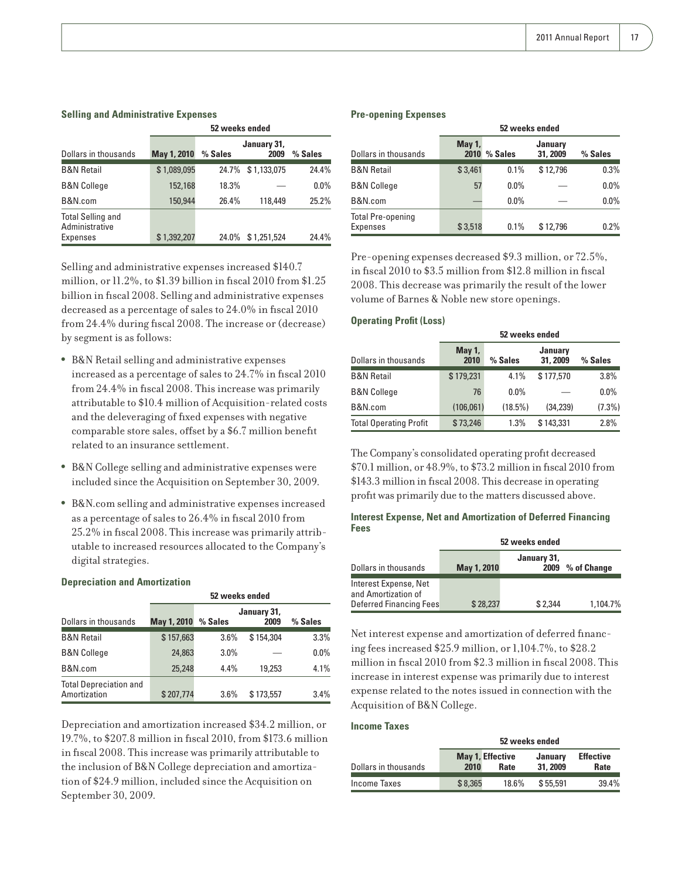### Selling and Administrative Expenses

| | 52 weeks ended | | | |
|---|---|---|---|---|
| Dollars in thousands | May 1, 2010 | % Sales | January 31, 2009 | % Sales |
| B&N Retail | $ 1,089,095 | 24.7% | $ 1,133,075 | 24.4% |
| B&N College | 152,168 | 18.3% | — | 0.0% |
| B&N.com | 150,944 | 26.4% | 118,449 | 25.2% |
| Total Selling and Administrative Expenses | $ 1,392,207 | 24.0% | $ 1,251,524 | 24.4% |

Selling and administrative expenses increased $140.7 million, or 11.2%, to $1.39 billion in fiscal 2010 from $1.25 billion in fiscal 2008. Selling and administrative expenses decreased as a percentage of sales to 24.0% in fiscal 2010 from 24.4% during fiscal 2008. The increase or (decrease) by segment is as follows:

- B&N Retail selling and administrative expenses increased as a percentage of sales to 24.7% in fiscal 2010 from 24.4% in fiscal 2008. This increase was primarily attributable to $10.4 million of Acquisition-related costs and the deleveraging of fixed expenses with negative comparable store sales, offset by a $6.7 million benefit related to an insurance settlement.
- B&N College selling and administrative expenses were included since the Acquisition on September 30, 2009.
- B&N.com selling and administrative expenses increased as a percentage of sales to 26.4% in fiscal 2010 from 25.2% in fiscal 2008. This increase was primarily attributable to increased resources allocated to the Company's digital strategies.

### Depreciation and Amortization

| | 52 weeks ended | | | |
|---|---|---|---|---|
| Dollars in thousands | May 1, 2010 | % Sales | January 31, 2009 | % Sales |
| B&N Retail | $ 157,663 | 3.6% | $ 154,304 | 3.3% |
| B&N College | 24,863 | 3.0% | — | 0.0% |
| B&N.com | 25,248 | 4.4% | 19,253 | 4.1% |
| Total Depreciation and Amortization | $ 207,774 | 3.6% | $ 173,557 | 3.4% |

Depreciation and amortization increased $34.2 million, or 19.7%, to $207.8 million in fiscal 2010, from $173.6 million in fiscal 2008. This increase was primarily attributable to the inclusion of B&N College depreciation and amortization of $24.9 million, included since the Acquisition on September 30, 2009.

### Pre-opening Expenses

| | 52 weeks ended | | | |
|---|---|---|---|---|
| Dollars in thousands | May 1, 2010 | % Sales | January 31, 2009 | % Sales |
| B&N Retail | $ 3,461 | 0.1% | $ 12,796 | 0.3% |
| B&N College | 57 | 0.0% | — | 0.0% |
| B&N.com | — | 0.0% | — | 0.0% |
| Total Pre-opening Expenses | $ 3,518 | 0.1% | $ 12,796 | 0.2% |

Pre-opening expenses decreased $9.3 million, or 72.5%, in fiscal 2010 to $3.5 million from $12.8 million in fiscal 2008. This decrease was primarily the result of the lower volume of Barnes & Noble new store openings.

### Operating Profit (Loss)

| | 52 weeks ended | | | |
|---|---|---|---|---|
| Dollars in thousands | May 1, 2010 | % Sales | January 31, 2009 | % Sales |
| B&N Retail | $ 179,231 | 4.1% | $ 177,570 | 3.8% |
| B&N College | 76 | 0.0% | — | 0.0% |
| B&N.com | (106,061) | (18.5%) | (34,239) | (7.3%) |
| Total Operating Profit | $ 73,246 | 1.3% | $ 143,331 | 2.8% |

The Company's consolidated operating profit decreased $70.1 million, or 48.9%, to $73.2 million in fiscal 2010 from $143.3 million in fiscal 2008. This decrease in operating profit was primarily due to the matters discussed above.

### Interest Expense, Net and Amortization of Deferred Financing Fees

| | 52 weeks ended | | |
|---|---|---|---|
| Dollars in thousands | May 1, 2010 | January 31, 2009 | % of Change |
| Interest Expense, Net and Amortization of Deferred Financing Fees | $ 28,237 | $ 2,344 | 1,104.7% |

Net interest expense and amortization of deferred financing fees increased $25.9 million, or 1,104.7%, to $28.2 million in fiscal 2010 from $2.3 million in fiscal 2008. This increase in interest expense was primarily due to interest expense related to the notes issued in connection with the Acquisition of B&N College.

### Income Taxes

| | 52 weeks ended | | | |
|---|---|---|---|---|
| Dollars in thousands | May 1, 2010 | Effective Rate | January 31, 2009 | Effective Rate |
| Income Taxes | $ 8,365 | 18.6% | $ 55,591 | 39.4% |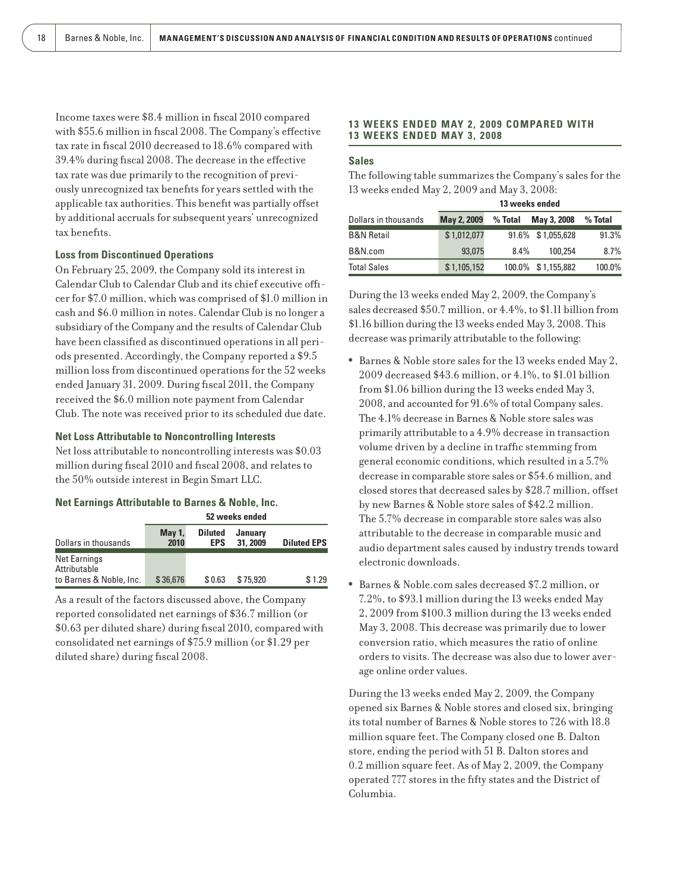Income taxes were $8.4 million in fiscal 2010 compared with $55.6 million in fiscal 2008. The Company's effective tax rate in fiscal 2010 decreased to 18.6% compared with 39.4% during fiscal 2008. The decrease in the effective tax rate was due primarily to the recognition of previously unrecognized tax benefits for years settled with the applicable tax authorities. This benefit was partially offset by additional accruals for subsequent years' unrecognized tax benefits.

### Loss from Discontinued Operations

On February 25, 2009, the Company sold its interest in Calendar Club to Calendar Club and its chief executive officer for $7.0 million, which was comprised of $1.0 million in cash and $6.0 million in notes. Calendar Club is no longer a subsidiary of the Company and the results of Calendar Club have been classified as discontinued operations in all periods presented. Accordingly, the Company reported a $9.5 million loss from discontinued operations for the 52 weeks ended January 31, 2009. During fiscal 2011, the Company received the $6.0 million note payment from Calendar Club. The note was received prior to its scheduled due date.

### Net Loss Attributable to Noncontrolling Interests

Net loss attributable to noncontrolling interests was $0.03 million during fiscal 2010 and fiscal 2008, and relates to the 50% outside interest in Begin Smart LLC.

### Net Earnings Attributable to Barnes & Noble, Inc.

| | 52 weeks ended | | | |
|---|---|---|---|---|
| Dollars in thousands | May 1, 2010 | Diluted EPS | January 31, 2009 | Diluted EPS |
| Net Earnings Attributable to Barnes & Noble, Inc. | $ 36,676 | $ 0.63 | $ 75,920 | $ 1.29 |

As a result of the factors discussed above, the Company reported consolidated net earnings of $36.7 million (or $0.63 per diluted share) during fiscal 2010, compared with consolidated net earnings of $75.9 million (or $1.29 per diluted share) during fiscal 2008.

## 13 WEEKS ENDED MAY 2, 2009 COMPARED WITH 13 WEEKS ENDED MAY 3, 2008

### Sales

The following table summarizes the Company's sales for the 13 weeks ended May 2, 2009 and May 3, 2008:

| | 13 weeks ended | | | |
|---|---|---|---|---|
| Dollars in thousands | May 2, 2009 | % Total | May 3, 2008 | % Total |
| B&N Retail | $ 1,012,077 | 91.6% | $ 1,055,628 | 91.3% |
| B&N.com | 93,075 | 8.4% | 100,254 | 8.7% |
| Total Sales | $ 1,105,152 | 100.0% | $ 1,155,882 | 100.0% |

During the 13 weeks ended May 2, 2009, the Company's sales decreased $50.7 million, or 4.4%, to $1.11 billion from $1.16 billion during the 13 weeks ended May 3, 2008. This decrease was primarily attributable to the following:

- Barnes & Noble store sales for the 13 weeks ended May 2, 2009 decreased $43.6 million, or 4.1%, to $1.01 billion from $1.06 billion during the 13 weeks ended May 3, 2008, and accounted for 91.6% of total Company sales. The 4.1% decrease in Barnes & Noble store sales was primarily attributable to a 4.9% decrease in transaction volume driven by a decline in traffic stemming from general economic conditions, which resulted in a 5.7% decrease in comparable store sales or $54.6 million, and closed stores that decreased sales by $28.7 million, offset by new Barnes & Noble store sales of $42.2 million. The 5.7% decrease in comparable store sales was also attributable to the decrease in comparable music and audio department sales caused by industry trends toward electronic downloads.
- Barnes & Noble.com sales decreased $7.2 million, or 7.2%, to $93.1 million during the 13 weeks ended May 2, 2009 from $100.3 million during the 13 weeks ended May 3, 2008. This decrease was primarily due to lower conversion ratio, which measures the ratio of online orders to visits. The decrease was also due to lower average online order values.

During the 13 weeks ended May 2, 2009, the Company opened six Barnes & Noble stores and closed six, bringing its total number of Barnes & Noble stores to 726 with 18.8 million square feet. The Company closed one B. Dalton store, ending the period with 51 B. Dalton stores and 0.2 million square feet. As of May 2, 2009, the Company operated 777 stores in the fifty states and the District of Columbia.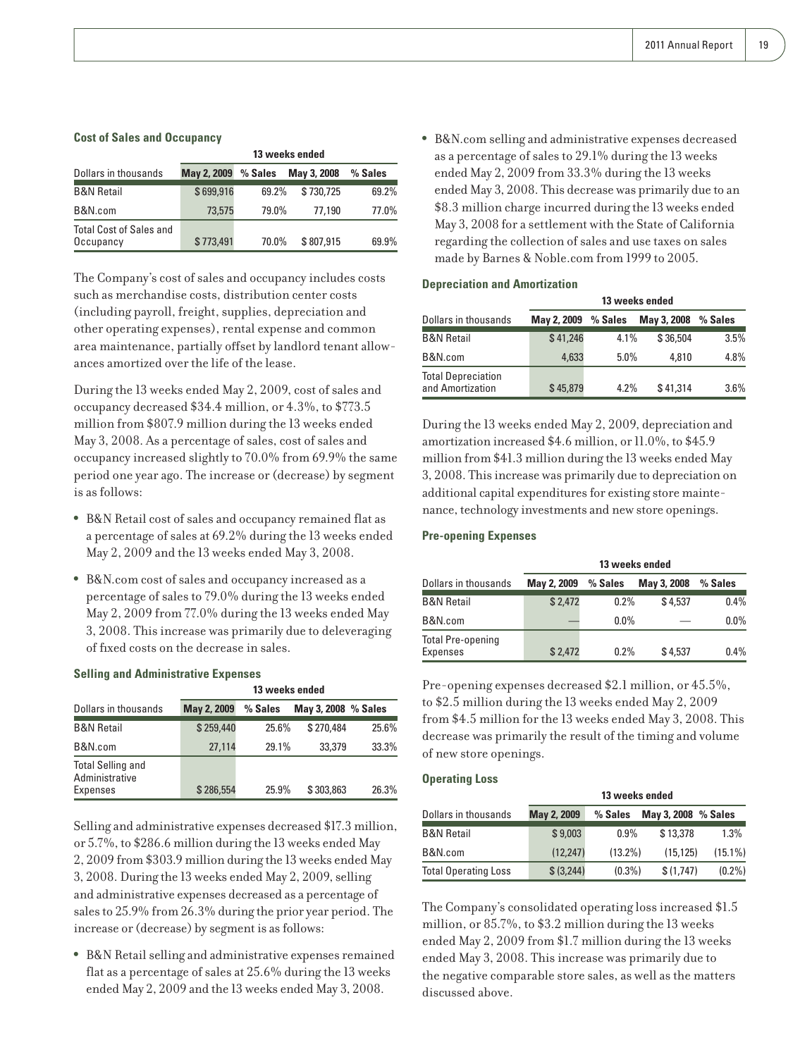### Cost of Sales and Occupancy

| Dollars in thousands | 13 weeks ended | | | |
|---|---|---|---|---|
| | May 2, 2009 | % Sales | May 3, 2008 | % Sales |
| B&N Retail | $ 699,916 | 69.2% | $ 730,725 | 69.2% |
| B&N.com | 73,575 | 79.0% | 77,190 | 77.0% |
| Total Cost of Sales and Occupancy | $ 773,491 | 70.0% | $ 807,915 | 69.9% |

The Company's cost of sales and occupancy includes costs such as merchandise costs, distribution center costs (including payroll, freight, supplies, depreciation and other operating expenses), rental expense and common area maintenance, partially offset by landlord tenant allowances amortized over the life of the lease.

During the 13 weeks ended May 2, 2009, cost of sales and occupancy decreased $34.4 million, or 4.3%, to $773.5 million from $807.9 million during the 13 weeks ended May 3, 2008. As a percentage of sales, cost of sales and occupancy increased slightly to 70.0% from 69.9% the same period one year ago. The increase or (decrease) by segment is as follows:

- B&N Retail cost of sales and occupancy remained flat as a percentage of sales at 69.2% during the 13 weeks ended May 2, 2009 and the 13 weeks ended May 3, 2008.
- B&N.com cost of sales and occupancy increased as a percentage of sales to 79.0% during the 13 weeks ended May 2, 2009 from 77.0% during the 13 weeks ended May 3, 2008. This increase was primarily due to deleveraging of fixed costs on the decrease in sales.

### Selling and Administrative Expenses

| Dollars in thousands | 13 weeks ended | | | |
|---|---|---|---|---|
| | May 2, 2009 | % Sales | May 3, 2008 | % Sales |
| B&N Retail | $ 259,440 | 25.6% | $ 270,484 | 25.6% |
| B&N.com | 27,114 | 29.1% | 33,379 | 33.3% |
| Total Selling and Administrative Expenses | $ 286,554 | 25.9% | $ 303,863 | 26.3% |

Selling and administrative expenses decreased $17.3 million, or 5.7%, to $286.6 million during the 13 weeks ended May 2, 2009 from $303.9 million during the 13 weeks ended May 3, 2008. During the 13 weeks ended May 2, 2009, selling and administrative expenses decreased as a percentage of sales to 25.9% from 26.3% during the prior year period. The increase or (decrease) by segment is as follows:

- B&N Retail selling and administrative expenses remained flat as a percentage of sales at 25.6% during the 13 weeks ended May 2, 2009 and the 13 weeks ended May 3, 2008.
- B&N.com selling and administrative expenses decreased as a percentage of sales to 29.1% during the 13 weeks ended May 2, 2009 from 33.3% during the 13 weeks ended May 3, 2008. This decrease was primarily due to an $8.3 million charge incurred during the 13 weeks ended May 3, 2008 for a settlement with the State of California regarding the collection of sales and use taxes on sales made by Barnes & Noble.com from 1999 to 2005.

### Depreciation and Amortization

| Dollars in thousands | 13 weeks ended | | | |
|---|---|---|---|---|
| | May 2, 2009 | % Sales | May 3, 2008 | % Sales |
| B&N Retail | $ 41,246 | 4.1% | $ 36,504 | 3.5% |
| B&N.com | 4,633 | 5.0% | 4,810 | 4.8% |
| Total Depreciation and Amortization | $ 45,879 | 4.2% | $ 41,314 | 3.6% |

During the 13 weeks ended May 2, 2009, depreciation and amortization increased $4.6 million, or 11.0%, to $45.9 million from $41.3 million during the 13 weeks ended May 3, 2008. This increase was primarily due to depreciation on additional capital expenditures for existing store maintenance, technology investments and new store openings.

### Pre-opening Expenses

| Dollars in thousands | 13 weeks ended | | | |
|---|---|---|---|---|
| | May 2, 2009 | % Sales | May 3, 2008 | % Sales |
| B&N Retail | $ 2,472 | 0.2% | $ 4,537 | 0.4% |
| B&N.com | — | 0.0% | — | 0.0% |
| Total Pre-opening Expenses | $ 2,472 | 0.2% | $ 4,537 | 0.4% |

Pre-opening expenses decreased $2.1 million, or 45.5%, to $2.5 million during the 13 weeks ended May 2, 2009 from $4.5 million for the 13 weeks ended May 3, 2008. This decrease was primarily the result of the timing and volume of new store openings.

### Operating Loss

| Dollars in thousands | 13 weeks ended | | | |
|---|---|---|---|---|
| | May 2, 2009 | % Sales | May 3, 2008 | % Sales |
| B&N Retail | $ 9,003 | 0.9% | $ 13,378 | 1.3% |
| B&N.com | (12,247) | (13.2%) | (15,125) | (15.1%) |
| Total Operating Loss | $ (3,244) | (0.3%) | $ (1,747) | (0.2%) |

The Company's consolidated operating loss increased $1.5 million, or 85.7%, to $3.2 million during the 13 weeks ended May 2, 2009 from $1.7 million during the 13 weeks ended May 3, 2008. This increase was primarily due to the negative comparable store sales, as well as the matters discussed above.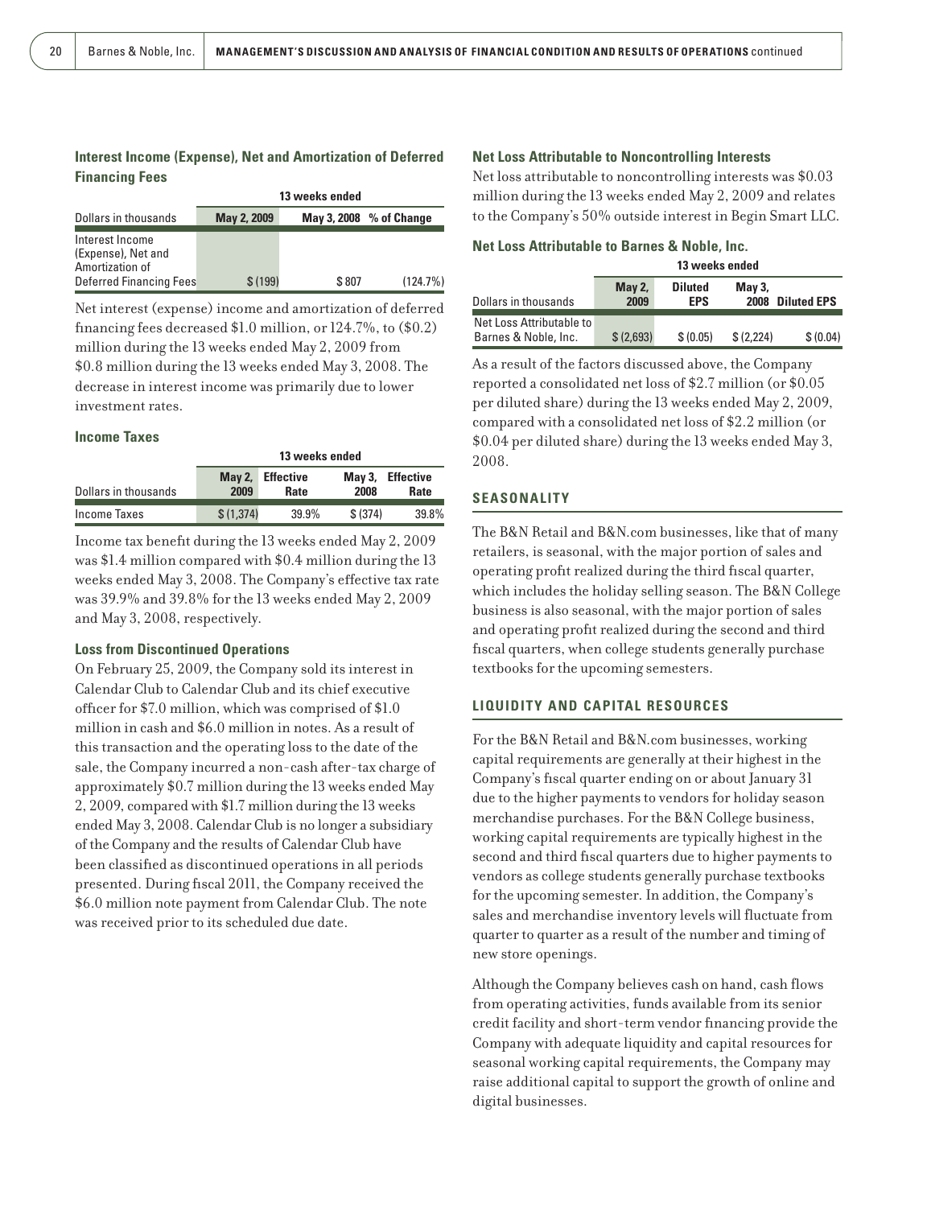### Interest Income (Expense), Net and Amortization of Deferred Financing Fees

| | 13 weeks ended | | |
|---|---|---|---|
| Dollars in thousands | May 2, 2009 | May 3, 2008 | % of Change |
| Interest Income (Expense), Net and Amortization of Deferred Financing Fees | $ (199) | $ 807 | (124.7%) |

Net interest (expense) income and amortization of deferred financing fees decreased $1.0 million, or 124.7%, to ($0.2) million during the 13 weeks ended May 2, 2009 from $0.8 million during the 13 weeks ended May 3, 2008. The decrease in interest income was primarily due to lower investment rates.

### Income Taxes

| | 13 weeks ended | | | |
|---|---|---|---|---|
| Dollars in thousands | May 2, 2009 | Effective Rate | May 3, 2008 | Effective Rate |
| Income Taxes | $ (1,374) | 39.9% | $ (374) | 39.8% |

Income tax benefit during the 13 weeks ended May 2, 2009 was $1.4 million compared with $0.4 million during the 13 weeks ended May 3, 2008. The Company's effective tax rate was 39.9% and 39.8% for the 13 weeks ended May 2, 2009 and May 3, 2008, respectively.

### Loss from Discontinued Operations

On February 25, 2009, the Company sold its interest in Calendar Club to Calendar Club and its chief executive officer for $7.0 million, which was comprised of $1.0 million in cash and $6.0 million in notes. As a result of this transaction and the operating loss to the date of the sale, the Company incurred a non-cash after-tax charge of approximately $0.7 million during the 13 weeks ended May 2, 2009, compared with $1.7 million during the 13 weeks ended May 3, 2008. Calendar Club is no longer a subsidiary of the Company and the results of Calendar Club have been classified as discontinued operations in all periods presented. During fiscal 2011, the Company received the $6.0 million note payment from Calendar Club. The note was received prior to its scheduled due date.

### Net Loss Attributable to Noncontrolling Interests

Net loss attributable to noncontrolling interests was $0.03 million during the 13 weeks ended May 2, 2009 and relates to the Company's 50% outside interest in Begin Smart LLC.

### Net Loss Attributable to Barnes & Noble, Inc.

| | 13 weeks ended | | | |
|---|---|---|---|---|
| Dollars in thousands | May 2, 2009 | Diluted EPS | May 3, 2008 | Diluted EPS |
| Net Loss Attributable to Barnes & Noble, Inc. | $ (2,693) | $ (0.05) | $ (2,224) | $ (0.04) |

As a result of the factors discussed above, the Company reported a consolidated net loss of $2.7 million (or $0.05 per diluted share) during the 13 weeks ended May 2, 2009, compared with a consolidated net loss of $2.2 million (or $0.04 per diluted share) during the 13 weeks ended May 3, 2008.

## SEASONALITY

The B&N Retail and B&N.com businesses, like that of many retailers, is seasonal, with the major portion of sales and operating profit realized during the third fiscal quarter, which includes the holiday selling season. The B&N College business is also seasonal, with the major portion of sales and operating profit realized during the second and third fiscal quarters, when college students generally purchase textbooks for the upcoming semesters.

## LIQUIDITY AND CAPITAL RESOURCES

For the B&N Retail and B&N.com businesses, working capital requirements are generally at their highest in the Company's fiscal quarter ending on or about January 31 due to the higher payments to vendors for holiday season merchandise purchases. For the B&N College business, working capital requirements are typically highest in the second and third fiscal quarters due to higher payments to vendors as college students generally purchase textbooks for the upcoming semester. In addition, the Company's sales and merchandise inventory levels will fluctuate from quarter to quarter as a result of the number and timing of new store openings.

Although the Company believes cash on hand, cash flows from operating activities, funds available from its senior credit facility and short-term vendor financing provide the Company with adequate liquidity and capital resources for seasonal working capital requirements, the Company may raise additional capital to support the growth of online and digital businesses.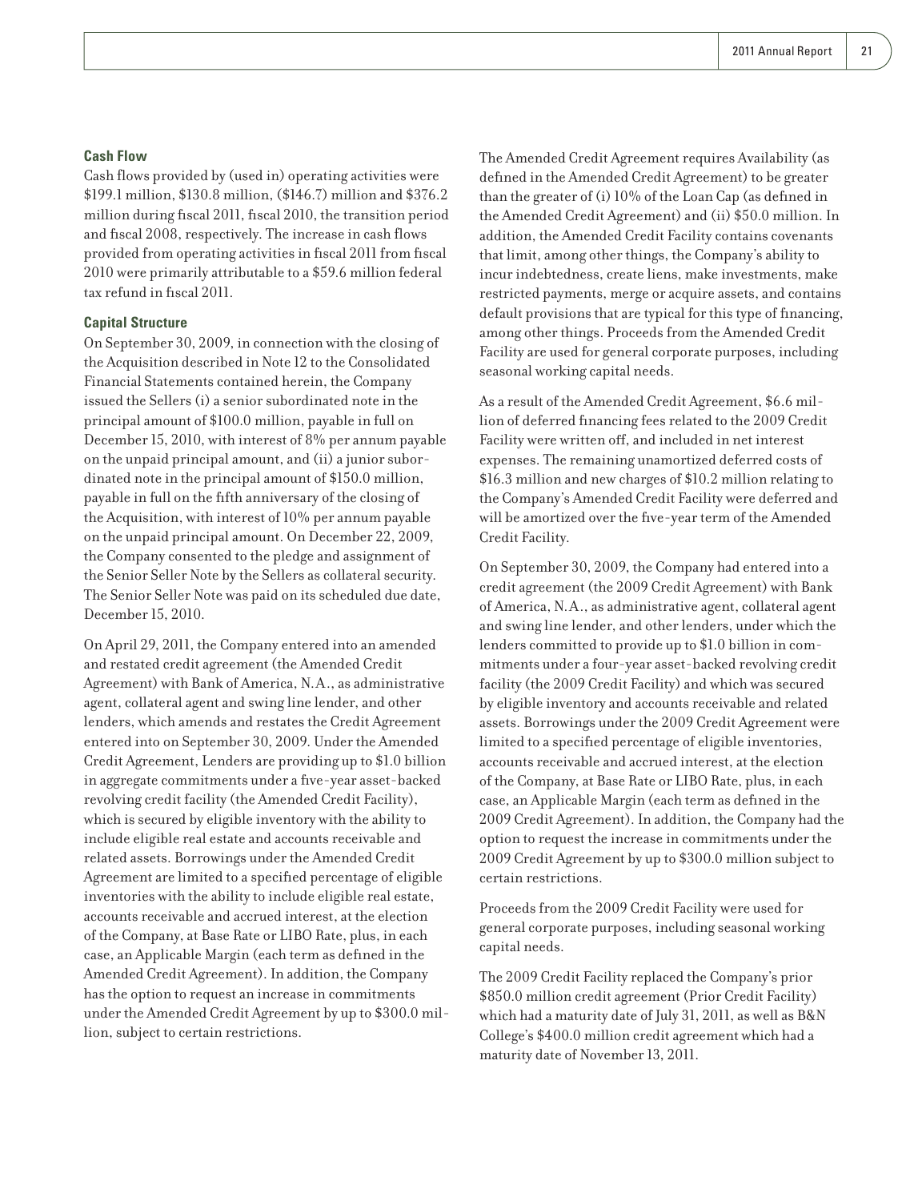### Cash Flow

Cash flows provided by (used in) operating activities were $199.1 million, $130.8 million, ($146.7) million and $376.2 million during fiscal 2011, fiscal 2010, the transition period and fiscal 2008, respectively. The increase in cash flows provided from operating activities in fiscal 2011 from fiscal 2010 were primarily attributable to a $59.6 million federal tax refund in fiscal 2011.

### Capital Structure

On September 30, 2009, in connection with the closing of the Acquisition described in Note 12 to the Consolidated Financial Statements contained herein, the Company issued the Sellers (i) a senior subordinated note in the principal amount of $100.0 million, payable in full on December 15, 2010, with interest of 8% per annum payable on the unpaid principal amount, and (ii) a junior subordinated note in the principal amount of $150.0 million, payable in full on the fifth anniversary of the closing of the Acquisition, with interest of 10% per annum payable on the unpaid principal amount. On December 22, 2009, the Company consented to the pledge and assignment of the Senior Seller Note by the Sellers as collateral security. The Senior Seller Note was paid on its scheduled due date, December 15, 2010.

On April 29, 2011, the Company entered into an amended and restated credit agreement (the Amended Credit Agreement) with Bank of America, N.A., as administrative agent, collateral agent and swing line lender, and other lenders, which amends and restates the Credit Agreement entered into on September 30, 2009. Under the Amended Credit Agreement, Lenders are providing up to $1.0 billion in aggregate commitments under a five-year asset-backed revolving credit facility (the Amended Credit Facility), which is secured by eligible inventory with the ability to include eligible real estate and accounts receivable and related assets. Borrowings under the Amended Credit Agreement are limited to a specified percentage of eligible inventories with the ability to include eligible real estate, accounts receivable and accrued interest, at the election of the Company, at Base Rate or LIBO Rate, plus, in each case, an Applicable Margin (each term as defined in the Amended Credit Agreement). In addition, the Company has the option to request an increase in commitments under the Amended Credit Agreement by up to $300.0 million, subject to certain restrictions.

The Amended Credit Agreement requires Availability (as defined in the Amended Credit Agreement) to be greater than the greater of (i) 10% of the Loan Cap (as defined in the Amended Credit Agreement) and (ii) $50.0 million. In addition, the Amended Credit Facility contains covenants that limit, among other things, the Company's ability to incur indebtedness, create liens, make investments, make restricted payments, merge or acquire assets, and contains default provisions that are typical for this type of financing, among other things. Proceeds from the Amended Credit Facility are used for general corporate purposes, including seasonal working capital needs.

As a result of the Amended Credit Agreement, $6.6 million of deferred financing fees related to the 2009 Credit Facility were written off, and included in net interest expenses. The remaining unamortized deferred costs of $16.3 million and new charges of $10.2 million relating to the Company's Amended Credit Facility were deferred and will be amortized over the five-year term of the Amended Credit Facility.

On September 30, 2009, the Company had entered into a credit agreement (the 2009 Credit Agreement) with Bank of America, N.A., as administrative agent, collateral agent and swing line lender, and other lenders, under which the lenders committed to provide up to $1.0 billion in commitments under a four-year asset-backed revolving credit facility (the 2009 Credit Facility) and which was secured by eligible inventory and accounts receivable and related assets. Borrowings under the 2009 Credit Agreement were limited to a specified percentage of eligible inventories, accounts receivable and accrued interest, at the election of the Company, at Base Rate or LIBO Rate, plus, in each case, an Applicable Margin (each term as defined in the 2009 Credit Agreement). In addition, the Company had the option to request the increase in commitments under the 2009 Credit Agreement by up to $300.0 million subject to certain restrictions.

Proceeds from the 2009 Credit Facility were used for general corporate purposes, including seasonal working capital needs.

The 2009 Credit Facility replaced the Company's prior $850.0 million credit agreement (Prior Credit Facility) which had a maturity date of July 31, 2011, as well as B&N College's $400.0 million credit agreement which had a maturity date of November 13, 2011.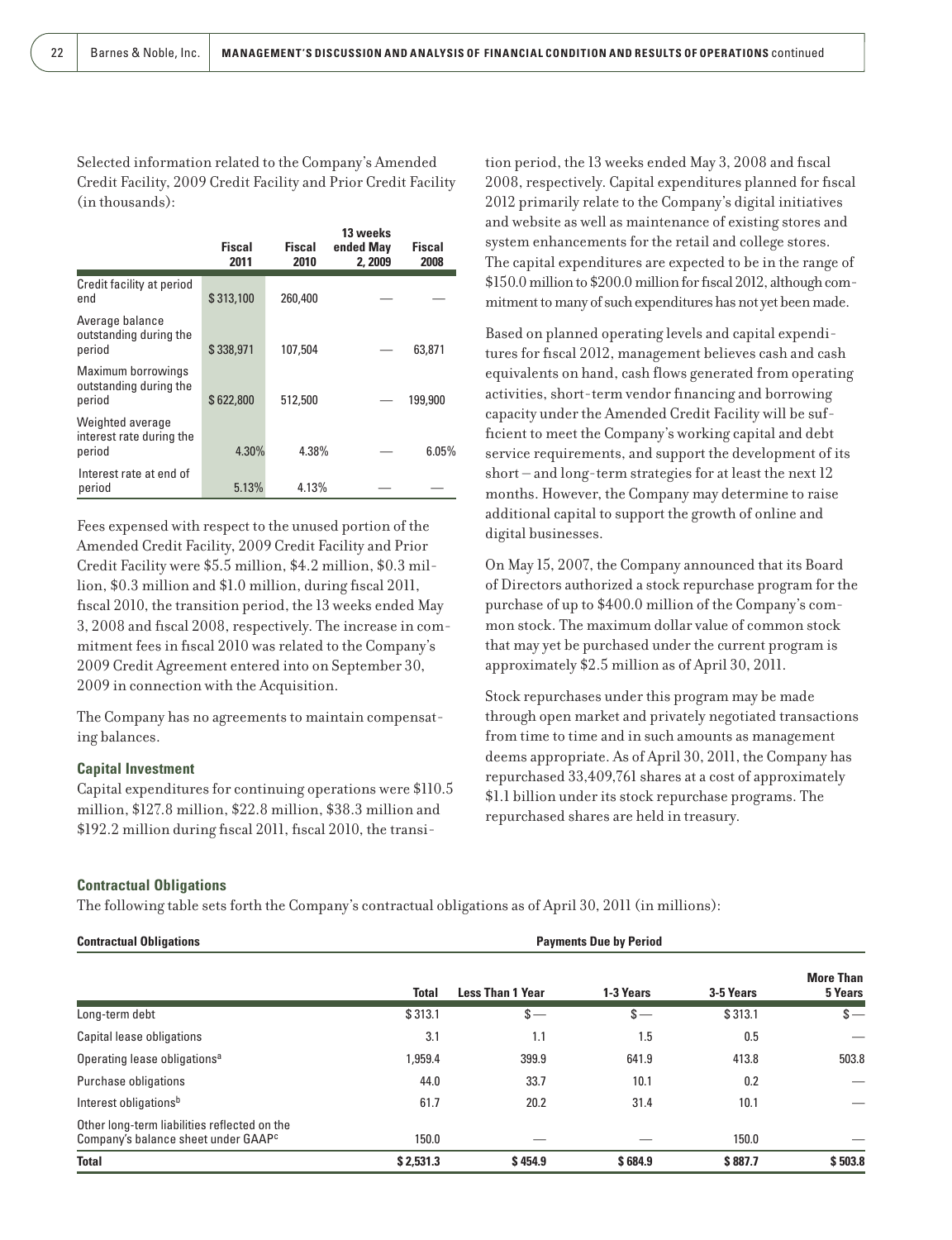Selected information related to the Company's Amended Credit Facility, 2009 Credit Facility and Prior Credit Facility (in thousands):

| | Fiscal 2011 | Fiscal 2010 | 13 weeks ended May 2, 2009 | Fiscal 2008 |
|---|---|---|---|---|
| Credit facility at period end | $ 313,100 | 260,400 | — | — |
| Average balance outstanding during the period | $ 338,971 | 107,504 | — | 63,871 |
| Maximum borrowings outstanding during the period | $ 622,800 | 512,500 | — | 199,900 |
| Weighted average interest rate during the period | 4.30% | 4.38% | — | 6.05% |
| Interest rate at end of period | 5.13% | 4.13% | — | — |

Fees expensed with respect to the unused portion of the Amended Credit Facility, 2009 Credit Facility and Prior Credit Facility were $5.5 million, $4.2 million, $0.3 million, $0.3 million and $1.0 million, during fiscal 2011, fiscal 2010, the transition period, the 13 weeks ended May 3, 2008 and fiscal 2008, respectively. The increase in commitment fees in fiscal 2010 was related to the Company's 2009 Credit Agreement entered into on September 30, 2009 in connection with the Acquisition.

The Company has no agreements to maintain compensating balances.

### Capital Investment

Capital expenditures for continuing operations were $110.5 million, $127.8 million, $22.8 million, $38.3 million and $192.2 million during fiscal 2011, fiscal 2010, the transition period, the 13 weeks ended May 3, 2008 and fiscal 2008, respectively. Capital expenditures planned for fiscal 2012 primarily relate to the Company's digital initiatives and website as well as maintenance of existing stores and system enhancements for the retail and college stores. The capital expenditures are expected to be in the range of $150.0 million to $200.0 million for fiscal 2012, although commitment to many of such expenditures has not yet been made.

Based on planned operating levels and capital expenditures for fiscal 2012, management believes cash and cash equivalents on hand, cash flows generated from operating activities, short-term vendor financing and borrowing capacity under the Amended Credit Facility will be sufficient to meet the Company's working capital and debt service requirements, and support the development of its short – and long-term strategies for at least the next 12 months. However, the Company may determine to raise additional capital to support the growth of online and digital businesses.

On May 15, 2007, the Company announced that its Board of Directors authorized a stock repurchase program for the purchase of up to $400.0 million of the Company's common stock. The maximum dollar value of common stock that may yet be purchased under the current program is approximately $2.5 million as of April 30, 2011.

Stock repurchases under this program may be made through open market and privately negotiated transactions from time to time and in such amounts as management deems appropriate. As of April 30, 2011, the Company has repurchased 33,409,761 shares at a cost of approximately $1.1 billion under its stock repurchase programs. The repurchased shares are held in treasury.

### Contractual Obligations

The following table sets forth the Company's contractual obligations as of April 30, 2011 (in millions):

| Contractual Obligations | Payments Due by Period | | | | |
|---|---|---|---|---|---|
| | Total | Less Than 1 Year | 1-3 Years | 3-5 Years | More Than 5 Years |
| Long-term debt | $ 313.1 | $ — | $ — | $ 313.1 | $ — |
| Capital lease obligations | 3.1 | 1.1 | 1.5 | 0.5 | — |
| Operating lease obligations[a] | 1,959.4 | 399.9 | 641.9 | 413.8 | 503.8 |
| Purchase obligations | 44.0 | 33.7 | 10.1 | 0.2 | — |
| Interest obligations[b] | 61.7 | 20.2 | 31.4 | 10.1 | — |
| Other long-term liabilities reflected on the Company's balance sheet under GAAP[c] | 150.0 | — | — | 150.0 | — |
| **Total** | **$ 2,531.3** | **$ 454.9** | **$ 684.9** | **$ 887.7** | **$ 503.8** |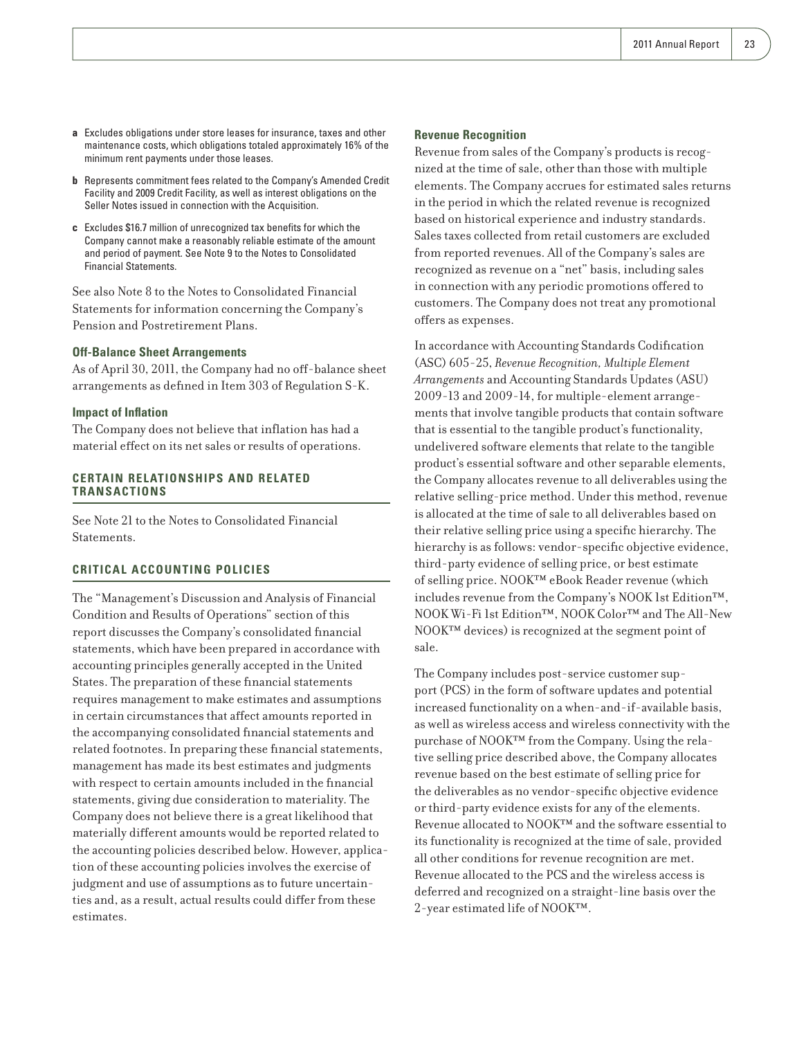**a** Excludes obligations under store leases for insurance, taxes and other maintenance costs, which obligations totaled approximately 16% of the minimum rent payments under those leases.

**b** Represents commitment fees related to the Company's Amended Credit Facility and 2009 Credit Facility, as well as interest obligations on the Seller Notes issued in connection with the Acquisition.

**c** Excludes $16.7 million of unrecognized tax benefits for which the Company cannot make a reasonably reliable estimate of the amount and period of payment. See Note 9 to the Notes to Consolidated Financial Statements.

See also Note 8 to the Notes to Consolidated Financial Statements for information concerning the Company's Pension and Postretirement Plans.

### Off-Balance Sheet Arrangements

As of April 30, 2011, the Company had no off-balance sheet arrangements as defined in Item 303 of Regulation S-K.

### Impact of Inflation

The Company does not believe that inflation has had a material effect on its net sales or results of operations.

## CERTAIN RELATIONSHIPS AND RELATED TRANSACTIONS

See Note 21 to the Notes to Consolidated Financial Statements.

## CRITICAL ACCOUNTING POLICIES

The "Management's Discussion and Analysis of Financial Condition and Results of Operations" section of this report discusses the Company's consolidated financial statements, which have been prepared in accordance with accounting principles generally accepted in the United States. The preparation of these financial statements requires management to make estimates and assumptions in certain circumstances that affect amounts reported in the accompanying consolidated financial statements and related footnotes. In preparing these financial statements, management has made its best estimates and judgments with respect to certain amounts included in the financial statements, giving due consideration to materiality. The Company does not believe there is a great likelihood that materially different amounts would be reported related to the accounting policies described below. However, application of these accounting policies involves the exercise of judgment and use of assumptions as to future uncertainties and, as a result, actual results could differ from these estimates.

### Revenue Recognition

Revenue from sales of the Company's products is recognized at the time of sale, other than those with multiple elements. The Company accrues for estimated sales returns in the period in which the related revenue is recognized based on historical experience and industry standards. Sales taxes collected from retail customers are excluded from reported revenues. All of the Company's sales are recognized as revenue on a "net" basis, including sales in connection with any periodic promotions offered to customers. The Company does not treat any promotional offers as expenses.

In accordance with Accounting Standards Codification (ASC) 605-25, *Revenue Recognition, Multiple Element Arrangements* and Accounting Standards Updates (ASU) 2009-13 and 2009-14, for multiple-element arrangements that involve tangible products that contain software that is essential to the tangible product's functionality, undelivered software elements that relate to the tangible product's essential software and other separable elements, the Company allocates revenue to all deliverables using the relative selling-price method. Under this method, revenue is allocated at the time of sale to all deliverables based on their relative selling price using a specific hierarchy. The hierarchy is as follows: vendor-specific objective evidence, third-party evidence of selling price, or best estimate of selling price. NOOK™ eBook Reader revenue (which includes revenue from the Company's NOOK 1st Edition™, NOOK Wi-Fi 1st Edition™, NOOK Color™ and The All-New NOOK™ devices) is recognized at the segment point of sale.

The Company includes post-service customer support (PCS) in the form of software updates and potential increased functionality on a when-and-if-available basis, as well as wireless access and wireless connectivity with the purchase of NOOK™ from the Company. Using the relative selling price described above, the Company allocates revenue based on the best estimate of selling price for the deliverables as no vendor-specific objective evidence or third-party evidence exists for any of the elements. Revenue allocated to NOOK™ and the software essential to its functionality is recognized at the time of sale, provided all other conditions for revenue recognition are met. Revenue allocated to the PCS and the wireless access is deferred and recognized on a straight-line basis over the 2-year estimated life of NOOK™.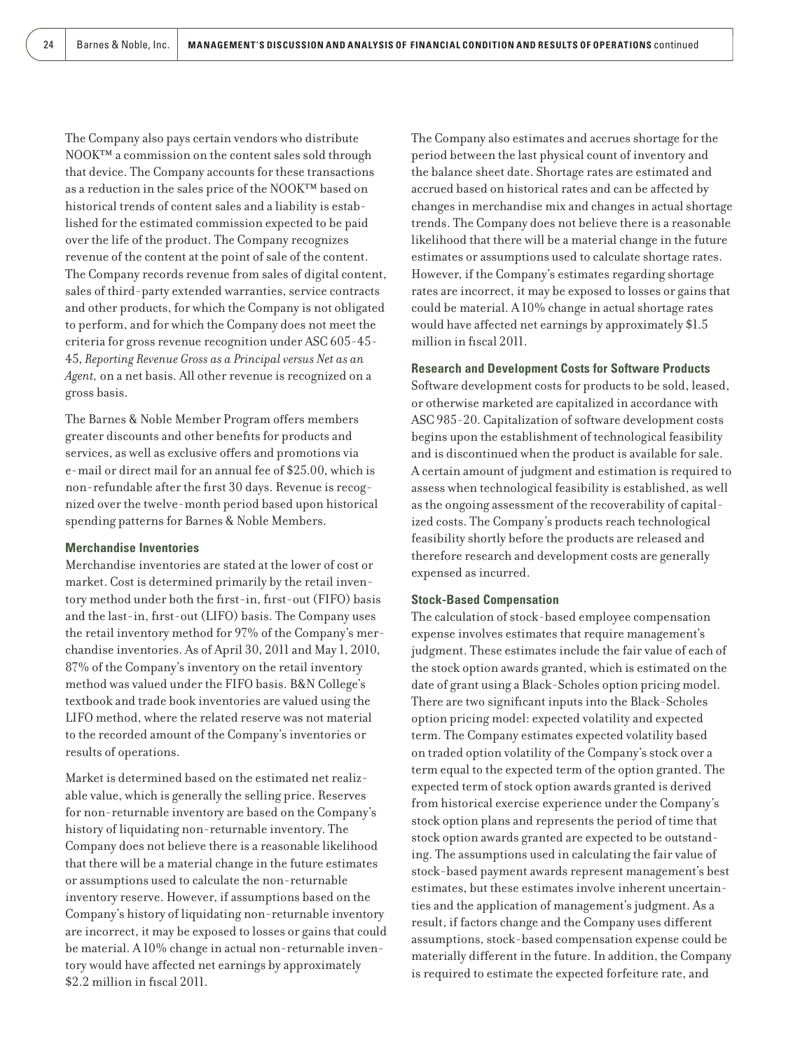The Company also pays certain vendors who distribute NOOK™ a commission on the content sales sold through that device. The Company accounts for these transactions as a reduction in the sales price of the NOOK™ based on historical trends of content sales and a liability is established for the estimated commission expected to be paid over the life of the product. The Company recognizes revenue of the content at the point of sale of the content. The Company records revenue from sales of digital content, sales of third-party extended warranties, service contracts and other products, for which the Company is not obligated to perform, and for which the Company does not meet the criteria for gross revenue recognition under ASC 605-45-45, *Reporting Revenue Gross as a Principal versus Net as an Agent,* on a net basis. All other revenue is recognized on a gross basis.

The Barnes & Noble Member Program offers members greater discounts and other benefits for products and services, as well as exclusive offers and promotions via e-mail or direct mail for an annual fee of $25.00, which is non-refundable after the first 30 days. Revenue is recognized over the twelve-month period based upon historical spending patterns for Barnes & Noble Members.

**Merchandise Inventories**

Merchandise inventories are stated at the lower of cost or market. Cost is determined primarily by the retail inventory method under both the first-in, first-out (FIFO) basis and the last-in, first-out (LIFO) basis. The Company uses the retail inventory method for 97% of the Company's merchandise inventories. As of April 30, 2011 and May 1, 2010, 87% of the Company's inventory on the retail inventory method was valued under the FIFO basis. B&N College's textbook and trade book inventories are valued using the LIFO method, where the related reserve was not material to the recorded amount of the Company's inventories or results of operations.

Market is determined based on the estimated net realizable value, which is generally the selling price. Reserves for non-returnable inventory are based on the Company's history of liquidating non-returnable inventory. The Company does not believe there is a reasonable likelihood that there will be a material change in the future estimates or assumptions used to calculate the non-returnable inventory reserve. However, if assumptions based on the Company's history of liquidating non-returnable inventory are incorrect, it may be exposed to losses or gains that could be material. A 10% change in actual non-returnable inventory would have affected net earnings by approximately $2.2 million in fiscal 2011.

The Company also estimates and accrues shortage for the period between the last physical count of inventory and the balance sheet date. Shortage rates are estimated and accrued based on historical rates and can be affected by changes in merchandise mix and changes in actual shortage trends. The Company does not believe there is a reasonable likelihood that there will be a material change in the future estimates or assumptions used to calculate shortage rates. However, if the Company's estimates regarding shortage rates are incorrect, it may be exposed to losses or gains that could be material. A 10% change in actual shortage rates would have affected net earnings by approximately $1.5 million in fiscal 2011.

**Research and Development Costs for Software Products**

Software development costs for products to be sold, leased, or otherwise marketed are capitalized in accordance with ASC 985-20. Capitalization of software development costs begins upon the establishment of technological feasibility and is discontinued when the product is available for sale. A certain amount of judgment and estimation is required to assess when technological feasibility is established, as well as the ongoing assessment of the recoverability of capitalized costs. The Company's products reach technological feasibility shortly before the products are released and therefore research and development costs are generally expensed as incurred.

**Stock-Based Compensation**

The calculation of stock-based employee compensation expense involves estimates that require management's judgment. These estimates include the fair value of each of the stock option awards granted, which is estimated on the date of grant using a Black-Scholes option pricing model. There are two significant inputs into the Black-Scholes option pricing model: expected volatility and expected term. The Company estimates expected volatility based on traded option volatility of the Company's stock over a term equal to the expected term of the option granted. The expected term of stock option awards granted is derived from historical exercise experience under the Company's stock option plans and represents the period of time that stock option awards granted are expected to be outstanding. The assumptions used in calculating the fair value of stock-based payment awards represent management's best estimates, but these estimates involve inherent uncertainties and the application of management's judgment. As a result, if factors change and the Company uses different assumptions, stock-based compensation expense could be materially different in the future. In addition, the Company is required to estimate the expected forfeiture rate, and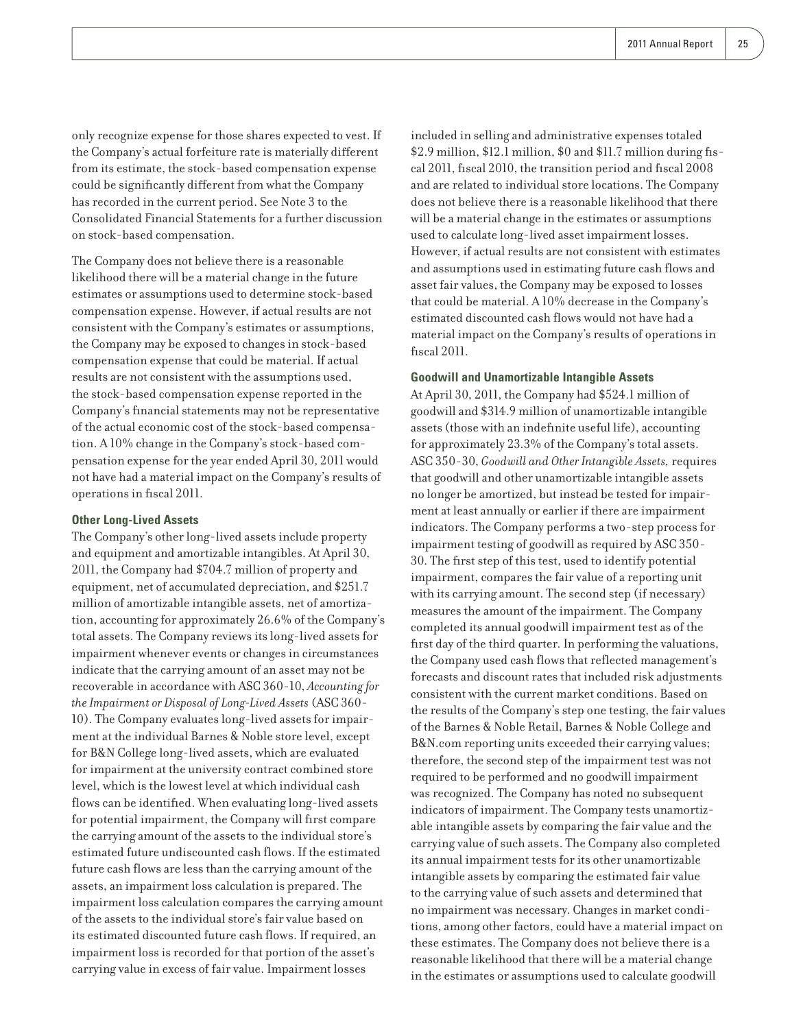only recognize expense for those shares expected to vest. If the Company's actual forfeiture rate is materially different from its estimate, the stock-based compensation expense could be significantly different from what the Company has recorded in the current period. See Note 3 to the Consolidated Financial Statements for a further discussion on stock-based compensation.

The Company does not believe there is a reasonable likelihood there will be a material change in the future estimates or assumptions used to determine stock-based compensation expense. However, if actual results are not consistent with the Company's estimates or assumptions, the Company may be exposed to changes in stock-based compensation expense that could be material. If actual results are not consistent with the assumptions used, the stock-based compensation expense reported in the Company's financial statements may not be representative of the actual economic cost of the stock-based compensation. A 10% change in the Company's stock-based compensation expense for the year ended April 30, 2011 would not have had a material impact on the Company's results of operations in fiscal 2011.

#### Other Long-Lived Assets

The Company's other long-lived assets include property and equipment and amortizable intangibles. At April 30, 2011, the Company had $704.7 million of property and equipment, net of accumulated depreciation, and $251.7 million of amortizable intangible assets, net of amortization, accounting for approximately 26.6% of the Company's total assets. The Company reviews its long-lived assets for impairment whenever events or changes in circumstances indicate that the carrying amount of an asset may not be recoverable in accordance with ASC 360-10, *Accounting for the Impairment or Disposal of Long-Lived Assets* (ASC 360-10). The Company evaluates long-lived assets for impairment at the individual Barnes & Noble store level, except for B&N College long-lived assets, which are evaluated for impairment at the university contract combined store level, which is the lowest level at which individual cash flows can be identified. When evaluating long-lived assets for potential impairment, the Company will first compare the carrying amount of the assets to the individual store's estimated future undiscounted cash flows. If the estimated future cash flows are less than the carrying amount of the assets, an impairment loss calculation is prepared. The impairment loss calculation compares the carrying amount of the assets to the individual store's fair value based on its estimated discounted future cash flows. If required, an impairment loss is recorded for that portion of the asset's carrying value in excess of fair value. Impairment losses included in selling and administrative expenses totaled $2.9 million, $12.1 million, $0 and $11.7 million during fiscal 2011, fiscal 2010, the transition period and fiscal 2008 and are related to individual store locations. The Company does not believe there is a reasonable likelihood that there will be a material change in the estimates or assumptions used to calculate long-lived asset impairment losses. However, if actual results are not consistent with estimates and assumptions used in estimating future cash flows and asset fair values, the Company may be exposed to losses that could be material. A 10% decrease in the Company's estimated discounted cash flows would not have had a material impact on the Company's results of operations in fiscal 2011.

#### Goodwill and Unamortizable Intangible Assets

At April 30, 2011, the Company had $524.1 million of goodwill and $314.9 million of unamortizable intangible assets (those with an indefinite useful life), accounting for approximately 23.3% of the Company's total assets. ASC 350-30, *Goodwill and Other Intangible Assets,* requires that goodwill and other unamortizable intangible assets no longer be amortized, but instead be tested for impairment at least annually or earlier if there are impairment indicators. The Company performs a two-step process for impairment testing of goodwill as required by ASC 350-30. The first step of this test, used to identify potential impairment, compares the fair value of a reporting unit with its carrying amount. The second step (if necessary) measures the amount of the impairment. The Company completed its annual goodwill impairment test as of the first day of the third quarter. In performing the valuations, the Company used cash flows that reflected management's forecasts and discount rates that included risk adjustments consistent with the current market conditions. Based on the results of the Company's step one testing, the fair values of the Barnes & Noble Retail, Barnes & Noble College and B&N.com reporting units exceeded their carrying values; therefore, the second step of the impairment test was not required to be performed and no goodwill impairment was recognized. The Company has noted no subsequent indicators of impairment. The Company tests unamortizable intangible assets by comparing the fair value and the carrying value of such assets. The Company also completed its annual impairment tests for its other unamortizable intangible assets by comparing the estimated fair value to the carrying value of such assets and determined that no impairment was necessary. Changes in market conditions, among other factors, could have a material impact on these estimates. The Company does not believe there is a reasonable likelihood that there will be a material change in the estimates or assumptions used to calculate goodwill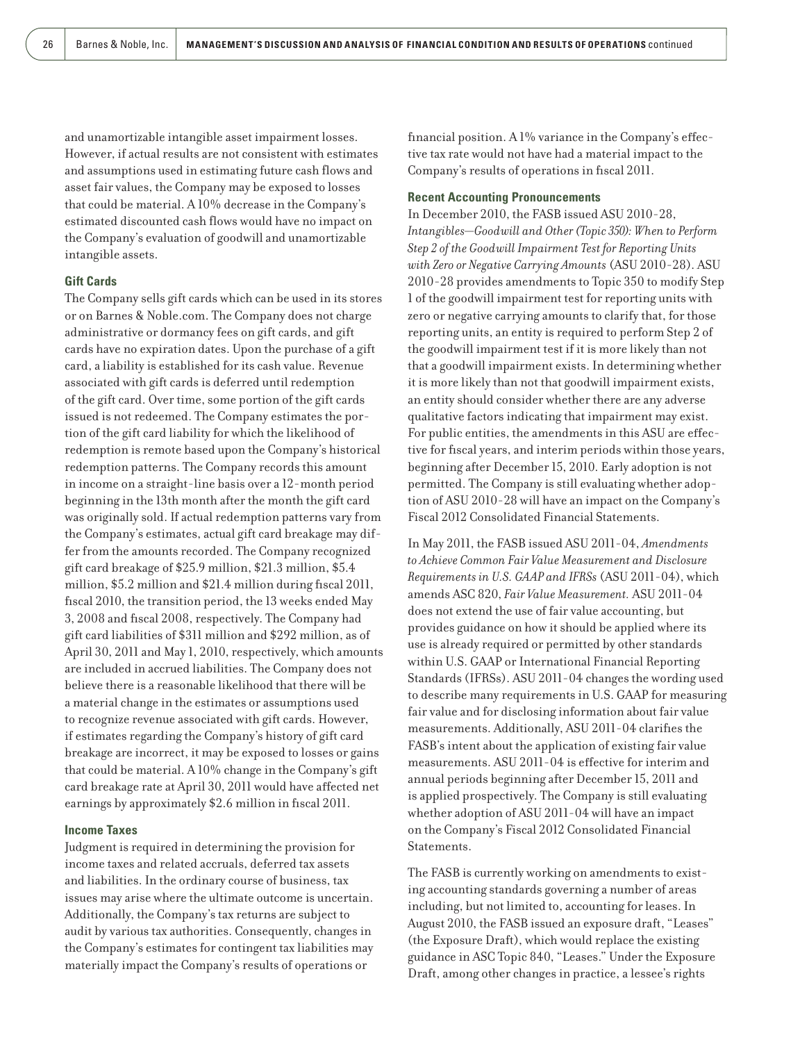and unamortizable intangible asset impairment losses. However, if actual results are not consistent with estimates and assumptions used in estimating future cash flows and asset fair values, the Company may be exposed to losses that could be material. A 10% decrease in the Company's estimated discounted cash flows would have no impact on the Company's evaluation of goodwill and unamortizable intangible assets.

### Gift Cards

The Company sells gift cards which can be used in its stores or on Barnes & Noble.com. The Company does not charge administrative or dormancy fees on gift cards, and gift cards have no expiration dates. Upon the purchase of a gift card, a liability is established for its cash value. Revenue associated with gift cards is deferred until redemption of the gift card. Over time, some portion of the gift cards issued is not redeemed. The Company estimates the portion of the gift card liability for which the likelihood of redemption is remote based upon the Company's historical redemption patterns. The Company records this amount in income on a straight-line basis over a 12-month period beginning in the 13th month after the month the gift card was originally sold. If actual redemption patterns vary from the Company's estimates, actual gift card breakage may differ from the amounts recorded. The Company recognized gift card breakage of $25.9 million, $21.3 million, $5.4 million, $5.2 million and $21.4 million during fiscal 2011, fiscal 2010, the transition period, the 13 weeks ended May 3, 2008 and fiscal 2008, respectively. The Company had gift card liabilities of $311 million and $292 million, as of April 30, 2011 and May 1, 2010, respectively, which amounts are included in accrued liabilities. The Company does not believe there is a reasonable likelihood that there will be a material change in the estimates or assumptions used to recognize revenue associated with gift cards. However, if estimates regarding the Company's history of gift card breakage are incorrect, it may be exposed to losses or gains that could be material. A 10% change in the Company's gift card breakage rate at April 30, 2011 would have affected net earnings by approximately $2.6 million in fiscal 2011.

### Income Taxes

Judgment is required in determining the provision for income taxes and related accruals, deferred tax assets and liabilities. In the ordinary course of business, tax issues may arise where the ultimate outcome is uncertain. Additionally, the Company's tax returns are subject to audit by various tax authorities. Consequently, changes in the Company's estimates for contingent tax liabilities may materially impact the Company's results of operations or financial position. A 1% variance in the Company's effective tax rate would not have had a material impact to the Company's results of operations in fiscal 2011.

### Recent Accounting Pronouncements

In December 2010, the FASB issued ASU 2010-28, *Intangibles—Goodwill and Other (Topic 350): When to Perform Step 2 of the Goodwill Impairment Test for Reporting Units with Zero or Negative Carrying Amounts* (ASU 2010-28). ASU 2010-28 provides amendments to Topic 350 to modify Step 1 of the goodwill impairment test for reporting units with zero or negative carrying amounts to clarify that, for those reporting units, an entity is required to perform Step 2 of the goodwill impairment test if it is more likely than not that a goodwill impairment exists. In determining whether it is more likely than not that goodwill impairment exists, an entity should consider whether there are any adverse qualitative factors indicating that impairment may exist. For public entities, the amendments in this ASU are effective for fiscal years, and interim periods within those years, beginning after December 15, 2010. Early adoption is not permitted. The Company is still evaluating whether adoption of ASU 2010-28 will have an impact on the Company's Fiscal 2012 Consolidated Financial Statements.

In May 2011, the FASB issued ASU 2011-04, *Amendments to Achieve Common Fair Value Measurement and Disclosure Requirements in U.S. GAAP and IFRSs* (ASU 2011-04), which amends ASC 820, *Fair Value Measurement.* ASU 2011-04 does not extend the use of fair value accounting, but provides guidance on how it should be applied where its use is already required or permitted by other standards within U.S. GAAP or International Financial Reporting Standards (IFRSs). ASU 2011-04 changes the wording used to describe many requirements in U.S. GAAP for measuring fair value and for disclosing information about fair value measurements. Additionally, ASU 2011-04 clarifies the FASB's intent about the application of existing fair value measurements. ASU 2011-04 is effective for interim and annual periods beginning after December 15, 2011 and is applied prospectively. The Company is still evaluating whether adoption of ASU 2011-04 will have an impact on the Company's Fiscal 2012 Consolidated Financial Statements.

The FASB is currently working on amendments to existing accounting standards governing a number of areas including, but not limited to, accounting for leases. In August 2010, the FASB issued an exposure draft, "Leases" (the Exposure Draft), which would replace the existing guidance in ASC Topic 840, "Leases." Under the Exposure Draft, among other changes in practice, a lessee's rights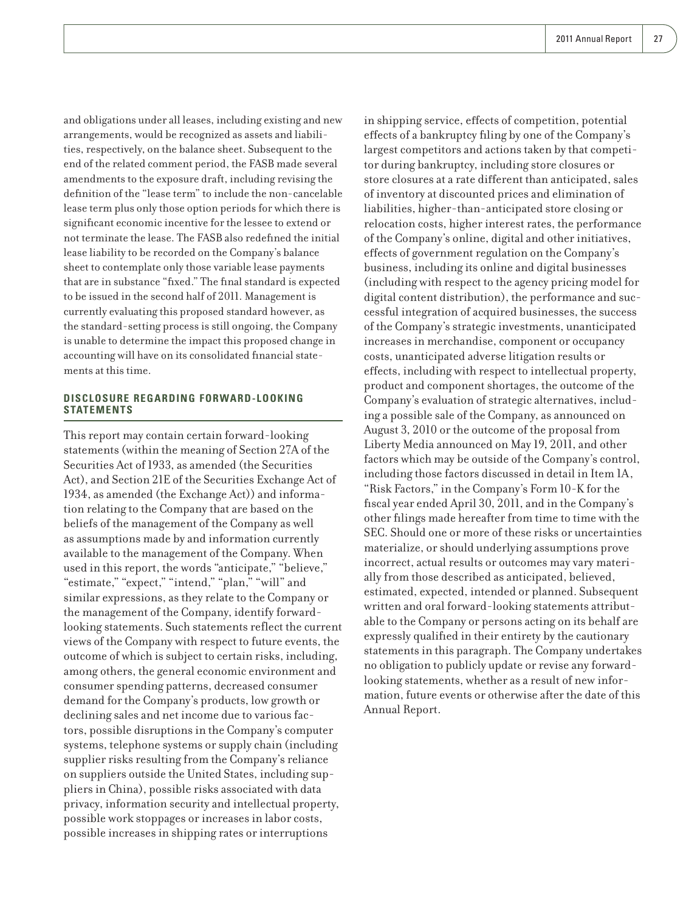and obligations under all leases, including existing and new arrangements, would be recognized as assets and liabilities, respectively, on the balance sheet. Subsequent to the end of the related comment period, the FASB made several amendments to the exposure draft, including revising the definition of the "lease term" to include the non-cancelable lease term plus only those option periods for which there is significant economic incentive for the lessee to extend or not terminate the lease. The FASB also redefined the initial lease liability to be recorded on the Company's balance sheet to contemplate only those variable lease payments that are in substance "fixed." The final standard is expected to be issued in the second half of 2011. Management is currently evaluating this proposed standard however, as the standard-setting process is still ongoing, the Company is unable to determine the impact this proposed change in accounting will have on its consolidated financial statements at this time.

## DISCLOSURE REGARDING FORWARD-LOOKING STATEMENTS

This report may contain certain forward-looking statements (within the meaning of Section 27A of the Securities Act of 1933, as amended (the Securities Act), and Section 21E of the Securities Exchange Act of 1934, as amended (the Exchange Act)) and information relating to the Company that are based on the beliefs of the management of the Company as well as assumptions made by and information currently available to the management of the Company. When used in this report, the words "anticipate," "believe," "estimate," "expect," "intend," "plan," "will" and similar expressions, as they relate to the Company or the management of the Company, identify forward-looking statements. Such statements reflect the current views of the Company with respect to future events, the outcome of which is subject to certain risks, including, among others, the general economic environment and consumer spending patterns, decreased consumer demand for the Company's products, low growth or declining sales and net income due to various factors, possible disruptions in the Company's computer systems, telephone systems or supply chain (including supplier risks resulting from the Company's reliance on suppliers outside the United States, including suppliers in China), possible risks associated with data privacy, information security and intellectual property, possible work stoppages or increases in labor costs, possible increases in shipping rates or interruptions in shipping service, effects of competition, potential effects of a bankruptcy filing by one of the Company's largest competitors and actions taken by that competitor during bankruptcy, including store closures or store closures at a rate different than anticipated, sales of inventory at discounted prices and elimination of liabilities, higher-than-anticipated store closing or relocation costs, higher interest rates, the performance of the Company's online, digital and other initiatives, effects of government regulation on the Company's business, including its online and digital businesses (including with respect to the agency pricing model for digital content distribution), the performance and successful integration of acquired businesses, the success of the Company's strategic investments, unanticipated increases in merchandise, component or occupancy costs, unanticipated adverse litigation results or effects, including with respect to intellectual property, product and component shortages, the outcome of the Company's evaluation of strategic alternatives, including a possible sale of the Company, as announced on August 3, 2010 or the outcome of the proposal from Liberty Media announced on May 19, 2011, and other factors which may be outside of the Company's control, including those factors discussed in detail in Item 1A, "Risk Factors," in the Company's Form 10-K for the fiscal year ended April 30, 2011, and in the Company's other filings made hereafter from time to time with the SEC. Should one or more of these risks or uncertainties materialize, or should underlying assumptions prove incorrect, actual results or outcomes may vary materially from those described as anticipated, believed, estimated, expected, intended or planned. Subsequent written and oral forward-looking statements attributable to the Company or persons acting on its behalf are expressly qualified in their entirety by the cautionary statements in this paragraph. The Company undertakes no obligation to publicly update or revise any forward-looking statements, whether as a result of new information, future events or otherwise after the date of this Annual Report.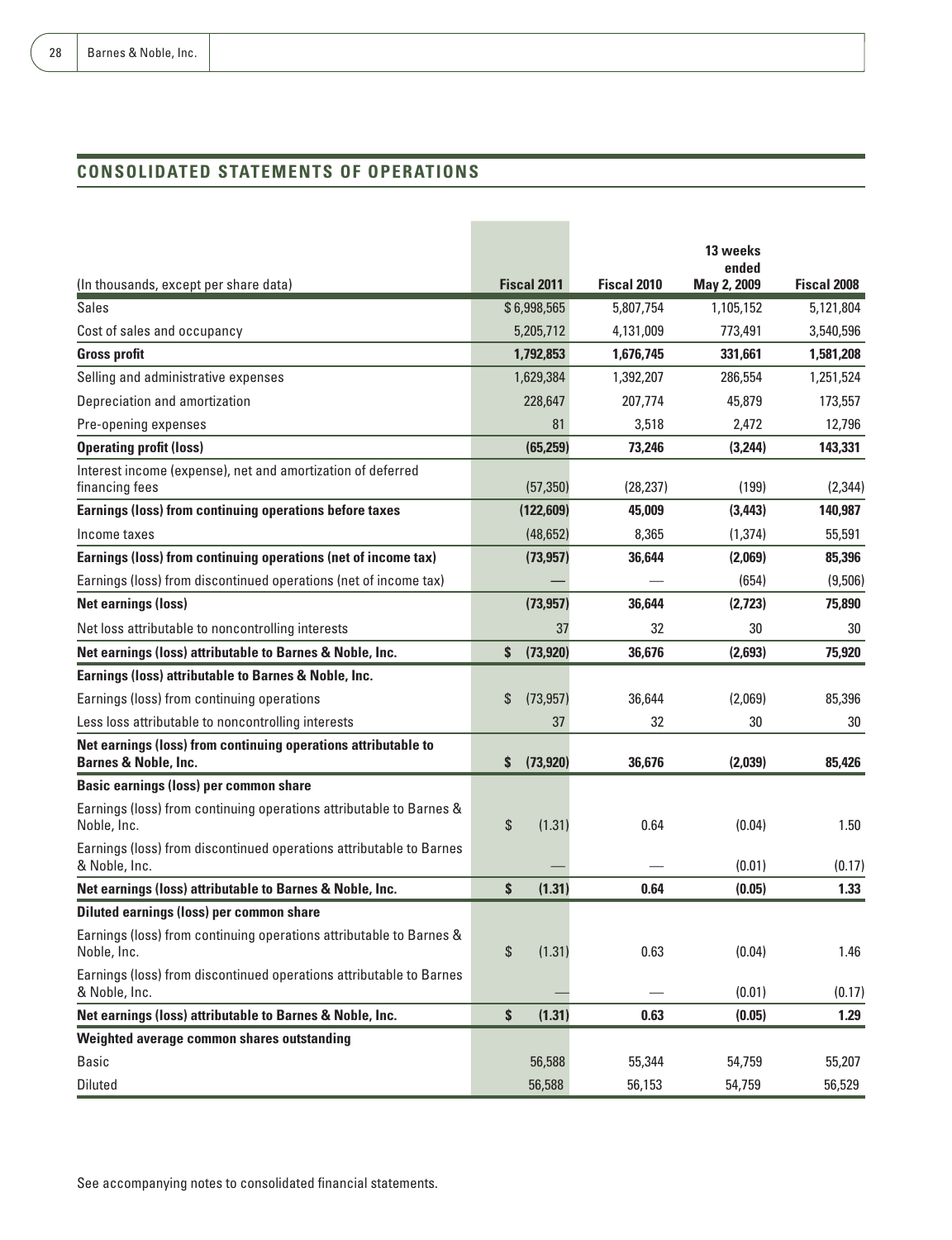## CONSOLIDATED STATEMENTS OF OPERATIONS

| (In thousands, except per share data) | Fiscal 2011 | Fiscal 2010 | 13 weeks ended May 2, 2009 | Fiscal 2008 |
|---|---|---|---|---|
| Sales | $ 6,998,565 | 5,807,754 | 1,105,152 | 5,121,804 |
| Cost of sales and occupancy | 5,205,712 | 4,131,009 | 773,491 | 3,540,596 |
| **Gross profit** | **1,792,853** | **1,676,745** | **331,661** | **1,581,208** |
| Selling and administrative expenses | 1,629,384 | 1,392,207 | 286,554 | 1,251,524 |
| Depreciation and amortization | 228,647 | 207,774 | 45,879 | 173,557 |
| Pre-opening expenses | 81 | 3,518 | 2,472 | 12,796 |
| **Operating profit (loss)** | **(65,259)** | **73,246** | **(3,244)** | **143,331** |
| Interest income (expense), net and amortization of deferred financing fees | (57,350) | (28,237) | (199) | (2,344) |
| **Earnings (loss) from continuing operations before taxes** | **(122,609)** | **45,009** | **(3,443)** | **140,987** |
| Income taxes | (48,652) | 8,365 | (1,374) | 55,591 |
| **Earnings (loss) from continuing operations (net of income tax)** | **(73,957)** | **36,644** | **(2,069)** | **85,396** |
| Earnings (loss) from discontinued operations (net of income tax) | — | — | (654) | (9,506) |
| **Net earnings (loss)** | **(73,957)** | **36,644** | **(2,723)** | **75,890** |
| Net loss attributable to noncontrolling interests | 37 | 32 | 30 | 30 |
| **Net earnings (loss) attributable to Barnes & Noble, Inc.** | **$ (73,920)** | **36,676** | **(2,693)** | **75,920** |
| **Earnings (loss) attributable to Barnes & Noble, Inc.** | | | | |
| Earnings (loss) from continuing operations | $ (73,957) | 36,644 | (2,069) | 85,396 |
| Less loss attributable to noncontrolling interests | 37 | 32 | 30 | 30 |
| **Net earnings (loss) from continuing operations attributable to Barnes & Noble, Inc.** | **$ (73,920)** | **36,676** | **(2,039)** | **85,426** |
| **Basic earnings (loss) per common share** | | | | |
| Earnings (loss) from continuing operations attributable to Barnes & Noble, Inc. | $ (1.31) | 0.64 | (0.04) | 1.50 |
| Earnings (loss) from discontinued operations attributable to Barnes & Noble, Inc. | — | — | (0.01) | (0.17) |
| **Net earnings (loss) attributable to Barnes & Noble, Inc.** | **$ (1.31)** | **0.64** | **(0.05)** | **1.33** |
| **Diluted earnings (loss) per common share** | | | | |
| Earnings (loss) from continuing operations attributable to Barnes & Noble, Inc. | $ (1.31) | 0.63 | (0.04) | 1.46 |
| Earnings (loss) from discontinued operations attributable to Barnes & Noble, Inc. | — | — | (0.01) | (0.17) |
| **Net earnings (loss) attributable to Barnes & Noble, Inc.** | **$ (1.31)** | **0.63** | **(0.05)** | **1.29** |
| **Weighted average common shares outstanding** | | | | |
| Basic | 56,588 | 55,344 | 54,759 | 55,207 |
| Diluted | 56,588 | 56,153 | 54,759 | 56,529 |

See accompanying notes to consolidated financial statements.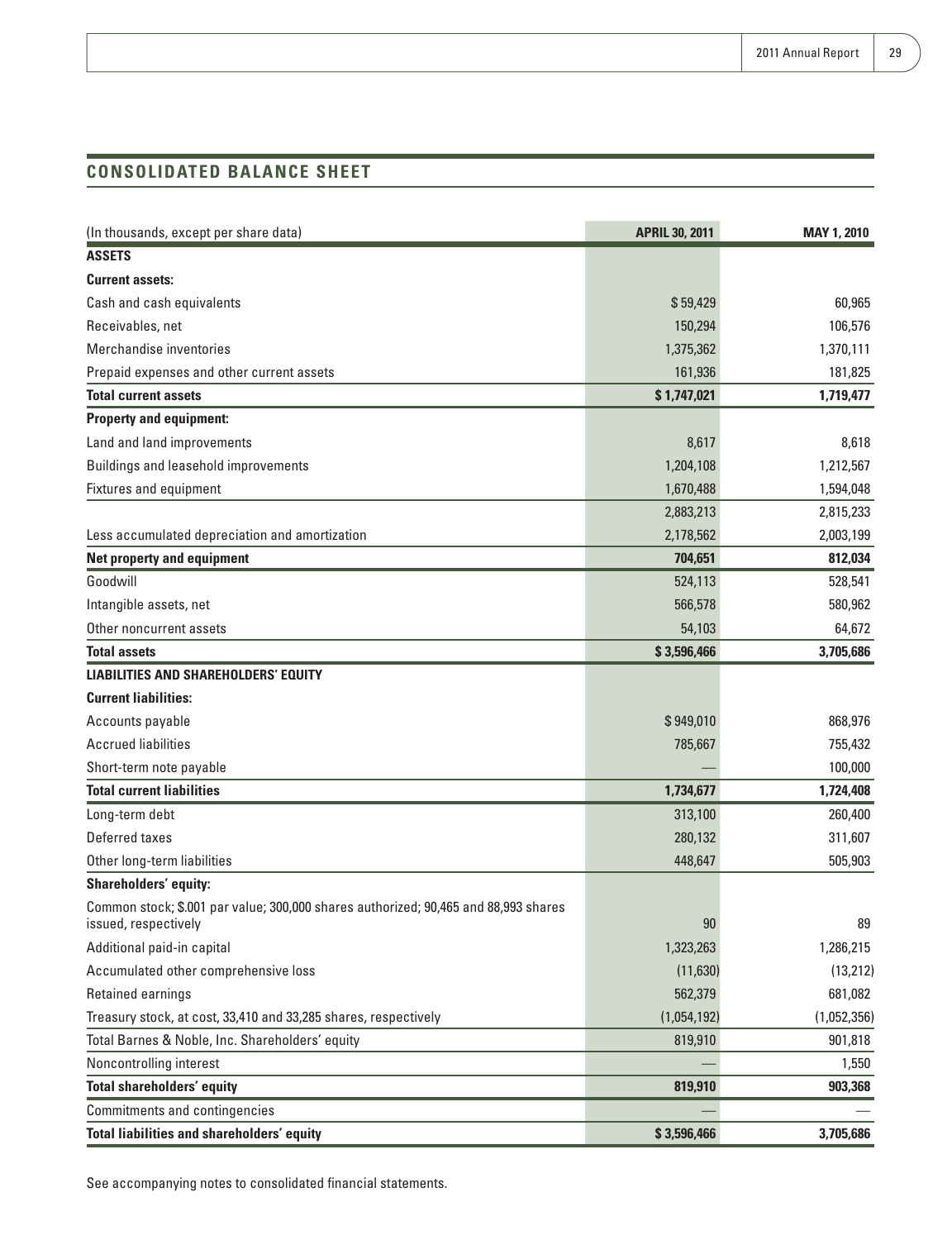## CONSOLIDATED BALANCE SHEET

| (In thousands, except per share data) | APRIL 30, 2011 | MAY 1, 2010 |
|---|---|---|
| **ASSETS** | | |
| **Current assets:** | | |
| Cash and cash equivalents | $ 59,429 | 60,965 |
| Receivables, net | 150,294 | 106,576 |
| Merchandise inventories | 1,375,362 | 1,370,111 |
| Prepaid expenses and other current assets | 161,936 | 181,825 |
| **Total current assets** | **$ 1,747,021** | **1,719,477** |
| **Property and equipment:** | | |
| Land and land improvements | 8,617 | 8,618 |
| Buildings and leasehold improvements | 1,204,108 | 1,212,567 |
| Fixtures and equipment | 1,670,488 | 1,594,048 |
| | 2,883,213 | 2,815,233 |
| Less accumulated depreciation and amortization | 2,178,562 | 2,003,199 |
| **Net property and equipment** | **704,651** | **812,034** |
| Goodwill | 524,113 | 528,541 |
| Intangible assets, net | 566,578 | 580,962 |
| Other noncurrent assets | 54,103 | 64,672 |
| **Total assets** | **$ 3,596,466** | **3,705,686** |
| **LIABILITIES AND SHAREHOLDERS' EQUITY** | | |
| **Current liabilities:** | | |
| Accounts payable | $ 949,010 | 868,976 |
| Accrued liabilities | 785,667 | 755,432 |
| Short-term note payable | — | 100,000 |
| **Total current liabilities** | **1,734,677** | **1,724,408** |
| Long-term debt | 313,100 | 260,400 |
| Deferred taxes | 280,132 | 311,607 |
| Other long-term liabilities | 448,647 | 505,903 |
| **Shareholders' equity:** | | |
| Common stock; $.001 par value; 300,000 shares authorized; 90,465 and 88,993 shares issued, respectively | 90 | 89 |
| Additional paid-in capital | 1,323,263 | 1,286,215 |
| Accumulated other comprehensive loss | (11,630) | (13,212) |
| Retained earnings | 562,379 | 681,082 |
| Treasury stock, at cost, 33,410 and 33,285 shares, respectively | (1,054,192) | (1,052,356) |
| Total Barnes & Noble, Inc. Shareholders' equity | 819,910 | 901,818 |
| Noncontrolling interest | — | 1,550 |
| **Total shareholders' equity** | **819,910** | **903,368** |
| Commitments and contingencies | — | — |
| **Total liabilities and shareholders' equity** | **$ 3,596,466** | **3,705,686** |

See accompanying notes to consolidated financial statements.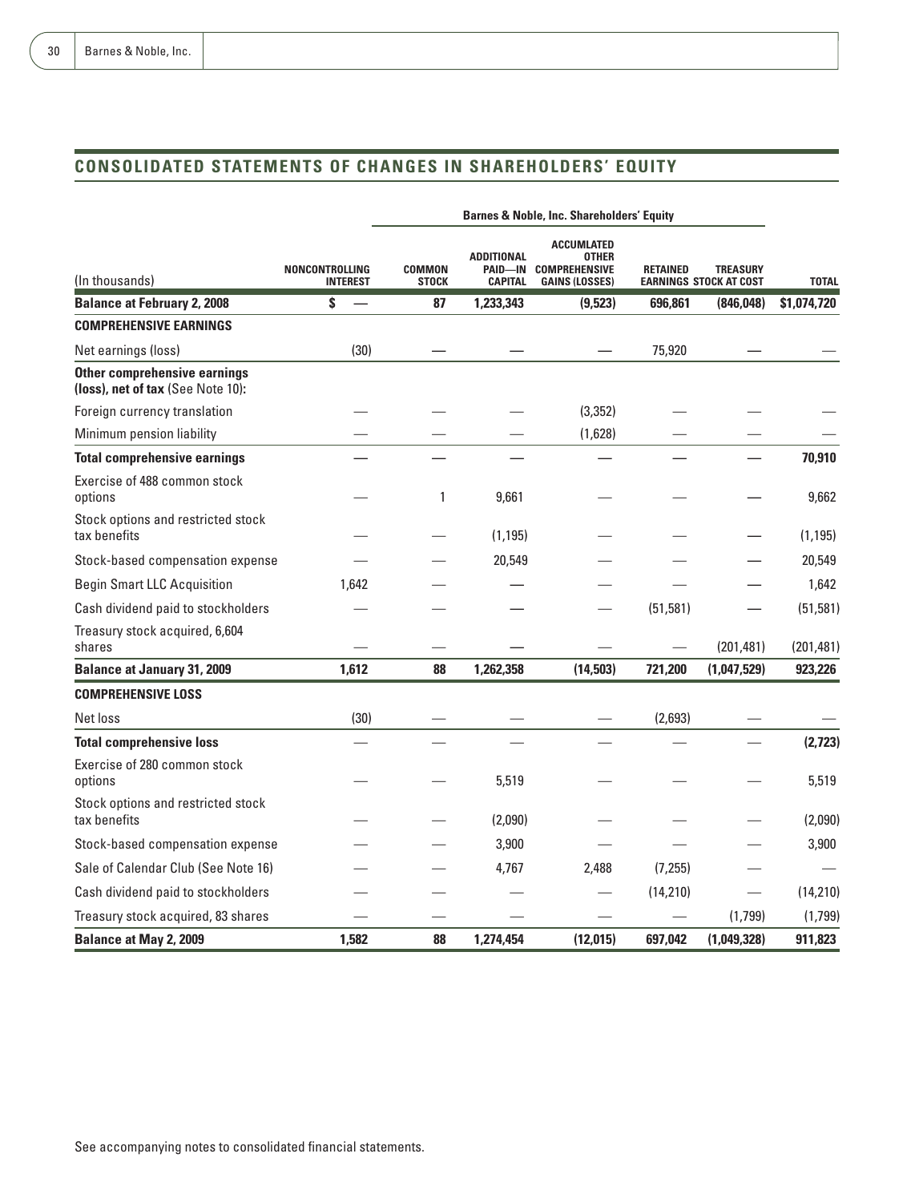## CONSOLIDATED STATEMENTS OF CHANGES IN SHAREHOLDERS' EQUITY

| (In thousands) | NONCONTROLLING INTEREST | Barnes & Noble, Inc. Shareholders' Equity | | | | | | |
|---|---|---|---|---|---|---|---|---|
| | | COMMON STOCK | ADDITIONAL PAID—IN CAPITAL | ACCUMLATED OTHER COMPREHENSIVE GAINS (LOSSES) | RETAINED EARNINGS | TREASURY STOCK AT COST | TOTAL |
| **Balance at February 2, 2008** | $ — | 87 | 1,233,343 | (9,523) | 696,861 | (846,048) | $1,074,720 |
| **COMPREHENSIVE EARNINGS** | | | | | | | |
| Net earnings (loss) | (30) | — | — | — | 75,920 | — | — |
| **Other comprehensive earnings (loss), net of tax** (See Note 10): | | | | | | | |
| Foreign currency translation | — | — | — | (3,352) | — | — | — |
| Minimum pension liability | — | — | — | (1,628) | — | — | — |
| **Total comprehensive earnings** | — | — | — | — | — | — | 70,910 |
| Exercise of 488 common stock options | — | 1 | 9,661 | — | — | — | 9,662 |
| Stock options and restricted stock tax benefits | — | — | (1,195) | — | — | — | (1,195) |
| Stock-based compensation expense | — | — | 20,549 | — | — | — | 20,549 |
| Begin Smart LLC Acquisition | 1,642 | — | — | — | — | — | 1,642 |
| Cash dividend paid to stockholders | — | — | — | — | (51,581) | — | (51,581) |
| Treasury stock acquired, 6,604 shares | — | — | — | — | — | (201,481) | (201,481) |
| **Balance at January 31, 2009** | 1,612 | 88 | 1,262,358 | (14,503) | 721,200 | (1,047,529) | 923,226 |
| **COMPREHENSIVE LOSS** | | | | | | | |
| Net loss | (30) | — | — | — | (2,693) | — | — |
| **Total comprehensive loss** | — | — | — | — | — | — | (2,723) |
| Exercise of 280 common stock options | — | — | 5,519 | — | — | — | 5,519 |
| Stock options and restricted stock tax benefits | — | — | (2,090) | — | — | — | (2,090) |
| Stock-based compensation expense | — | — | 3,900 | — | — | — | 3,900 |
| Sale of Calendar Club (See Note 16) | — | — | 4,767 | 2,488 | (7,255) | — | — |
| Cash dividend paid to stockholders | — | — | — | — | (14,210) | — | (14,210) |
| Treasury stock acquired, 83 shares | — | — | — | — | — | (1,799) | (1,799) |
| **Balance at May 2, 2009** | 1,582 | 88 | 1,274,454 | (12,015) | 697,042 | (1,049,328) | 911,823 |

See accompanying notes to consolidated financial statements.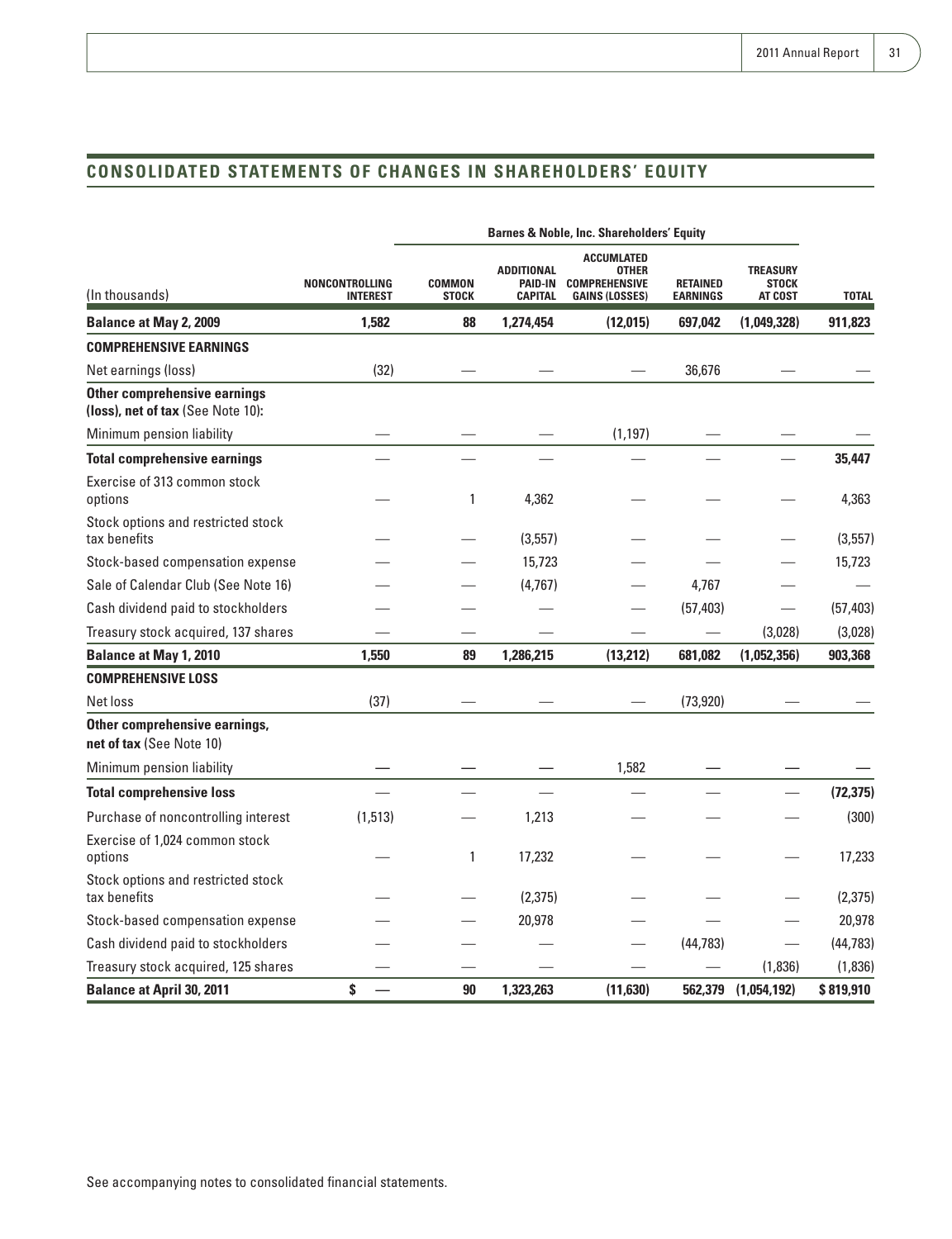## CONSOLIDATED STATEMENTS OF CHANGES IN SHAREHOLDERS' EQUITY

| | | Barnes & Noble, Inc. Shareholders' Equity | | | | | |
|---|---|---|---|---|---|---|---|
| (In thousands) | NONCONTROLLING INTEREST | COMMON STOCK | ADDITIONAL PAID-IN CAPITAL | ACCUMLATED OTHER COMPREHENSIVE GAINS (LOSSES) | RETAINED EARNINGS | TREASURY STOCK AT COST | TOTAL |
| **Balance at May 2, 2009** | **1,582** | **88** | **1,274,454** | **(12,015)** | **697,042** | **(1,049,328)** | **911,823** |
| **COMPREHENSIVE EARNINGS** | | | | | | | |
| Net earnings (loss) | (32) | — | — | — | 36,676 | — | — |
| **Other comprehensive earnings (loss), net of tax** (See Note 10): | | | | | | | |
| Minimum pension liability | — | — | — | (1,197) | — | — | — |
| **Total comprehensive earnings** | — | — | — | — | — | — | **35,447** |
| Exercise of 313 common stock options | — | 1 | 4,362 | — | — | — | 4,363 |
| Stock options and restricted stock tax benefits | — | — | (3,557) | — | — | — | (3,557) |
| Stock-based compensation expense | — | — | 15,723 | — | — | — | 15,723 |
| Sale of Calendar Club (See Note 16) | — | — | (4,767) | — | 4,767 | — | — |
| Cash dividend paid to stockholders | — | — | — | — | (57,403) | — | (57,403) |
| Treasury stock acquired, 137 shares | — | — | — | — | — | (3,028) | (3,028) |
| **Balance at May 1, 2010** | **1,550** | **89** | **1,286,215** | **(13,212)** | **681,082** | **(1,052,356)** | **903,368** |
| **COMPREHENSIVE LOSS** | | | | | | | |
| Net loss | (37) | — | — | — | (73,920) | — | — |
| **Other comprehensive earnings, net of tax** (See Note 10) | | | | | | | |
| Minimum pension liability | — | — | — | 1,582 | — | — | — |
| **Total comprehensive loss** | — | — | — | — | — | — | **(72,375)** |
| Purchase of noncontrolling interest | (1,513) | — | 1,213 | — | — | — | (300) |
| Exercise of 1,024 common stock options | — | 1 | 17,232 | — | — | — | 17,233 |
| Stock options and restricted stock tax benefits | — | — | (2,375) | — | — | — | (2,375) |
| Stock-based compensation expense | — | — | 20,978 | — | — | — | 20,978 |
| Cash dividend paid to stockholders | — | — | — | — | (44,783) | — | (44,783) |
| Treasury stock acquired, 125 shares | — | — | — | — | — | (1,836) | (1,836) |
| **Balance at April 30, 2011** | **$ —** | **90** | **1,323,263** | **(11,630)** | **562,379** | **(1,054,192)** | **$ 819,910** |

See accompanying notes to consolidated financial statements.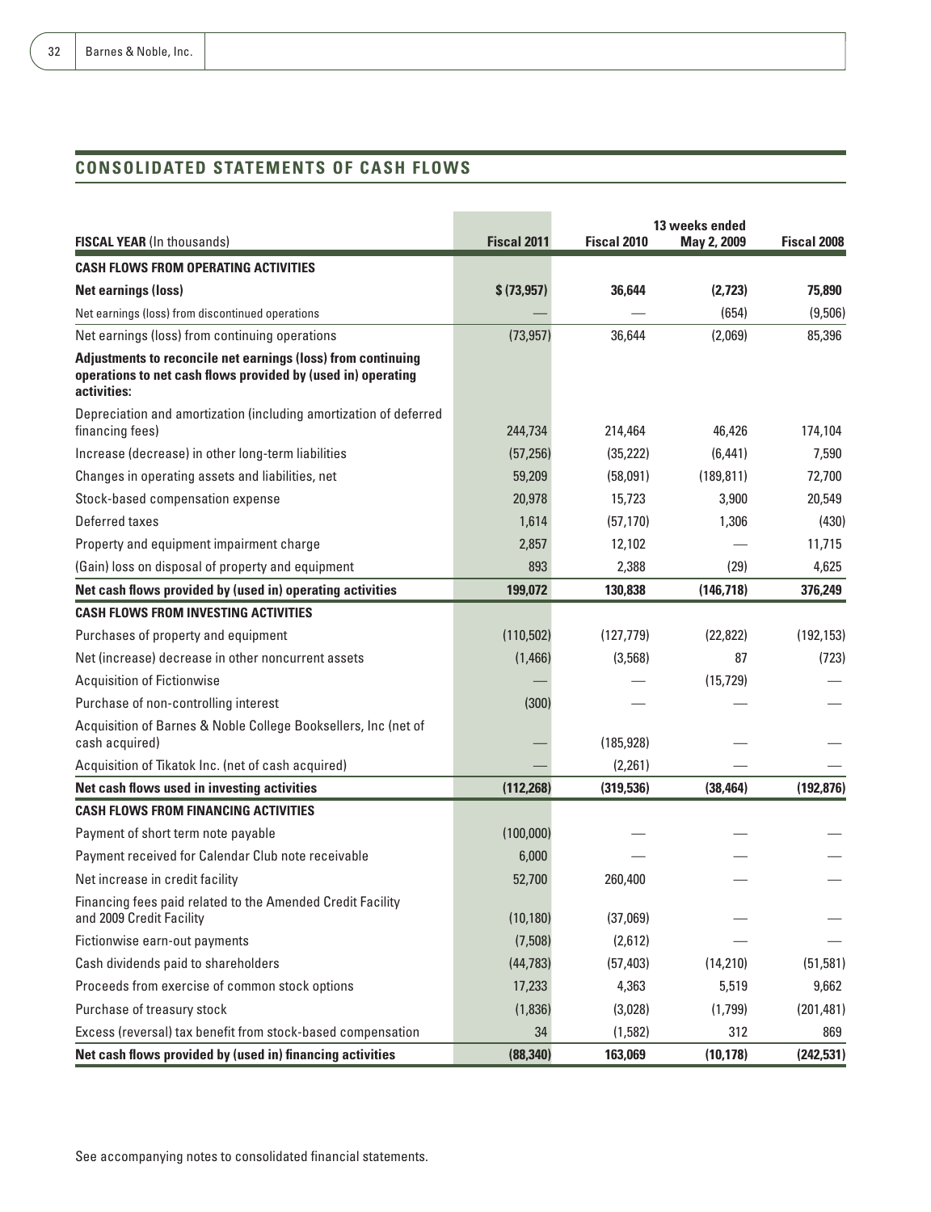## CONSOLIDATED STATEMENTS OF CASH FLOWS

| FISCAL YEAR (In thousands) | Fiscal 2011 | Fiscal 2010 | 13 weeks ended May 2, 2009 | Fiscal 2008 |
|---|---|---|---|---|
| **CASH FLOWS FROM OPERATING ACTIVITIES** | | | | |
| **Net earnings (loss)** | **$ (73,957)** | **36,644** | **(2,723)** | **75,890** |
| Net earnings (loss) from discontinued operations | — | — | (654) | (9,506) |
| Net earnings (loss) from continuing operations | (73,957) | 36,644 | (2,069) | 85,396 |
| **Adjustments to reconcile net earnings (loss) from continuing operations to net cash flows provided by (used in) operating activities:** | | | | |
| Depreciation and amortization (including amortization of deferred financing fees) | 244,734 | 214,464 | 46,426 | 174,104 |
| Increase (decrease) in other long-term liabilities | (57,256) | (35,222) | (6,441) | 7,590 |
| Changes in operating assets and liabilities, net | 59,209 | (58,091) | (189,811) | 72,700 |
| Stock-based compensation expense | 20,978 | 15,723 | 3,900 | 20,549 |
| Deferred taxes | 1,614 | (57,170) | 1,306 | (430) |
| Property and equipment impairment charge | 2,857 | 12,102 | — | 11,715 |
| (Gain) loss on disposal of property and equipment | 893 | 2,388 | (29) | 4,625 |
| **Net cash flows provided by (used in) operating activities** | **199,072** | **130,838** | **(146,718)** | **376,249** |
| **CASH FLOWS FROM INVESTING ACTIVITIES** | | | | |
| Purchases of property and equipment | (110,502) | (127,779) | (22,822) | (192,153) |
| Net (increase) decrease in other noncurrent assets | (1,466) | (3,568) | 87 | (723) |
| Acquisition of Fictionwise | — | — | (15,729) | — |
| Purchase of non-controlling interest | (300) | — | — | — |
| Acquisition of Barnes & Noble College Booksellers, Inc (net of cash acquired) | — | (185,928) | — | — |
| Acquisition of Tikatok Inc. (net of cash acquired) | — | (2,261) | — | — |
| **Net cash flows used in investing activities** | **(112,268)** | **(319,536)** | **(38,464)** | **(192,876)** |
| **CASH FLOWS FROM FINANCING ACTIVITIES** | | | | |
| Payment of short term note payable | (100,000) | — | — | — |
| Payment received for Calendar Club note receivable | 6,000 | — | — | — |
| Net increase in credit facility | 52,700 | 260,400 | — | — |
| Financing fees paid related to the Amended Credit Facility and 2009 Credit Facility | (10,180) | (37,069) | — | — |
| Fictionwise earn-out payments | (7,508) | (2,612) | — | — |
| Cash dividends paid to shareholders | (44,783) | (57,403) | (14,210) | (51,581) |
| Proceeds from exercise of common stock options | 17,233 | 4,363 | 5,519 | 9,662 |
| Purchase of treasury stock | (1,836) | (3,028) | (1,799) | (201,481) |
| Excess (reversal) tax benefit from stock-based compensation | 34 | (1,582) | 312 | 869 |
| **Net cash flows provided by (used in) financing activities** | **(88,340)** | **163,069** | **(10,178)** | **(242,531)** |

See accompanying notes to consolidated financial statements.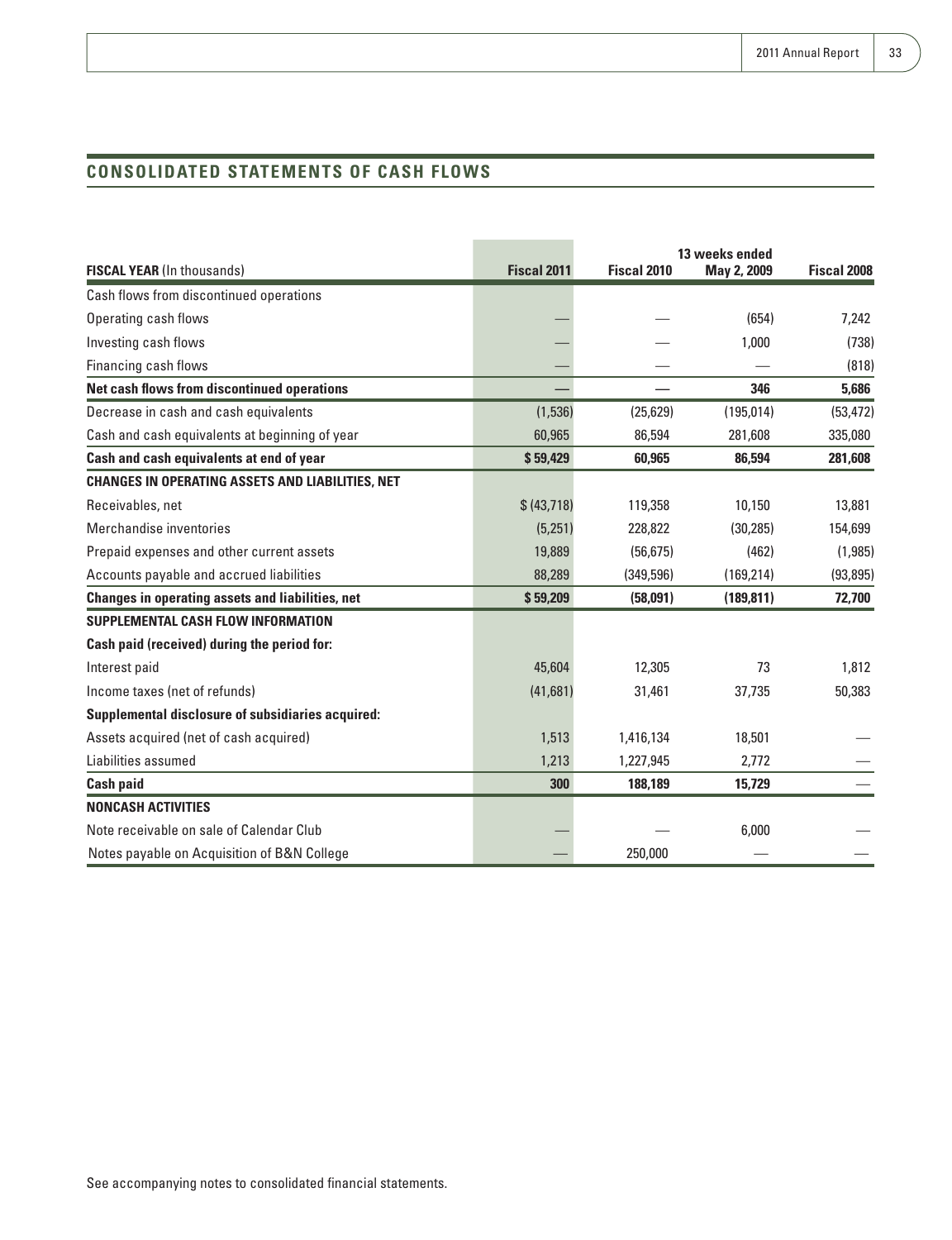## CONSOLIDATED STATEMENTS OF CASH FLOWS

| FISCAL YEAR (In thousands) | Fiscal 2011 | Fiscal 2010 | 13 weeks ended May 2, 2009 | Fiscal 2008 |
|---|---|---|---|---|
| Cash flows from discontinued operations | | | | |
| Operating cash flows | — | — | (654) | 7,242 |
| Investing cash flows | — | — | 1,000 | (738) |
| Financing cash flows | — | — | — | (818) |
| **Net cash flows from discontinued operations** | **—** | **—** | **346** | **5,686** |
| Decrease in cash and cash equivalents | (1,536) | (25,629) | (195,014) | (53,472) |
| Cash and cash equivalents at beginning of year | 60,965 | 86,594 | 281,608 | 335,080 |
| **Cash and cash equivalents at end of year** | **$ 59,429** | **60,965** | **86,594** | **281,608** |
| **CHANGES IN OPERATING ASSETS AND LIABILITIES, NET** | | | | |
| Receivables, net | $ (43,718) | 119,358 | 10,150 | 13,881 |
| Merchandise inventories | (5,251) | 228,822 | (30,285) | 154,699 |
| Prepaid expenses and other current assets | 19,889 | (56,675) | (462) | (1,985) |
| Accounts payable and accrued liabilities | 88,289 | (349,596) | (169,214) | (93,895) |
| **Changes in operating assets and liabilities, net** | **$ 59,209** | **(58,091)** | **(189,811)** | **72,700** |
| **SUPPLEMENTAL CASH FLOW INFORMATION** | | | | |
| **Cash paid (received) during the period for:** | | | | |
| Interest paid | 45,604 | 12,305 | 73 | 1,812 |
| Income taxes (net of refunds) | (41,681) | 31,461 | 37,735 | 50,383 |
| **Supplemental disclosure of subsidiaries acquired:** | | | | |
| Assets acquired (net of cash acquired) | 1,513 | 1,416,134 | 18,501 | — |
| Liabilities assumed | 1,213 | 1,227,945 | 2,772 | — |
| **Cash paid** | **300** | **188,189** | **15,729** | — |
| **NONCASH ACTIVITIES** | | | | |
| Note receivable on sale of Calendar Club | — | — | 6,000 | — |
| Notes payable on Acquisition of B&N College | — | 250,000 | — | — |

See accompanying notes to consolidated financial statements.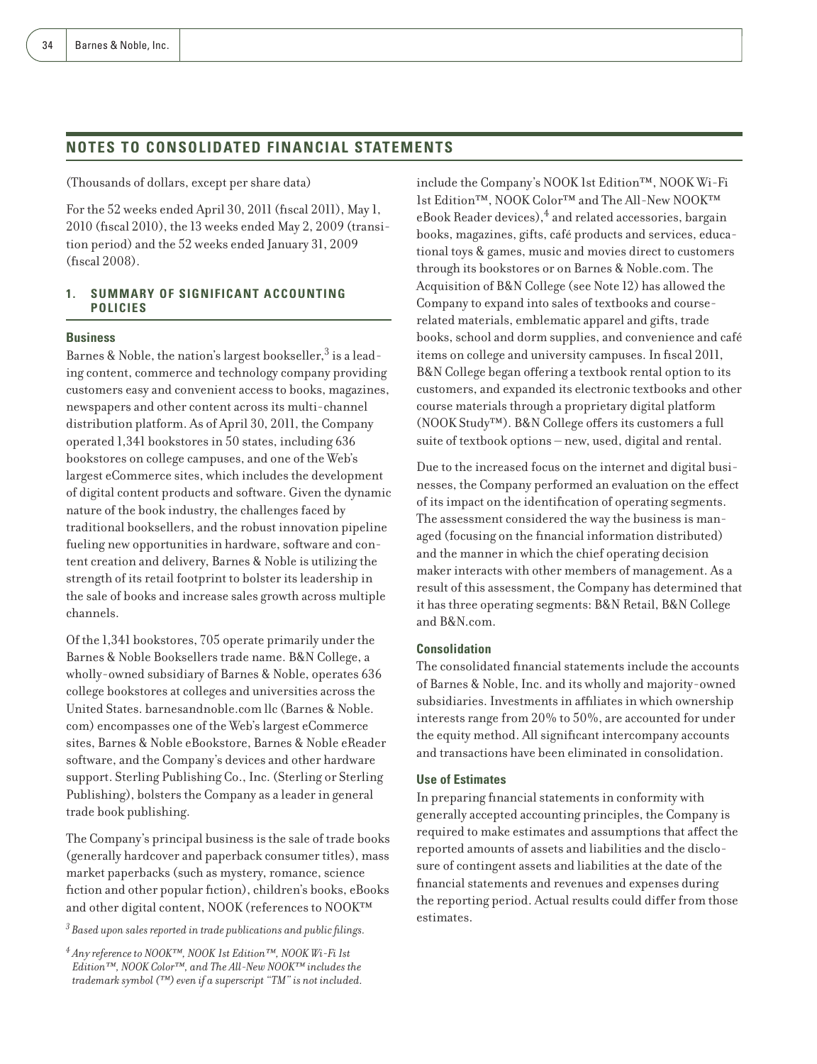## NOTES TO CONSOLIDATED FINANCIAL STATEMENTS

(Thousands of dollars, except per share data)

For the 52 weeks ended April 30, 2011 (fiscal 2011), May 1, 2010 (fiscal 2010), the 13 weeks ended May 2, 2009 (transition period) and the 52 weeks ended January 31, 2009 (fiscal 2008).

### 1. SUMMARY OF SIGNIFICANT ACCOUNTING POLICIES

#### Business

Barnes & Noble, the nation's largest bookseller,[3] is a leading content, commerce and technology company providing customers easy and convenient access to books, magazines, newspapers and other content across its multi-channel distribution platform. As of April 30, 2011, the Company operated 1,341 bookstores in 50 states, including 636 bookstores on college campuses, and one of the Web's largest eCommerce sites, which includes the development of digital content products and software. Given the dynamic nature of the book industry, the challenges faced by traditional booksellers, and the robust innovation pipeline fueling new opportunities in hardware, software and content creation and delivery, Barnes & Noble is utilizing the strength of its retail footprint to bolster its leadership in the sale of books and increase sales growth across multiple channels.

Of the 1,341 bookstores, 705 operate primarily under the Barnes & Noble Booksellers trade name. B&N College, a wholly-owned subsidiary of Barnes & Noble, operates 636 college bookstores at colleges and universities across the United States. barnesandnoble.com llc (Barnes & Noble.com) encompasses one of the Web's largest eCommerce sites, Barnes & Noble eBookstore, Barnes & Noble eReader software, and the Company's devices and other hardware support. Sterling Publishing Co., Inc. (Sterling or Sterling Publishing), bolsters the Company as a leader in general trade book publishing.

The Company's principal business is the sale of trade books (generally hardcover and paperback consumer titles), mass market paperbacks (such as mystery, romance, science fiction and other popular fiction), children's books, eBooks and other digital content, NOOK (references to NOOK™ include the Company's NOOK 1st Edition™, NOOK Wi-Fi 1st Edition™, NOOK Color™ and The All-New NOOK™ eBook Reader devices),[4] and related accessories, bargain books, magazines, gifts, café products and services, educational toys & games, music and movies direct to customers through its bookstores or on Barnes & Noble.com. The Acquisition of B&N College (see Note 12) has allowed the Company to expand into sales of textbooks and course-related materials, emblematic apparel and gifts, trade books, school and dorm supplies, and convenience and café items on college and university campuses. In fiscal 2011, B&N College began offering a textbook rental option to its customers, and expanded its electronic textbooks and other course materials through a proprietary digital platform (NOOK Study™). B&N College offers its customers a full suite of textbook options – new, used, digital and rental.

Due to the increased focus on the internet and digital businesses, the Company performed an evaluation on the effect of its impact on the identification of operating segments. The assessment considered the way the business is managed (focusing on the financial information distributed) and the manner in which the chief operating decision maker interacts with other members of management. As a result of this assessment, the Company has determined that it has three operating segments: B&N Retail, B&N College and B&N.com.

#### Consolidation

The consolidated financial statements include the accounts of Barnes & Noble, Inc. and its wholly and majority-owned subsidiaries. Investments in affiliates in which ownership interests range from 20% to 50%, are accounted for under the equity method. All significant intercompany accounts and transactions have been eliminated in consolidation.

#### Use of Estimates

In preparing financial statements in conformity with generally accepted accounting principles, the Company is required to make estimates and assumptions that affect the reported amounts of assets and liabilities and the disclosure of contingent assets and liabilities at the date of the financial statements and revenues and expenses during the reporting period. Actual results could differ from those estimates.

*[3] Based upon sales reported in trade publications and public filings.*

*[4] Any reference to NOOK™, NOOK 1st Edition™, NOOK Wi-Fi 1st Edition™, NOOK Color™, and The All-New NOOK™ includes the trademark symbol (™) even if a superscript "TM" is not included.*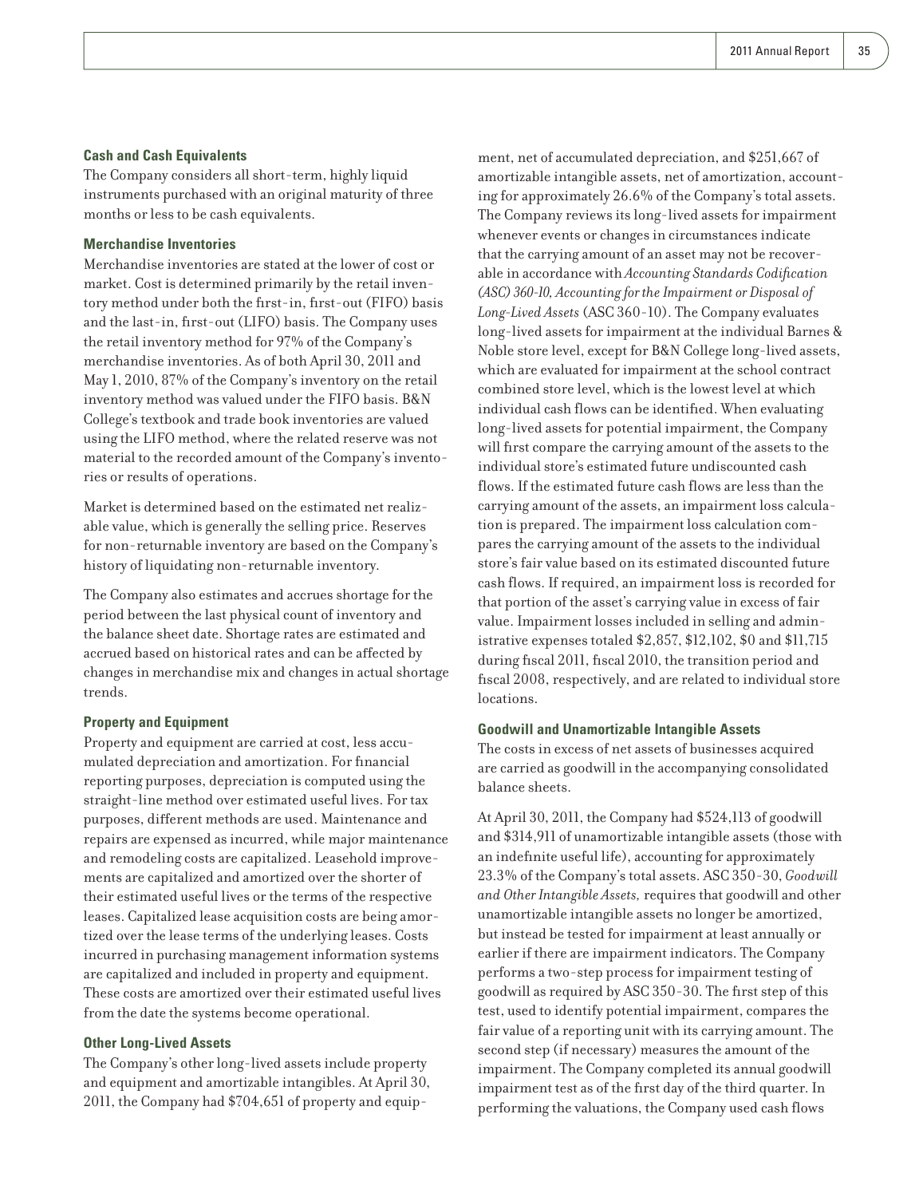### Cash and Cash Equivalents

The Company considers all short-term, highly liquid instruments purchased with an original maturity of three months or less to be cash equivalents.

### Merchandise Inventories

Merchandise inventories are stated at the lower of cost or market. Cost is determined primarily by the retail inventory method under both the first-in, first-out (FIFO) basis and the last-in, first-out (LIFO) basis. The Company uses the retail inventory method for 97% of the Company's merchandise inventories. As of both April 30, 2011 and May 1, 2010, 87% of the Company's inventory on the retail inventory method was valued under the FIFO basis. B&N College's textbook and trade book inventories are valued using the LIFO method, where the related reserve was not material to the recorded amount of the Company's inventories or results of operations.

Market is determined based on the estimated net realizable value, which is generally the selling price. Reserves for non-returnable inventory are based on the Company's history of liquidating non-returnable inventory.

The Company also estimates and accrues shortage for the period between the last physical count of inventory and the balance sheet date. Shortage rates are estimated and accrued based on historical rates and can be affected by changes in merchandise mix and changes in actual shortage trends.

### Property and Equipment

Property and equipment are carried at cost, less accumulated depreciation and amortization. For financial reporting purposes, depreciation is computed using the straight-line method over estimated useful lives. For tax purposes, different methods are used. Maintenance and repairs are expensed as incurred, while major maintenance and remodeling costs are capitalized. Leasehold improvements are capitalized and amortized over the shorter of their estimated useful lives or the terms of the respective leases. Capitalized lease acquisition costs are being amortized over the lease terms of the underlying leases. Costs incurred in purchasing management information systems are capitalized and included in property and equipment. These costs are amortized over their estimated useful lives from the date the systems become operational.

### Other Long-Lived Assets

The Company's other long-lived assets include property and equipment and amortizable intangibles. At April 30, 2011, the Company had $704,651 of property and equipment, net of accumulated depreciation, and $251,667 of amortizable intangible assets, net of amortization, accounting for approximately 26.6% of the Company's total assets. The Company reviews its long-lived assets for impairment whenever events or changes in circumstances indicate that the carrying amount of an asset may not be recoverable in accordance with *Accounting Standards Codification (ASC) 360-10, Accounting for the Impairment or Disposal of Long-Lived Assets* (ASC 360-10). The Company evaluates long-lived assets for impairment at the individual Barnes & Noble store level, except for B&N College long-lived assets, which are evaluated for impairment at the school contract combined store level, which is the lowest level at which individual cash flows can be identified. When evaluating long-lived assets for potential impairment, the Company will first compare the carrying amount of the assets to the individual store's estimated future undiscounted cash flows. If the estimated future cash flows are less than the carrying amount of the assets, an impairment loss calculation is prepared. The impairment loss calculation compares the carrying amount of the assets to the individual store's fair value based on its estimated discounted future cash flows. If required, an impairment loss is recorded for that portion of the asset's carrying value in excess of fair value. Impairment losses included in selling and administrative expenses totaled $2,857, $12,102, $0 and $11,715 during fiscal 2011, fiscal 2010, the transition period and fiscal 2008, respectively, and are related to individual store locations.

### Goodwill and Unamortizable Intangible Assets

The costs in excess of net assets of businesses acquired are carried as goodwill in the accompanying consolidated balance sheets.

At April 30, 2011, the Company had $524,113 of goodwill and $314,911 of unamortizable intangible assets (those with an indefinite useful life), accounting for approximately 23.3% of the Company's total assets. ASC 350-30, *Goodwill and Other Intangible Assets,* requires that goodwill and other unamortizable intangible assets no longer be amortized, but instead be tested for impairment at least annually or earlier if there are impairment indicators. The Company performs a two-step process for impairment testing of goodwill as required by ASC 350-30. The first step of this test, used to identify potential impairment, compares the fair value of a reporting unit with its carrying amount. The second step (if necessary) measures the amount of the impairment. The Company completed its annual goodwill impairment test as of the first day of the third quarter. In performing the valuations, the Company used cash flows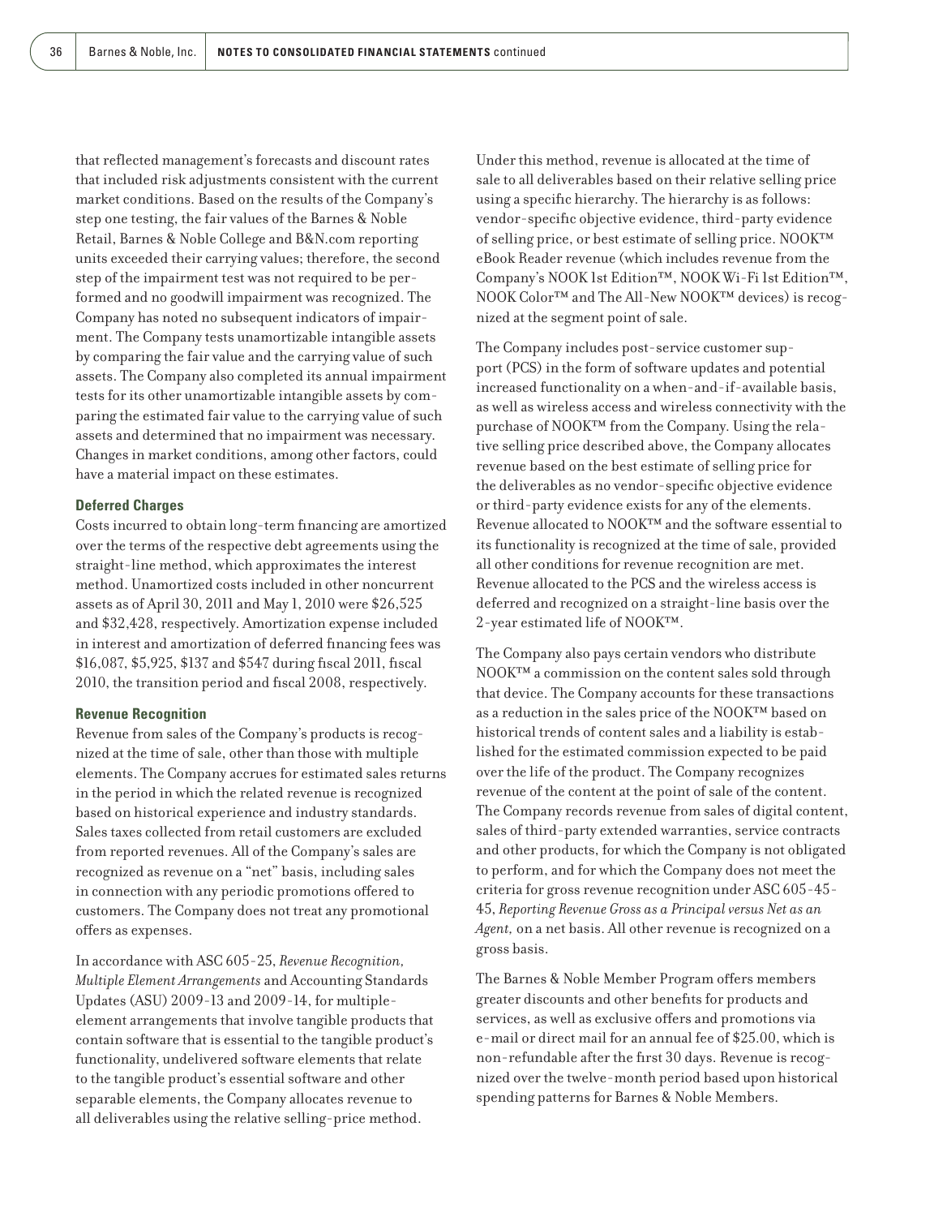that reflected management's forecasts and discount rates that included risk adjustments consistent with the current market conditions. Based on the results of the Company's step one testing, the fair values of the Barnes & Noble Retail, Barnes & Noble College and B&N.com reporting units exceeded their carrying values; therefore, the second step of the impairment test was not required to be performed and no goodwill impairment was recognized. The Company has noted no subsequent indicators of impairment. The Company tests unamortizable intangible assets by comparing the fair value and the carrying value of such assets. The Company also completed its annual impairment tests for its other unamortizable intangible assets by comparing the estimated fair value to the carrying value of such assets and determined that no impairment was necessary. Changes in market conditions, among other factors, could have a material impact on these estimates.

### Deferred Charges

Costs incurred to obtain long-term financing are amortized over the terms of the respective debt agreements using the straight-line method, which approximates the interest method. Unamortized costs included in other noncurrent assets as of April 30, 2011 and May 1, 2010 were $26,525 and $32,428, respectively. Amortization expense included in interest and amortization of deferred financing fees was $16,087, $5,925, $137 and $547 during fiscal 2011, fiscal 2010, the transition period and fiscal 2008, respectively.

### Revenue Recognition

Revenue from sales of the Company's products is recognized at the time of sale, other than those with multiple elements. The Company accrues for estimated sales returns in the period in which the related revenue is recognized based on historical experience and industry standards. Sales taxes collected from retail customers are excluded from reported revenues. All of the Company's sales are recognized as revenue on a "net" basis, including sales in connection with any periodic promotions offered to customers. The Company does not treat any promotional offers as expenses.

In accordance with ASC 605-25, *Revenue Recognition, Multiple Element Arrangements* and Accounting Standards Updates (ASU) 2009-13 and 2009-14, for multiple-element arrangements that involve tangible products that contain software that is essential to the tangible product's functionality, undelivered software elements that relate to the tangible product's essential software and other separable elements, the Company allocates revenue to all deliverables using the relative selling-price method. Under this method, revenue is allocated at the time of sale to all deliverables based on their relative selling price using a specific hierarchy. The hierarchy is as follows: vendor-specific objective evidence, third-party evidence of selling price, or best estimate of selling price. NOOK™ eBook Reader revenue (which includes revenue from the Company's NOOK 1st Edition™, NOOK Wi-Fi 1st Edition™, NOOK Color™ and The All-New NOOK™ devices) is recognized at the segment point of sale.

The Company includes post-service customer support (PCS) in the form of software updates and potential increased functionality on a when-and-if-available basis, as well as wireless access and wireless connectivity with the purchase of NOOK™ from the Company. Using the relative selling price described above, the Company allocates revenue based on the best estimate of selling price for the deliverables as no vendor-specific objective evidence or third-party evidence exists for any of the elements. Revenue allocated to NOOK™ and the software essential to its functionality is recognized at the time of sale, provided all other conditions for revenue recognition are met. Revenue allocated to the PCS and the wireless access is deferred and recognized on a straight-line basis over the 2-year estimated life of NOOK™.

The Company also pays certain vendors who distribute NOOK™ a commission on the content sales sold through that device. The Company accounts for these transactions as a reduction in the sales price of the NOOK™ based on historical trends of content sales and a liability is established for the estimated commission expected to be paid over the life of the product. The Company recognizes revenue of the content at the point of sale of the content. The Company records revenue from sales of digital content, sales of third-party extended warranties, service contracts and other products, for which the Company is not obligated to perform, and for which the Company does not meet the criteria for gross revenue recognition under ASC 605-45-45, *Reporting Revenue Gross as a Principal versus Net as an Agent,* on a net basis. All other revenue is recognized on a gross basis.

The Barnes & Noble Member Program offers members greater discounts and other benefits for products and services, as well as exclusive offers and promotions via e-mail or direct mail for an annual fee of $25.00, which is non-refundable after the first 30 days. Revenue is recognized over the twelve-month period based upon historical spending patterns for Barnes & Noble Members.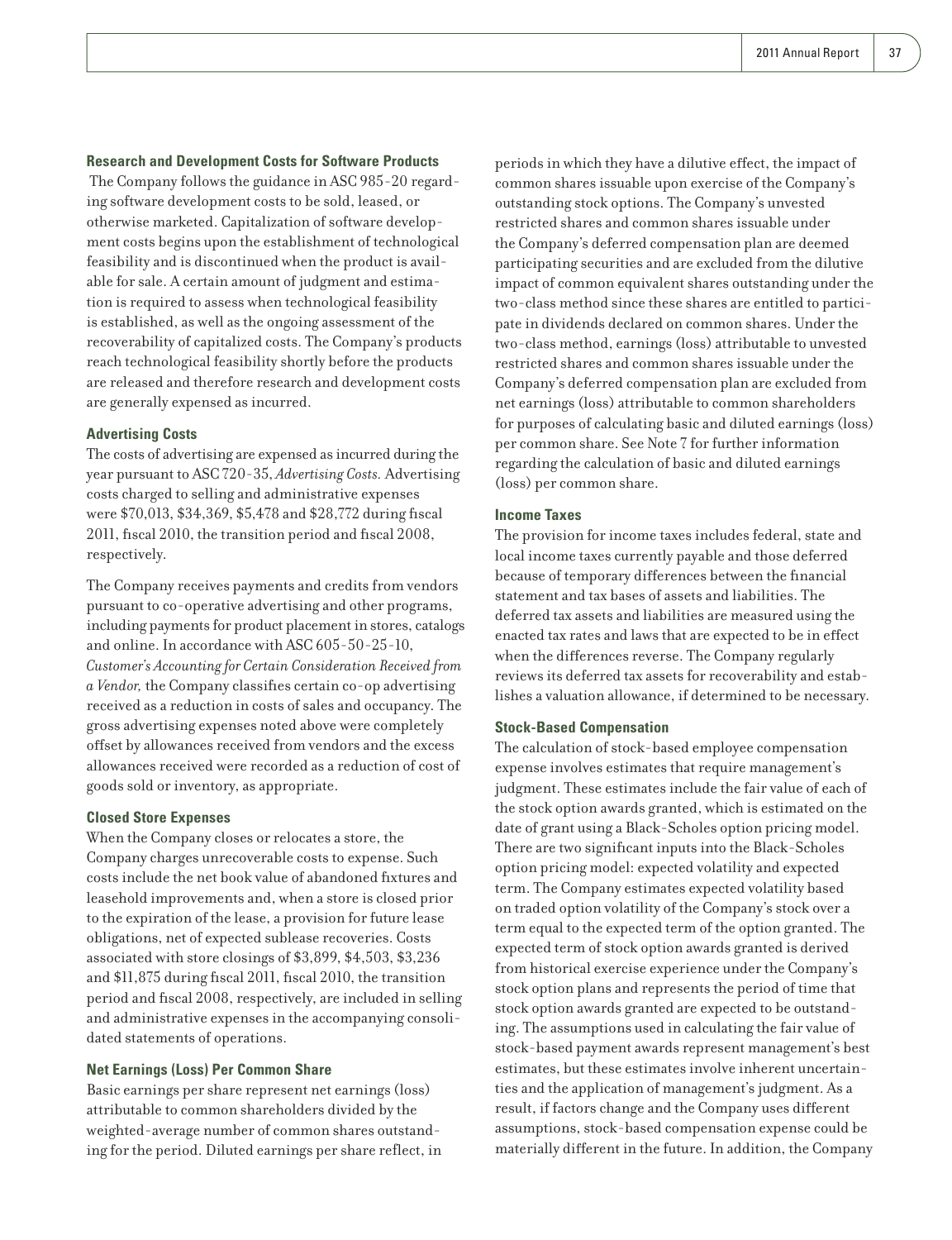### Research and Development Costs for Software Products

The Company follows the guidance in ASC 985-20 regarding software development costs to be sold, leased, or otherwise marketed. Capitalization of software development costs begins upon the establishment of technological feasibility and is discontinued when the product is available for sale. A certain amount of judgment and estimation is required to assess when technological feasibility is established, as well as the ongoing assessment of the recoverability of capitalized costs. The Company's products reach technological feasibility shortly before the products are released and therefore research and development costs are generally expensed as incurred.

### Advertising Costs

The costs of advertising are expensed as incurred during the year pursuant to ASC 720-35, *Advertising Costs.* Advertising costs charged to selling and administrative expenses were $70,013, $34,369, $5,478 and $28,772 during fiscal 2011, fiscal 2010, the transition period and fiscal 2008, respectively.

The Company receives payments and credits from vendors pursuant to co-operative advertising and other programs, including payments for product placement in stores, catalogs and online. In accordance with ASC 605-50-25-10, *Customer's Accounting for Certain Consideration Received from a Vendor,* the Company classifies certain co-op advertising received as a reduction in costs of sales and occupancy. The gross advertising expenses noted above were completely offset by allowances received from vendors and the excess allowances received were recorded as a reduction of cost of goods sold or inventory, as appropriate.

### Closed Store Expenses

When the Company closes or relocates a store, the Company charges unrecoverable costs to expense. Such costs include the net book value of abandoned fixtures and leasehold improvements and, when a store is closed prior to the expiration of the lease, a provision for future lease obligations, net of expected sublease recoveries. Costs associated with store closings of $3,899, $4,503, $3,236 and $11,875 during fiscal 2011, fiscal 2010, the transition period and fiscal 2008, respectively, are included in selling and administrative expenses in the accompanying consolidated statements of operations.

### Net Earnings (Loss) Per Common Share

Basic earnings per share represent net earnings (loss) attributable to common shareholders divided by the weighted-average number of common shares outstanding for the period. Diluted earnings per share reflect, in periods in which they have a dilutive effect, the impact of common shares issuable upon exercise of the Company's outstanding stock options. The Company's unvested restricted shares and common shares issuable under the Company's deferred compensation plan are deemed participating securities and are excluded from the dilutive impact of common equivalent shares outstanding under the two-class method since these shares are entitled to participate in dividends declared on common shares. Under the two-class method, earnings (loss) attributable to unvested restricted shares and common shares issuable under the Company's deferred compensation plan are excluded from net earnings (loss) attributable to common shareholders for purposes of calculating basic and diluted earnings (loss) per common share. See Note 7 for further information regarding the calculation of basic and diluted earnings (loss) per common share.

### Income Taxes

The provision for income taxes includes federal, state and local income taxes currently payable and those deferred because of temporary differences between the financial statement and tax bases of assets and liabilities. The deferred tax assets and liabilities are measured using the enacted tax rates and laws that are expected to be in effect when the differences reverse. The Company regularly reviews its deferred tax assets for recoverability and establishes a valuation allowance, if determined to be necessary.

### Stock-Based Compensation

The calculation of stock-based employee compensation expense involves estimates that require management's judgment. These estimates include the fair value of each of the stock option awards granted, which is estimated on the date of grant using a Black-Scholes option pricing model. There are two significant inputs into the Black-Scholes option pricing model: expected volatility and expected term. The Company estimates expected volatility based on traded option volatility of the Company's stock over a term equal to the expected term of the option granted. The expected term of stock option awards granted is derived from historical exercise experience under the Company's stock option plans and represents the period of time that stock option awards granted are expected to be outstanding. The assumptions used in calculating the fair value of stock-based payment awards represent management's best estimates, but these estimates involve inherent uncertainties and the application of management's judgment. As a result, if factors change and the Company uses different assumptions, stock-based compensation expense could be materially different in the future. In addition, the Company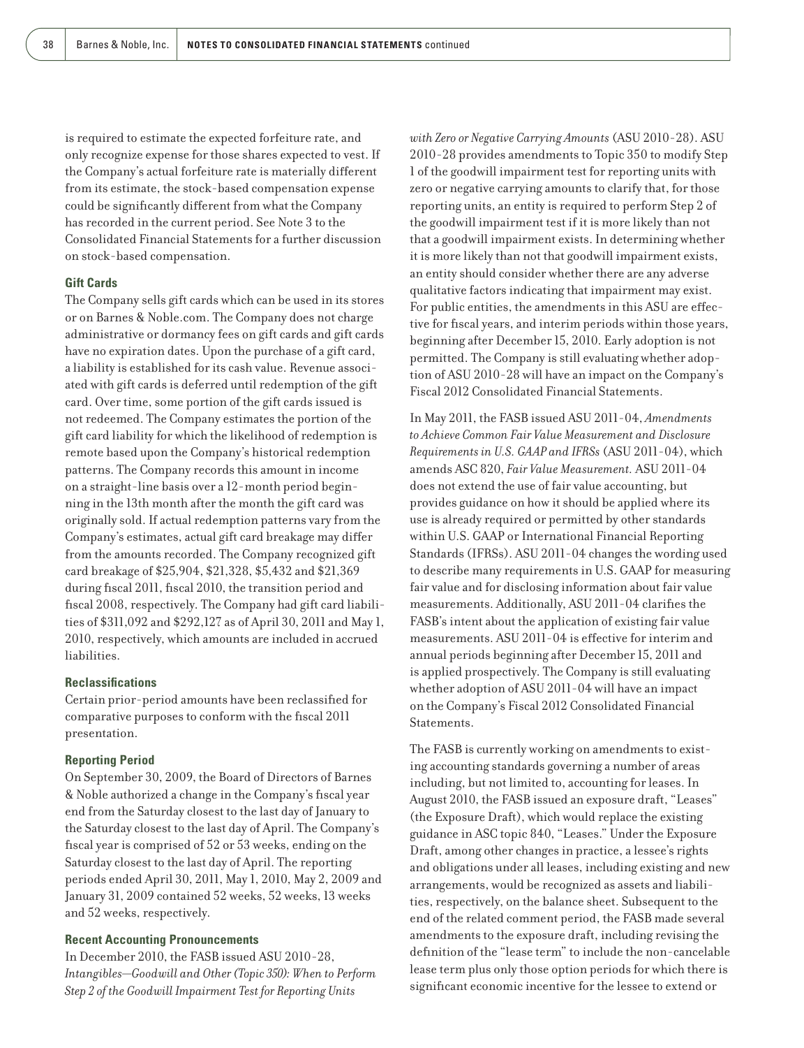is required to estimate the expected forfeiture rate, and only recognize expense for those shares expected to vest. If the Company's actual forfeiture rate is materially different from its estimate, the stock-based compensation expense could be significantly different from what the Company has recorded in the current period. See Note 3 to the Consolidated Financial Statements for a further discussion on stock-based compensation.

### Gift Cards

The Company sells gift cards which can be used in its stores or on Barnes & Noble.com. The Company does not charge administrative or dormancy fees on gift cards and gift cards have no expiration dates. Upon the purchase of a gift card, a liability is established for its cash value. Revenue associated with gift cards is deferred until redemption of the gift card. Over time, some portion of the gift cards issued is not redeemed. The Company estimates the portion of the gift card liability for which the likelihood of redemption is remote based upon the Company's historical redemption patterns. The Company records this amount in income on a straight-line basis over a 12-month period beginning in the 13th month after the month the gift card was originally sold. If actual redemption patterns vary from the Company's estimates, actual gift card breakage may differ from the amounts recorded. The Company recognized gift card breakage of $25,904, $21,328, $5,432 and $21,369 during fiscal 2011, fiscal 2010, the transition period and fiscal 2008, respectively. The Company had gift card liabilities of $311,092 and $292,127 as of April 30, 2011 and May 1, 2010, respectively, which amounts are included in accrued liabilities.

### Reclassifications

Certain prior-period amounts have been reclassified for comparative purposes to conform with the fiscal 2011 presentation.

### Reporting Period

On September 30, 2009, the Board of Directors of Barnes & Noble authorized a change in the Company's fiscal year end from the Saturday closest to the last day of January to the Saturday closest to the last day of April. The Company's fiscal year is comprised of 52 or 53 weeks, ending on the Saturday closest to the last day of April. The reporting periods ended April 30, 2011, May 1, 2010, May 2, 2009 and January 31, 2009 contained 52 weeks, 52 weeks, 13 weeks and 52 weeks, respectively.

### Recent Accounting Pronouncements

In December 2010, the FASB issued ASU 2010-28, *Intangibles—Goodwill and Other (Topic 350): When to Perform Step 2 of the Goodwill Impairment Test for Reporting Units with Zero or Negative Carrying Amounts* (ASU 2010-28). ASU 2010-28 provides amendments to Topic 350 to modify Step 1 of the goodwill impairment test for reporting units with zero or negative carrying amounts to clarify that, for those reporting units, an entity is required to perform Step 2 of the goodwill impairment test if it is more likely than not that a goodwill impairment exists. In determining whether it is more likely than not that goodwill impairment exists, an entity should consider whether there are any adverse qualitative factors indicating that impairment may exist. For public entities, the amendments in this ASU are effective for fiscal years, and interim periods within those years, beginning after December 15, 2010. Early adoption is not permitted. The Company is still evaluating whether adoption of ASU 2010-28 will have an impact on the Company's Fiscal 2012 Consolidated Financial Statements.

In May 2011, the FASB issued ASU 2011-04, *Amendments to Achieve Common Fair Value Measurement and Disclosure Requirements in U.S. GAAP and IFRSs* (ASU 2011-04), which amends ASC 820, *Fair Value Measurement.* ASU 2011-04 does not extend the use of fair value accounting, but provides guidance on how it should be applied where its use is already required or permitted by other standards within U.S. GAAP or International Financial Reporting Standards (IFRSs). ASU 2011-04 changes the wording used to describe many requirements in U.S. GAAP for measuring fair value and for disclosing information about fair value measurements. Additionally, ASU 2011-04 clarifies the FASB's intent about the application of existing fair value measurements. ASU 2011-04 is effective for interim and annual periods beginning after December 15, 2011 and is applied prospectively. The Company is still evaluating whether adoption of ASU 2011-04 will have an impact on the Company's Fiscal 2012 Consolidated Financial Statements.

The FASB is currently working on amendments to existing accounting standards governing a number of areas including, but not limited to, accounting for leases. In August 2010, the FASB issued an exposure draft, "Leases" (the Exposure Draft), which would replace the existing guidance in ASC topic 840, "Leases." Under the Exposure Draft, among other changes in practice, a lessee's rights and obligations under all leases, including existing and new arrangements, would be recognized as assets and liabilities, respectively, on the balance sheet. Subsequent to the end of the related comment period, the FASB made several amendments to the exposure draft, including revising the definition of the "lease term" to include the non-cancelable lease term plus only those option periods for which there is significant economic incentive for the lessee to extend or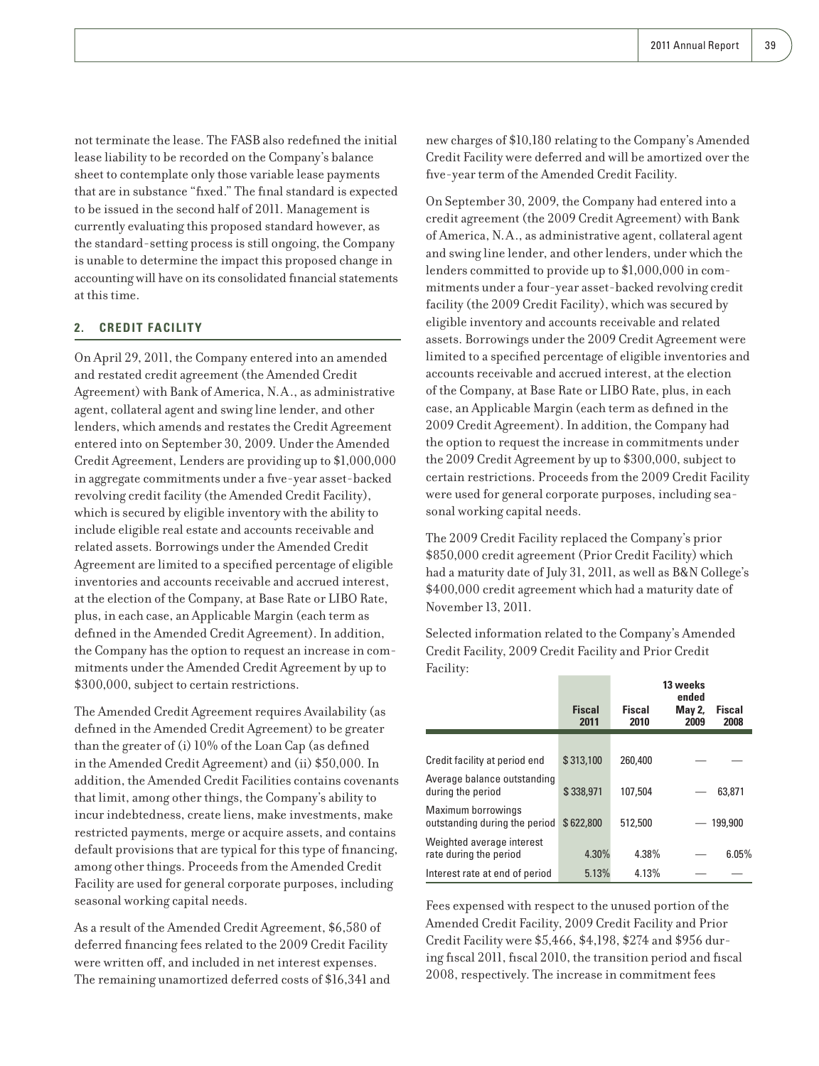not terminate the lease. The FASB also redefined the initial lease liability to be recorded on the Company's balance sheet to contemplate only those variable lease payments that are in substance "fixed." The final standard is expected to be issued in the second half of 2011. Management is currently evaluating this proposed standard however, as the standard-setting process is still ongoing, the Company is unable to determine the impact this proposed change in accounting will have on its consolidated financial statements at this time.

## 2. CREDIT FACILITY

On April 29, 2011, the Company entered into an amended and restated credit agreement (the Amended Credit Agreement) with Bank of America, N.A., as administrative agent, collateral agent and swing line lender, and other lenders, which amends and restates the Credit Agreement entered into on September 30, 2009. Under the Amended Credit Agreement, Lenders are providing up to $1,000,000 in aggregate commitments under a five-year asset-backed revolving credit facility (the Amended Credit Facility), which is secured by eligible inventory with the ability to include eligible real estate and accounts receivable and related assets. Borrowings under the Amended Credit Agreement are limited to a specified percentage of eligible inventories and accounts receivable and accrued interest, at the election of the Company, at Base Rate or LIBO Rate, plus, in each case, an Applicable Margin (each term as defined in the Amended Credit Agreement). In addition, the Company has the option to request an increase in commitments under the Amended Credit Agreement by up to $300,000, subject to certain restrictions.

The Amended Credit Agreement requires Availability (as defined in the Amended Credit Agreement) to be greater than the greater of (i) 10% of the Loan Cap (as defined in the Amended Credit Agreement) and (ii) $50,000. In addition, the Amended Credit Facilities contains covenants that limit, among other things, the Company's ability to incur indebtedness, create liens, make investments, make restricted payments, merge or acquire assets, and contains default provisions that are typical for this type of financing, among other things. Proceeds from the Amended Credit Facility are used for general corporate purposes, including seasonal working capital needs.

As a result of the Amended Credit Agreement, $6,580 of deferred financing fees related to the 2009 Credit Facility were written off, and included in net interest expenses. The remaining unamortized deferred costs of $16,341 and new charges of $10,180 relating to the Company's Amended Credit Facility were deferred and will be amortized over the five-year term of the Amended Credit Facility.

On September 30, 2009, the Company had entered into a credit agreement (the 2009 Credit Agreement) with Bank of America, N.A., as administrative agent, collateral agent and swing line lender, and other lenders, under which the lenders committed to provide up to $1,000,000 in commitments under a four-year asset-backed revolving credit facility (the 2009 Credit Facility), which was secured by eligible inventory and accounts receivable and related assets. Borrowings under the 2009 Credit Agreement were limited to a specified percentage of eligible inventories and accounts receivable and accrued interest, at the election of the Company, at Base Rate or LIBO Rate, plus, in each case, an Applicable Margin (each term as defined in the 2009 Credit Agreement). In addition, the Company had the option to request the increase in commitments under the 2009 Credit Agreement by up to $300,000, subject to certain restrictions. Proceeds from the 2009 Credit Facility were used for general corporate purposes, including seasonal working capital needs.

The 2009 Credit Facility replaced the Company's prior $850,000 credit agreement (Prior Credit Facility) which had a maturity date of July 31, 2011, as well as B&N College's $400,000 credit agreement which had a maturity date of November 13, 2011.

Selected information related to the Company's Amended Credit Facility, 2009 Credit Facility and Prior Credit Facility:

| | Fiscal 2011 | Fiscal 2010 | 13 weeks ended May 2, 2009 | Fiscal 2008 |
|---|---|---|---|---|
| Credit facility at period end | $ 313,100 | 260,400 | — | — |
| Average balance outstanding during the period | $ 338,971 | 107,504 | — | 63,871 |
| Maximum borrowings outstanding during the period | $ 622,800 | 512,500 | — | 199,900 |
| Weighted average interest rate during the period | 4.30% | 4.38% | — | 6.05% |
| Interest rate at end of period | 5.13% | 4.13% | — | — |

Fees expensed with respect to the unused portion of the Amended Credit Facility, 2009 Credit Facility and Prior Credit Facility were $5,466, $4,198, $274 and $956 during fiscal 2011, fiscal 2010, the transition period and fiscal 2008, respectively. The increase in commitment fees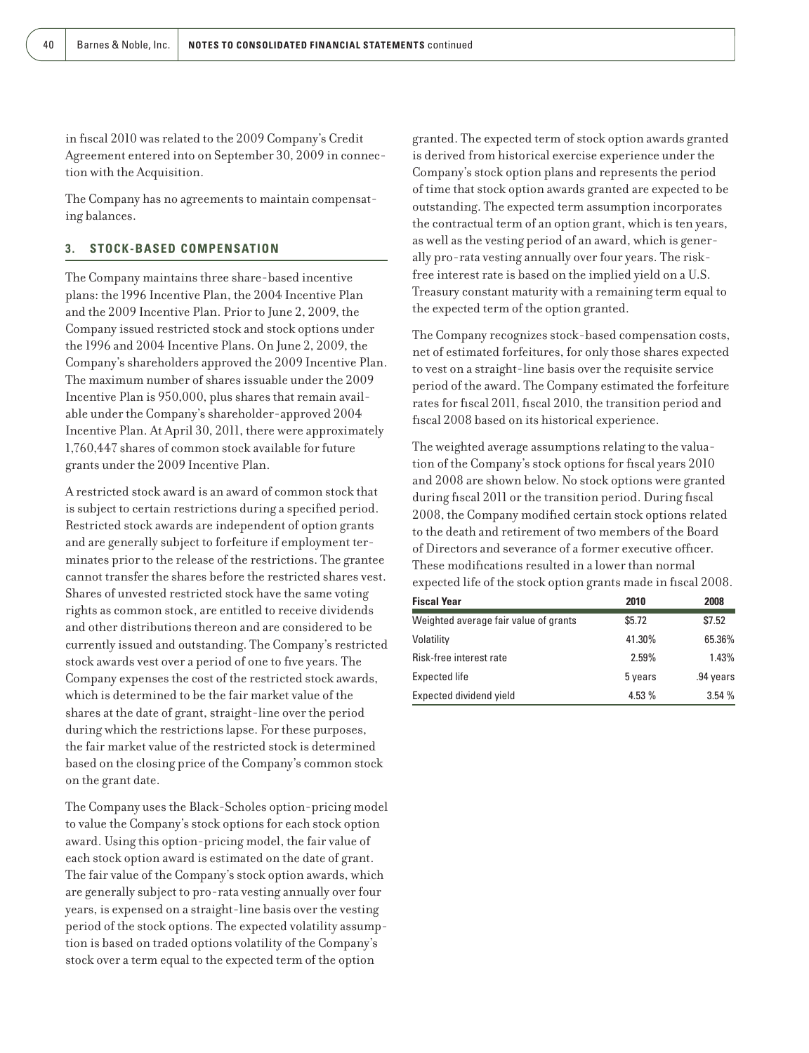in fiscal 2010 was related to the 2009 Company's Credit Agreement entered into on September 30, 2009 in connection with the Acquisition.

The Company has no agreements to maintain compensating balances.

### 3. STOCK-BASED COMPENSATION

The Company maintains three share-based incentive plans: the 1996 Incentive Plan, the 2004 Incentive Plan and the 2009 Incentive Plan. Prior to June 2, 2009, the Company issued restricted stock and stock options under the 1996 and 2004 Incentive Plans. On June 2, 2009, the Company's shareholders approved the 2009 Incentive Plan. The maximum number of shares issuable under the 2009 Incentive Plan is 950,000, plus shares that remain available under the Company's shareholder-approved 2004 Incentive Plan. At April 30, 2011, there were approximately 1,760,447 shares of common stock available for future grants under the 2009 Incentive Plan.

A restricted stock award is an award of common stock that is subject to certain restrictions during a specified period. Restricted stock awards are independent of option grants and are generally subject to forfeiture if employment terminates prior to the release of the restrictions. The grantee cannot transfer the shares before the restricted shares vest. Shares of unvested restricted stock have the same voting rights as common stock, are entitled to receive dividends and other distributions thereon and are considered to be currently issued and outstanding. The Company's restricted stock awards vest over a period of one to five years. The Company expenses the cost of the restricted stock awards, which is determined to be the fair market value of the shares at the date of grant, straight-line over the period during which the restrictions lapse. For these purposes, the fair market value of the restricted stock is determined based on the closing price of the Company's common stock on the grant date.

The Company uses the Black-Scholes option-pricing model to value the Company's stock options for each stock option award. Using this option-pricing model, the fair value of each stock option award is estimated on the date of grant. The fair value of the Company's stock option awards, which are generally subject to pro-rata vesting annually over four years, is expensed on a straight-line basis over the vesting period of the stock options. The expected volatility assumption is based on traded options volatility of the Company's stock over a term equal to the expected term of the option granted. The expected term of stock option awards granted is derived from historical exercise experience under the Company's stock option plans and represents the period of time that stock option awards granted are expected to be outstanding. The expected term assumption incorporates the contractual term of an option grant, which is ten years, as well as the vesting period of an award, which is generally pro-rata vesting annually over four years. The risk-free interest rate is based on the implied yield on a U.S. Treasury constant maturity with a remaining term equal to the expected term of the option granted.

The Company recognizes stock-based compensation costs, net of estimated forfeitures, for only those shares expected to vest on a straight-line basis over the requisite service period of the award. The Company estimated the forfeiture rates for fiscal 2011, fiscal 2010, the transition period and fiscal 2008 based on its historical experience.

The weighted average assumptions relating to the valuation of the Company's stock options for fiscal years 2010 and 2008 are shown below. No stock options were granted during fiscal 2011 or the transition period. During fiscal 2008, the Company modified certain stock options related to the death and retirement of two members of the Board of Directors and severance of a former executive officer. These modifications resulted in a lower than normal expected life of the stock option grants made in fiscal 2008.

| Fiscal Year | 2010 | 2008 |
|---|---|---|
| Weighted average fair value of grants | $5.72 | $7.52 |
| Volatility | 41.30% | 65.36% |
| Risk-free interest rate | 2.59% | 1.43% |
| Expected life | 5 years | .94 years |
| Expected dividend yield | 4.53 % | 3.54 % |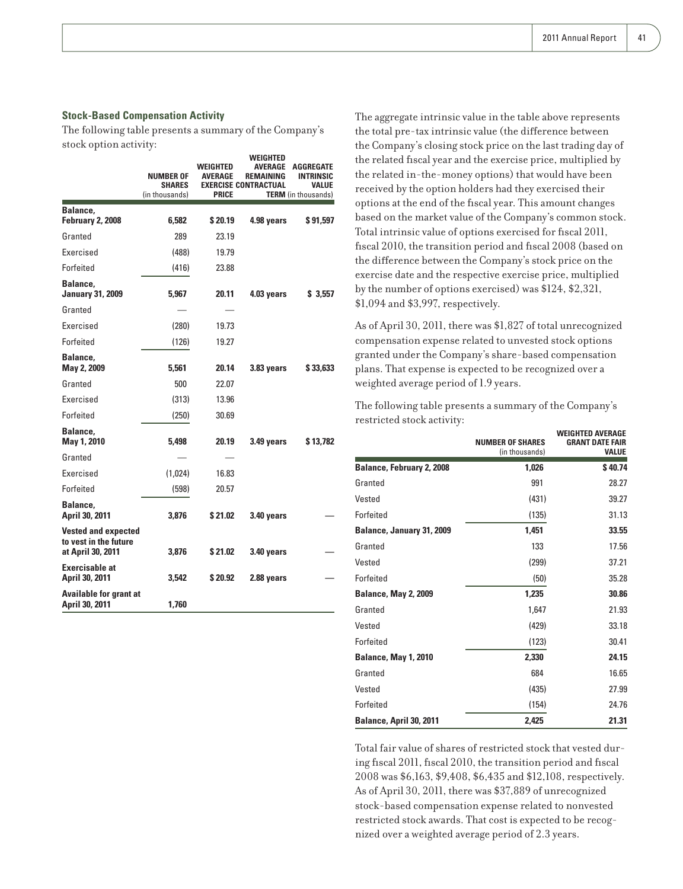### Stock-Based Compensation Activity

The following table presents a summary of the Company's stock option activity:

| | NUMBER OF SHARES (in thousands) | WEIGHTED AVERAGE EXERCISE PRICE | WEIGHTED AVERAGE REMAINING CONTRACTUAL TERM | AGGREGATE INTRINSIC VALUE (in thousands) |
|---|---|---|---|---|
| **Balance, February 2, 2008** | **6,582** | **$ 20.19** | **4.98 years** | **$ 91,597** |
| Granted | 289 | 23.19 | | |
| Exercised | (488) | 19.79 | | |
| Forfeited | (416) | 23.88 | | |
| **Balance, January 31, 2009** | **5,967** | **20.11** | **4.03 years** | **$ 3,557** |
| Granted | — | — | | |
| Exercised | (280) | 19.73 | | |
| Forfeited | (126) | 19.27 | | |
| **Balance, May 2, 2009** | **5,561** | **20.14** | **3.83 years** | **$ 33,633** |
| Granted | 500 | 22.07 | | |
| Exercised | (313) | 13.96 | | |
| Forfeited | (250) | 30.69 | | |
| **Balance, May 1, 2010** | **5,498** | **20.19** | **3.49 years** | **$ 13,782** |
| Granted | — | — | | |
| Exercised | (1,024) | 16.83 | | |
| Forfeited | (598) | 20.57 | | |
| **Balance, April 30, 2011** | **3,876** | **$ 21.02** | **3.40 years** | **—** |
| **Vested and expected to vest in the future at April 30, 2011** | **3,876** | **$ 21.02** | **3.40 years** | **—** |
| **Exercisable at April 30, 2011** | **3,542** | **$ 20.92** | **2.88 years** | **—** |
| **Available for grant at April 30, 2011** | **1,760** | | | |

The aggregate intrinsic value in the table above represents the total pre-tax intrinsic value (the difference between the Company's closing stock price on the last trading day of the related fiscal year and the exercise price, multiplied by the related in-the-money options) that would have been received by the option holders had they exercised their options at the end of the fiscal year. This amount changes based on the market value of the Company's common stock. Total intrinsic value of options exercised for fiscal 2011, fiscal 2010, the transition period and fiscal 2008 (based on the difference between the Company's stock price on the exercise date and the respective exercise price, multiplied by the number of options exercised) was $124, $2,321, $1,094 and $3,997, respectively.

As of April 30, 2011, there was $1,827 of total unrecognized compensation expense related to unvested stock options granted under the Company's share-based compensation plans. That expense is expected to be recognized over a weighted average period of 1.9 years.

The following table presents a summary of the Company's restricted stock activity:

| | NUMBER OF SHARES (in thousands) | WEIGHTED AVERAGE GRANT DATE FAIR VALUE |
|---|---|---|
| **Balance, February 2, 2008** | **1,026** | **$ 40.74** |
| Granted | 991 | 28.27 |
| Vested | (431) | 39.27 |
| Forfeited | (135) | 31.13 |
| **Balance, January 31, 2009** | **1,451** | **33.55** |
| Granted | 133 | 17.56 |
| Vested | (299) | 37.21 |
| Forfeited | (50) | 35.28 |
| **Balance, May 2, 2009** | **1,235** | **30.86** |
| Granted | 1,647 | 21.93 |
| Vested | (429) | 33.18 |
| Forfeited | (123) | 30.41 |
| **Balance, May 1, 2010** | **2,330** | **24.15** |
| Granted | 684 | 16.65 |
| Vested | (435) | 27.99 |
| Forfeited | (154) | 24.76 |
| **Balance, April 30, 2011** | **2,425** | **21.31** |

Total fair value of shares of restricted stock that vested during fiscal 2011, fiscal 2010, the transition period and fiscal 2008 was $6,163, $9,408, $6,435 and $12,108, respectively. As of April 30, 2011, there was $37,889 of unrecognized stock-based compensation expense related to nonvested restricted stock awards. That cost is expected to be recognized over a weighted average period of 2.3 years.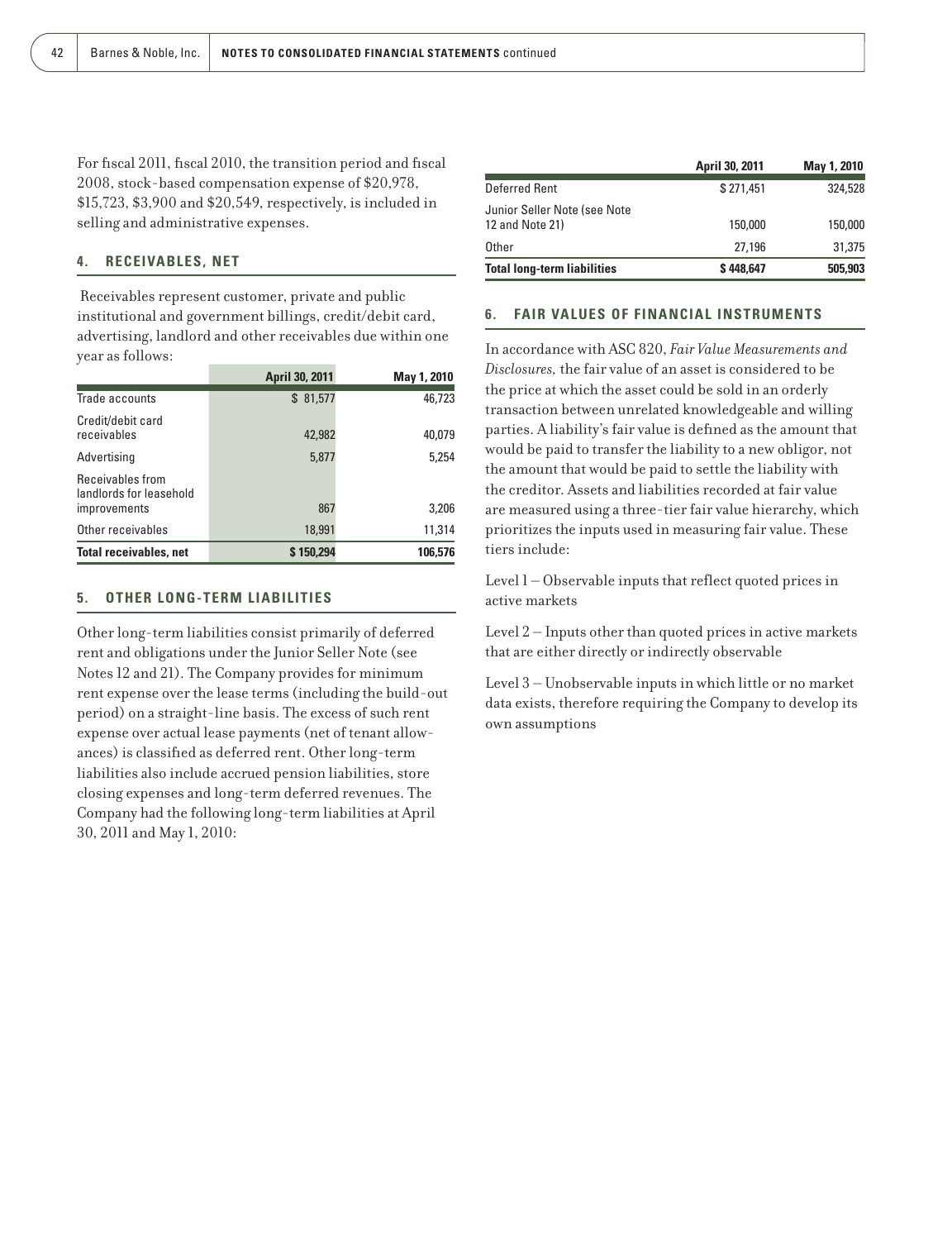For fiscal 2011, fiscal 2010, the transition period and fiscal 2008, stock-based compensation expense of $20,978, $15,723, $3,900 and $20,549, respectively, is included in selling and administrative expenses.

## 4. RECEIVABLES, NET

Receivables represent customer, private and public institutional and government billings, credit/debit card, advertising, landlord and other receivables due within one year as follows:

| | April 30, 2011 | May 1, 2010 |
|---|---|---|
| Trade accounts | $ 81,577 | 46,723 |
| Credit/debit card receivables | 42,982 | 40,079 |
| Advertising | 5,877 | 5,254 |
| Receivables from landlords for leasehold improvements | 867 | 3,206 |
| Other receivables | 18,991 | 11,314 |
| **Total receivables, net** | **$ 150,294** | **106,576** |

## 5. OTHER LONG-TERM LIABILITIES

Other long-term liabilities consist primarily of deferred rent and obligations under the Junior Seller Note (see Notes 12 and 21). The Company provides for minimum rent expense over the lease terms (including the build-out period) on a straight-line basis. The excess of such rent expense over actual lease payments (net of tenant allowances) is classified as deferred rent. Other long-term liabilities also include accrued pension liabilities, store closing expenses and long-term deferred revenues. The Company had the following long-term liabilities at April 30, 2011 and May 1, 2010:

| | April 30, 2011 | May 1, 2010 |
|---|---|---|
| Deferred Rent | $ 271,451 | 324,528 |
| Junior Seller Note (see Note 12 and Note 21) | 150,000 | 150,000 |
| Other | 27,196 | 31,375 |
| **Total long-term liabilities** | **$ 448,647** | **505,903** |

## 6. FAIR VALUES OF FINANCIAL INSTRUMENTS

In accordance with ASC 820, *Fair Value Measurements and Disclosures,* the fair value of an asset is considered to be the price at which the asset could be sold in an orderly transaction between unrelated knowledgeable and willing parties. A liability's fair value is defined as the amount that would be paid to transfer the liability to a new obligor, not the amount that would be paid to settle the liability with the creditor. Assets and liabilities recorded at fair value are measured using a three-tier fair value hierarchy, which prioritizes the inputs used in measuring fair value. These tiers include:

Level 1 – Observable inputs that reflect quoted prices in active markets

Level 2 – Inputs other than quoted prices in active markets that are either directly or indirectly observable

Level 3 – Unobservable inputs in which little or no market data exists, therefore requiring the Company to develop its own assumptions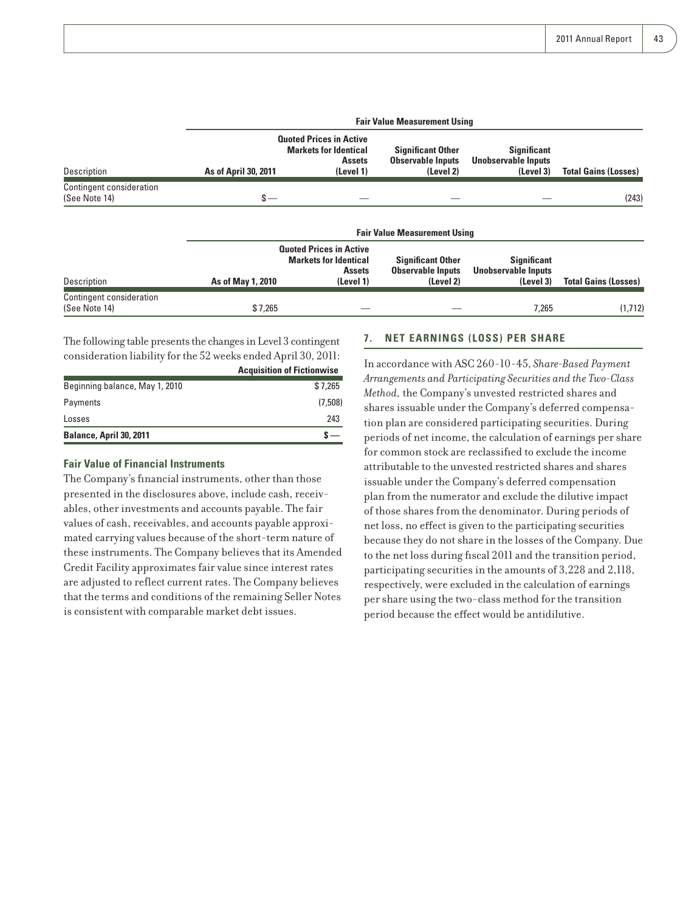| | Fair Value Measurement Using | | | | |
|---|---|---|---|---|---|
| Description | As of April 30, 2011 | Quoted Prices in Active Markets for Identical Assets (Level 1) | Significant Other Observable Inputs (Level 2) | Significant Unobservable Inputs (Level 3) | Total Gains (Losses) |
| Contingent consideration (See Note 14) | $ — | — | — | — | (243) |

| | Fair Value Measurement Using | | | | |
|---|---|---|---|---|---|
| Description | As of May 1, 2010 | Quoted Prices in Active Markets for Identical Assets (Level 1) | Significant Other Observable Inputs (Level 2) | Significant Unobservable Inputs (Level 3) | Total Gains (Losses) |
| Contingent consideration (See Note 14) | $ 7,265 | — | — | 7,265 | (1,712) |

The following table presents the changes in Level 3 contingent consideration liability for the 52 weeks ended April 30, 2011:

| | Acquisition of Fictionwise |
|---|---|
| Beginning balance, May 1, 2010 | $ 7,265 |
| Payments | (7,508) |
| Losses | 243 |
| **Balance, April 30, 2011** | **$ —** |

### Fair Value of Financial Instruments

The Company's financial instruments, other than those presented in the disclosures above, include cash, receivables, other investments and accounts payable. The fair values of cash, receivables, and accounts payable approximated carrying values because of the short-term nature of these instruments. The Company believes that its Amended Credit Facility approximates fair value since interest rates are adjusted to reflect current rates. The Company believes that the terms and conditions of the remaining Seller Notes is consistent with comparable market debt issues.

## 7. NET EARNINGS (LOSS) PER SHARE

In accordance with ASC 260-10-45, *Share-Based Payment Arrangements and Participating Securities and the Two-Class Method,* the Company's unvested restricted shares and shares issuable under the Company's deferred compensation plan are considered participating securities. During periods of net income, the calculation of earnings per share for common stock are reclassified to exclude the income attributable to the unvested restricted shares and shares issuable under the Company's deferred compensation plan from the numerator and exclude the dilutive impact of those shares from the denominator. During periods of net loss, no effect is given to the participating securities because they do not share in the losses of the Company. Due to the net loss during fiscal 2011 and the transition period, participating securities in the amounts of 3,228 and 2,118, respectively, were excluded in the calculation of earnings per share using the two-class method for the transition period because the effect would be antidilutive.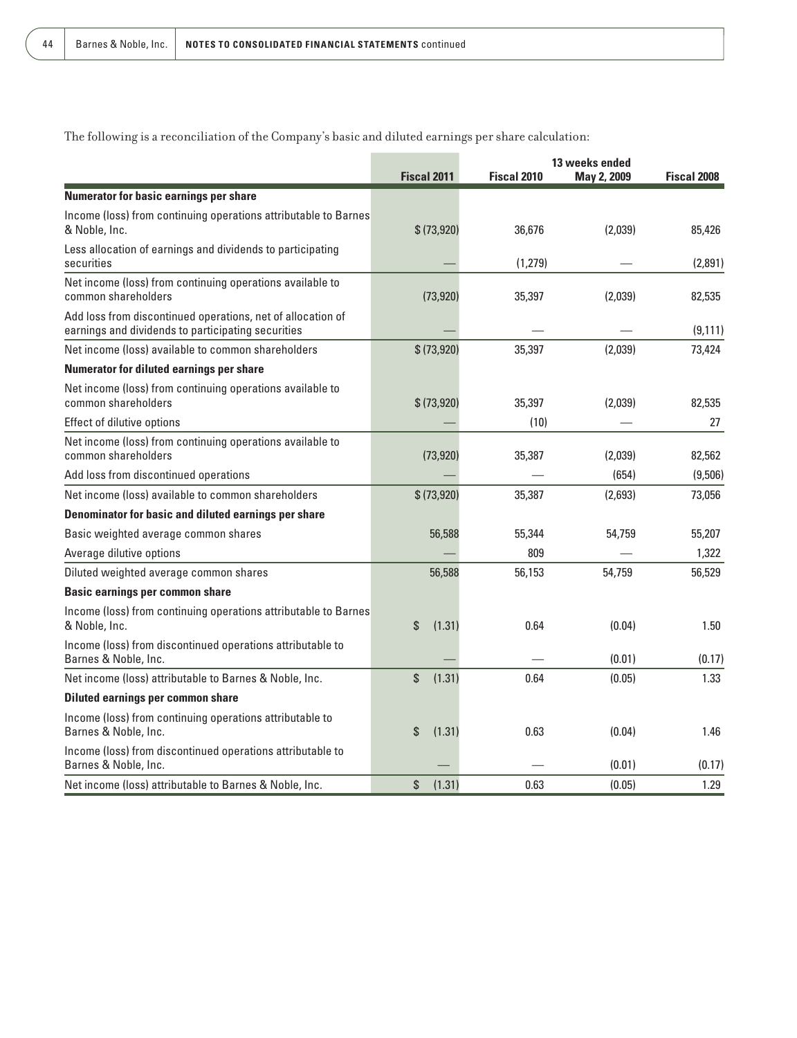The following is a reconciliation of the Company's basic and diluted earnings per share calculation:

| | Fiscal 2011 | Fiscal 2010 | 13 weeks ended May 2, 2009 | Fiscal 2008 |
|---|---|---|---|---|
| **Numerator for basic earnings per share** | | | | |
| Income (loss) from continuing operations attributable to Barnes & Noble, Inc. | $ (73,920) | 36,676 | (2,039) | 85,426 |
| Less allocation of earnings and dividends to participating securities | — | (1,279) | — | (2,891) |
| Net income (loss) from continuing operations available to common shareholders | (73,920) | 35,397 | (2,039) | 82,535 |
| Add loss from discontinued operations, net of allocation of earnings and dividends to participating securities | — | — | — | (9,111) |
| Net income (loss) available to common shareholders | $ (73,920) | 35,397 | (2,039) | 73,424 |
| **Numerator for diluted earnings per share** | | | | |
| Net income (loss) from continuing operations available to common shareholders | $ (73,920) | 35,397 | (2,039) | 82,535 |
| Effect of dilutive options | — | (10) | — | 27 |
| Net income (loss) from continuing operations available to common shareholders | (73,920) | 35,387 | (2,039) | 82,562 |
| Add loss from discontinued operations | — | — | (654) | (9,506) |
| Net income (loss) available to common shareholders | $ (73,920) | 35,387 | (2,693) | 73,056 |
| **Denominator for basic and diluted earnings per share** | | | | |
| Basic weighted average common shares | 56,588 | 55,344 | 54,759 | 55,207 |
| Average dilutive options | — | 809 | — | 1,322 |
| Diluted weighted average common shares | 56,588 | 56,153 | 54,759 | 56,529 |
| **Basic earnings per common share** | | | | |
| Income (loss) from continuing operations attributable to Barnes & Noble, Inc. | $ (1.31) | 0.64 | (0.04) | 1.50 |
| Income (loss) from discontinued operations attributable to Barnes & Noble, Inc. | — | — | (0.01) | (0.17) |
| Net income (loss) attributable to Barnes & Noble, Inc. | $ (1.31) | 0.64 | (0.05) | 1.33 |
| **Diluted earnings per common share** | | | | |
| Income (loss) from continuing operations attributable to Barnes & Noble, Inc. | $ (1.31) | 0.63 | (0.04) | 1.46 |
| Income (loss) from discontinued operations attributable to Barnes & Noble, Inc. | — | — | (0.01) | (0.17) |
| Net income (loss) attributable to Barnes & Noble, Inc. | $ (1.31) | 0.63 | (0.05) | 1.29 |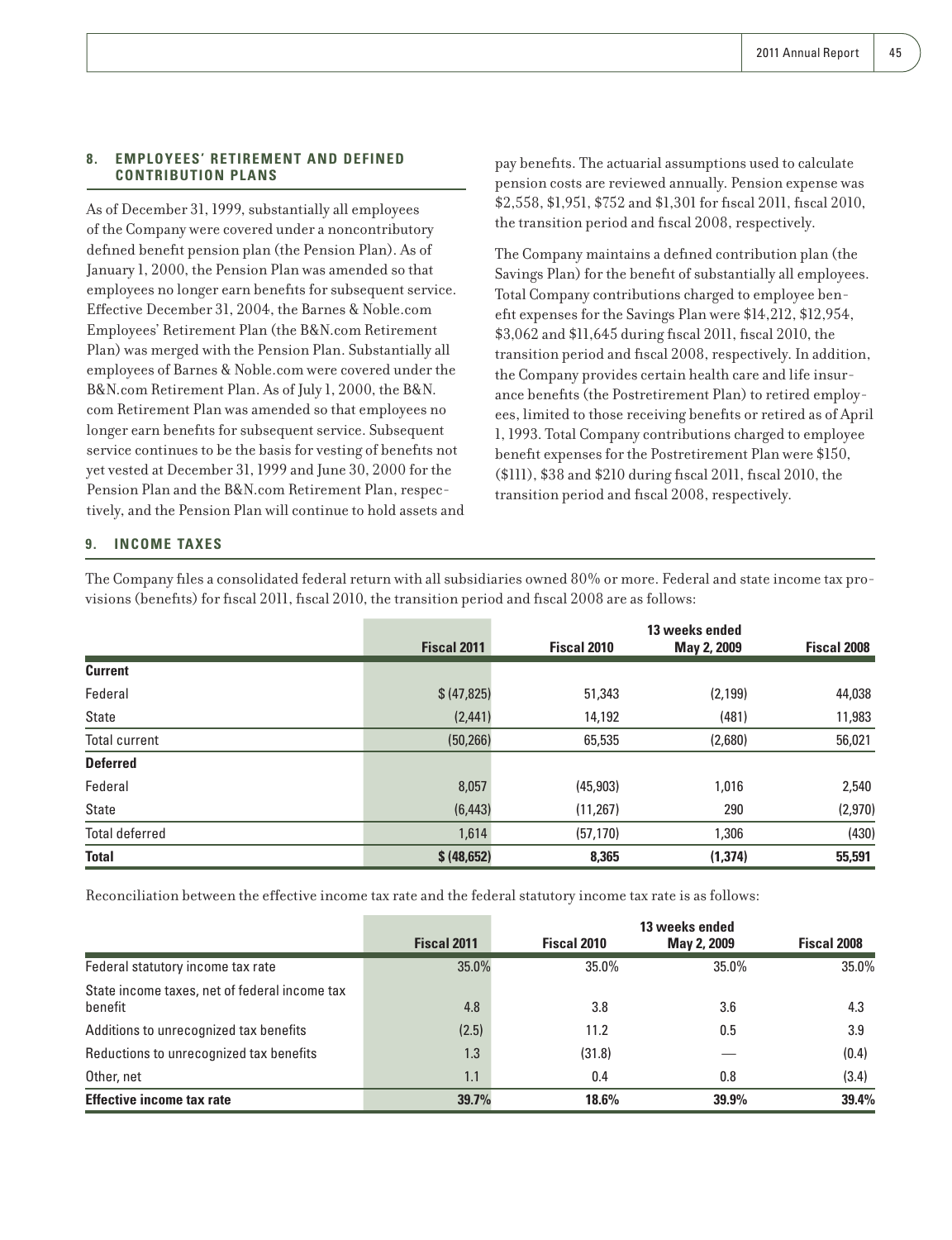## 8. EMPLOYEES' RETIREMENT AND DEFINED CONTRIBUTION PLANS

As of December 31, 1999, substantially all employees of the Company were covered under a noncontributory defined benefit pension plan (the Pension Plan). As of January 1, 2000, the Pension Plan was amended so that employees no longer earn benefits for subsequent service. Effective December 31, 2004, the Barnes & Noble.com Employees' Retirement Plan (the B&N.com Retirement Plan) was merged with the Pension Plan. Substantially all employees of Barnes & Noble.com were covered under the B&N.com Retirement Plan. As of July 1, 2000, the B&N.com Retirement Plan was amended so that employees no longer earn benefits for subsequent service. Subsequent service continues to be the basis for vesting of benefits not yet vested at December 31, 1999 and June 30, 2000 for the Pension Plan and the B&N.com Retirement Plan, respectively, and the Pension Plan will continue to hold assets and pay benefits. The actuarial assumptions used to calculate pension costs are reviewed annually. Pension expense was $2,558, $1,951, $752 and $1,301 for fiscal 2011, fiscal 2010, the transition period and fiscal 2008, respectively.

The Company maintains a defined contribution plan (the Savings Plan) for the benefit of substantially all employees. Total Company contributions charged to employee benefit expenses for the Savings Plan were $14,212, $12,954, $3,062 and $11,645 during fiscal 2011, fiscal 2010, the transition period and fiscal 2008, respectively. In addition, the Company provides certain health care and life insurance benefits (the Postretirement Plan) to retired employees, limited to those receiving benefits or retired as of April 1, 1993. Total Company contributions charged to employee benefit expenses for the Postretirement Plan were $150, ($111), $38 and $210 during fiscal 2011, fiscal 2010, the transition period and fiscal 2008, respectively.

## 9. INCOME TAXES

The Company files a consolidated federal return with all subsidiaries owned 80% or more. Federal and state income tax provisions (benefits) for fiscal 2011, fiscal 2010, the transition period and fiscal 2008 are as follows:

| | Fiscal 2011 | Fiscal 2010 | 13 weeks ended May 2, 2009 | Fiscal 2008 |
|---|---|---|---|---|
| **Current** | | | | |
| Federal | $ (47,825) | 51,343 | (2,199) | 44,038 |
| State | (2,441) | 14,192 | (481) | 11,983 |
| Total current | (50,266) | 65,535 | (2,680) | 56,021 |
| **Deferred** | | | | |
| Federal | 8,057 | (45,903) | 1,016 | 2,540 |
| State | (6,443) | (11,267) | 290 | (2,970) |
| Total deferred | 1,614 | (57,170) | 1,306 | (430) |
| **Total** | **$ (48,652)** | **8,365** | **(1,374)** | **55,591** |

Reconciliation between the effective income tax rate and the federal statutory income tax rate is as follows:

| | Fiscal 2011 | Fiscal 2010 | 13 weeks ended May 2, 2009 | Fiscal 2008 |
|---|---|---|---|---|
| Federal statutory income tax rate | 35.0% | 35.0% | 35.0% | 35.0% |
| State income taxes, net of federal income tax benefit | 4.8 | 3.8 | 3.6 | 4.3 |
| Additions to unrecognized tax benefits | (2.5) | 11.2 | 0.5 | 3.9 |
| Reductions to unrecognized tax benefits | 1.3 | (31.8) | — | (0.4) |
| Other, net | 1.1 | 0.4 | 0.8 | (3.4) |
| **Effective income tax rate** | **39.7%** | **18.6%** | **39.9%** | **39.4%** |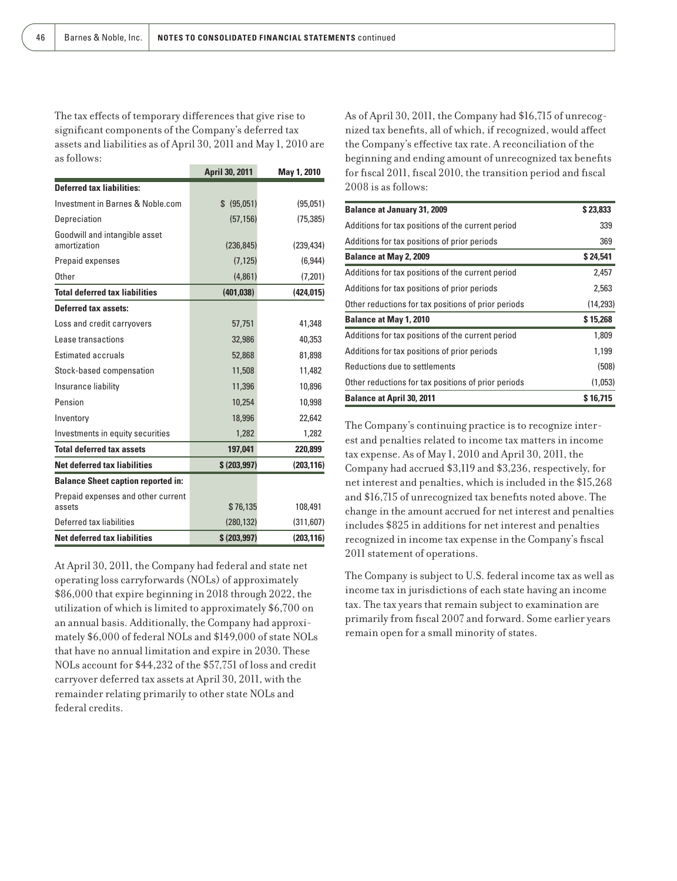The tax effects of temporary differences that give rise to significant components of the Company's deferred tax assets and liabilities as of April 30, 2011 and May 1, 2010 are as follows:

| | April 30, 2011 | May 1, 2010 |
|---|---|---|
| **Deferred tax liabilities:** | | |
| Investment in Barnes & Noble.com | $ (95,051) | (95,051) |
| Depreciation | (57,156) | (75,385) |
| Goodwill and intangible asset amortization | (236,845) | (239,434) |
| Prepaid expenses | (7,125) | (6,944) |
| Other | (4,861) | (7,201) |
| **Total deferred tax liabilities** | **(401,038)** | **(424,015)** |
| **Deferred tax assets:** | | |
| Loss and credit carryovers | 57,751 | 41,348 |
| Lease transactions | 32,986 | 40,353 |
| Estimated accruals | 52,868 | 81,898 |
| Stock-based compensation | 11,508 | 11,482 |
| Insurance liability | 11,396 | 10,896 |
| Pension | 10,254 | 10,998 |
| Inventory | 18,996 | 22,642 |
| Investments in equity securities | 1,282 | 1,282 |
| **Total deferred tax assets** | **197,041** | **220,899** |
| **Net deferred tax liabilities** | **$ (203,997)** | **(203,116)** |
| **Balance Sheet caption reported in:** | | |
| Prepaid expenses and other current assets | $ 76,135 | 108,491 |
| Deferred tax liabilities | (280,132) | (311,607) |
| **Net deferred tax liabilities** | **$ (203,997)** | **(203,116)** |

At April 30, 2011, the Company had federal and state net operating loss carryforwards (NOLs) of approximately $86,000 that expire beginning in 2018 through 2022, the utilization of which is limited to approximately $6,700 on an annual basis. Additionally, the Company had approximately $6,000 of federal NOLs and $149,000 of state NOLs that have no annual limitation and expire in 2030. These NOLs account for $44,232 of the $57,751 of loss and credit carryover deferred tax assets at April 30, 2011, with the remainder relating primarily to other state NOLs and federal credits.

As of April 30, 2011, the Company had $16,715 of unrecognized tax benefits, all of which, if recognized, would affect the Company's effective tax rate. A reconciliation of the beginning and ending amount of unrecognized tax benefits for fiscal 2011, fiscal 2010, the transition period and fiscal 2008 is as follows:

| | |
|---|---|
| **Balance at January 31, 2009** | **$ 23,833** |
| Additions for tax positions of the current period | 339 |
| Additions for tax positions of prior periods | 369 |
| **Balance at May 2, 2009** | **$ 24,541** |
| Additions for tax positions of the current period | 2,457 |
| Additions for tax positions of prior periods | 2,563 |
| Other reductions for tax positions of prior periods | (14,293) |
| **Balance at May 1, 2010** | **$ 15,268** |
| Additions for tax positions of the current period | 1,809 |
| Additions for tax positions of prior periods | 1,199 |
| Reductions due to settlements | (508) |
| Other reductions for tax positions of prior periods | (1,053) |
| **Balance at April 30, 2011** | **$ 16,715** |

The Company's continuing practice is to recognize interest and penalties related to income tax matters in income tax expense. As of May 1, 2010 and April 30, 2011, the Company had accrued $3,119 and $3,236, respectively, for net interest and penalties, which is included in the $15,268 and $16,715 of unrecognized tax benefits noted above. The change in the amount accrued for net interest and penalties includes $825 in additions for net interest and penalties recognized in income tax expense in the Company's fiscal 2011 statement of operations.

The Company is subject to U.S. federal income tax as well as income tax in jurisdictions of each state having an income tax. The tax years that remain subject to examination are primarily from fiscal 2007 and forward. Some earlier years remain open for a small minority of states.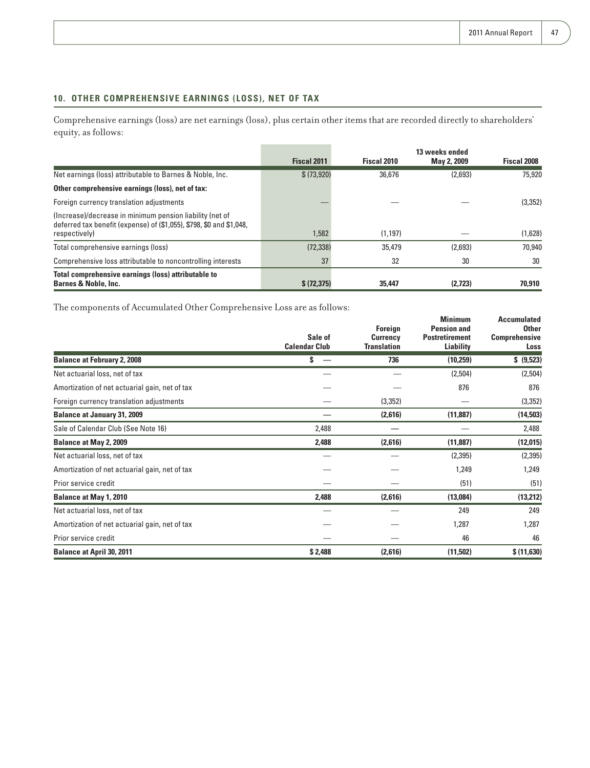## 10. OTHER COMPREHENSIVE EARNINGS (LOSS), NET OF TAX

Comprehensive earnings (loss) are net earnings (loss), plus certain other items that are recorded directly to shareholders' equity, as follows:

| | Fiscal 2011 | Fiscal 2010 | 13 weeks ended May 2, 2009 | Fiscal 2008 |
|---|---|---|---|---|
| Net earnings (loss) attributable to Barnes & Noble, Inc. | $ (73,920) | 36,676 | (2,693) | 75,920 |
| **Other comprehensive earnings (loss), net of tax:** | | | | |
| Foreign currency translation adjustments | — | — | — | (3,352) |
| (Increase)/decrease in minimum pension liability (net of deferred tax benefit (expense) of ($1,055), $798, $0 and $1,048, respectively) | 1,582 | (1,197) | — | (1,628) |
| Total comprehensive earnings (loss) | (72,338) | 35,479 | (2,693) | 70,940 |
| Comprehensive loss attributable to noncontrolling interests | 37 | 32 | 30 | 30 |
| **Total comprehensive earnings (loss) attributable to Barnes & Noble, Inc.** | **$ (72,375)** | **35,447** | **(2,723)** | **70,910** |

The components of Accumulated Other Comprehensive Loss are as follows:

| | Sale of Calendar Club | Foreign Currency Translation | Minimum Pension and Postretirement Liability | Accumulated Other Comprehensive Loss |
|---|---|---|---|---|
| **Balance at February 2, 2008** | **$ —** | **736** | **(10,259)** | **$ (9,523)** |
| Net actuarial loss, net of tax | — | — | (2,504) | (2,504) |
| Amortization of net actuarial gain, net of tax | — | — | 876 | 876 |
| Foreign currency translation adjustments | — | (3,352) | — | (3,352) |
| **Balance at January 31, 2009** | **—** | **(2,616)** | **(11,887)** | **(14,503)** |
| Sale of Calendar Club (See Note 16) | 2,488 | — | — | 2,488 |
| **Balance at May 2, 2009** | **2,488** | **(2,616)** | **(11,887)** | **(12,015)** |
| Net actuarial loss, net of tax | — | — | (2,395) | (2,395) |
| Amortization of net actuarial gain, net of tax | — | — | 1,249 | 1,249 |
| Prior service credit | — | — | (51) | (51) |
| **Balance at May 1, 2010** | **2,488** | **(2,616)** | **(13,084)** | **(13,212)** |
| Net actuarial loss, net of tax | — | — | 249 | 249 |
| Amortization of net actuarial gain, net of tax | — | — | 1,287 | 1,287 |
| Prior service credit | — | — | 46 | 46 |
| **Balance at April 30, 2011** | **$ 2,488** | **(2,616)** | **(11,502)** | **$ (11,630)** |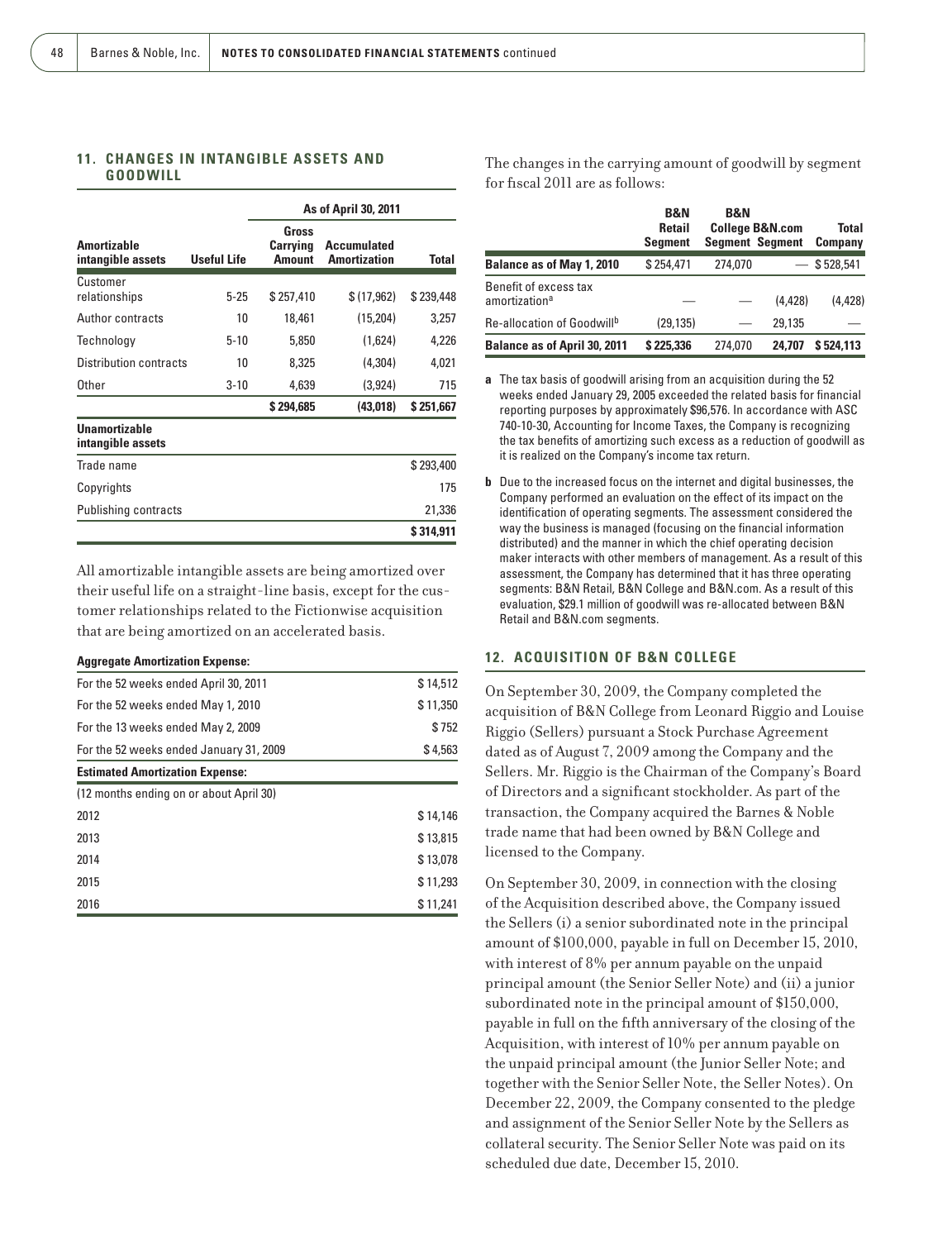## 11. CHANGES IN INTANGIBLE ASSETS AND GOODWILL

| | | As of April 30, 2011 | | |
|---|---|---|---|---|
| Amortizable intangible assets | Useful Life | Gross Carrying Amount | Accumulated Amortization | Total |
| Customer relationships | 5-25 | $ 257,410 | $ (17,962) | $ 239,448 |
| Author contracts | 10 | 18,461 | (15,204) | 3,257 |
| Technology | 5-10 | 5,850 | (1,624) | 4,226 |
| Distribution contracts | 10 | 8,325 | (4,304) | 4,021 |
| Other | 3-10 | 4,639 | (3,924) | 715 |
| | | $ 294,685 | (43,018) | $ 251,667 |
| **Unamortizable intangible assets** | | | | |
| Trade name | | | | $ 293,400 |
| Copyrights | | | | 175 |
| Publishing contracts | | | | 21,336 |
| | | | | $ 314,911 |

All amortizable intangible assets are being amortized over their useful life on a straight-line basis, except for the customer relationships related to the Fictionwise acquisition that are being amortized on an accelerated basis.

| Aggregate Amortization Expense: | |
|---|---|
| For the 52 weeks ended April 30, 2011 | $ 14,512 |
| For the 52 weeks ended May 1, 2010 | $ 11,350 |
| For the 13 weeks ended May 2, 2009 | $ 752 |
| For the 52 weeks ended January 31, 2009 | $ 4,563 |
| **Estimated Amortization Expense:** | |
| (12 months ending on or about April 30) | |
| 2012 | $ 14,146 |
| 2013 | $ 13,815 |
| 2014 | $ 13,078 |
| 2015 | $ 11,293 |
| 2016 | $ 11,241 |

The changes in the carrying amount of goodwill by segment for fiscal 2011 are as follows:

| | B&N Retail Segment | B&N College Segment | B&N.com Segment | Total Company |
|---|---|---|---|---|
| **Balance as of May 1, 2010** | $ 254,471 | 274,070 | — | $ 528,541 |
| Benefit of excess tax amortization[a] | — | — | (4,428) | (4,428) |
| Re-allocation of Goodwill[b] | (29,135) | — | 29,135 | — |
| **Balance as of April 30, 2011** | **$ 225,336** | **274,070** | **24,707** | **$ 524,113** |

**a** The tax basis of goodwill arising from an acquisition during the 52 weeks ended January 29, 2005 exceeded the related basis for financial reporting purposes by approximately $96,576. In accordance with ASC 740-10-30, Accounting for Income Taxes, the Company is recognizing the tax benefits of amortizing such excess as a reduction of goodwill as it is realized on the Company's income tax return.

**b** Due to the increased focus on the internet and digital businesses, the Company performed an evaluation on the effect of its impact on the identification of operating segments. The assessment considered the way the business is managed (focusing on the financial information distributed) and the manner in which the chief operating decision maker interacts with other members of management. As a result of this assessment, the Company has determined that it has three operating segments: B&N Retail, B&N College and B&N.com. As a result of this evaluation, $29.1 million of goodwill was re-allocated between B&N Retail and B&N.com segments.

## 12. ACQUISITION OF B&N COLLEGE

On September 30, 2009, the Company completed the acquisition of B&N College from Leonard Riggio and Louise Riggio (Sellers) pursuant a Stock Purchase Agreement dated as of August 7, 2009 among the Company and the Sellers. Mr. Riggio is the Chairman of the Company's Board of Directors and a significant stockholder. As part of the transaction, the Company acquired the Barnes & Noble trade name that had been owned by B&N College and licensed to the Company.

On September 30, 2009, in connection with the closing of the Acquisition described above, the Company issued the Sellers (i) a senior subordinated note in the principal amount of $100,000, payable in full on December 15, 2010, with interest of 8% per annum payable on the unpaid principal amount (the Senior Seller Note) and (ii) a junior subordinated note in the principal amount of $150,000, payable in full on the fifth anniversary of the closing of the Acquisition, with interest of 10% per annum payable on the unpaid principal amount (the Junior Seller Note; and together with the Senior Seller Note, the Seller Notes). On December 22, 2009, the Company consented to the pledge and assignment of the Senior Seller Note by the Sellers as collateral security. The Senior Seller Note was paid on its scheduled due date, December 15, 2010.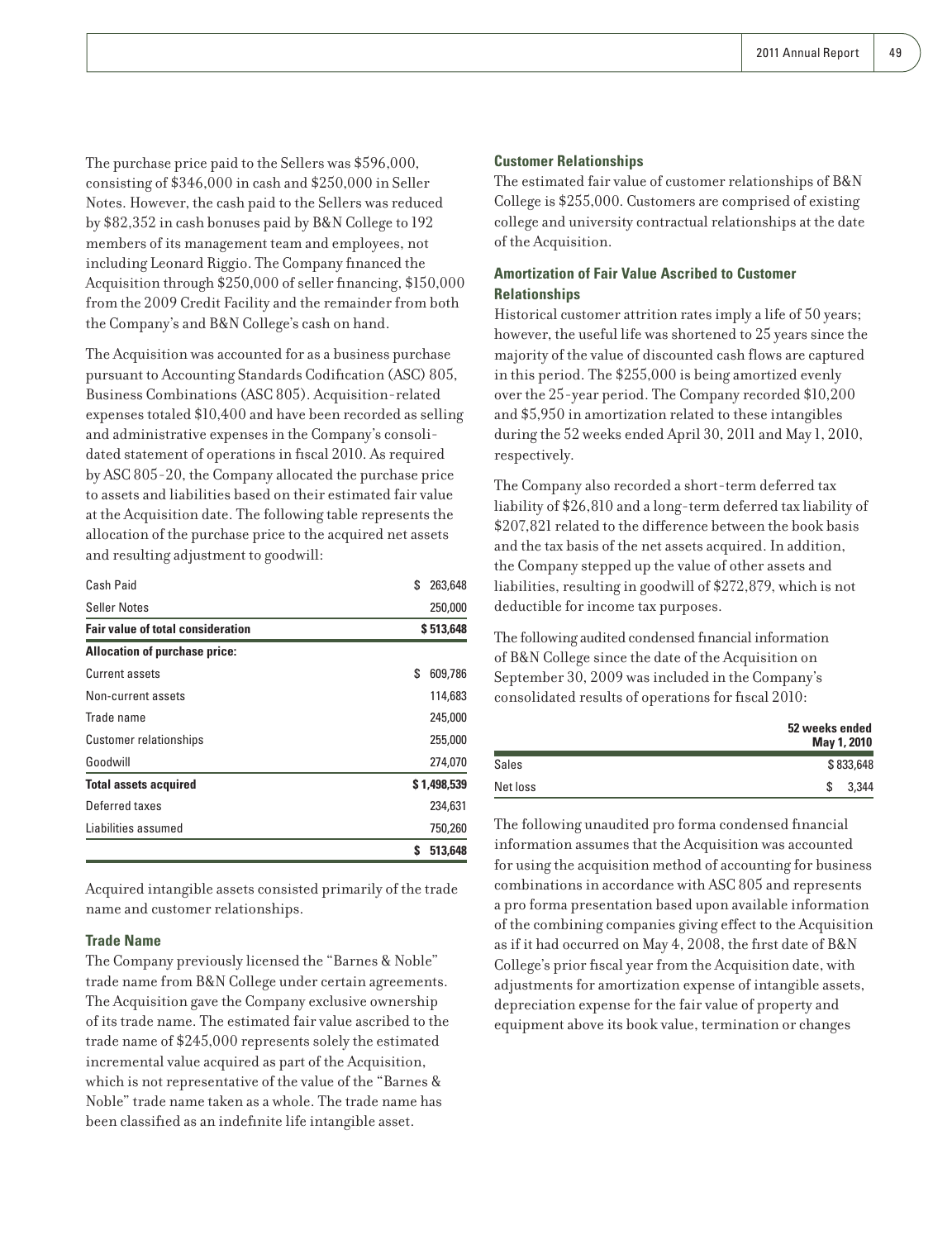The purchase price paid to the Sellers was $596,000, consisting of $346,000 in cash and $250,000 in Seller Notes. However, the cash paid to the Sellers was reduced by $82,352 in cash bonuses paid by B&N College to 192 members of its management team and employees, not including Leonard Riggio. The Company financed the Acquisition through $250,000 of seller financing, $150,000 from the 2009 Credit Facility and the remainder from both the Company's and B&N College's cash on hand.

The Acquisition was accounted for as a business purchase pursuant to Accounting Standards Codification (ASC) 805, Business Combinations (ASC 805). Acquisition-related expenses totaled $10,400 and have been recorded as selling and administrative expenses in the Company's consolidated statement of operations in fiscal 2010. As required by ASC 805-20, the Company allocated the purchase price to assets and liabilities based on their estimated fair value at the Acquisition date. The following table represents the allocation of the purchase price to the acquired net assets and resulting adjustment to goodwill:

| | |
|---|---|
| Cash Paid | $ 263,648 |
| Seller Notes | 250,000 |
| **Fair value of total consideration** | **$ 513,648** |
| **Allocation of purchase price:** | |
| Current assets | $ 609,786 |
| Non-current assets | 114,683 |
| Trade name | 245,000 |
| Customer relationships | 255,000 |
| Goodwill | 274,070 |
| **Total assets acquired** | **$ 1,498,539** |
| Deferred taxes | 234,631 |
| Liabilities assumed | 750,260 |
| | **$ 513,648** |

Acquired intangible assets consisted primarily of the trade name and customer relationships.

**Trade Name**

The Company previously licensed the "Barnes & Noble" trade name from B&N College under certain agreements. The Acquisition gave the Company exclusive ownership of its trade name. The estimated fair value ascribed to the trade name of $245,000 represents solely the estimated incremental value acquired as part of the Acquisition, which is not representative of the value of the "Barnes & Noble" trade name taken as a whole. The trade name has been classified as an indefinite life intangible asset.

**Customer Relationships**

The estimated fair value of customer relationships of B&N College is $255,000. Customers are comprised of existing college and university contractual relationships at the date of the Acquisition.

**Amortization of Fair Value Ascribed to Customer Relationships**

Historical customer attrition rates imply a life of 50 years; however, the useful life was shortened to 25 years since the majority of the value of discounted cash flows are captured in this period. The $255,000 is being amortized evenly over the 25-year period. The Company recorded $10,200 and $5,950 in amortization related to these intangibles during the 52 weeks ended April 30, 2011 and May 1, 2010, respectively.

The Company also recorded a short-term deferred tax liability of $26,810 and a long-term deferred tax liability of $207,821 related to the difference between the book basis and the tax basis of the net assets acquired. In addition, the Company stepped up the value of other assets and liabilities, resulting in goodwill of $272,879, which is not deductible for income tax purposes.

The following audited condensed financial information of B&N College since the date of the Acquisition on September 30, 2009 was included in the Company's consolidated results of operations for fiscal 2010:

| | 52 weeks ended May 1, 2010 |
|---|---|
| Sales | $ 833,648 |
| Net loss | $ 3,344 |

The following unaudited pro forma condensed financial information assumes that the Acquisition was accounted for using the acquisition method of accounting for business combinations in accordance with ASC 805 and represents a pro forma presentation based upon available information of the combining companies giving effect to the Acquisition as if it had occurred on May 4, 2008, the first date of B&N College's prior fiscal year from the Acquisition date, with adjustments for amortization expense of intangible assets, depreciation expense for the fair value of property and equipment above its book value, termination or changes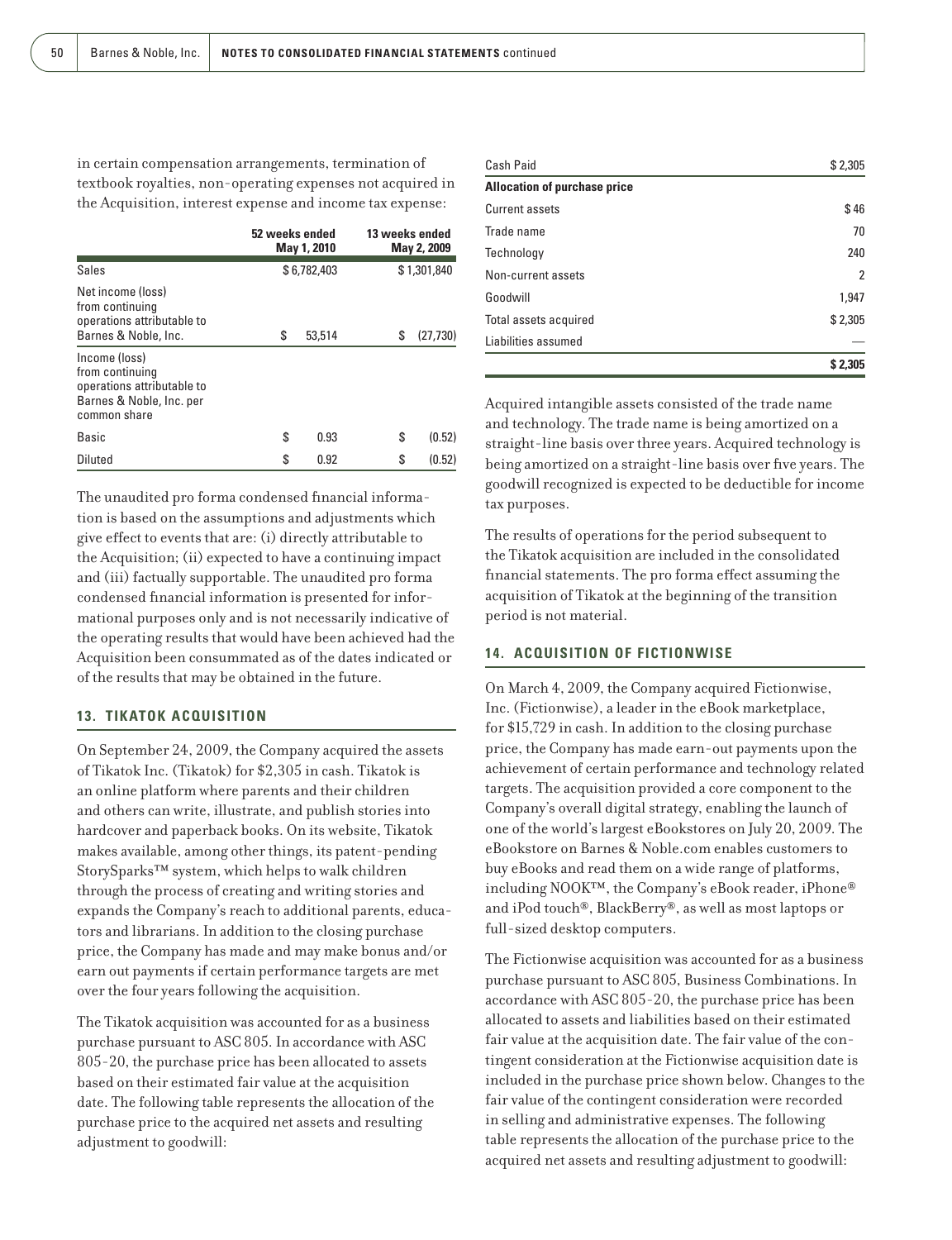in certain compensation arrangements, termination of textbook royalties, non-operating expenses not acquired in the Acquisition, interest expense and income tax expense:

| | 52 weeks ended May 1, 2010 | 13 weeks ended May 2, 2009 |
|---|---|---|
| Sales | $ 6,782,403 | $ 1,301,840 |
| Net income (loss) from continuing operations attributable to Barnes & Noble, Inc. | $ 53,514 | $ (27,730) |
| Income (loss) from continuing operations attributable to Barnes & Noble, Inc. per common share | | |
| Basic | $ 0.93 | $ (0.52) |
| Diluted | $ 0.92 | $ (0.52) |

The unaudited pro forma condensed financial information is based on the assumptions and adjustments which give effect to events that are: (i) directly attributable to the Acquisition; (ii) expected to have a continuing impact and (iii) factually supportable. The unaudited pro forma condensed financial information is presented for informational purposes only and is not necessarily indicative of the operating results that would have been achieved had the Acquisition been consummated as of the dates indicated or of the results that may be obtained in the future.

## 13. TIKATOK ACQUISITION

On September 24, 2009, the Company acquired the assets of Tikatok Inc. (Tikatok) for $2,305 in cash. Tikatok is an online platform where parents and their children and others can write, illustrate, and publish stories into hardcover and paperback books. On its website, Tikatok makes available, among other things, its patent-pending StorySparks™ system, which helps to walk children through the process of creating and writing stories and expands the Company's reach to additional parents, educators and librarians. In addition to the closing purchase price, the Company has made and may make bonus and/or earn out payments if certain performance targets are met over the four years following the acquisition.

The Tikatok acquisition was accounted for as a business purchase pursuant to ASC 805. In accordance with ASC 805-20, the purchase price has been allocated to assets based on their estimated fair value at the acquisition date. The following table represents the allocation of the purchase price to the acquired net assets and resulting adjustment to goodwill:

| Cash Paid | $ 2,305 |
|---|---|
| **Allocation of purchase price** | |
| Current assets | $ 46 |
| Trade name | 70 |
| Technology | 240 |
| Non-current assets | 2 |
| Goodwill | 1,947 |
| Total assets acquired | $ 2,305 |
| Liabilities assumed | — |
| | **$ 2,305** |

Acquired intangible assets consisted of the trade name and technology. The trade name is being amortized on a straight-line basis over three years. Acquired technology is being amortized on a straight-line basis over five years. The goodwill recognized is expected to be deductible for income tax purposes.

The results of operations for the period subsequent to the Tikatok acquisition are included in the consolidated financial statements. The pro forma effect assuming the acquisition of Tikatok at the beginning of the transition period is not material.

## 14. ACQUISITION OF FICTIONWISE

On March 4, 2009, the Company acquired Fictionwise, Inc. (Fictionwise), a leader in the eBook marketplace, for $15,729 in cash. In addition to the closing purchase price, the Company has made earn-out payments upon the achievement of certain performance and technology related targets. The acquisition provided a core component to the Company's overall digital strategy, enabling the launch of one of the world's largest eBookstores on July 20, 2009. The eBookstore on Barnes & Noble.com enables customers to buy eBooks and read them on a wide range of platforms, including NOOK™, the Company's eBook reader, iPhone® and iPod touch®, BlackBerry®, as well as most laptops or full-sized desktop computers.

The Fictionwise acquisition was accounted for as a business purchase pursuant to ASC 805, Business Combinations. In accordance with ASC 805-20, the purchase price has been allocated to assets and liabilities based on their estimated fair value at the acquisition date. The fair value of the contingent consideration at the Fictionwise acquisition date is included in the purchase price shown below. Changes to the fair value of the contingent consideration were recorded in selling and administrative expenses. The following table represents the allocation of the purchase price to the acquired net assets and resulting adjustment to goodwill: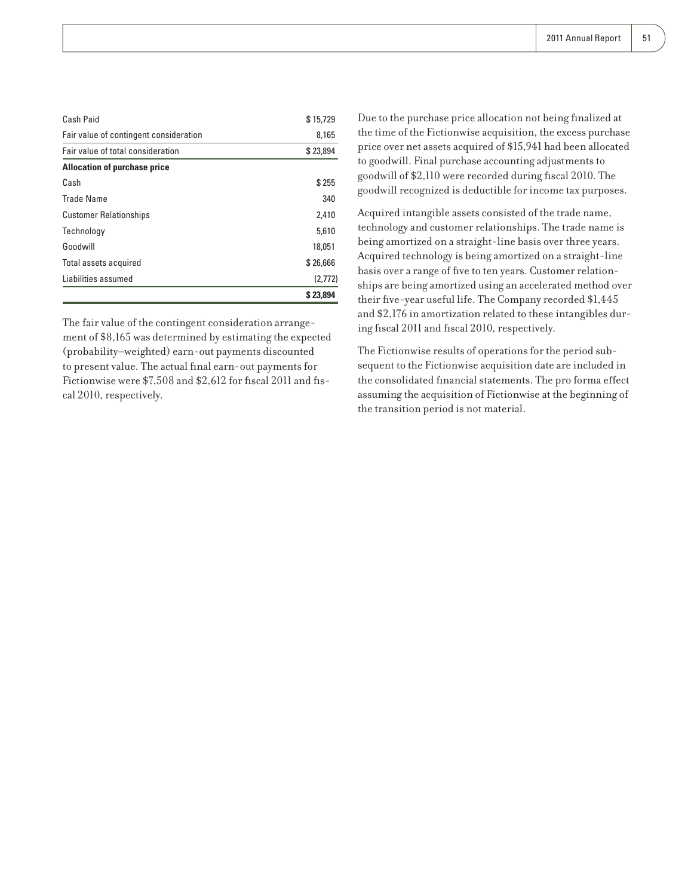| | |
|---|---|
| Cash Paid | $ 15,729 |
| Fair value of contingent consideration | 8,165 |
| Fair value of total consideration | $ 23,894 |
| **Allocation of purchase price** | |
| Cash | $ 255 |
| Trade Name | 340 |
| Customer Relationships | 2,410 |
| Technology | 5,610 |
| Goodwill | 18,051 |
| Total assets acquired | $ 26,666 |
| Liabilities assumed | (2,772) |
| | **$ 23,894** |

The fair value of the contingent consideration arrangement of $8,165 was determined by estimating the expected (probability–weighted) earn-out payments discounted to present value. The actual final earn-out payments for Fictionwise were $7,508 and $2,612 for fiscal 2011 and fiscal 2010, respectively.

Due to the purchase price allocation not being finalized at the time of the Fictionwise acquisition, the excess purchase price over net assets acquired of $15,941 had been allocated to goodwill. Final purchase accounting adjustments to goodwill of $2,110 were recorded during fiscal 2010. The goodwill recognized is deductible for income tax purposes.

Acquired intangible assets consisted of the trade name, technology and customer relationships. The trade name is being amortized on a straight-line basis over three years. Acquired technology is being amortized on a straight-line basis over a range of five to ten years. Customer relationships are being amortized using an accelerated method over their five-year useful life. The Company recorded $1,445 and $2,176 in amortization related to these intangibles during fiscal 2011 and fiscal 2010, respectively.

The Fictionwise results of operations for the period subsequent to the Fictionwise acquisition date are included in the consolidated financial statements. The pro forma effect assuming the acquisition of Fictionwise at the beginning of the transition period is not material.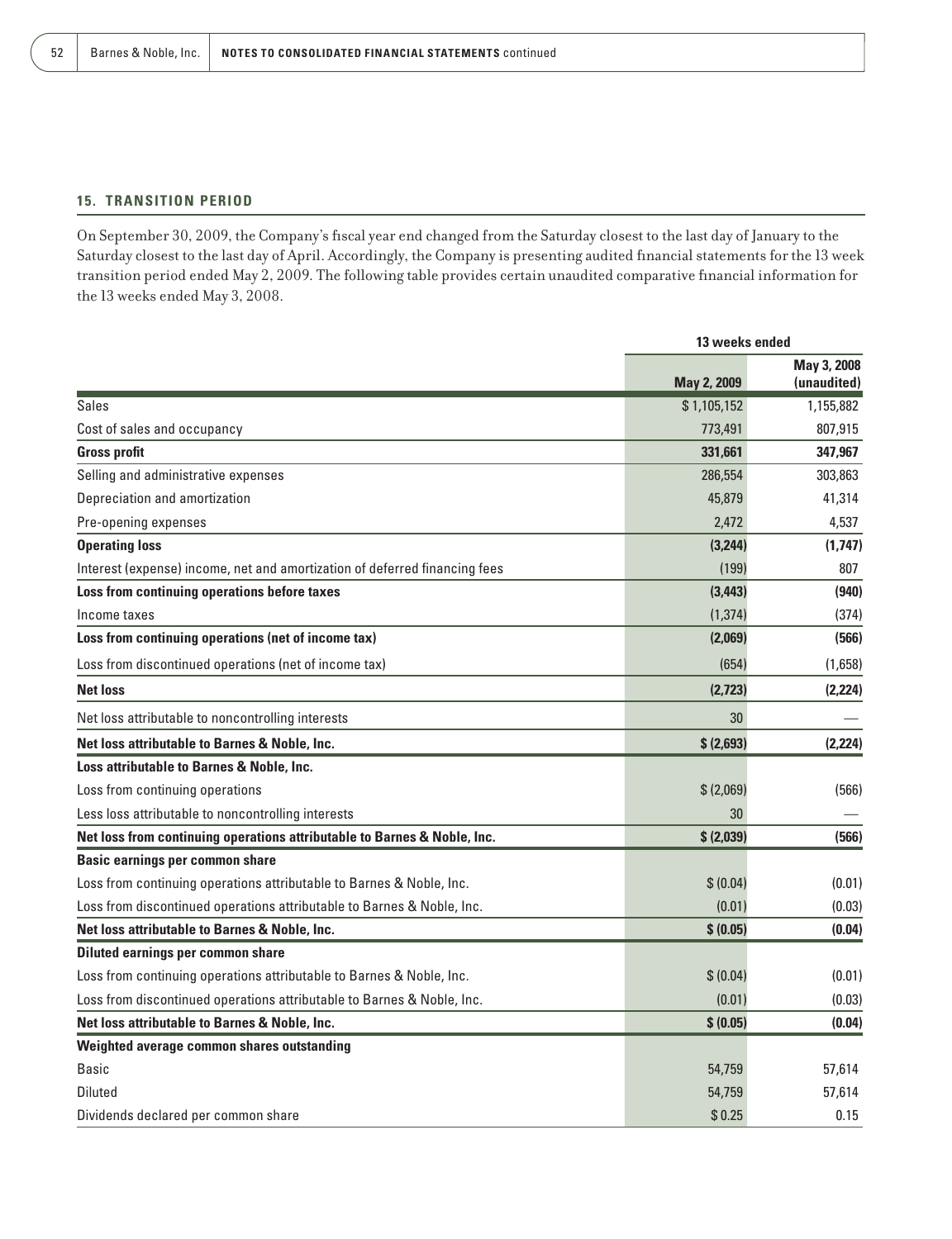## 15. TRANSITION PERIOD

On September 30, 2009, the Company's fiscal year end changed from the Saturday closest to the last day of January to the Saturday closest to the last day of April. Accordingly, the Company is presenting audited financial statements for the 13 week transition period ended May 2, 2009. The following table provides certain unaudited comparative financial information for the 13 weeks ended May 3, 2008.

| | 13 weeks ended | |
|---|---|---|
| | May 2, 2009 | May 3, 2008 (unaudited) |
| Sales | $ 1,105,152 | 1,155,882 |
| Cost of sales and occupancy | 773,491 | 807,915 |
| **Gross profit** | **331,661** | **347,967** |
| Selling and administrative expenses | 286,554 | 303,863 |
| Depreciation and amortization | 45,879 | 41,314 |
| Pre-opening expenses | 2,472 | 4,537 |
| **Operating loss** | **(3,244)** | **(1,747)** |
| Interest (expense) income, net and amortization of deferred financing fees | (199) | 807 |
| **Loss from continuing operations before taxes** | **(3,443)** | **(940)** |
| Income taxes | (1,374) | (374) |
| **Loss from continuing operations (net of income tax)** | **(2,069)** | **(566)** |
| Loss from discontinued operations (net of income tax) | (654) | (1,658) |
| **Net loss** | **(2,723)** | **(2,224)** |
| Net loss attributable to noncontrolling interests | 30 | — |
| **Net loss attributable to Barnes & Noble, Inc.** | **$ (2,693)** | **(2,224)** |
| **Loss attributable to Barnes & Noble, Inc.** | | |
| Loss from continuing operations | $ (2,069) | (566) |
| Less loss attributable to noncontrolling interests | 30 | — |
| **Net loss from continuing operations attributable to Barnes & Noble, Inc.** | **$ (2,039)** | **(566)** |
| **Basic earnings per common share** | | |
| Loss from continuing operations attributable to Barnes & Noble, Inc. | $ (0.04) | (0.01) |
| Loss from discontinued operations attributable to Barnes & Noble, Inc. | (0.01) | (0.03) |
| **Net loss attributable to Barnes & Noble, Inc.** | **$ (0.05)** | **(0.04)** |
| **Diluted earnings per common share** | | |
| Loss from continuing operations attributable to Barnes & Noble, Inc. | $ (0.04) | (0.01) |
| Loss from discontinued operations attributable to Barnes & Noble, Inc. | (0.01) | (0.03) |
| **Net loss attributable to Barnes & Noble, Inc.** | **$ (0.05)** | **(0.04)** |
| **Weighted average common shares outstanding** | | |
| Basic | 54,759 | 57,614 |
| Diluted | 54,759 | 57,614 |
| Dividends declared per common share | $ 0.25 | 0.15 |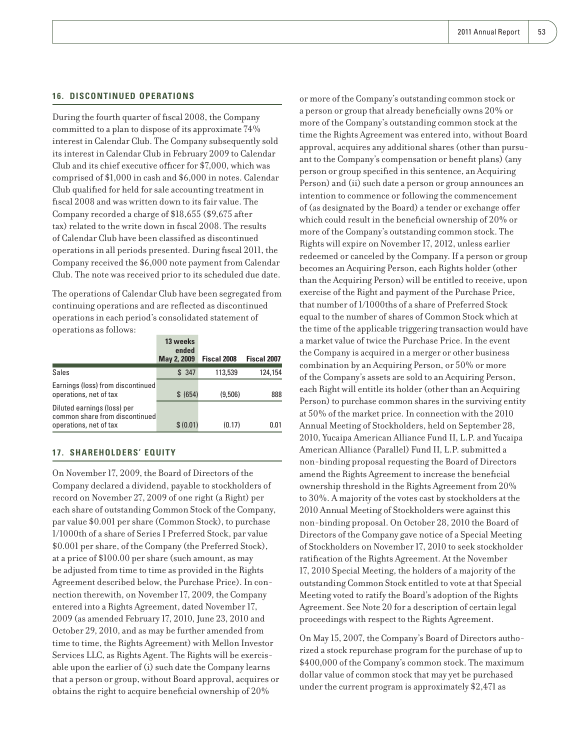## 16. DISCONTINUED OPERATIONS

During the fourth quarter of fiscal 2008, the Company committed to a plan to dispose of its approximate 74% interest in Calendar Club. The Company subsequently sold its interest in Calendar Club in February 2009 to Calendar Club and its chief executive officer for $7,000, which was comprised of $1,000 in cash and $6,000 in notes. Calendar Club qualified for held for sale accounting treatment in fiscal 2008 and was written down to its fair value. The Company recorded a charge of $18,655 ($9,675 after tax) related to the write down in fiscal 2008. The results of Calendar Club have been classified as discontinued operations in all periods presented. During fiscal 2011, the Company received the $6,000 note payment from Calendar Club. The note was received prior to its scheduled due date.

The operations of Calendar Club have been segregated from continuing operations and are reflected as discontinued operations in each period's consolidated statement of operations as follows:

| | 13 weeks ended May 2, 2009 | Fiscal 2008 | Fiscal 2007 |
|---|---|---|---|
| Sales | $ 347 | 113,539 | 124,154 |
| Earnings (loss) from discontinued operations, net of tax | $ (654) | (9,506) | 888 |
| Diluted earnings (loss) per common share from discontinued operations, net of tax | $ (0.01) | (0.17) | 0.01 |

## 17. SHAREHOLDERS' EQUITY

On November 17, 2009, the Board of Directors of the Company declared a dividend, payable to stockholders of record on November 27, 2009 of one right (a Right) per each share of outstanding Common Stock of the Company, par value $0.001 per share (Common Stock), to purchase 1/1000th of a share of Series I Preferred Stock, par value $0.001 per share, of the Company (the Preferred Stock), at a price of $100.00 per share (such amount, as may be adjusted from time to time as provided in the Rights Agreement described below, the Purchase Price). In connection therewith, on November 17, 2009, the Company entered into a Rights Agreement, dated November 17, 2009 (as amended February 17, 2010, June 23, 2010 and October 29, 2010, and as may be further amended from time to time, the Rights Agreement) with Mellon Investor Services LLC, as Rights Agent. The Rights will be exercisable upon the earlier of (i) such date the Company learns that a person or group, without Board approval, acquires or obtains the right to acquire beneficial ownership of 20% or more of the Company's outstanding common stock or a person or group that already beneficially owns 20% or more of the Company's outstanding common stock at the time the Rights Agreement was entered into, without Board approval, acquires any additional shares (other than pursuant to the Company's compensation or benefit plans) (any person or group specified in this sentence, an Acquiring Person) and (ii) such date a person or group announces an intention to commence or following the commencement of (as designated by the Board) a tender or exchange offer which could result in the beneficial ownership of 20% or more of the Company's outstanding common stock. The Rights will expire on November 17, 2012, unless earlier redeemed or canceled by the Company. If a person or group becomes an Acquiring Person, each Rights holder (other than the Acquiring Person) will be entitled to receive, upon exercise of the Right and payment of the Purchase Price, that number of 1/1000ths of a share of Preferred Stock equal to the number of shares of Common Stock which at the time of the applicable triggering transaction would have a market value of twice the Purchase Price. In the event the Company is acquired in a merger or other business combination by an Acquiring Person, or 50% or more of the Company's assets are sold to an Acquiring Person, each Right will entitle its holder (other than an Acquiring Person) to purchase common shares in the surviving entity at 50% of the market price. In connection with the 2010 Annual Meeting of Stockholders, held on September 28, 2010, Yucaipa American Alliance Fund II, L.P. and Yucaipa American Alliance (Parallel) Fund II, L.P. submitted a non-binding proposal requesting the Board of Directors amend the Rights Agreement to increase the beneficial ownership threshold in the Rights Agreement from 20% to 30%. A majority of the votes cast by stockholders at the 2010 Annual Meeting of Stockholders were against this non-binding proposal. On October 28, 2010 the Board of Directors of the Company gave notice of a Special Meeting of Stockholders on November 17, 2010 to seek stockholder ratification of the Rights Agreement. At the November 17, 2010 Special Meeting, the holders of a majority of the outstanding Common Stock entitled to vote at that Special Meeting voted to ratify the Board's adoption of the Rights Agreement. See Note 20 for a description of certain legal proceedings with respect to the Rights Agreement.

On May 15, 2007, the Company's Board of Directors authorized a stock repurchase program for the purchase of up to $400,000 of the Company's common stock. The maximum dollar value of common stock that may yet be purchased under the current program is approximately $2,471 as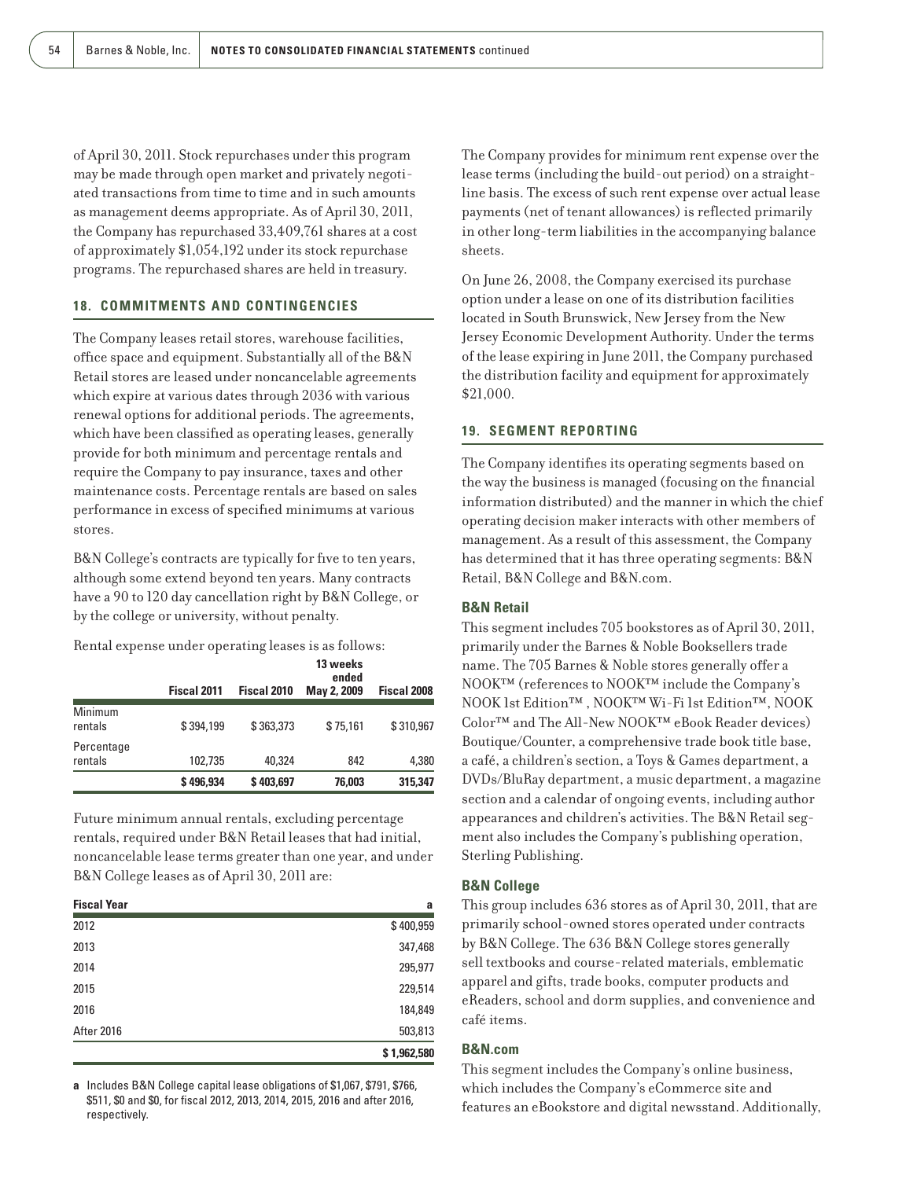of April 30, 2011. Stock repurchases under this program may be made through open market and privately negotiated transactions from time to time and in such amounts as management deems appropriate. As of April 30, 2011, the Company has repurchased 33,409,761 shares at a cost of approximately $1,054,192 under its stock repurchase programs. The repurchased shares are held in treasury.

## 18. COMMITMENTS AND CONTINGENCIES

The Company leases retail stores, warehouse facilities, office space and equipment. Substantially all of the B&N Retail stores are leased under noncancelable agreements which expire at various dates through 2036 with various renewal options for additional periods. The agreements, which have been classified as operating leases, generally provide for both minimum and percentage rentals and require the Company to pay insurance, taxes and other maintenance costs. Percentage rentals are based on sales performance in excess of specified minimums at various stores.

B&N College's contracts are typically for five to ten years, although some extend beyond ten years. Many contracts have a 90 to 120 day cancellation right by B&N College, or by the college or university, without penalty.

Rental expense under operating leases is as follows:

| | Fiscal 2011 | Fiscal 2010 | 13 weeks ended May 2, 2009 | Fiscal 2008 |
|---|---|---|---|---|
| Minimum rentals | $ 394,199 | $ 363,373 | $ 75,161 | $ 310,967 |
| Percentage rentals | 102,735 | 40,324 | 842 | 4,380 |
| | $ 496,934 | $ 403,697 | 76,003 | 315,347 |

Future minimum annual rentals, excluding percentage rentals, required under B&N Retail leases that had initial, noncancelable lease terms greater than one year, and under B&N College leases as of April 30, 2011 are:

| Fiscal Year | a |
|---|---|
| 2012 | $ 400,959 |
| 2013 | 347,468 |
| 2014 | 295,977 |
| 2015 | 229,514 |
| 2016 | 184,849 |
| After 2016 | 503,813 |
| | $ 1,962,580 |

**a** Includes B&N College capital lease obligations of $1,067, $791, $766, $511, $0 and $0, for fiscal 2012, 2013, 2014, 2015, 2016 and after 2016, respectively.

The Company provides for minimum rent expense over the lease terms (including the build-out period) on a straight-line basis. The excess of such rent expense over actual lease payments (net of tenant allowances) is reflected primarily in other long-term liabilities in the accompanying balance sheets.

On June 26, 2008, the Company exercised its purchase option under a lease on one of its distribution facilities located in South Brunswick, New Jersey from the New Jersey Economic Development Authority. Under the terms of the lease expiring in June 2011, the Company purchased the distribution facility and equipment for approximately $21,000.

## 19. SEGMENT REPORTING

The Company identifies its operating segments based on the way the business is managed (focusing on the financial information distributed) and the manner in which the chief operating decision maker interacts with other members of management. As a result of this assessment, the Company has determined that it has three operating segments: B&N Retail, B&N College and B&N.com.

### B&N Retail

This segment includes 705 bookstores as of April 30, 2011, primarily under the Barnes & Noble Booksellers trade name. The 705 Barnes & Noble stores generally offer a NOOK™ (references to NOOK™ include the Company's NOOK 1st Edition™ , NOOK™ Wi-Fi 1st Edition™, NOOK Color™ and The All-New NOOK™ eBook Reader devices) Boutique/Counter, a comprehensive trade book title base, a café, a children's section, a Toys & Games department, a DVDs/BluRay department, a music department, a magazine section and a calendar of ongoing events, including author appearances and children's activities. The B&N Retail segment also includes the Company's publishing operation, Sterling Publishing.

### B&N College

This group includes 636 stores as of April 30, 2011, that are primarily school-owned stores operated under contracts by B&N College. The 636 B&N College stores generally sell textbooks and course-related materials, emblematic apparel and gifts, trade books, computer products and eReaders, school and dorm supplies, and convenience and café items.

### B&N.com

This segment includes the Company's online business, which includes the Company's eCommerce site and features an eBookstore and digital newsstand. Additionally,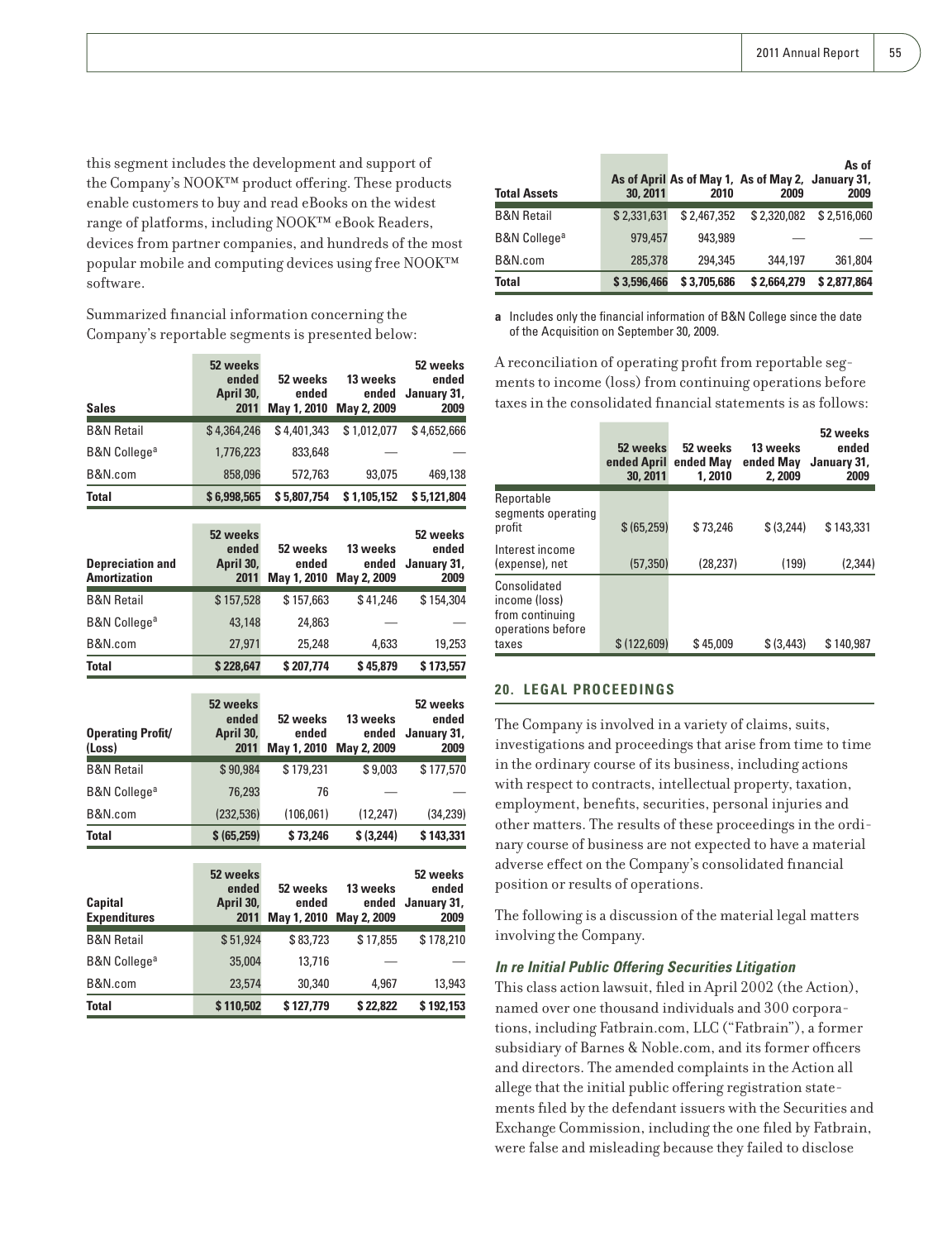this segment includes the development and support of the Company's NOOK™ product offering. These products enable customers to buy and read eBooks on the widest range of platforms, including NOOK™ eBook Readers, devices from partner companies, and hundreds of the most popular mobile and computing devices using free NOOK™ software.

Summarized financial information concerning the Company's reportable segments is presented below:

| Sales | 52 weeks ended April 30, 2011 | 52 weeks ended May 1, 2010 | 13 weeks ended May 2, 2009 | 52 weeks ended January 31, 2009 |
|---|---|---|---|---|
| B&N Retail | $ 4,364,246 | $ 4,401,343 | $ 1,012,077 | $ 4,652,666 |
| B&N College[a] | 1,776,223 | 833,648 | — | — |
| B&N.com | 858,096 | 572,763 | 93,075 | 469,138 |
| **Total** | **$ 6,998,565** | **$ 5,807,754** | **$ 1,105,152** | **$ 5,121,804** |

| Depreciation and Amortization | 52 weeks ended April 30, 2011 | 52 weeks ended May 1, 2010 | 13 weeks ended May 2, 2009 | 52 weeks ended January 31, 2009 |
|---|---|---|---|---|
| B&N Retail | $ 157,528 | $ 157,663 | $ 41,246 | $ 154,304 |
| B&N College[a] | 43,148 | 24,863 | — | — |
| B&N.com | 27,971 | 25,248 | 4,633 | 19,253 |
| **Total** | **$ 228,647** | **$ 207,774** | **$ 45,879** | **$ 173,557** |

| Operating Profit/ (Loss) | 52 weeks ended April 30, 2011 | 52 weeks ended May 1, 2010 | 13 weeks ended May 2, 2009 | 52 weeks ended January 31, 2009 |
|---|---|---|---|---|
| B&N Retail | $ 90,984 | $ 179,231 | $ 9,003 | $ 177,570 |
| B&N College[a] | 76,293 | 76 | — | — |
| B&N.com | (232,536) | (106,061) | (12,247) | (34,239) |
| **Total** | **$ (65,259)** | **$ 73,246** | **$ (3,244)** | **$ 143,331** |

| Capital Expenditures | 52 weeks ended April 30, 2011 | 52 weeks ended May 1, 2010 | 13 weeks ended May 2, 2009 | 52 weeks ended January 31, 2009 |
|---|---|---|---|---|
| B&N Retail | $ 51,924 | $ 83,723 | $ 17,855 | $ 178,210 |
| B&N College[a] | 35,004 | 13,716 | — | — |
| B&N.com | 23,574 | 30,340 | 4,967 | 13,943 |
| **Total** | **$ 110,502** | **$ 127,779** | **$ 22,822** | **$ 192,153** |

| Total Assets | As of April 30, 2011 | As of May 1, 2010 | As of May 2, 2009 | As of January 31, 2009 |
|---|---|---|---|---|
| B&N Retail | $ 2,331,631 | $ 2,467,352 | $ 2,320,082 | $ 2,516,060 |
| B&N College[a] | 979,457 | 943,989 | — | — |
| B&N.com | 285,378 | 294,345 | 344,197 | 361,804 |
| **Total** | **$ 3,596,466** | **$ 3,705,686** | **$ 2,664,279** | **$ 2,877,864** |

**a** Includes only the financial information of B&N College since the date of the Acquisition on September 30, 2009.

A reconciliation of operating profit from reportable segments to income (loss) from continuing operations before taxes in the consolidated financial statements is as follows:

| | 52 weeks ended April 30, 2011 | 52 weeks ended May 1, 2010 | 13 weeks ended May 2, 2009 | 52 weeks ended January 31, 2009 |
|---|---|---|---|---|
| Reportable segments operating profit | $ (65,259) | $ 73,246 | $ (3,244) | $ 143,331 |
| Interest income (expense), net | (57,350) | (28,237) | (199) | (2,344) |
| Consolidated income (loss) from continuing operations before taxes | $ (122,609) | $ 45,009 | $ (3,443) | $ 140,987 |

## 20. LEGAL PROCEEDINGS

The Company is involved in a variety of claims, suits, investigations and proceedings that arise from time to time in the ordinary course of its business, including actions with respect to contracts, intellectual property, taxation, employment, benefits, securities, personal injuries and other matters. The results of these proceedings in the ordinary course of business are not expected to have a material adverse effect on the Company's consolidated financial position or results of operations.

The following is a discussion of the material legal matters involving the Company.

### *In re Initial Public Offering Securities Litigation*

This class action lawsuit, filed in April 2002 (the Action), named over one thousand individuals and 300 corporations, including Fatbrain.com, LLC ("Fatbrain"), a former subsidiary of Barnes & Noble.com, and its former officers and directors. The amended complaints in the Action all allege that the initial public offering registration statements filed by the defendant issuers with the Securities and Exchange Commission, including the one filed by Fatbrain, were false and misleading because they failed to disclose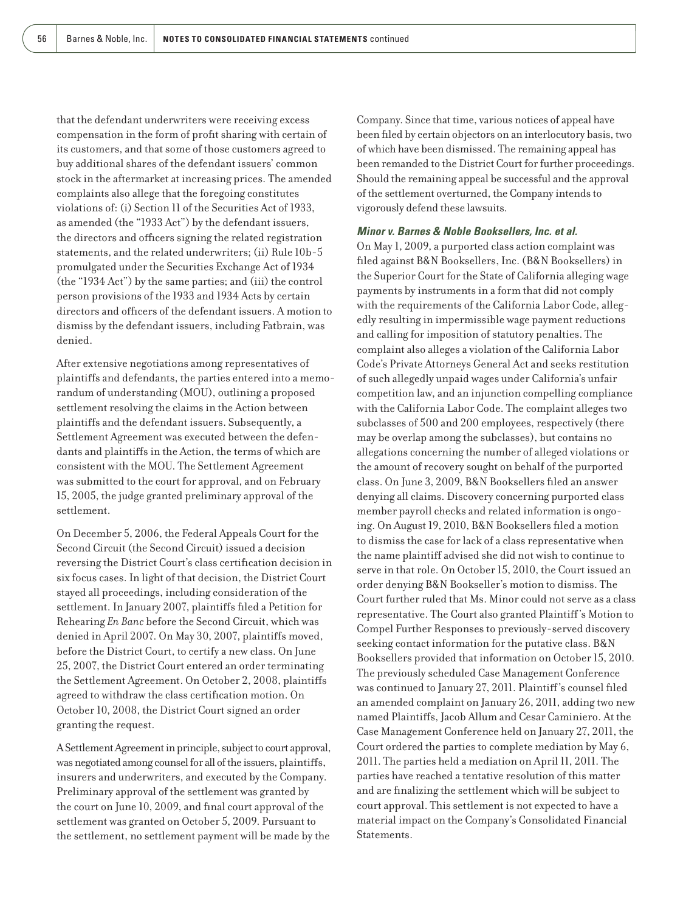that the defendant underwriters were receiving excess compensation in the form of profit sharing with certain of its customers, and that some of those customers agreed to buy additional shares of the defendant issuers' common stock in the aftermarket at increasing prices. The amended complaints also allege that the foregoing constitutes violations of: (i) Section 11 of the Securities Act of 1933, as amended (the "1933 Act") by the defendant issuers, the directors and officers signing the related registration statements, and the related underwriters; (ii) Rule 10b-5 promulgated under the Securities Exchange Act of 1934 (the "1934 Act") by the same parties; and (iii) the control person provisions of the 1933 and 1934 Acts by certain directors and officers of the defendant issuers. A motion to dismiss by the defendant issuers, including Fatbrain, was denied.

After extensive negotiations among representatives of plaintiffs and defendants, the parties entered into a memorandum of understanding (MOU), outlining a proposed settlement resolving the claims in the Action between plaintiffs and the defendant issuers. Subsequently, a Settlement Agreement was executed between the defendants and plaintiffs in the Action, the terms of which are consistent with the MOU. The Settlement Agreement was submitted to the court for approval, and on February 15, 2005, the judge granted preliminary approval of the settlement.

On December 5, 2006, the Federal Appeals Court for the Second Circuit (the Second Circuit) issued a decision reversing the District Court's class certification decision in six focus cases. In light of that decision, the District Court stayed all proceedings, including consideration of the settlement. In January 2007, plaintiffs filed a Petition for Rehearing *En Banc* before the Second Circuit, which was denied in April 2007. On May 30, 2007, plaintiffs moved, before the District Court, to certify a new class. On June 25, 2007, the District Court entered an order terminating the Settlement Agreement. On October 2, 2008, plaintiffs agreed to withdraw the class certification motion. On October 10, 2008, the District Court signed an order granting the request.

A Settlement Agreement in principle, subject to court approval, was negotiated among counsel for all of the issuers, plaintiffs, insurers and underwriters, and executed by the Company. Preliminary approval of the settlement was granted by the court on June 10, 2009, and final court approval of the settlement was granted on October 5, 2009. Pursuant to the settlement, no settlement payment will be made by the Company. Since that time, various notices of appeal have been filed by certain objectors on an interlocutory basis, two of which have been dismissed. The remaining appeal has been remanded to the District Court for further proceedings. Should the remaining appeal be successful and the approval of the settlement overturned, the Company intends to vigorously defend these lawsuits.

***Minor v. Barnes & Noble Booksellers, Inc. et al.***

On May 1, 2009, a purported class action complaint was filed against B&N Booksellers, Inc. (B&N Booksellers) in the Superior Court for the State of California alleging wage payments by instruments in a form that did not comply with the requirements of the California Labor Code, allegedly resulting in impermissible wage payment reductions and calling for imposition of statutory penalties. The complaint also alleges a violation of the California Labor Code's Private Attorneys General Act and seeks restitution of such allegedly unpaid wages under California's unfair competition law, and an injunction compelling compliance with the California Labor Code. The complaint alleges two subclasses of 500 and 200 employees, respectively (there may be overlap among the subclasses), but contains no allegations concerning the number of alleged violations or the amount of recovery sought on behalf of the purported class. On June 3, 2009, B&N Booksellers filed an answer denying all claims. Discovery concerning purported class member payroll checks and related information is ongoing. On August 19, 2010, B&N Booksellers filed a motion to dismiss the case for lack of a class representative when the name plaintiff advised she did not wish to continue to serve in that role. On October 15, 2010, the Court issued an order denying B&N Bookseller's motion to dismiss. The Court further ruled that Ms. Minor could not serve as a class representative. The Court also granted Plaintiff's Motion to Compel Further Responses to previously-served discovery seeking contact information for the putative class. B&N Booksellers provided that information on October 15, 2010. The previously scheduled Case Management Conference was continued to January 27, 2011. Plaintiff's counsel filed an amended complaint on January 26, 2011, adding two new named Plaintiffs, Jacob Allum and Cesar Caminiero. At the Case Management Conference held on January 27, 2011, the Court ordered the parties to complete mediation by May 6, 2011. The parties held a mediation on April 11, 2011. The parties have reached a tentative resolution of this matter and are finalizing the settlement which will be subject to court approval. This settlement is not expected to have a material impact on the Company's Consolidated Financial Statements.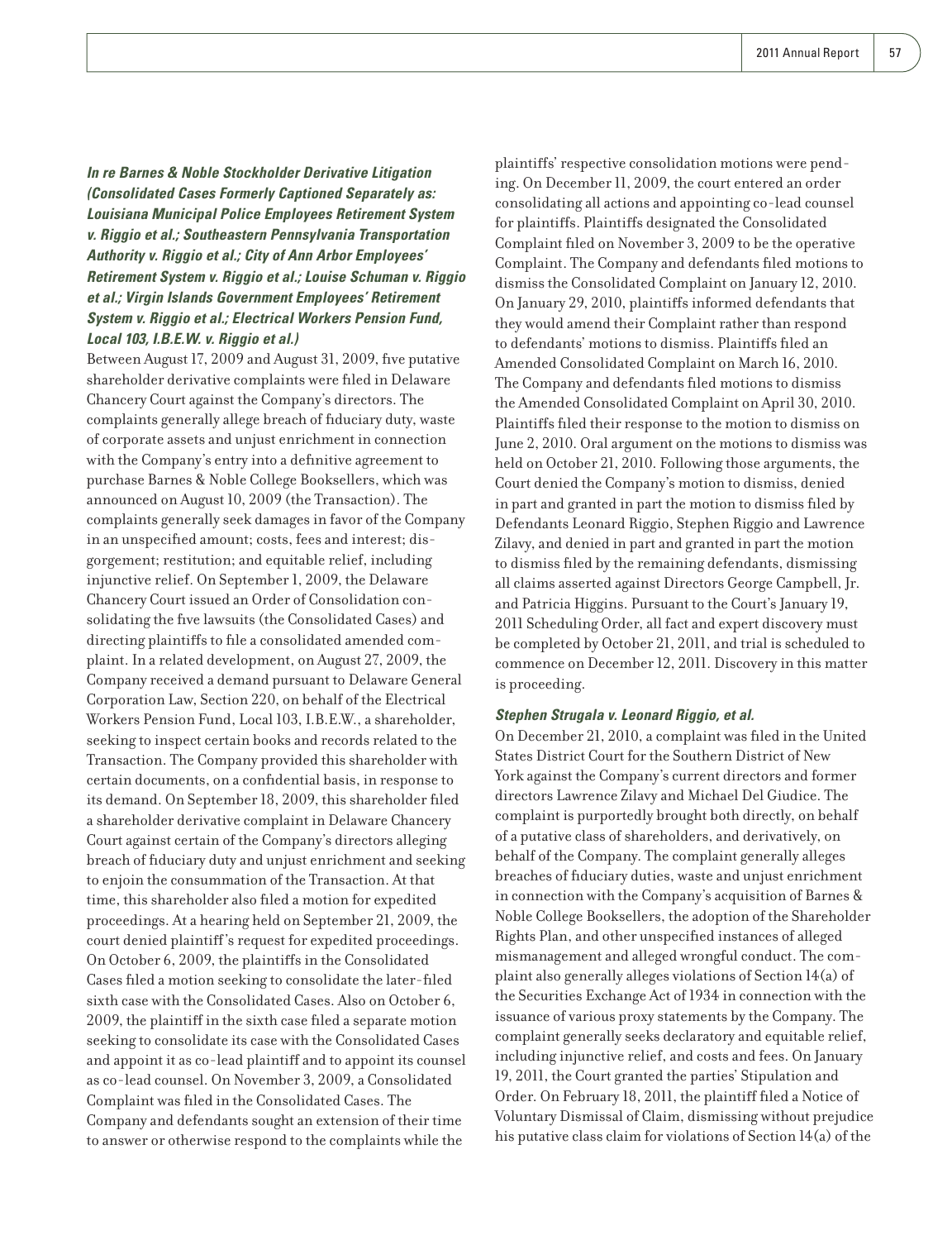***In re Barnes & Noble Stockholder Derivative Litigation (Consolidated Cases Formerly Captioned Separately as: Louisiana Municipal Police Employees Retirement System v. Riggio et al.; Southeastern Pennsylvania Transportation Authority v. Riggio et al.; City of Ann Arbor Employees' Retirement System v. Riggio et al.; Louise Schuman v. Riggio et al.; Virgin Islands Government Employees' Retirement System v. Riggio et al.; Electrical Workers Pension Fund, Local 103, I.B.E.W. v. Riggio et al.)***

Between August 17, 2009 and August 31, 2009, five putative shareholder derivative complaints were filed in Delaware Chancery Court against the Company's directors. The complaints generally allege breach of fiduciary duty, waste of corporate assets and unjust enrichment in connection with the Company's entry into a definitive agreement to purchase Barnes & Noble College Booksellers, which was announced on August 10, 2009 (the Transaction). The complaints generally seek damages in favor of the Company in an unspecified amount; costs, fees and interest; disgorgement; restitution; and equitable relief, including injunctive relief. On September 1, 2009, the Delaware Chancery Court issued an Order of Consolidation consolidating the five lawsuits (the Consolidated Cases) and directing plaintiffs to file a consolidated amended complaint. In a related development, on August 27, 2009, the Company received a demand pursuant to Delaware General Corporation Law, Section 220, on behalf of the Electrical Workers Pension Fund, Local 103, I.B.E.W., a shareholder, seeking to inspect certain books and records related to the Transaction. The Company provided this shareholder with certain documents, on a confidential basis, in response to its demand. On September 18, 2009, this shareholder filed a shareholder derivative complaint in Delaware Chancery Court against certain of the Company's directors alleging breach of fiduciary duty and unjust enrichment and seeking to enjoin the consummation of the Transaction. At that time, this shareholder also filed a motion for expedited proceedings. At a hearing held on September 21, 2009, the court denied plaintiff's request for expedited proceedings. On October 6, 2009, the plaintiffs in the Consolidated Cases filed a motion seeking to consolidate the later-filed sixth case with the Consolidated Cases. Also on October 6, 2009, the plaintiff in the sixth case filed a separate motion seeking to consolidate its case with the Consolidated Cases and appoint it as co-lead plaintiff and to appoint its counsel as co-lead counsel. On November 3, 2009, a Consolidated Complaint was filed in the Consolidated Cases. The Company and defendants sought an extension of their time to answer or otherwise respond to the complaints while the plaintiffs' respective consolidation motions were pending. On December 11, 2009, the court entered an order consolidating all actions and appointing co-lead counsel for plaintiffs. Plaintiffs designated the Consolidated Complaint filed on November 3, 2009 to be the operative Complaint. The Company and defendants filed motions to dismiss the Consolidated Complaint on January 12, 2010. On January 29, 2010, plaintiffs informed defendants that they would amend their Complaint rather than respond to defendants' motions to dismiss. Plaintiffs filed an Amended Consolidated Complaint on March 16, 2010. The Company and defendants filed motions to dismiss the Amended Consolidated Complaint on April 30, 2010. Plaintiffs filed their response to the motion to dismiss on June 2, 2010. Oral argument on the motions to dismiss was held on October 21, 2010. Following those arguments, the Court denied the Company's motion to dismiss, denied in part and granted in part the motion to dismiss filed by Defendants Leonard Riggio, Stephen Riggio and Lawrence Zilavy, and denied in part and granted in part the motion to dismiss filed by the remaining defendants, dismissing all claims asserted against Directors George Campbell, Jr. and Patricia Higgins. Pursuant to the Court's January 19, 2011 Scheduling Order, all fact and expert discovery must be completed by October 21, 2011, and trial is scheduled to commence on December 12, 2011. Discovery in this matter is proceeding.

***Stephen Strugala v. Leonard Riggio, et al.***

On December 21, 2010, a complaint was filed in the United States District Court for the Southern District of New York against the Company's current directors and former directors Lawrence Zilavy and Michael Del Giudice. The complaint is purportedly brought both directly, on behalf of a putative class of shareholders, and derivatively, on behalf of the Company. The complaint generally alleges breaches of fiduciary duties, waste and unjust enrichment in connection with the Company's acquisition of Barnes & Noble College Booksellers, the adoption of the Shareholder Rights Plan, and other unspecified instances of alleged mismanagement and alleged wrongful conduct. The complaint also generally alleges violations of Section 14(a) of the Securities Exchange Act of 1934 in connection with the issuance of various proxy statements by the Company. The complaint generally seeks declaratory and equitable relief, including injunctive relief, and costs and fees. On January 19, 2011, the Court granted the parties' Stipulation and Order. On February 18, 2011, the plaintiff filed a Notice of Voluntary Dismissal of Claim, dismissing without prejudice his putative class claim for violations of Section 14(a) of the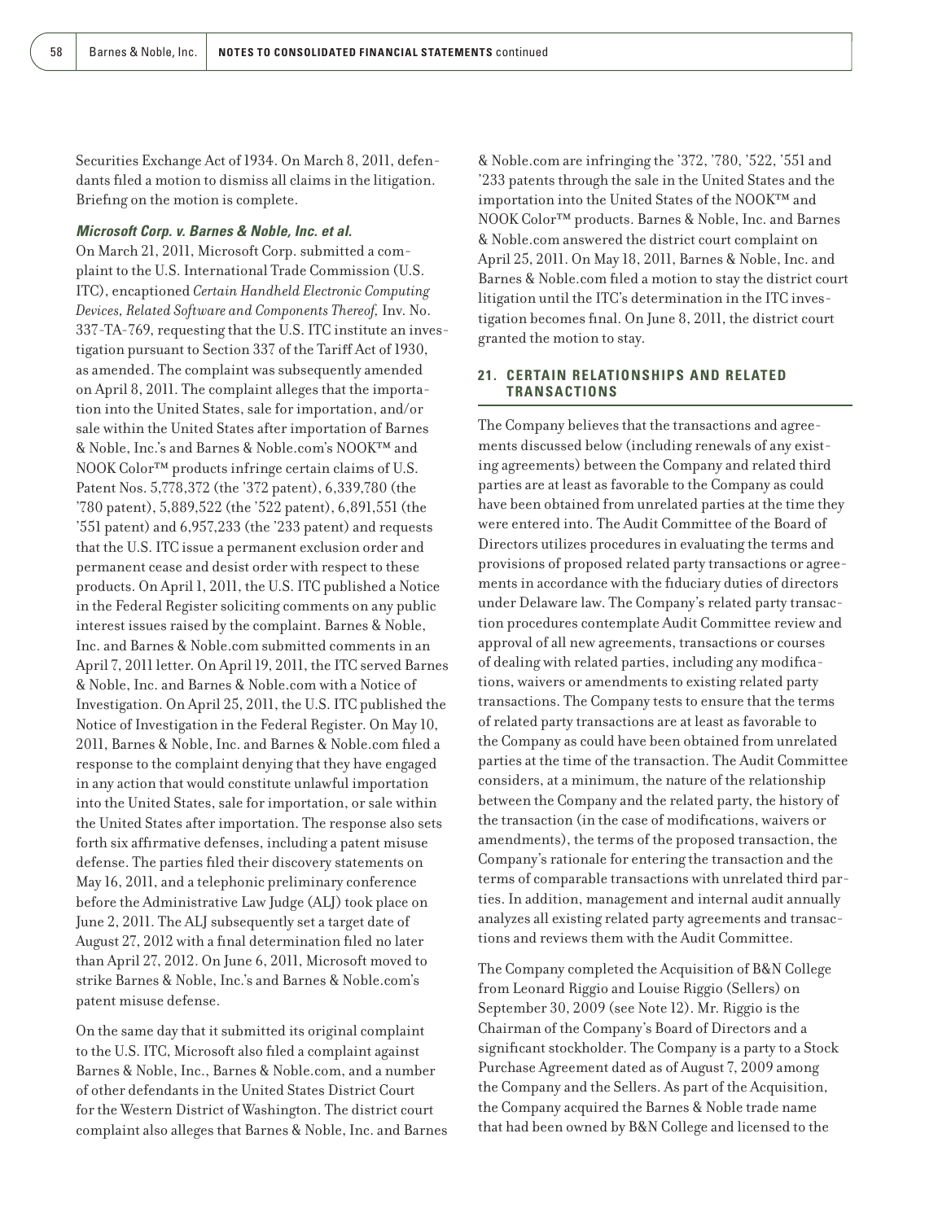Securities Exchange Act of 1934. On March 8, 2011, defendants filed a motion to dismiss all claims in the litigation. Briefing on the motion is complete.

***Microsoft Corp. v. Barnes & Noble, Inc. et al.***

On March 21, 2011, Microsoft Corp. submitted a complaint to the U.S. International Trade Commission (U.S. ITC), encaptioned *Certain Handheld Electronic Computing Devices, Related Software and Components Thereof,* Inv. No. 337-TA-769, requesting that the U.S. ITC institute an investigation pursuant to Section 337 of the Tariff Act of 1930, as amended. The complaint was subsequently amended on April 8, 2011. The complaint alleges that the importation into the United States, sale for importation, and/or sale within the United States after importation of Barnes & Noble, Inc.'s and Barnes & Noble.com's NOOK™ and NOOK Color™ products infringe certain claims of U.S. Patent Nos. 5,778,372 (the '372 patent), 6,339,780 (the '780 patent), 5,889,522 (the '522 patent), 6,891,551 (the '551 patent) and 6,957,233 (the '233 patent) and requests that the U.S. ITC issue a permanent exclusion order and permanent cease and desist order with respect to these products. On April 1, 2011, the U.S. ITC published a Notice in the Federal Register soliciting comments on any public interest issues raised by the complaint. Barnes & Noble, Inc. and Barnes & Noble.com submitted comments in an April 7, 2011 letter. On April 19, 2011, the ITC served Barnes & Noble, Inc. and Barnes & Noble.com with a Notice of Investigation. On April 25, 2011, the U.S. ITC published the Notice of Investigation in the Federal Register. On May 10, 2011, Barnes & Noble, Inc. and Barnes & Noble.com filed a response to the complaint denying that they have engaged in any action that would constitute unlawful importation into the United States, sale for importation, or sale within the United States after importation. The response also sets forth six affirmative defenses, including a patent misuse defense. The parties filed their discovery statements on May 16, 2011, and a telephonic preliminary conference before the Administrative Law Judge (ALJ) took place on June 2, 2011. The ALJ subsequently set a target date of August 27, 2012 with a final determination filed no later than April 27, 2012. On June 6, 2011, Microsoft moved to strike Barnes & Noble, Inc.'s and Barnes & Noble.com's patent misuse defense.

On the same day that it submitted its original complaint to the U.S. ITC, Microsoft also filed a complaint against Barnes & Noble, Inc., Barnes & Noble.com, and a number of other defendants in the United States District Court for the Western District of Washington. The district court complaint also alleges that Barnes & Noble, Inc. and Barnes & Noble.com are infringing the '372, '780, '522, '551 and '233 patents through the sale in the United States and the importation into the United States of the NOOK™ and NOOK Color™ products. Barnes & Noble, Inc. and Barnes & Noble.com answered the district court complaint on April 25, 2011. On May 18, 2011, Barnes & Noble, Inc. and Barnes & Noble.com filed a motion to stay the district court litigation until the ITC's determination in the ITC investigation becomes final. On June 8, 2011, the district court granted the motion to stay.

## 21. CERTAIN RELATIONSHIPS AND RELATED TRANSACTIONS

The Company believes that the transactions and agreements discussed below (including renewals of any existing agreements) between the Company and related third parties are at least as favorable to the Company as could have been obtained from unrelated parties at the time they were entered into. The Audit Committee of the Board of Directors utilizes procedures in evaluating the terms and provisions of proposed related party transactions or agreements in accordance with the fiduciary duties of directors under Delaware law. The Company's related party transaction procedures contemplate Audit Committee review and approval of all new agreements, transactions or courses of dealing with related parties, including any modifications, waivers or amendments to existing related party transactions. The Company tests to ensure that the terms of related party transactions are at least as favorable to the Company as could have been obtained from unrelated parties at the time of the transaction. The Audit Committee considers, at a minimum, the nature of the relationship between the Company and the related party, the history of the transaction (in the case of modifications, waivers or amendments), the terms of the proposed transaction, the Company's rationale for entering the transaction and the terms of comparable transactions with unrelated third parties. In addition, management and internal audit annually analyzes all existing related party agreements and transactions and reviews them with the Audit Committee.

The Company completed the Acquisition of B&N College from Leonard Riggio and Louise Riggio (Sellers) on September 30, 2009 (see Note 12). Mr. Riggio is the Chairman of the Company's Board of Directors and a significant stockholder. The Company is a party to a Stock Purchase Agreement dated as of August 7, 2009 among the Company and the Sellers. As part of the Acquisition, the Company acquired the Barnes & Noble trade name that had been owned by B&N College and licensed to the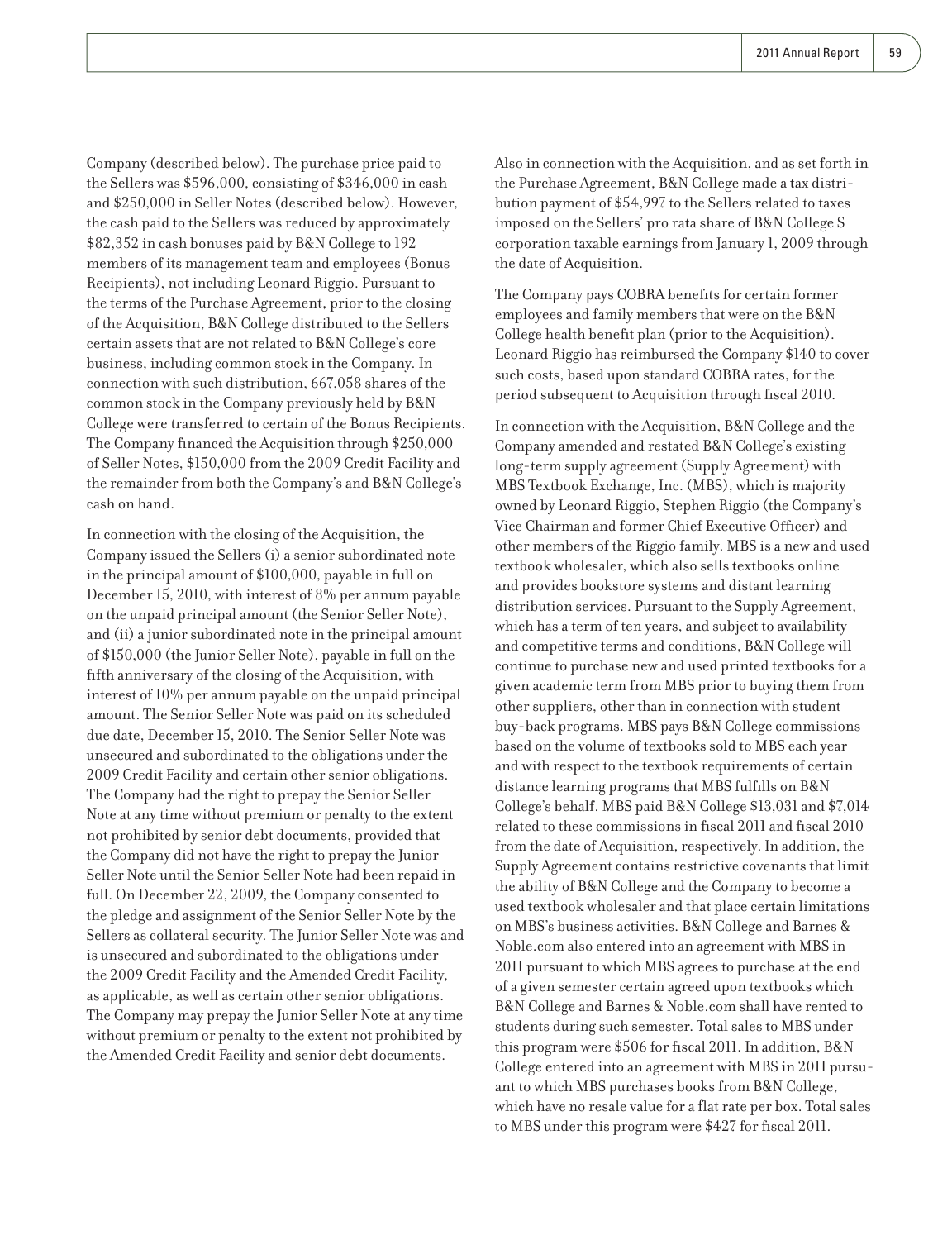Company (described below). The purchase price paid to the Sellers was $596,000, consisting of $346,000 in cash and $250,000 in Seller Notes (described below). However, the cash paid to the Sellers was reduced by approximately $82,352 in cash bonuses paid by B&N College to 192 members of its management team and employees (Bonus Recipients), not including Leonard Riggio. Pursuant to the terms of the Purchase Agreement, prior to the closing of the Acquisition, B&N College distributed to the Sellers certain assets that are not related to B&N College's core business, including common stock in the Company. In connection with such distribution, 667,058 shares of the common stock in the Company previously held by B&N College were transferred to certain of the Bonus Recipients. The Company financed the Acquisition through $250,000 of Seller Notes, $150,000 from the 2009 Credit Facility and the remainder from both the Company's and B&N College's cash on hand.

In connection with the closing of the Acquisition, the Company issued the Sellers (i) a senior subordinated note in the principal amount of $100,000, payable in full on December 15, 2010, with interest of 8% per annum payable on the unpaid principal amount (the Senior Seller Note), and (ii) a junior subordinated note in the principal amount of $150,000 (the Junior Seller Note), payable in full on the fifth anniversary of the closing of the Acquisition, with interest of 10% per annum payable on the unpaid principal amount. The Senior Seller Note was paid on its scheduled due date, December 15, 2010. The Senior Seller Note was unsecured and subordinated to the obligations under the 2009 Credit Facility and certain other senior obligations. The Company had the right to prepay the Senior Seller Note at any time without premium or penalty to the extent not prohibited by senior debt documents, provided that the Company did not have the right to prepay the Junior Seller Note until the Senior Seller Note had been repaid in full. On December 22, 2009, the Company consented to the pledge and assignment of the Senior Seller Note by the Sellers as collateral security. The Junior Seller Note was and is unsecured and subordinated to the obligations under the 2009 Credit Facility and the Amended Credit Facility, as applicable, as well as certain other senior obligations. The Company may prepay the Junior Seller Note at any time without premium or penalty to the extent not prohibited by the Amended Credit Facility and senior debt documents.

Also in connection with the Acquisition, and as set forth in the Purchase Agreement, B&N College made a tax distribution payment of $54,997 to the Sellers related to taxes imposed on the Sellers' pro rata share of B&N College S corporation taxable earnings from January 1, 2009 through the date of Acquisition.

The Company pays COBRA benefits for certain former employees and family members that were on the B&N College health benefit plan (prior to the Acquisition). Leonard Riggio has reimbursed the Company $140 to cover such costs, based upon standard COBRA rates, for the period subsequent to Acquisition through fiscal 2010.

In connection with the Acquisition, B&N College and the Company amended and restated B&N College's existing long-term supply agreement (Supply Agreement) with MBS Textbook Exchange, Inc. (MBS), which is majority owned by Leonard Riggio, Stephen Riggio (the Company's Vice Chairman and former Chief Executive Officer) and other members of the Riggio family. MBS is a new and used textbook wholesaler, which also sells textbooks online and provides bookstore systems and distant learning distribution services. Pursuant to the Supply Agreement, which has a term of ten years, and subject to availability and competitive terms and conditions, B&N College will continue to purchase new and used printed textbooks for a given academic term from MBS prior to buying them from other suppliers, other than in connection with student buy-back programs. MBS pays B&N College commissions based on the volume of textbooks sold to MBS each year and with respect to the textbook requirements of certain distance learning programs that MBS fulfills on B&N College's behalf. MBS paid B&N College $13,031 and $7,014 related to these commissions in fiscal 2011 and fiscal 2010 from the date of Acquisition, respectively. In addition, the Supply Agreement contains restrictive covenants that limit the ability of B&N College and the Company to become a used textbook wholesaler and that place certain limitations on MBS's business activities. B&N College and Barnes & Noble.com also entered into an agreement with MBS in 2011 pursuant to which MBS agrees to purchase at the end of a given semester certain agreed upon textbooks which B&N College and Barnes & Noble.com shall have rented to students during such semester. Total sales to MBS under this program were $506 for fiscal 2011. In addition, B&N College entered into an agreement with MBS in 2011 pursuant to which MBS purchases books from B&N College, which have no resale value for a flat rate per box. Total sales to MBS under this program were $427 for fiscal 2011.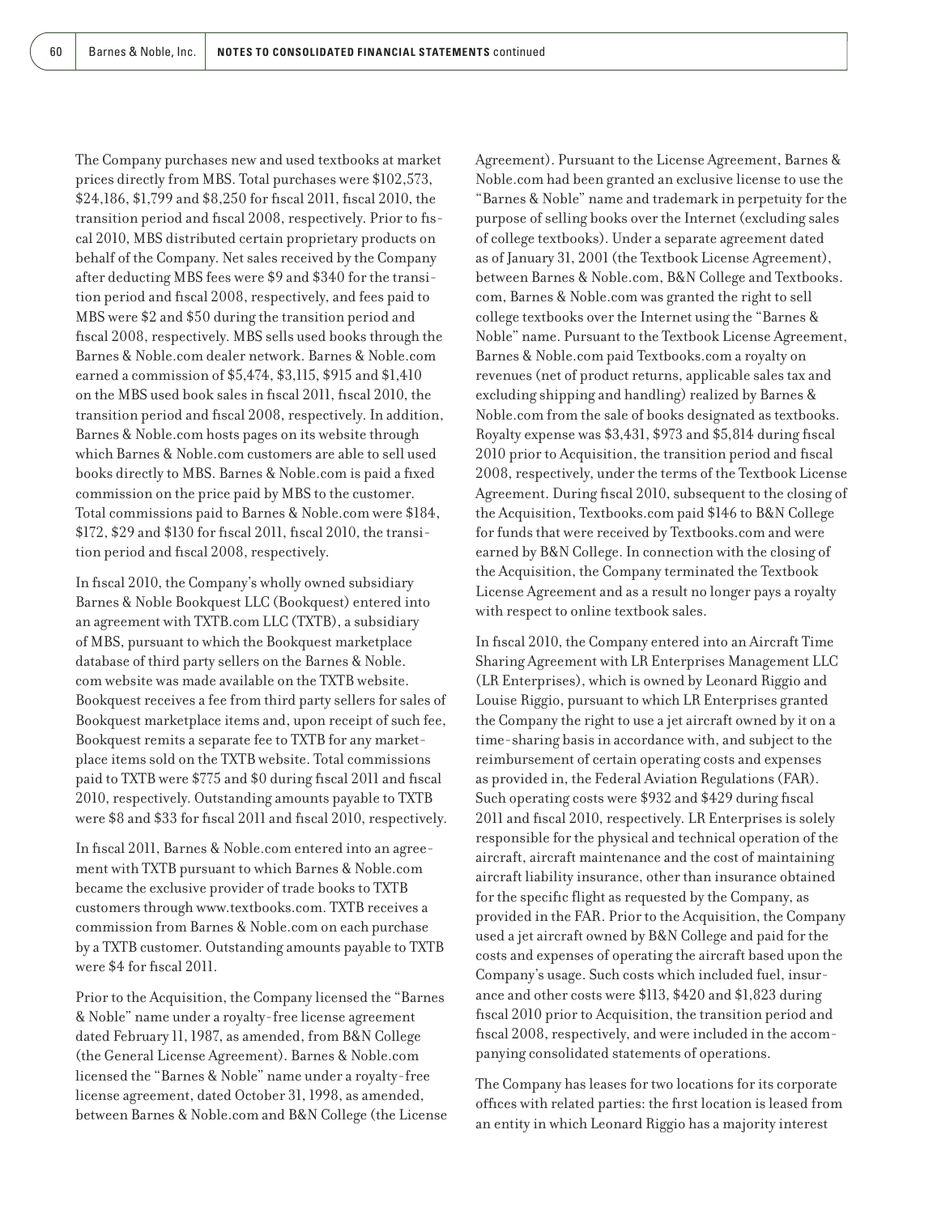The Company purchases new and used textbooks at market prices directly from MBS. Total purchases were $102,573, $24,186, $1,799 and $8,250 for fiscal 2011, fiscal 2010, the transition period and fiscal 2008, respectively. Prior to fiscal 2010, MBS distributed certain proprietary products on behalf of the Company. Net sales received by the Company after deducting MBS fees were $9 and $340 for the transition period and fiscal 2008, respectively, and fees paid to MBS were $2 and $50 during the transition period and fiscal 2008, respectively. MBS sells used books through the Barnes & Noble.com dealer network. Barnes & Noble.com earned a commission of $5,474, $3,115, $915 and $1,410 on the MBS used book sales in fiscal 2011, fiscal 2010, the transition period and fiscal 2008, respectively. In addition, Barnes & Noble.com hosts pages on its website through which Barnes & Noble.com customers are able to sell used books directly to MBS. Barnes & Noble.com is paid a fixed commission on the price paid by MBS to the customer. Total commissions paid to Barnes & Noble.com were $184, $172, $29 and $130 for fiscal 2011, fiscal 2010, the transition period and fiscal 2008, respectively.

In fiscal 2010, the Company's wholly owned subsidiary Barnes & Noble Bookquest LLC (Bookquest) entered into an agreement with TXTB.com LLC (TXTB), a subsidiary of MBS, pursuant to which the Bookquest marketplace database of third party sellers on the Barnes & Noble.com website was made available on the TXTB website. Bookquest receives a fee from third party sellers for sales of Bookquest marketplace items and, upon receipt of such fee, Bookquest remits a separate fee to TXTB for any marketplace items sold on the TXTB website. Total commissions paid to TXTB were $775 and $0 during fiscal 2011 and fiscal 2010, respectively. Outstanding amounts payable to TXTB were $8 and $33 for fiscal 2011 and fiscal 2010, respectively.

In fiscal 2011, Barnes & Noble.com entered into an agreement with TXTB pursuant to which Barnes & Noble.com became the exclusive provider of trade books to TXTB customers through www.textbooks.com. TXTB receives a commission from Barnes & Noble.com on each purchase by a TXTB customer. Outstanding amounts payable to TXTB were $4 for fiscal 2011.

Prior to the Acquisition, the Company licensed the "Barnes & Noble" name under a royalty-free license agreement dated February 11, 1987, as amended, from B&N College (the General License Agreement). Barnes & Noble.com licensed the "Barnes & Noble" name under a royalty-free license agreement, dated October 31, 1998, as amended, between Barnes & Noble.com and B&N College (the License Agreement). Pursuant to the License Agreement, Barnes & Noble.com had been granted an exclusive license to use the "Barnes & Noble" name and trademark in perpetuity for the purpose of selling books over the Internet (excluding sales of college textbooks). Under a separate agreement dated as of January 31, 2001 (the Textbook License Agreement), between Barnes & Noble.com, B&N College and Textbooks.com, Barnes & Noble.com was granted the right to sell college textbooks over the Internet using the "Barnes & Noble" name. Pursuant to the Textbook License Agreement, Barnes & Noble.com paid Textbooks.com a royalty on revenues (net of product returns, applicable sales tax and excluding shipping and handling) realized by Barnes & Noble.com from the sale of books designated as textbooks. Royalty expense was $3,431, $973 and $5,814 during fiscal 2010 prior to Acquisition, the transition period and fiscal 2008, respectively, under the terms of the Textbook License Agreement. During fiscal 2010, subsequent to the closing of the Acquisition, Textbooks.com paid $146 to B&N College for funds that were received by Textbooks.com and were earned by B&N College. In connection with the closing of the Acquisition, the Company terminated the Textbook License Agreement and as a result no longer pays a royalty with respect to online textbook sales.

In fiscal 2010, the Company entered into an Aircraft Time Sharing Agreement with LR Enterprises Management LLC (LR Enterprises), which is owned by Leonard Riggio and Louise Riggio, pursuant to which LR Enterprises granted the Company the right to use a jet aircraft owned by it on a time-sharing basis in accordance with, and subject to the reimbursement of certain operating costs and expenses as provided in, the Federal Aviation Regulations (FAR). Such operating costs were $932 and $429 during fiscal 2011 and fiscal 2010, respectively. LR Enterprises is solely responsible for the physical and technical operation of the aircraft, aircraft maintenance and the cost of maintaining aircraft liability insurance, other than insurance obtained for the specific flight as requested by the Company, as provided in the FAR. Prior to the Acquisition, the Company used a jet aircraft owned by B&N College and paid for the costs and expenses of operating the aircraft based upon the Company's usage. Such costs which included fuel, insurance and other costs were $113, $420 and $1,823 during fiscal 2010 prior to Acquisition, the transition period and fiscal 2008, respectively, and were included in the accompanying consolidated statements of operations.

The Company has leases for two locations for its corporate offices with related parties: the first location is leased from an entity in which Leonard Riggio has a majority interest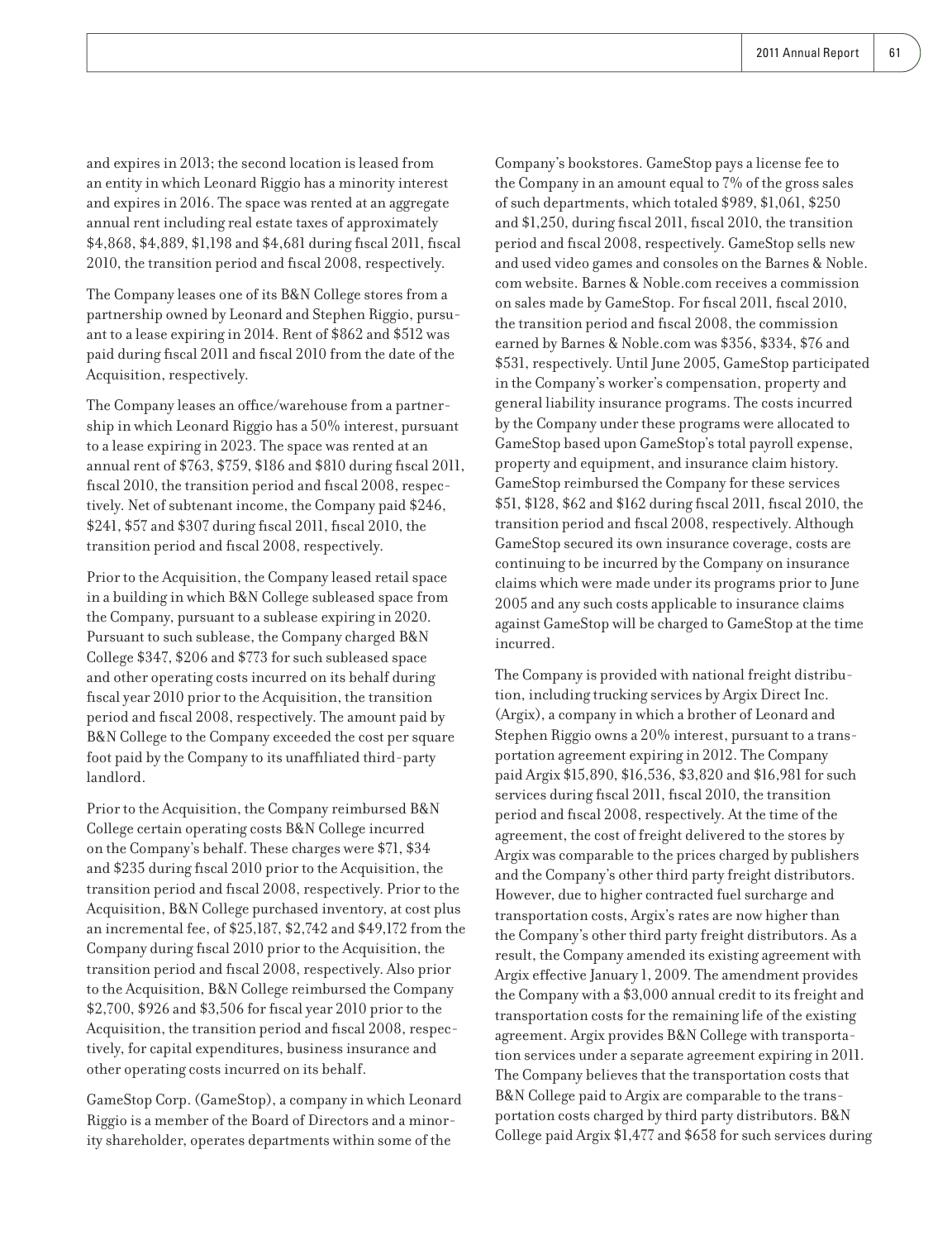and expires in 2013; the second location is leased from an entity in which Leonard Riggio has a minority interest and expires in 2016. The space was rented at an aggregate annual rent including real estate taxes of approximately $4,868, $4,889, $1,198 and $4,681 during fiscal 2011, fiscal 2010, the transition period and fiscal 2008, respectively.

The Company leases one of its B&N College stores from a partnership owned by Leonard and Stephen Riggio, pursuant to a lease expiring in 2014. Rent of $862 and $512 was paid during fiscal 2011 and fiscal 2010 from the date of the Acquisition, respectively.

The Company leases an office/warehouse from a partnership in which Leonard Riggio has a 50% interest, pursuant to a lease expiring in 2023. The space was rented at an annual rent of $763, $759, $186 and $810 during fiscal 2011, fiscal 2010, the transition period and fiscal 2008, respectively. Net of subtenant income, the Company paid $246, $241, $57 and $307 during fiscal 2011, fiscal 2010, the transition period and fiscal 2008, respectively.

Prior to the Acquisition, the Company leased retail space in a building in which B&N College subleased space from the Company, pursuant to a sublease expiring in 2020. Pursuant to such sublease, the Company charged B&N College $347, $206 and $773 for such subleased space and other operating costs incurred on its behalf during fiscal year 2010 prior to the Acquisition, the transition period and fiscal 2008, respectively. The amount paid by B&N College to the Company exceeded the cost per square foot paid by the Company to its unaffiliated third-party landlord.

Prior to the Acquisition, the Company reimbursed B&N College certain operating costs B&N College incurred on the Company's behalf. These charges were $71, $34 and $235 during fiscal 2010 prior to the Acquisition, the transition period and fiscal 2008, respectively. Prior to the Acquisition, B&N College purchased inventory, at cost plus an incremental fee, of $25,187, $2,742 and $49,172 from the Company during fiscal 2010 prior to the Acquisition, the transition period and fiscal 2008, respectively. Also prior to the Acquisition, B&N College reimbursed the Company $2,700, $926 and $3,506 for fiscal year 2010 prior to the Acquisition, the transition period and fiscal 2008, respectively, for capital expenditures, business insurance and other operating costs incurred on its behalf.

GameStop Corp. (GameStop), a company in which Leonard Riggio is a member of the Board of Directors and a minority shareholder, operates departments within some of the Company's bookstores. GameStop pays a license fee to the Company in an amount equal to 7% of the gross sales of such departments, which totaled $989, $1,061, $250 and $1,250, during fiscal 2011, fiscal 2010, the transition period and fiscal 2008, respectively. GameStop sells new and used video games and consoles on the Barnes & Noble.com website. Barnes & Noble.com receives a commission on sales made by GameStop. For fiscal 2011, fiscal 2010, the transition period and fiscal 2008, the commission earned by Barnes & Noble.com was $356, $334, $76 and $531, respectively. Until June 2005, GameStop participated in the Company's worker's compensation, property and general liability insurance programs. The costs incurred by the Company under these programs were allocated to GameStop based upon GameStop's total payroll expense, property and equipment, and insurance claim history. GameStop reimbursed the Company for these services $51, $128, $62 and $162 during fiscal 2011, fiscal 2010, the transition period and fiscal 2008, respectively. Although GameStop secured its own insurance coverage, costs are continuing to be incurred by the Company on insurance claims which were made under its programs prior to June 2005 and any such costs applicable to insurance claims against GameStop will be charged to GameStop at the time incurred.

The Company is provided with national freight distribution, including trucking services by Argix Direct Inc. (Argix), a company in which a brother of Leonard and Stephen Riggio owns a 20% interest, pursuant to a transportation agreement expiring in 2012. The Company paid Argix $15,890, $16,536, $3,820 and $16,981 for such services during fiscal 2011, fiscal 2010, the transition period and fiscal 2008, respectively. At the time of the agreement, the cost of freight delivered to the stores by Argix was comparable to the prices charged by publishers and the Company's other third party freight distributors. However, due to higher contracted fuel surcharge and transportation costs, Argix's rates are now higher than the Company's other third party freight distributors. As a result, the Company amended its existing agreement with Argix effective January 1, 2009. The amendment provides the Company with a $3,000 annual credit to its freight and transportation costs for the remaining life of the existing agreement. Argix provides B&N College with transportation services under a separate agreement expiring in 2011. The Company believes that the transportation costs that B&N College paid to Argix are comparable to the transportation costs charged by third party distributors. B&N College paid Argix $1,477 and $658 for such services during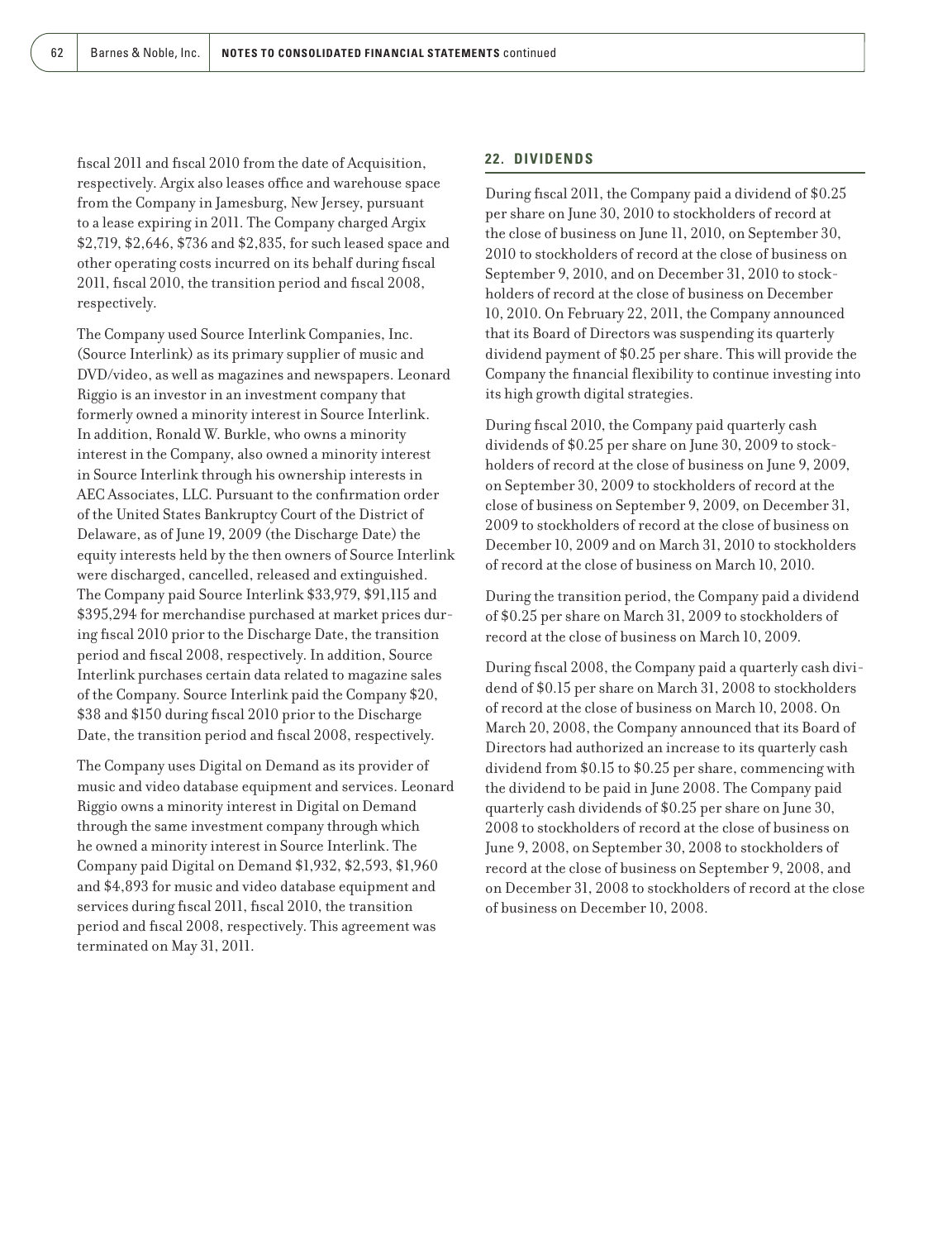fiscal 2011 and fiscal 2010 from the date of Acquisition, respectively. Argix also leases office and warehouse space from the Company in Jamesburg, New Jersey, pursuant to a lease expiring in 2011. The Company charged Argix $2,719, $2,646, $736 and $2,835, for such leased space and other operating costs incurred on its behalf during fiscal 2011, fiscal 2010, the transition period and fiscal 2008, respectively.

The Company used Source Interlink Companies, Inc. (Source Interlink) as its primary supplier of music and DVD/video, as well as magazines and newspapers. Leonard Riggio is an investor in an investment company that formerly owned a minority interest in Source Interlink. In addition, Ronald W. Burkle, who owns a minority interest in the Company, also owned a minority interest in Source Interlink through his ownership interests in AEC Associates, LLC. Pursuant to the confirmation order of the United States Bankruptcy Court of the District of Delaware, as of June 19, 2009 (the Discharge Date) the equity interests held by the then owners of Source Interlink were discharged, cancelled, released and extinguished. The Company paid Source Interlink $33,979, $91,115 and $395,294 for merchandise purchased at market prices during fiscal 2010 prior to the Discharge Date, the transition period and fiscal 2008, respectively. In addition, Source Interlink purchases certain data related to magazine sales of the Company. Source Interlink paid the Company $20, $38 and $150 during fiscal 2010 prior to the Discharge Date, the transition period and fiscal 2008, respectively.

The Company uses Digital on Demand as its provider of music and video database equipment and services. Leonard Riggio owns a minority interest in Digital on Demand through the same investment company through which he owned a minority interest in Source Interlink. The Company paid Digital on Demand $1,932, $2,593, $1,960 and $4,893 for music and video database equipment and services during fiscal 2011, fiscal 2010, the transition period and fiscal 2008, respectively. This agreement was terminated on May 31, 2011.

## 22. DIVIDENDS

During fiscal 2011, the Company paid a dividend of $0.25 per share on June 30, 2010 to stockholders of record at the close of business on June 11, 2010, on September 30, 2010 to stockholders of record at the close of business on September 9, 2010, and on December 31, 2010 to stockholders of record at the close of business on December 10, 2010. On February 22, 2011, the Company announced that its Board of Directors was suspending its quarterly dividend payment of $0.25 per share. This will provide the Company the financial flexibility to continue investing into its high growth digital strategies.

During fiscal 2010, the Company paid quarterly cash dividends of $0.25 per share on June 30, 2009 to stockholders of record at the close of business on June 9, 2009, on September 30, 2009 to stockholders of record at the close of business on September 9, 2009, on December 31, 2009 to stockholders of record at the close of business on December 10, 2009 and on March 31, 2010 to stockholders of record at the close of business on March 10, 2010.

During the transition period, the Company paid a dividend of $0.25 per share on March 31, 2009 to stockholders of record at the close of business on March 10, 2009.

During fiscal 2008, the Company paid a quarterly cash dividend of $0.15 per share on March 31, 2008 to stockholders of record at the close of business on March 10, 2008. On March 20, 2008, the Company announced that its Board of Directors had authorized an increase to its quarterly cash dividend from $0.15 to $0.25 per share, commencing with the dividend to be paid in June 2008. The Company paid quarterly cash dividends of $0.25 per share on June 30, 2008 to stockholders of record at the close of business on June 9, 2008, on September 30, 2008 to stockholders of record at the close of business on September 9, 2008, and on December 31, 2008 to stockholders of record at the close of business on December 10, 2008.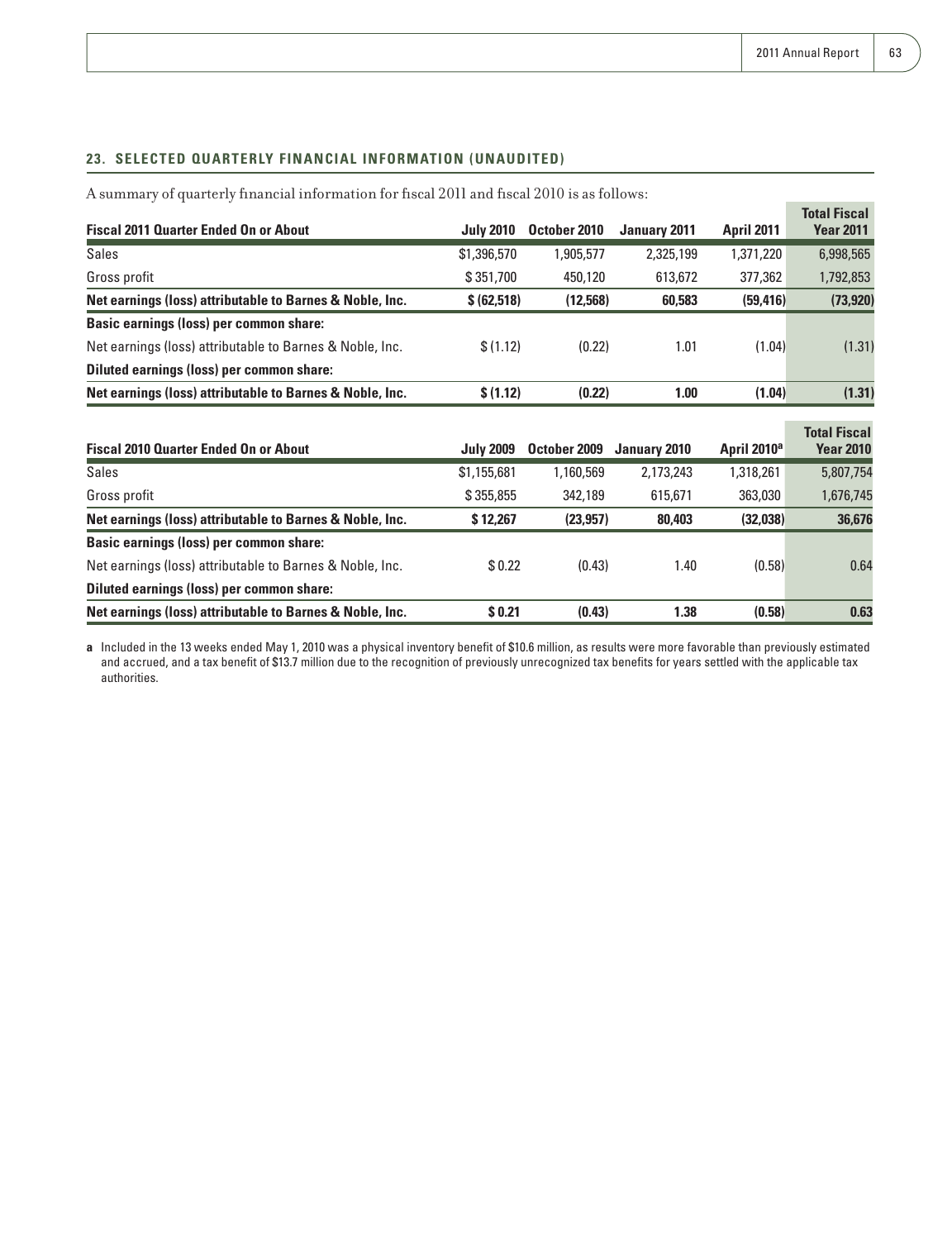## 23. SELECTED QUARTERLY FINANCIAL INFORMATION (UNAUDITED)

A summary of quarterly financial information for fiscal 2011 and fiscal 2010 is as follows:

| Fiscal 2011 Quarter Ended On or About | July 2010 | October 2010 | January 2011 | April 2011 | Total Fiscal Year 2011 |
|---|---|---|---|---|---|
| Sales | $1,396,570 | 1,905,577 | 2,325,199 | 1,371,220 | 6,998,565 |
| Gross profit | $ 351,700 | 450,120 | 613,672 | 377,362 | 1,792,853 |
| **Net earnings (loss) attributable to Barnes & Noble, Inc.** | **$ (62,518)** | **(12,568)** | **60,583** | **(59,416)** | **(73,920)** |
| **Basic earnings (loss) per common share:** | | | | | |
| Net earnings (loss) attributable to Barnes & Noble, Inc. | $ (1.12) | (0.22) | 1.01 | (1.04) | (1.31) |
| **Diluted earnings (loss) per common share:** | | | | | |
| **Net earnings (loss) attributable to Barnes & Noble, Inc.** | **$ (1.12)** | **(0.22)** | **1.00** | **(1.04)** | **(1.31)** |

| Fiscal 2010 Quarter Ended On or About | July 2009 | October 2009 | January 2010 | April 2010[a] | Total Fiscal Year 2010 |
|---|---|---|---|---|---|
| Sales | $1,155,681 | 1,160,569 | 2,173,243 | 1,318,261 | 5,807,754 |
| Gross profit | $ 355,855 | 342,189 | 615,671 | 363,030 | 1,676,745 |
| **Net earnings (loss) attributable to Barnes & Noble, Inc.** | **$ 12,267** | **(23,957)** | **80,403** | **(32,038)** | **36,676** |
| **Basic earnings (loss) per common share:** | | | | | |
| Net earnings (loss) attributable to Barnes & Noble, Inc. | $ 0.22 | (0.43) | 1.40 | (0.58) | 0.64 |
| **Diluted earnings (loss) per common share:** | | | | | |
| **Net earnings (loss) attributable to Barnes & Noble, Inc.** | **$ 0.21** | **(0.43)** | **1.38** | **(0.58)** | **0.63** |

**a** Included in the 13 weeks ended May 1, 2010 was a physical inventory benefit of $10.6 million, as results were more favorable than previously estimated and accrued, and a tax benefit of $13.7 million due to the recognition of previously unrecognized tax benefits for years settled with the applicable tax authorities.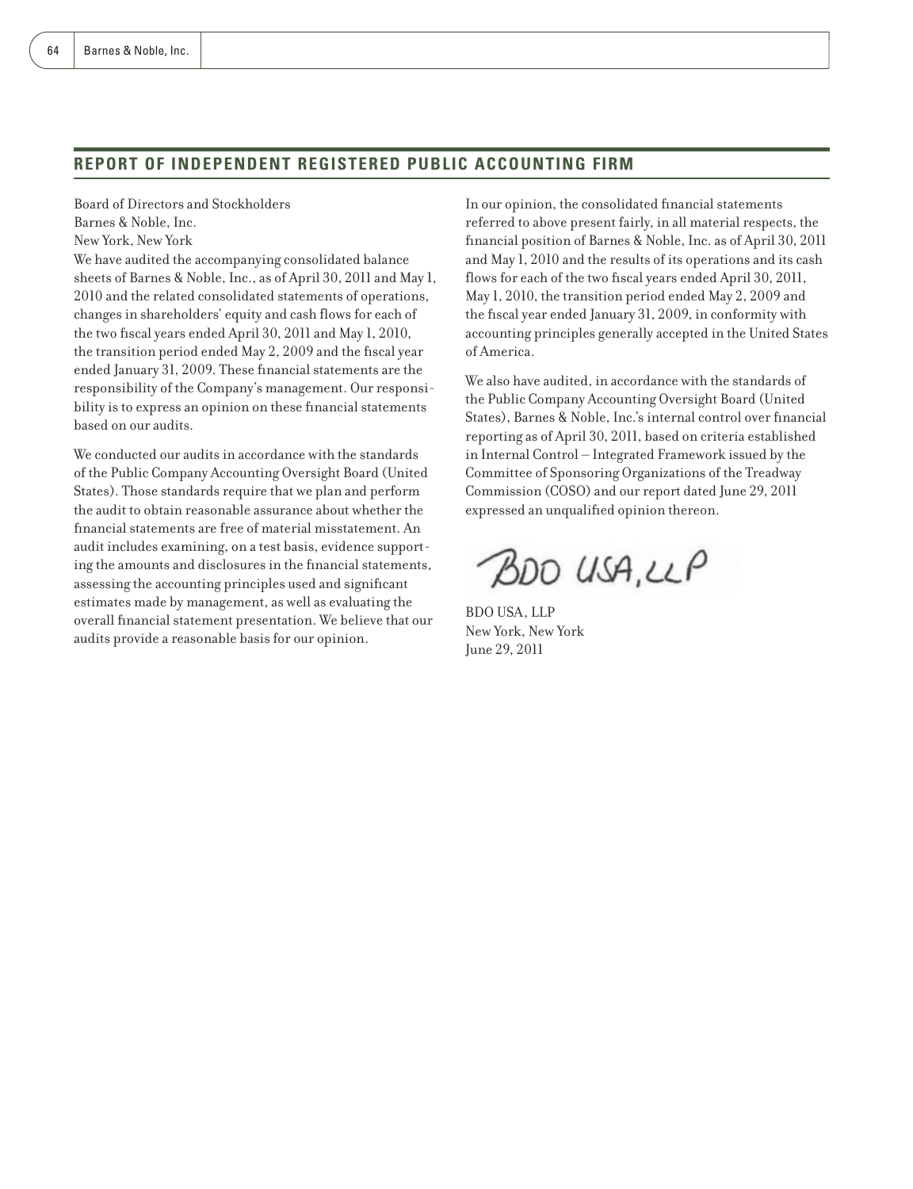## REPORT OF INDEPENDENT REGISTERED PUBLIC ACCOUNTING FIRM

Board of Directors and Stockholders
Barnes & Noble, Inc.
New York, New York

We have audited the accompanying consolidated balance sheets of Barnes & Noble, Inc., as of April 30, 2011 and May 1, 2010 and the related consolidated statements of operations, changes in shareholders' equity and cash flows for each of the two fiscal years ended April 30, 2011 and May 1, 2010, the transition period ended May 2, 2009 and the fiscal year ended January 31, 2009. These financial statements are the responsibility of the Company's management. Our responsibility is to express an opinion on these financial statements based on our audits.

We conducted our audits in accordance with the standards of the Public Company Accounting Oversight Board (United States). Those standards require that we plan and perform the audit to obtain reasonable assurance about whether the financial statements are free of material misstatement. An audit includes examining, on a test basis, evidence supporting the amounts and disclosures in the financial statements, assessing the accounting principles used and significant estimates made by management, as well as evaluating the overall financial statement presentation. We believe that our audits provide a reasonable basis for our opinion.

In our opinion, the consolidated financial statements referred to above present fairly, in all material respects, the financial position of Barnes & Noble, Inc. as of April 30, 2011 and May 1, 2010 and the results of its operations and its cash flows for each of the two fiscal years ended April 30, 2011, May 1, 2010, the transition period ended May 2, 2009 and the fiscal year ended January 31, 2009, in conformity with accounting principles generally accepted in the United States of America.

We also have audited, in accordance with the standards of the Public Company Accounting Oversight Board (United States), Barnes & Noble, Inc.'s internal control over financial reporting as of April 30, 2011, based on criteria established in Internal Control – Integrated Framework issued by the Committee of Sponsoring Organizations of the Treadway Commission (COSO) and our report dated June 29, 2011 expressed an unqualified opinion thereon.

BDO USA, LLP

BDO USA, LLP
New York, New York
June 29, 2011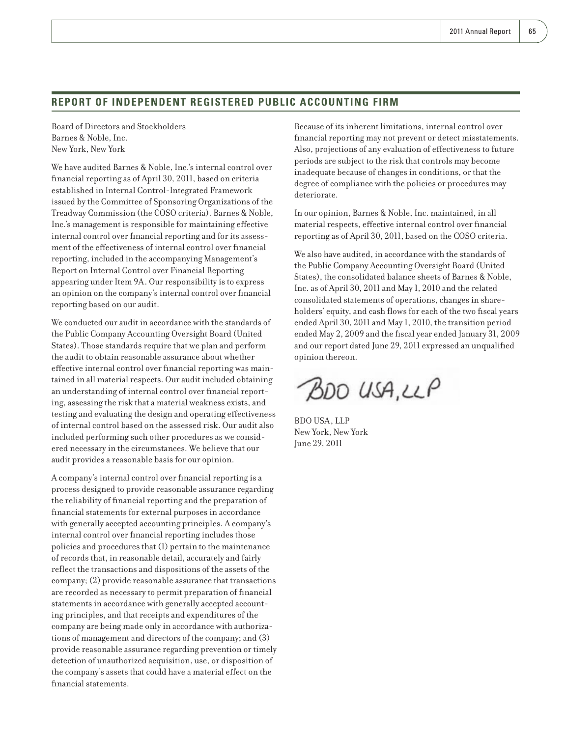## REPORT OF INDEPENDENT REGISTERED PUBLIC ACCOUNTING FIRM

Board of Directors and Stockholders
Barnes & Noble, Inc.
New York, New York

We have audited Barnes & Noble, Inc.'s internal control over financial reporting as of April 30, 2011, based on criteria established in Internal Control-Integrated Framework issued by the Committee of Sponsoring Organizations of the Treadway Commission (the COSO criteria). Barnes & Noble, Inc.'s management is responsible for maintaining effective internal control over financial reporting and for its assessment of the effectiveness of internal control over financial reporting, included in the accompanying Management's Report on Internal Control over Financial Reporting appearing under Item 9A. Our responsibility is to express an opinion on the company's internal control over financial reporting based on our audit.

We conducted our audit in accordance with the standards of the Public Company Accounting Oversight Board (United States). Those standards require that we plan and perform the audit to obtain reasonable assurance about whether effective internal control over financial reporting was maintained in all material respects. Our audit included obtaining an understanding of internal control over financial reporting, assessing the risk that a material weakness exists, and testing and evaluating the design and operating effectiveness of internal control based on the assessed risk. Our audit also included performing such other procedures as we considered necessary in the circumstances. We believe that our audit provides a reasonable basis for our opinion.

A company's internal control over financial reporting is a process designed to provide reasonable assurance regarding the reliability of financial reporting and the preparation of financial statements for external purposes in accordance with generally accepted accounting principles. A company's internal control over financial reporting includes those policies and procedures that (1) pertain to the maintenance of records that, in reasonable detail, accurately and fairly reflect the transactions and dispositions of the assets of the company; (2) provide reasonable assurance that transactions are recorded as necessary to permit preparation of financial statements in accordance with generally accepted accounting principles, and that receipts and expenditures of the company are being made only in accordance with authorizations of management and directors of the company; and (3) provide reasonable assurance regarding prevention or timely detection of unauthorized acquisition, use, or disposition of the company's assets that could have a material effect on the financial statements.

Because of its inherent limitations, internal control over financial reporting may not prevent or detect misstatements. Also, projections of any evaluation of effectiveness to future periods are subject to the risk that controls may become inadequate because of changes in conditions, or that the degree of compliance with the policies or procedures may deteriorate.

In our opinion, Barnes & Noble, Inc. maintained, in all material respects, effective internal control over financial reporting as of April 30, 2011, based on the COSO criteria.

We also have audited, in accordance with the standards of the Public Company Accounting Oversight Board (United States), the consolidated balance sheets of Barnes & Noble, Inc. as of April 30, 2011 and May 1, 2010 and the related consolidated statements of operations, changes in shareholders' equity, and cash flows for each of the two fiscal years ended April 30, 2011 and May 1, 2010, the transition period ended May 2, 2009 and the fiscal year ended January 31, 2009 and our report dated June 29, 2011 expressed an unqualified opinion thereon.

BDO USA, LLP

BDO USA, LLP
New York, New York
June 29, 2011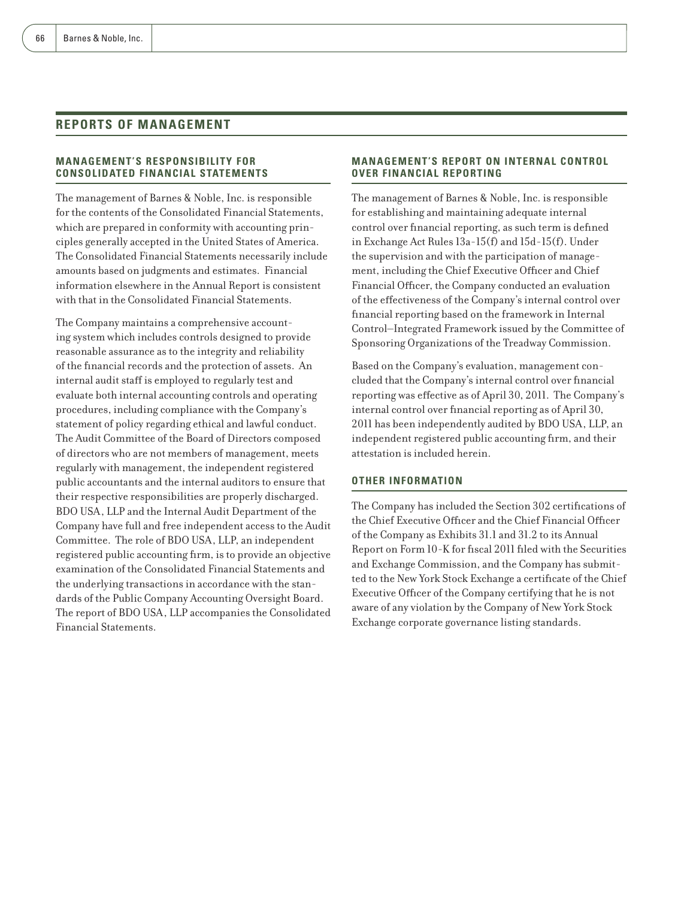# REPORTS OF MANAGEMENT

## MANAGEMENT'S RESPONSIBILITY FOR CONSOLIDATED FINANCIAL STATEMENTS

The management of Barnes & Noble, Inc. is responsible for the contents of the Consolidated Financial Statements, which are prepared in conformity with accounting principles generally accepted in the United States of America. The Consolidated Financial Statements necessarily include amounts based on judgments and estimates. Financial information elsewhere in the Annual Report is consistent with that in the Consolidated Financial Statements.

The Company maintains a comprehensive accounting system which includes controls designed to provide reasonable assurance as to the integrity and reliability of the financial records and the protection of assets. An internal audit staff is employed to regularly test and evaluate both internal accounting controls and operating procedures, including compliance with the Company's statement of policy regarding ethical and lawful conduct. The Audit Committee of the Board of Directors composed of directors who are not members of management, meets regularly with management, the independent registered public accountants and the internal auditors to ensure that their respective responsibilities are properly discharged. BDO USA, LLP and the Internal Audit Department of the Company have full and free independent access to the Audit Committee. The role of BDO USA, LLP, an independent registered public accounting firm, is to provide an objective examination of the Consolidated Financial Statements and the underlying transactions in accordance with the standards of the Public Company Accounting Oversight Board. The report of BDO USA, LLP accompanies the Consolidated Financial Statements.

## MANAGEMENT'S REPORT ON INTERNAL CONTROL OVER FINANCIAL REPORTING

The management of Barnes & Noble, Inc. is responsible for establishing and maintaining adequate internal control over financial reporting, as such term is defined in Exchange Act Rules 13a-15(f) and 15d-15(f). Under the supervision and with the participation of management, including the Chief Executive Officer and Chief Financial Officer, the Company conducted an evaluation of the effectiveness of the Company's internal control over financial reporting based on the framework in Internal Control—Integrated Framework issued by the Committee of Sponsoring Organizations of the Treadway Commission.

Based on the Company's evaluation, management concluded that the Company's internal control over financial reporting was effective as of April 30, 2011. The Company's internal control over financial reporting as of April 30, 2011 has been independently audited by BDO USA, LLP, an independent registered public accounting firm, and their attestation is included herein.

## OTHER INFORMATION

The Company has included the Section 302 certifications of the Chief Executive Officer and the Chief Financial Officer of the Company as Exhibits 31.1 and 31.2 to its Annual Report on Form 10-K for fiscal 2011 filed with the Securities and Exchange Commission, and the Company has submitted to the New York Stock Exchange a certificate of the Chief Executive Officer of the Company certifying that he is not aware of any violation by the Company of New York Stock Exchange corporate governance listing standards.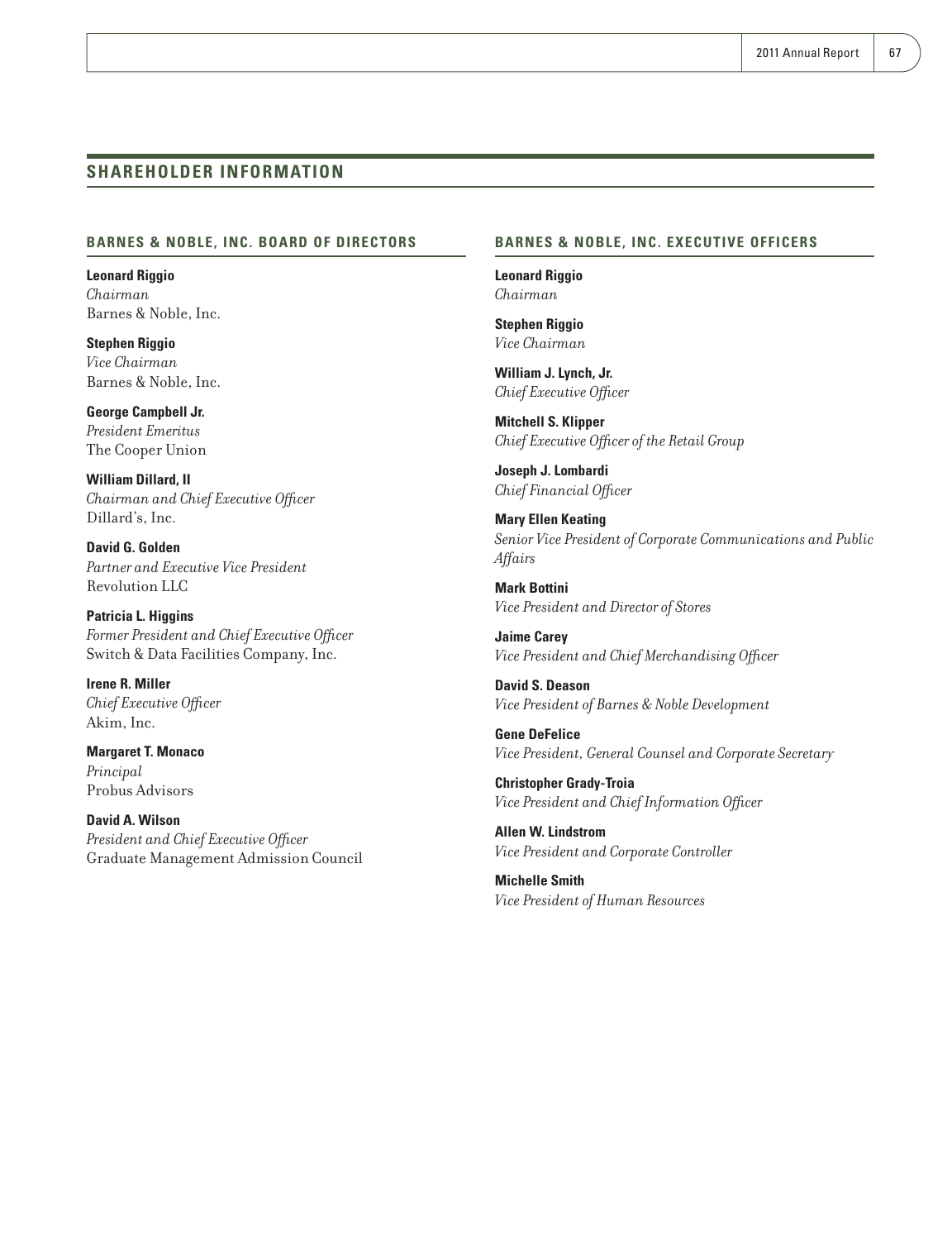## SHAREHOLDER INFORMATION

### BARNES & NOBLE, INC. BOARD OF DIRECTORS

**Leonard Riggio**
*Chairman*
Barnes & Noble, Inc.

**Stephen Riggio**
*Vice Chairman*
Barnes & Noble, Inc.

**George Campbell Jr.**
*President Emeritus*
The Cooper Union

**William Dillard, II**
*Chairman and Chief Executive Officer*
Dillard's, Inc.

**David G. Golden**
*Partner and Executive Vice President*
Revolution LLC

**Patricia L. Higgins**
*Former President and Chief Executive Officer*
Switch & Data Facilities Company, Inc.

**Irene R. Miller**
*Chief Executive Officer*
Akim, Inc.

**Margaret T. Monaco**
*Principal*
Probus Advisors

**David A. Wilson**
*President and Chief Executive Officer*
Graduate Management Admission Council

### BARNES & NOBLE, INC. EXECUTIVE OFFICERS

**Leonard Riggio**
*Chairman*

**Stephen Riggio**
*Vice Chairman*

**William J. Lynch, Jr.**
*Chief Executive Officer*

**Mitchell S. Klipper**
*Chief Executive Officer of the Retail Group*

**Joseph J. Lombardi**
*Chief Financial Officer*

**Mary Ellen Keating**
*Senior Vice President of Corporate Communications and Public Affairs*

**Mark Bottini**
*Vice President and Director of Stores*

**Jaime Carey**
*Vice President and Chief Merchandising Officer*

**David S. Deason**
*Vice President of Barnes & Noble Development*

**Gene DeFelice**
*Vice President, General Counsel and Corporate Secretary*

**Christopher Grady-Troia**
*Vice President and Chief Information Officer*

**Allen W. Lindstrom**
*Vice President and Corporate Controller*

**Michelle Smith**
*Vice President of Human Resources*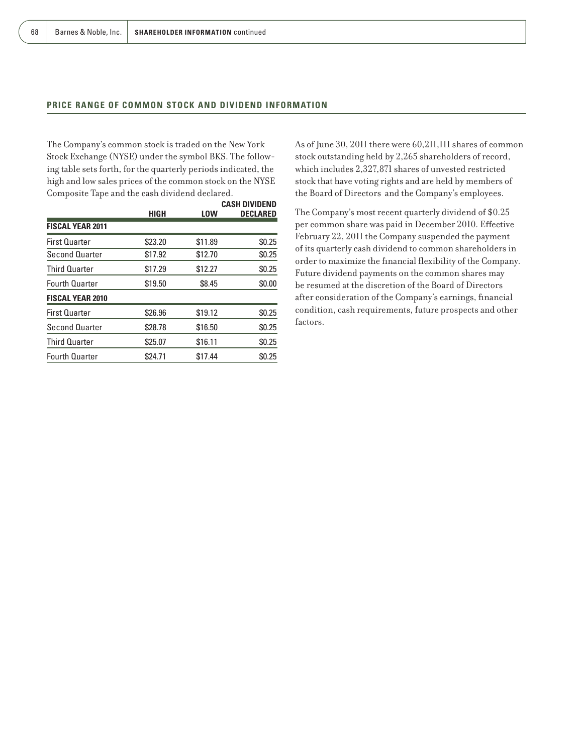## PRICE RANGE OF COMMON STOCK AND DIVIDEND INFORMATION

The Company's common stock is traded on the New York Stock Exchange (NYSE) under the symbol BKS. The following table sets forth, for the quarterly periods indicated, the high and low sales prices of the common stock on the NYSE Composite Tape and the cash dividend declared.

| | HIGH | LOW | CASH DIVIDEND DECLARED |
|---|---|---|---|
| **FISCAL YEAR 2011** | | | |
| First Quarter | $23.20 | $11.89 | $0.25 |
| Second Quarter | $17.92 | $12.70 | $0.25 |
| Third Quarter | $17.29 | $12.27 | $0.25 |
| Fourth Quarter | $19.50 | $8.45 | $0.00 |
| **FISCAL YEAR 2010** | | | |
| First Quarter | $26.96 | $19.12 | $0.25 |
| Second Quarter | $28.78 | $16.50 | $0.25 |
| Third Quarter | $25.07 | $16.11 | $0.25 |
| Fourth Quarter | $24.71 | $17.44 | $0.25 |

As of June 30, 2011 there were 60,211,111 shares of common stock outstanding held by 2,265 shareholders of record, which includes 2,327,871 shares of unvested restricted stock that have voting rights and are held by members of the Board of Directors and the Company's employees.

The Company's most recent quarterly dividend of $0.25 per common share was paid in December 2010. Effective February 22, 2011 the Company suspended the payment of its quarterly cash dividend to common shareholders in order to maximize the financial flexibility of the Company. Future dividend payments on the common shares may be resumed at the discretion of the Board of Directors after consideration of the Company's earnings, financial condition, cash requirements, future prospects and other factors.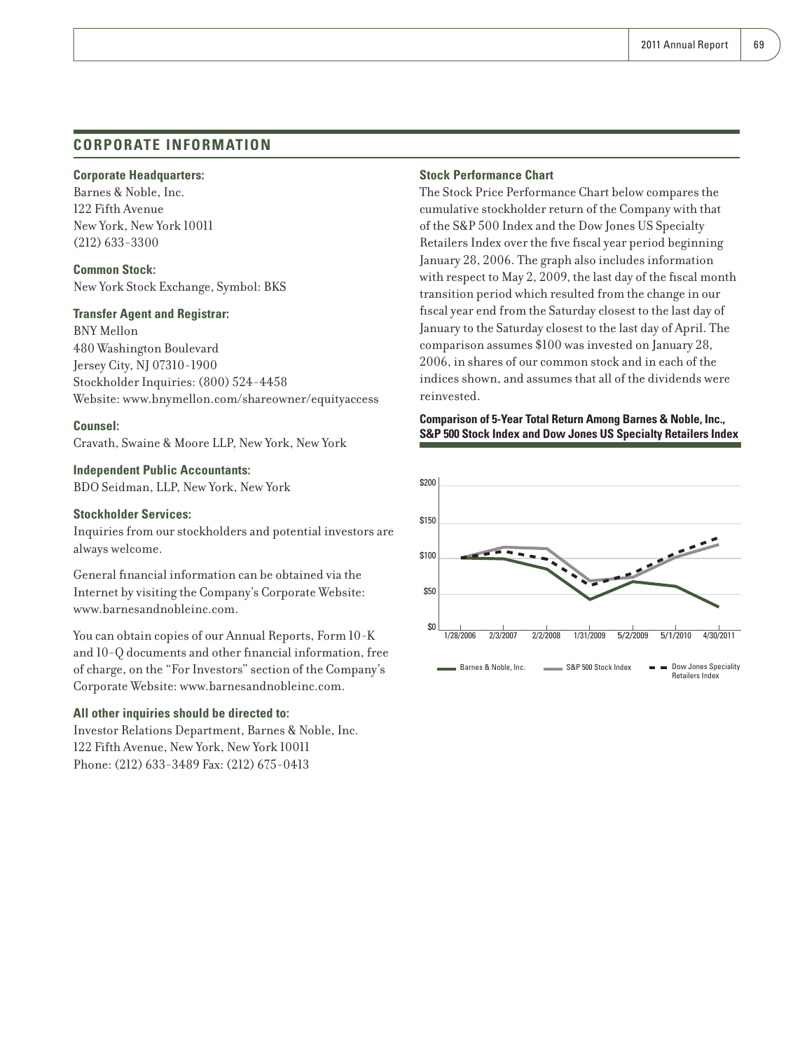## CORPORATE INFORMATION

**Corporate Headquarters:**
Barnes & Noble, Inc.
122 Fifth Avenue
New York, New York 10011
(212) 633-3300

**Common Stock:**
New York Stock Exchange, Symbol: BKS

**Transfer Agent and Registrar:**
BNY Mellon
480 Washington Boulevard
Jersey City, NJ 07310-1900
Stockholder Inquiries: (800) 524-4458
Website: www.bnymellon.com/shareowner/equityaccess

**Counsel:**
Cravath, Swaine & Moore LLP, New York, New York

**Independent Public Accountants:**
BDO Seidman, LLP, New York, New York

**Stockholder Services:**
Inquiries from our stockholders and potential investors are always welcome.

General financial information can be obtained via the Internet by visiting the Company's Corporate Website: www.barnesandnobleinc.com.

You can obtain copies of our Annual Reports, Form 10-K and 10-Q documents and other financial information, free of charge, on the "For Investors" section of the Company's Corporate Website: www.barnesandnobleinc.com.

**All other inquiries should be directed to:**
Investor Relations Department, Barnes & Noble, Inc.
122 Fifth Avenue, New York, New York 10011
Phone: (212) 633-3489 Fax: (212) 675-0413

**Stock Performance Chart**

The Stock Price Performance Chart below compares the cumulative stockholder return of the Company with that of the S&P 500 Index and the Dow Jones US Specialty Retailers Index over the five fiscal year period beginning January 28, 2006. The graph also includes information with respect to May 2, 2009, the last day of the fiscal month transition period which resulted from the change in our fiscal year end from the Saturday closest to the last day of January to the Saturday closest to the last day of April. The comparison assumes $100 was invested on January 28, 2006, in shares of our common stock and in each of the indices shown, and assumes that all of the dividends were reinvested.

**Comparison of 5-Year Total Return Among Barnes & Noble, Inc., S&P 500 Stock Index and Dow Jones US Specialty Retailers Index**

$200
$150
$100
$50
$0

1/28/2006 2/3/2007 2/2/2008 1/31/2009 5/2/2009 5/1/2010 4/30/2011

Barnes & Noble, Inc. S&P 500 Stock Index Dow Jones Speciality Retailers Index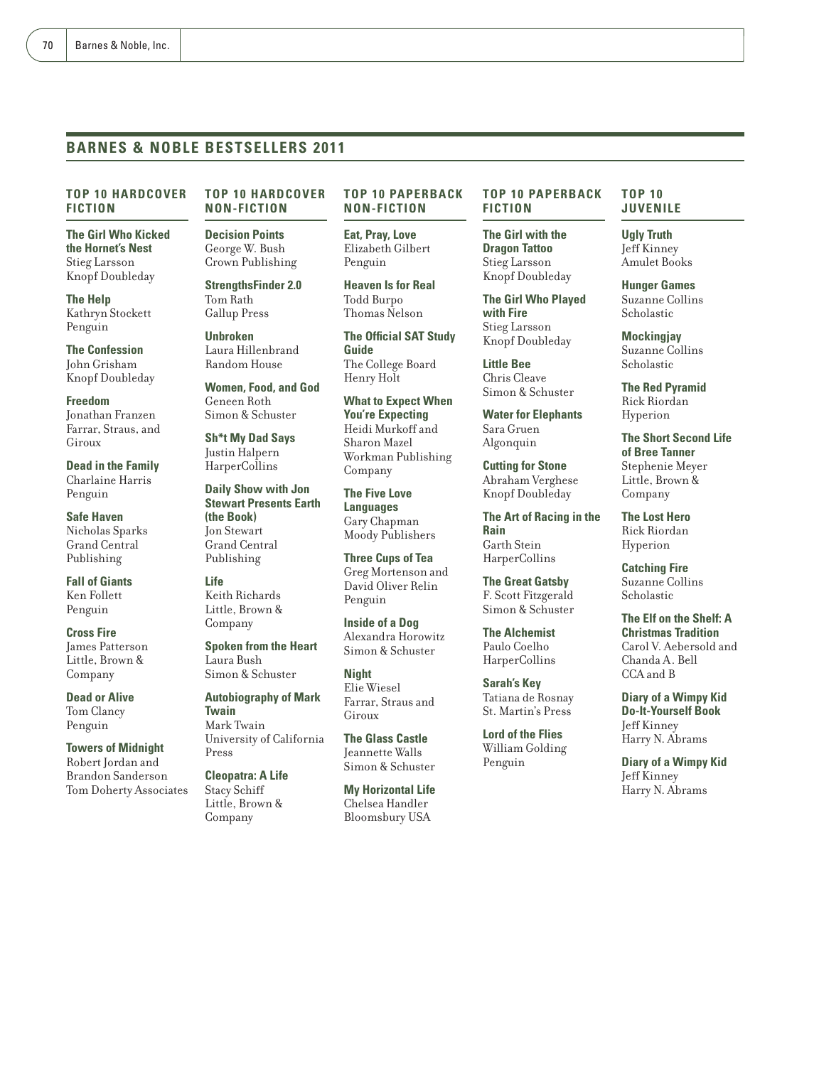## BARNES & NOBLE BESTSELLERS 2011

### TOP 10 HARDCOVER FICTION

**The Girl Who Kicked the Hornet's Nest**
Stieg Larsson
Knopf Doubleday

**The Help**
Kathryn Stockett
Penguin

**The Confession**
John Grisham
Knopf Doubleday

**Freedom**
Jonathan Franzen
Farrar, Straus, and Giroux

**Dead in the Family**
Charlaine Harris
Penguin

**Safe Haven**
Nicholas Sparks
Grand Central Publishing

**Fall of Giants**
Ken Follett
Penguin

**Cross Fire**
James Patterson
Little, Brown & Company

**Dead or Alive**
Tom Clancy
Penguin

**Towers of Midnight**
Robert Jordan and Brandon Sanderson
Tom Doherty Associates

### TOP 10 HARDCOVER NON-FICTION

**Decision Points**
George W. Bush
Crown Publishing

**StrengthsFinder 2.0**
Tom Rath
Gallup Press

**Unbroken**
Laura Hillenbrand
Random House

**Women, Food, and God**
Geneen Roth
Simon & Schuster

**Sh*t My Dad Says**
Justin Halpern
HarperCollins

**Daily Show with Jon Stewart Presents Earth (the Book)**
Jon Stewart
Grand Central Publishing

**Life**
Keith Richards
Little, Brown & Company

**Spoken from the Heart**
Laura Bush
Simon & Schuster

**Autobiography of Mark Twain**
Mark Twain
University of California Press

**Cleopatra: A Life**
Stacy Schiff
Little, Brown & Company

### TOP 10 PAPERBACK NON-FICTION

**Eat, Pray, Love**
Elizabeth Gilbert
Penguin

**Heaven Is for Real**
Todd Burpo
Thomas Nelson

**The Official SAT Study Guide**
The College Board
Henry Holt

**What to Expect When You're Expecting**
Heidi Murkoff and Sharon Mazel
Workman Publishing Company

**The Five Love Languages**
Gary Chapman
Moody Publishers

**Three Cups of Tea**
Greg Mortenson and David Oliver Relin
Penguin

**Inside of a Dog**
Alexandra Horowitz
Simon & Schuster

**Night**
Elie Wiesel
Farrar, Straus and Giroux

**The Glass Castle**
Jeannette Walls
Simon & Schuster

**My Horizontal Life**
Chelsea Handler
Bloomsbury USA

### TOP 10 PAPERBACK FICTION

**The Girl with the Dragon Tattoo**
Stieg Larsson
Knopf Doubleday

**The Girl Who Played with Fire**
Stieg Larsson
Knopf Doubleday

**Little Bee**
Chris Cleave
Simon & Schuster

**Water for Elephants**
Sara Gruen
Algonquin

**Cutting for Stone**
Abraham Verghese
Knopf Doubleday

**The Art of Racing in the Rain**
Garth Stein
HarperCollins

**The Great Gatsby**
F. Scott Fitzgerald
Simon & Schuster

**The Alchemist**
Paulo Coelho
HarperCollins

**Sarah's Key**
Tatiana de Rosnay
St. Martin's Press

**Lord of the Flies**
William Golding
Penguin

### TOP 10 JUVENILE

**Ugly Truth**
Jeff Kinney
Amulet Books

**Hunger Games**
Suzanne Collins
Scholastic

**Mockingjay**
Suzanne Collins
Scholastic

**The Red Pyramid**
Rick Riordan
Hyperion

**The Short Second Life of Bree Tanner**
Stephenie Meyer
Little, Brown & Company

**The Lost Hero**
Rick Riordan
Hyperion

**Catching Fire**
Suzanne Collins
Scholastic

**The Elf on the Shelf: A Christmas Tradition**
Carol V. Aebersold and Chanda A. Bell
CCA and B

**Diary of a Wimpy Kid Do-It-Yourself Book**
Jeff Kinney
Harry N. Abrams

**Diary of a Wimpy Kid**
Jeff Kinney
Harry N. Abrams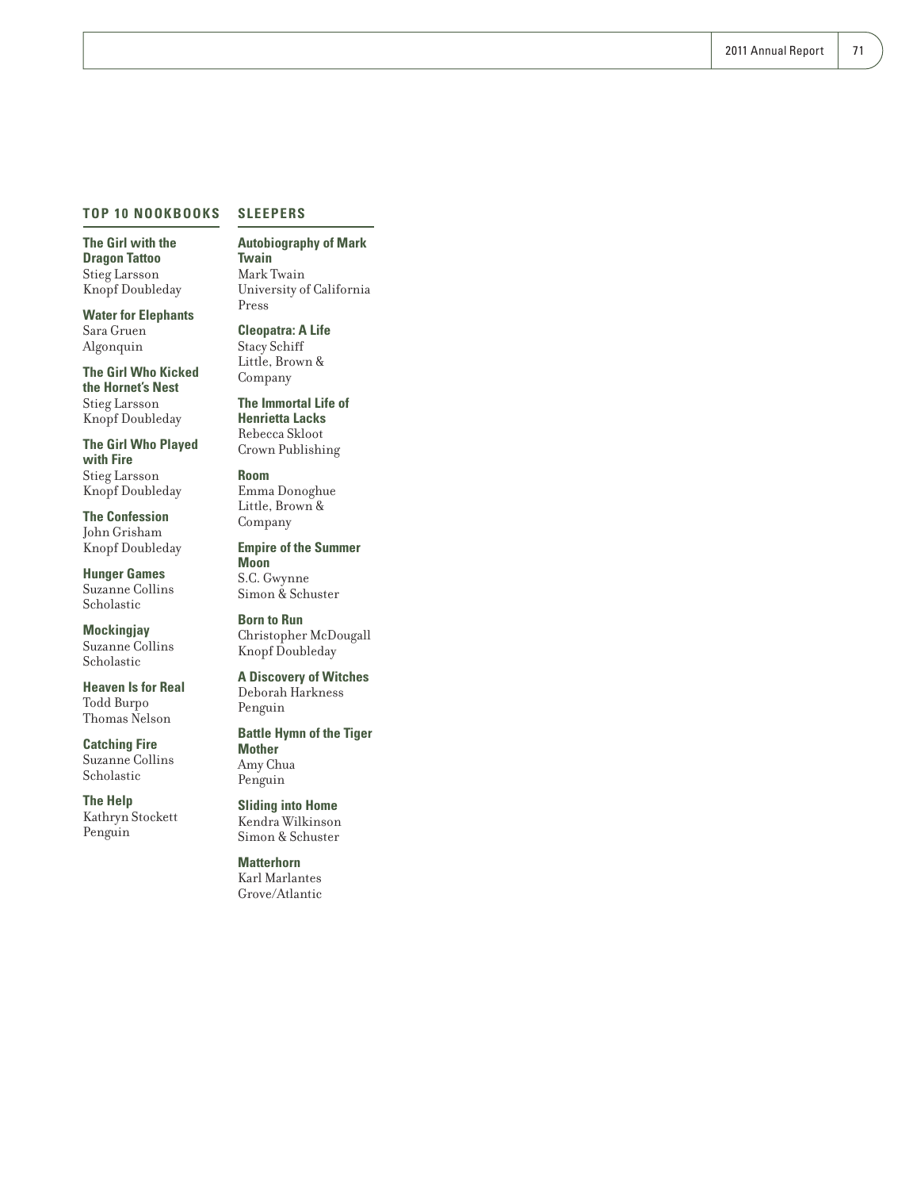## TOP 10 NOOKBOOKS

**The Girl with the Dragon Tattoo**
Stieg Larsson
Knopf Doubleday

**Water for Elephants**
Sara Gruen
Algonquin

**The Girl Who Kicked the Hornet's Nest**
Stieg Larsson
Knopf Doubleday

**The Girl Who Played with Fire**
Stieg Larsson
Knopf Doubleday

**The Confession**
John Grisham
Knopf Doubleday

**Hunger Games**
Suzanne Collins
Scholastic

**Mockingjay**
Suzanne Collins
Scholastic

**Heaven Is for Real**
Todd Burpo
Thomas Nelson

**Catching Fire**
Suzanne Collins
Scholastic

**The Help**
Kathryn Stockett
Penguin

## SLEEPERS

**Autobiography of Mark Twain**
Mark Twain
University of California Press

**Cleopatra: A Life**
Stacy Schiff
Little, Brown & Company

**The Immortal Life of Henrietta Lacks**
Rebecca Skloot
Crown Publishing

**Room**
Emma Donoghue
Little, Brown & Company

**Empire of the Summer Moon**
S.C. Gwynne
Simon & Schuster

**Born to Run**
Christopher McDougall
Knopf Doubleday

**A Discovery of Witches**
Deborah Harkness
Penguin

**Battle Hymn of the Tiger Mother**
Amy Chua
Penguin

**Sliding into Home**
Kendra Wilkinson
Simon & Schuster

**Matterhorn**
Karl Marlantes
Grove/Atlantic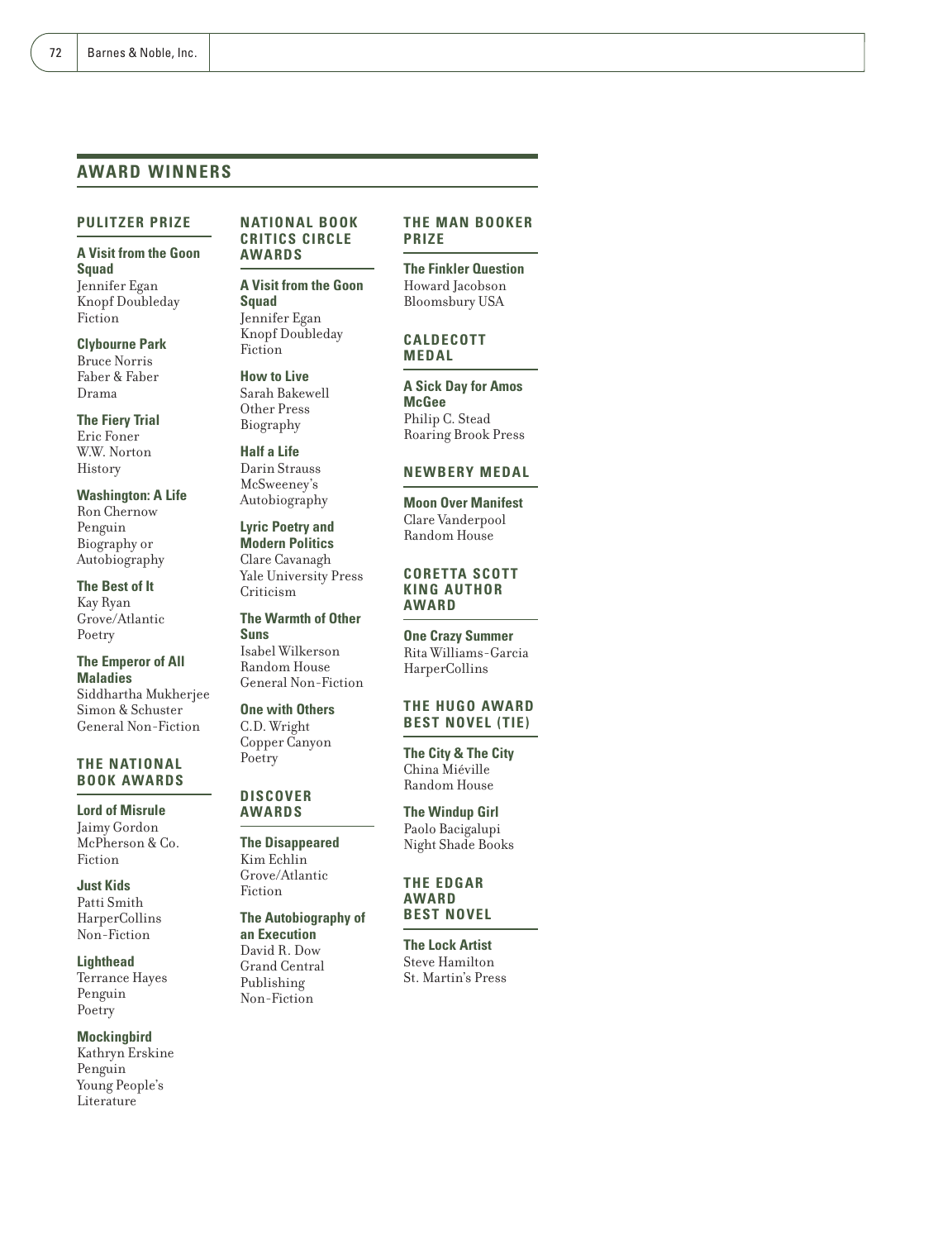## AWARD WINNERS

### PULITZER PRIZE

**A Visit from the Goon Squad**
Jennifer Egan
Knopf Doubleday
Fiction

**Clybourne Park**
Bruce Norris
Faber & Faber
Drama

**The Fiery Trial**
Eric Foner
W.W. Norton
History

**Washington: A Life**
Ron Chernow
Penguin
Biography or Autobiography

**The Best of It**
Kay Ryan
Grove/Atlantic
Poetry

**The Emperor of All Maladies**
Siddhartha Mukherjee
Simon & Schuster
General Non-Fiction

### THE NATIONAL BOOK AWARDS

**Lord of Misrule**
Jaimy Gordon
McPherson & Co.
Fiction

**Just Kids**
Patti Smith
HarperCollins
Non-Fiction

**Lighthead**
Terrance Hayes
Penguin
Poetry

**Mockingbird**
Kathryn Erskine
Penguin
Young People's Literature

### NATIONAL BOOK CRITICS CIRCLE AWARDS

**A Visit from the Goon Squad**
Jennifer Egan
Knopf Doubleday
Fiction

**How to Live**
Sarah Bakewell
Other Press
Biography

**Half a Life**
Darin Strauss
McSweeney's
Autobiography

**Lyric Poetry and Modern Politics**
Clare Cavanagh
Yale University Press
Criticism

**The Warmth of Other Suns**
Isabel Wilkerson
Random House
General Non-Fiction

**One with Others**
C.D. Wright
Copper Canyon
Poetry

### DISCOVER AWARDS

**The Disappeared**
Kim Echlin
Grove/Atlantic
Fiction

**The Autobiography of an Execution**
David R. Dow
Grand Central Publishing
Non-Fiction

### THE MAN BOOKER PRIZE

**The Finkler Question**
Howard Jacobson
Bloomsbury USA

### CALDECOTT MEDAL

**A Sick Day for Amos McGee**
Philip C. Stead
Roaring Brook Press

### NEWBERY MEDAL

**Moon Over Manifest**
Clare Vanderpool
Random House

### CORETTA SCOTT KING AUTHOR AWARD

**One Crazy Summer**
Rita Williams-Garcia
HarperCollins

### THE HUGO AWARD BEST NOVEL (TIE)

**The City & The City**
China Miéville
Random House

**The Windup Girl**
Paolo Bacigalupi
Night Shade Books

### THE EDGAR AWARD BEST NOVEL

**The Lock Artist**
Steve Hamilton
St. Martin's Press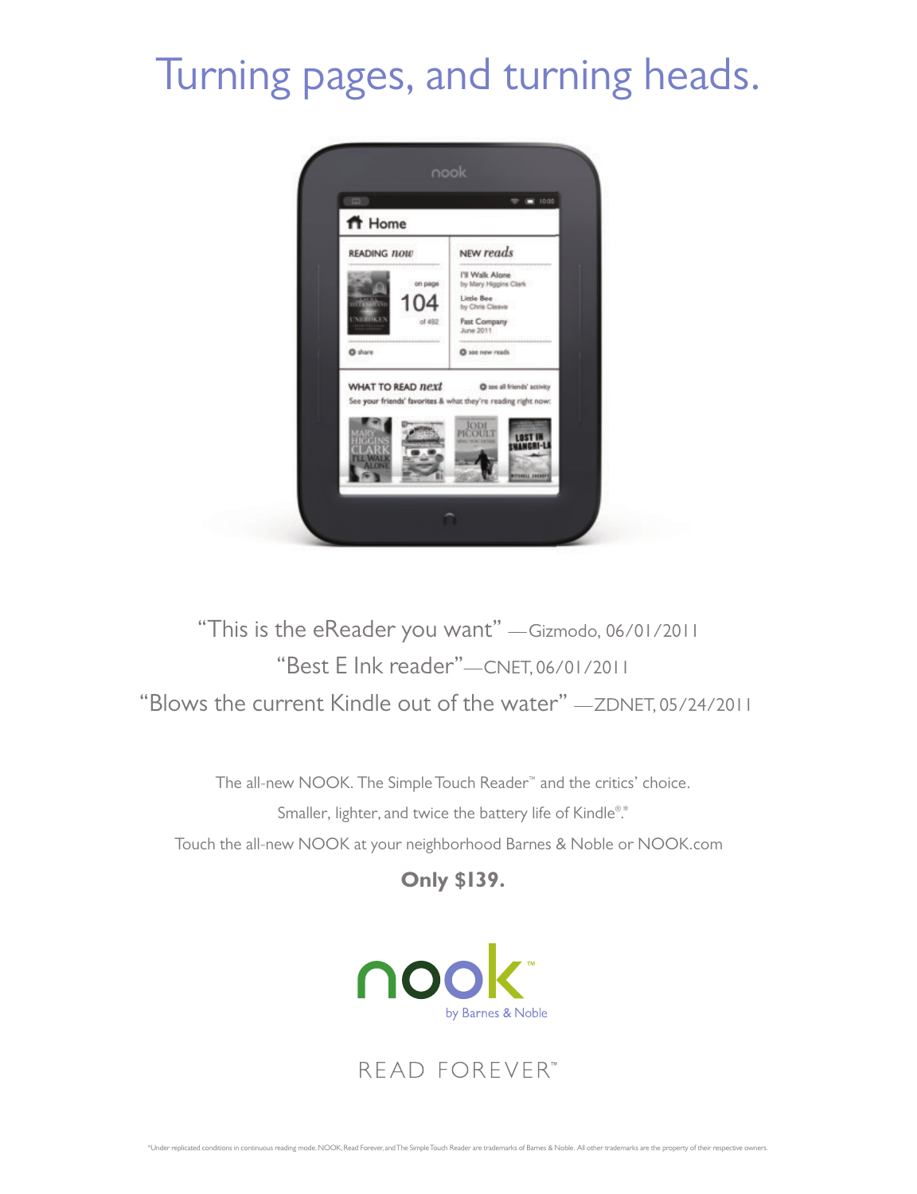# Turning pages, and turning heads.

"This is the eReader you want" —Gizmodo, 06/01/2011

"Best E Ink reader"—CNET, 06/01/2011

"Blows the current Kindle out of the water" —ZDNET, 05/24/2011

The all-new NOOK. The Simple Touch Reader™ and the critics' choice.

Smaller, lighter, and twice the battery life of Kindle®.*

Touch the all-new NOOK at your neighborhood Barnes & Noble or NOOK.com

**Only $139.**

nook™ by Barnes & Noble

READ FOREVER™

*Under replicated conditions in continuous reading mode. NOOK, Read Forever, and The Simple Touch Reader are trademarks of Barnes & Noble. All other trademarks are the property of their respective owners.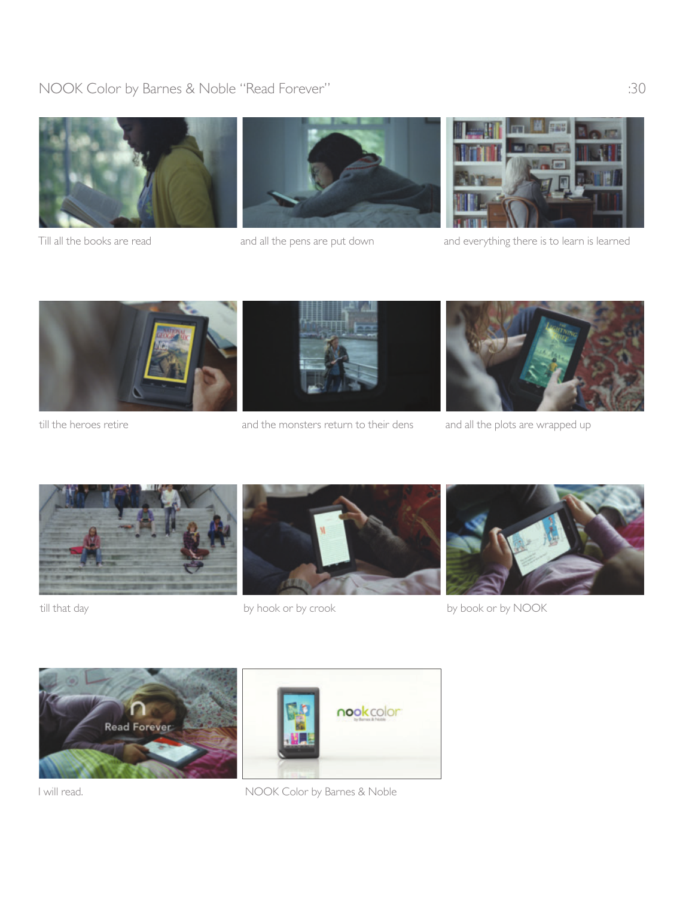NOOK Color by Barnes & Noble "Read Forever" :30

Till all the books are read

and all the pens are put down

and everything there is to learn is learned

till the heroes retire

and the monsters return to their dens

and all the plots are wrapped up

till that day

by hook or by crook

by book or by NOOK

I will read.

NOOK Color by Barnes & Noble